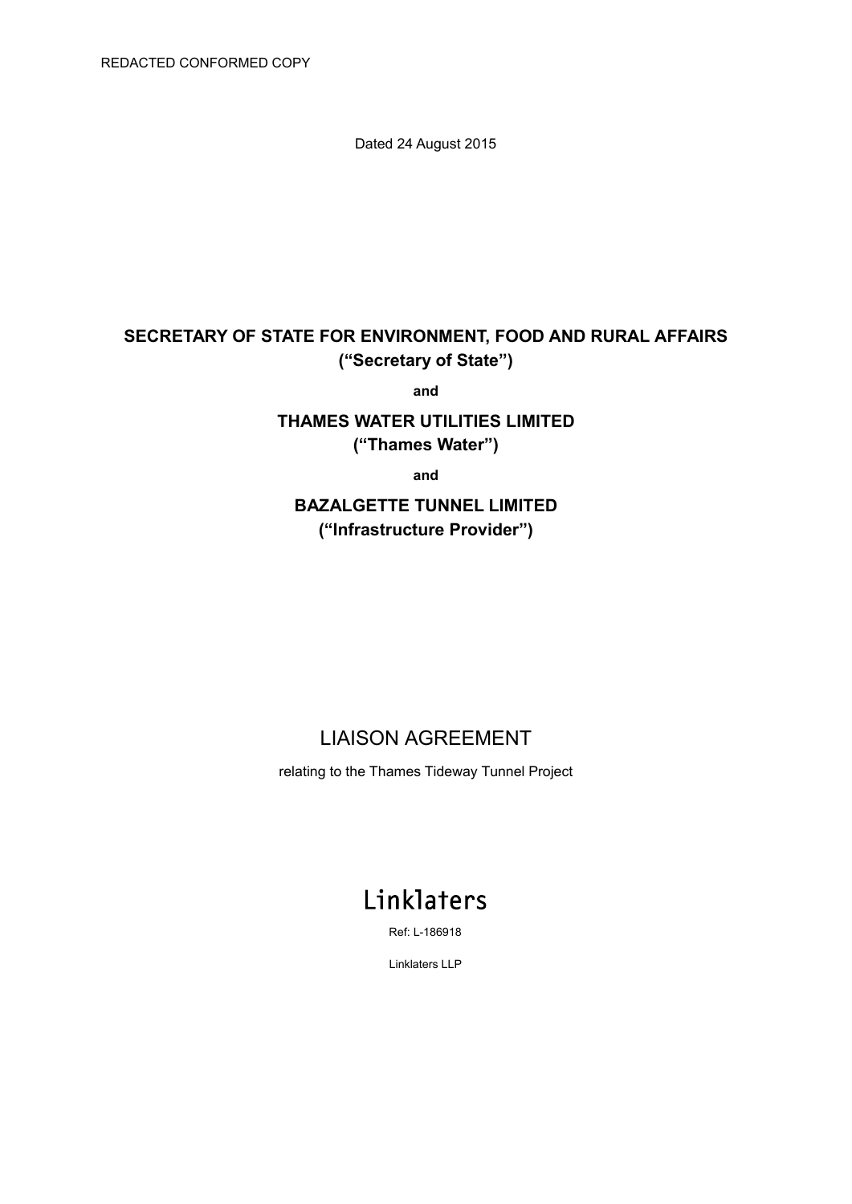REDACTED CONFORMED COPY

Dated 24 August 2015

**SECRETARY OF STATE FOR ENVIRONMENT, FOOD AND RURAL AFFAIRS**
**("Secretary of State")**

**and**

**THAMES WATER UTILITIES LIMITED**
**("Thames Water")**

**and**

**BAZALGETTE TUNNEL LIMITED**
**("Infrastructure Provider")**

# LIAISON AGREEMENT

relating to the Thames Tideway Tunnel Project

Linklaters

Ref: L-186918

Linklaters LLP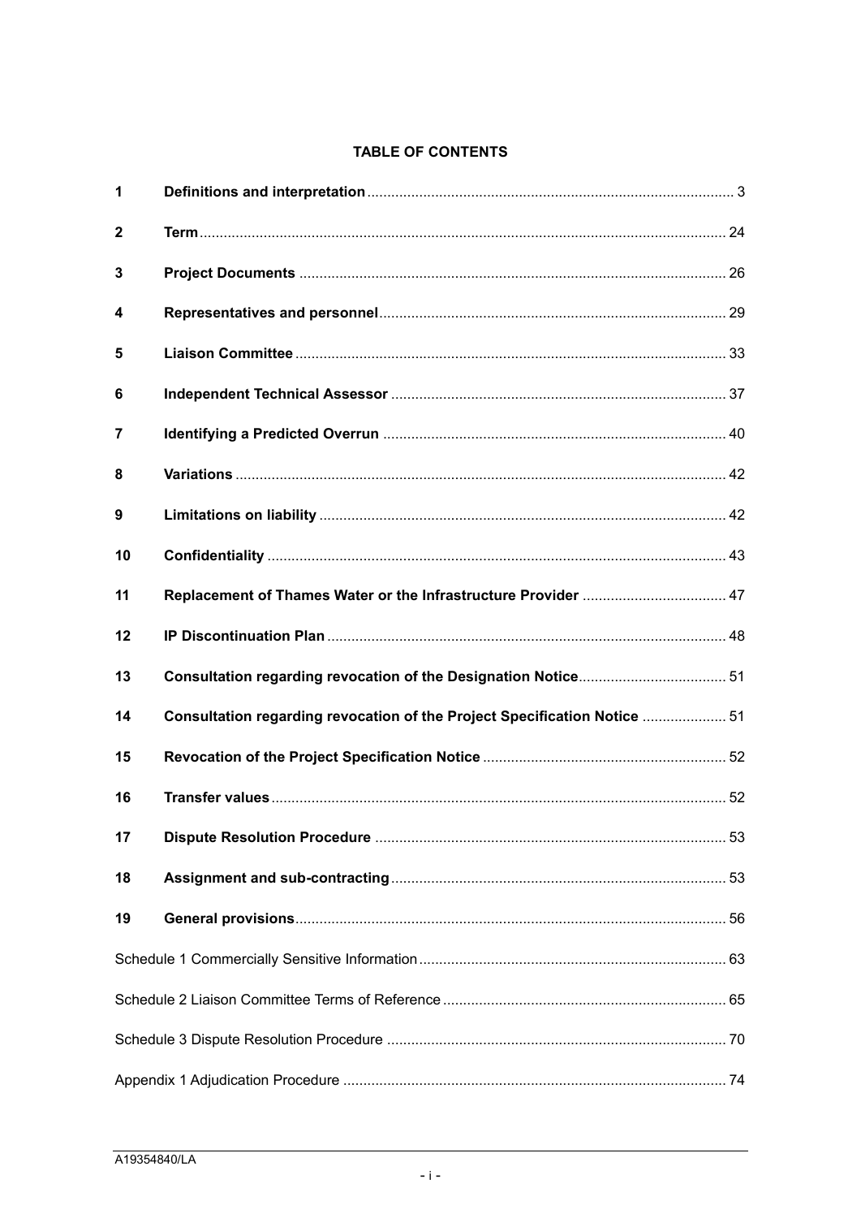## TABLE OF CONTENTS

| | | |
|---|---|---|
| 1 | **Definitions and interpretation** | 3 |
| 2 | **Term** | 24 |
| 3 | **Project Documents** | 26 |
| 4 | **Representatives and personnel** | 29 |
| 5 | **Liaison Committee** | 33 |
| 6 | **Independent Technical Assessor** | 37 |
| 7 | **Identifying a Predicted Overrun** | 40 |
| 8 | **Variations** | 42 |
| 9 | **Limitations on liability** | 42 |
| 10 | **Confidentiality** | 43 |
| 11 | **Replacement of Thames Water or the Infrastructure Provider** | 47 |
| 12 | **IP Discontinuation Plan** | 48 |
| 13 | **Consultation regarding revocation of the Designation Notice** | 51 |
| 14 | **Consultation regarding revocation of the Project Specification Notice** | 51 |
| 15 | **Revocation of the Project Specification Notice** | 52 |
| 16 | **Transfer values** | 52 |
| 17 | **Dispute Resolution Procedure** | 53 |
| 18 | **Assignment and sub-contracting** | 53 |
| 19 | **General provisions** | 56 |
| Schedule 1 Commercially Sensitive Information | | 63 |
| Schedule 2 Liaison Committee Terms of Reference | | 65 |
| Schedule 3 Dispute Resolution Procedure | | 70 |
| Appendix 1 Adjudication Procedure | | 74 |

A19354840/LA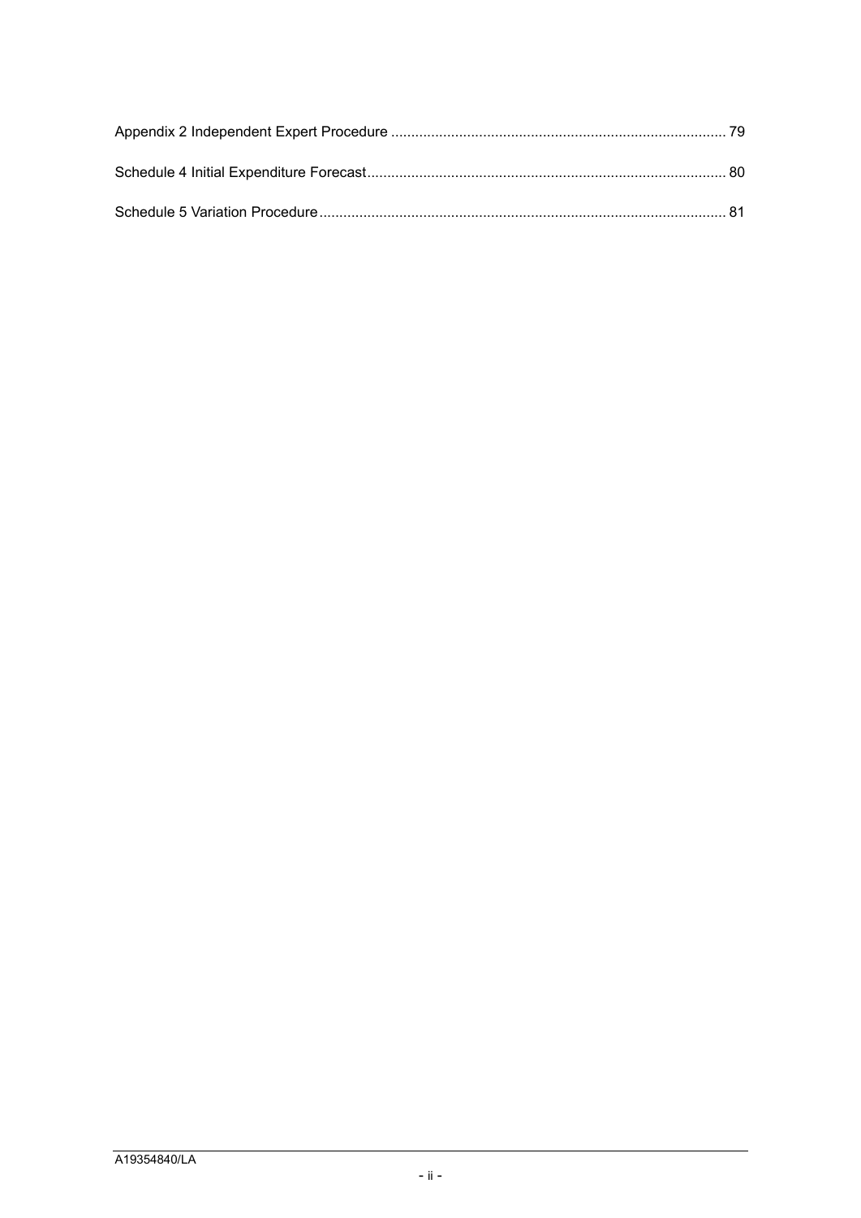Appendix 2 Independent Expert Procedure .................................................................................... 79

Schedule 4 Initial Expenditure Forecast......................................................................................... 80

Schedule 5 Variation Procedure..................................................................................................... 81

A19354840/LA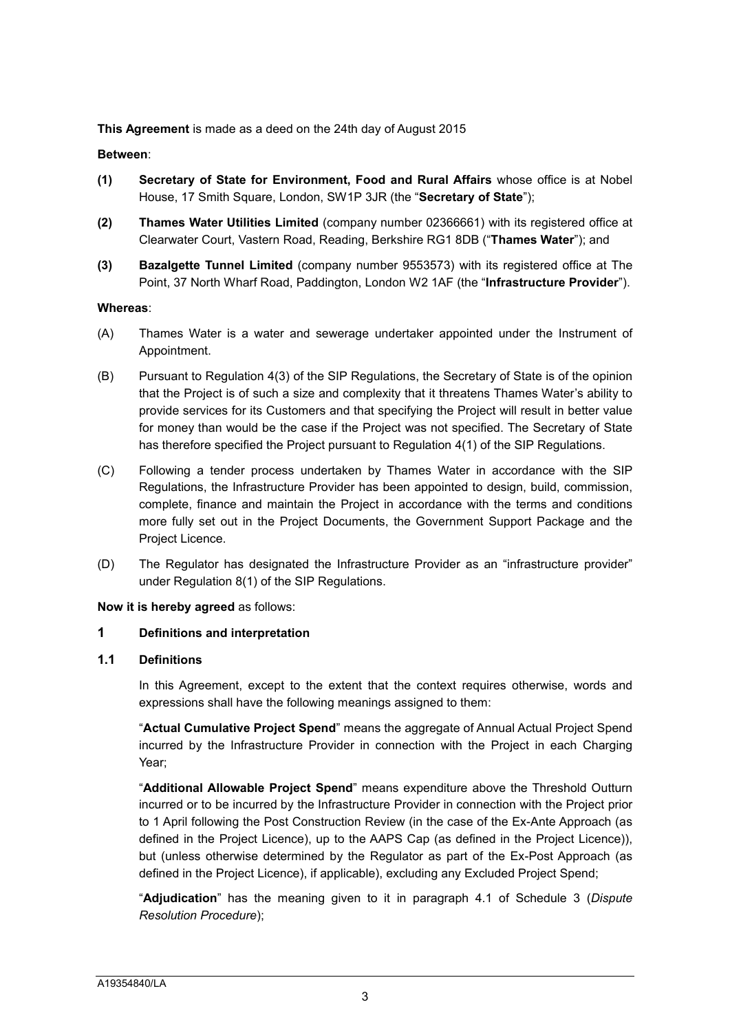**This Agreement** is made as a deed on the 24th day of August 2015

**Between**:

**(1)** **Secretary of State for Environment, Food and Rural Affairs** whose office is at Nobel House, 17 Smith Square, London, SW1P 3JR (the "**Secretary of State**");

**(2)** **Thames Water Utilities Limited** (company number 02366661) with its registered office at Clearwater Court, Vastern Road, Reading, Berkshire RG1 8DB ("**Thames Water**"); and

**(3)** **Bazalgette Tunnel Limited** (company number 9553573) with its registered office at The Point, 37 North Wharf Road, Paddington, London W2 1AF (the "**Infrastructure Provider**").

**Whereas**:

(A) Thames Water is a water and sewerage undertaker appointed under the Instrument of Appointment.

(B) Pursuant to Regulation 4(3) of the SIP Regulations, the Secretary of State is of the opinion that the Project is of such a size and complexity that it threatens Thames Water's ability to provide services for its Customers and that specifying the Project will result in better value for money than would be the case if the Project was not specified. The Secretary of State has therefore specified the Project pursuant to Regulation 4(1) of the SIP Regulations.

(C) Following a tender process undertaken by Thames Water in accordance with the SIP Regulations, the Infrastructure Provider has been appointed to design, build, commission, complete, finance and maintain the Project in accordance with the terms and conditions more fully set out in the Project Documents, the Government Support Package and the Project Licence.

(D) The Regulator has designated the Infrastructure Provider as an "infrastructure provider" under Regulation 8(1) of the SIP Regulations.

**Now it is hereby agreed** as follows:

## 1 Definitions and interpretation

### 1.1 Definitions

In this Agreement, except to the extent that the context requires otherwise, words and expressions shall have the following meanings assigned to them:

"**Actual Cumulative Project Spend**" means the aggregate of Annual Actual Project Spend incurred by the Infrastructure Provider in connection with the Project in each Charging Year;

"**Additional Allowable Project Spend**" means expenditure above the Threshold Outturn incurred or to be incurred by the Infrastructure Provider in connection with the Project prior to 1 April following the Post Construction Review (in the case of the Ex-Ante Approach (as defined in the Project Licence), up to the AAPS Cap (as defined in the Project Licence)), but (unless otherwise determined by the Regulator as part of the Ex-Post Approach (as defined in the Project Licence), if applicable), excluding any Excluded Project Spend;

"**Adjudication**" has the meaning given to it in paragraph 4.1 of Schedule 3 (*Dispute Resolution Procedure*);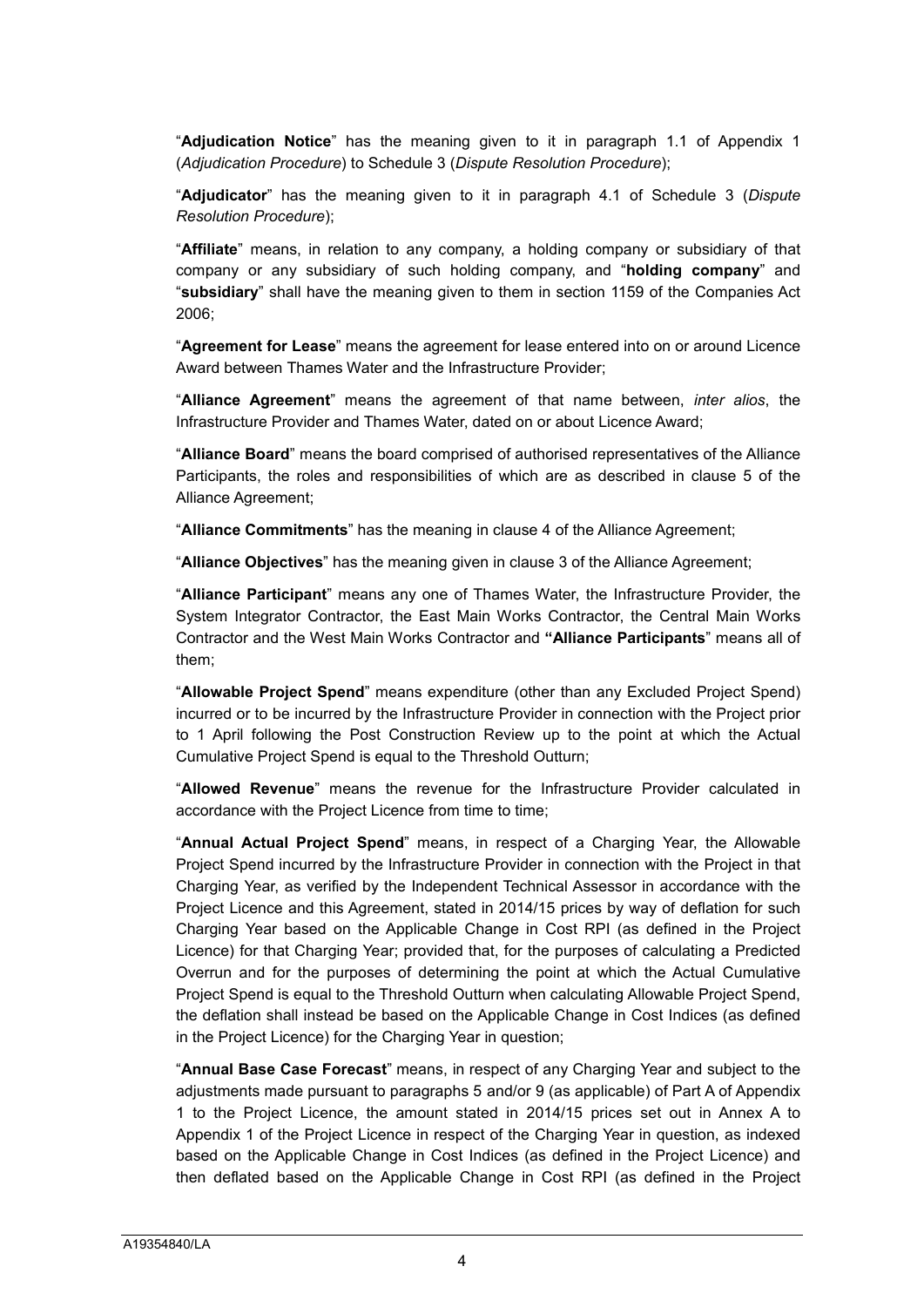"**Adjudication Notice**" has the meaning given to it in paragraph 1.1 of Appendix 1 (*Adjudication Procedure*) to Schedule 3 (*Dispute Resolution Procedure*);

"**Adjudicator**" has the meaning given to it in paragraph 4.1 of Schedule 3 (*Dispute Resolution Procedure*);

"**Affiliate**" means, in relation to any company, a holding company or subsidiary of that company or any subsidiary of such holding company, and "**holding company**" and "**subsidiary**" shall have the meaning given to them in section 1159 of the Companies Act 2006;

"**Agreement for Lease**" means the agreement for lease entered into on or around Licence Award between Thames Water and the Infrastructure Provider;

"**Alliance Agreement**" means the agreement of that name between, *inter alios*, the Infrastructure Provider and Thames Water, dated on or about Licence Award;

"**Alliance Board**" means the board comprised of authorised representatives of the Alliance Participants, the roles and responsibilities of which are as described in clause 5 of the Alliance Agreement;

"**Alliance Commitments**" has the meaning in clause 4 of the Alliance Agreement;

"**Alliance Objectives**" has the meaning given in clause 3 of the Alliance Agreement;

"**Alliance Participant**" means any one of Thames Water, the Infrastructure Provider, the System Integrator Contractor, the East Main Works Contractor, the Central Main Works Contractor and the West Main Works Contractor and **"Alliance Participants**" means all of them;

"**Allowable Project Spend**" means expenditure (other than any Excluded Project Spend) incurred or to be incurred by the Infrastructure Provider in connection with the Project prior to 1 April following the Post Construction Review up to the point at which the Actual Cumulative Project Spend is equal to the Threshold Outturn;

"**Allowed Revenue**" means the revenue for the Infrastructure Provider calculated in accordance with the Project Licence from time to time;

"**Annual Actual Project Spend**" means, in respect of a Charging Year, the Allowable Project Spend incurred by the Infrastructure Provider in connection with the Project in that Charging Year, as verified by the Independent Technical Assessor in accordance with the Project Licence and this Agreement, stated in 2014/15 prices by way of deflation for such Charging Year based on the Applicable Change in Cost RPI (as defined in the Project Licence) for that Charging Year; provided that, for the purposes of calculating a Predicted Overrun and for the purposes of determining the point at which the Actual Cumulative Project Spend is equal to the Threshold Outturn when calculating Allowable Project Spend, the deflation shall instead be based on the Applicable Change in Cost Indices (as defined in the Project Licence) for the Charging Year in question;

"**Annual Base Case Forecast**" means, in respect of any Charging Year and subject to the adjustments made pursuant to paragraphs 5 and/or 9 (as applicable) of Part A of Appendix 1 to the Project Licence, the amount stated in 2014/15 prices set out in Annex A to Appendix 1 of the Project Licence in respect of the Charging Year in question, as indexed based on the Applicable Change in Cost Indices (as defined in the Project Licence) and then deflated based on the Applicable Change in Cost RPI (as defined in the Project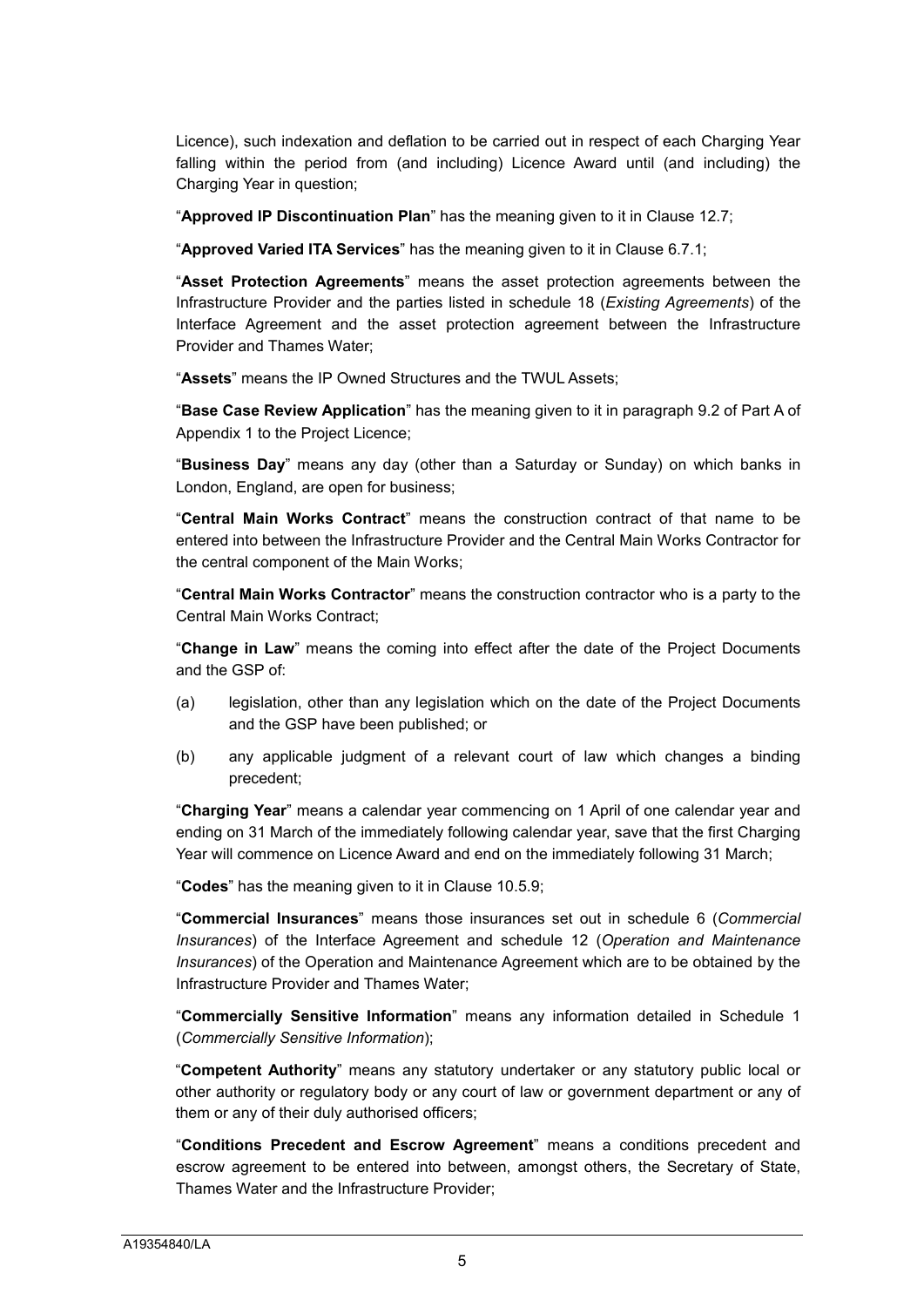Licence), such indexation and deflation to be carried out in respect of each Charging Year falling within the period from (and including) Licence Award until (and including) the Charging Year in question;

"**Approved IP Discontinuation Plan**" has the meaning given to it in Clause 12.7;

"**Approved Varied ITA Services**" has the meaning given to it in Clause 6.7.1;

"**Asset Protection Agreements**" means the asset protection agreements between the Infrastructure Provider and the parties listed in schedule 18 (*Existing Agreements*) of the Interface Agreement and the asset protection agreement between the Infrastructure Provider and Thames Water;

"**Assets**" means the IP Owned Structures and the TWUL Assets;

"**Base Case Review Application**" has the meaning given to it in paragraph 9.2 of Part A of Appendix 1 to the Project Licence;

"**Business Day**" means any day (other than a Saturday or Sunday) on which banks in London, England, are open for business;

"**Central Main Works Contract**" means the construction contract of that name to be entered into between the Infrastructure Provider and the Central Main Works Contractor for the central component of the Main Works;

"**Central Main Works Contractor**" means the construction contractor who is a party to the Central Main Works Contract;

"**Change in Law**" means the coming into effect after the date of the Project Documents and the GSP of:

(a) legislation, other than any legislation which on the date of the Project Documents and the GSP have been published; or

(b) any applicable judgment of a relevant court of law which changes a binding precedent;

"**Charging Year**" means a calendar year commencing on 1 April of one calendar year and ending on 31 March of the immediately following calendar year, save that the first Charging Year will commence on Licence Award and end on the immediately following 31 March;

"**Codes**" has the meaning given to it in Clause 10.5.9;

"**Commercial Insurances**" means those insurances set out in schedule 6 (*Commercial Insurances*) of the Interface Agreement and schedule 12 (*Operation and Maintenance Insurances*) of the Operation and Maintenance Agreement which are to be obtained by the Infrastructure Provider and Thames Water;

"**Commercially Sensitive Information**" means any information detailed in Schedule 1 (*Commercially Sensitive Information*);

"**Competent Authority**" means any statutory undertaker or any statutory public local or other authority or regulatory body or any court of law or government department or any of them or any of their duly authorised officers;

"**Conditions Precedent and Escrow Agreement**" means a conditions precedent and escrow agreement to be entered into between, amongst others, the Secretary of State, Thames Water and the Infrastructure Provider;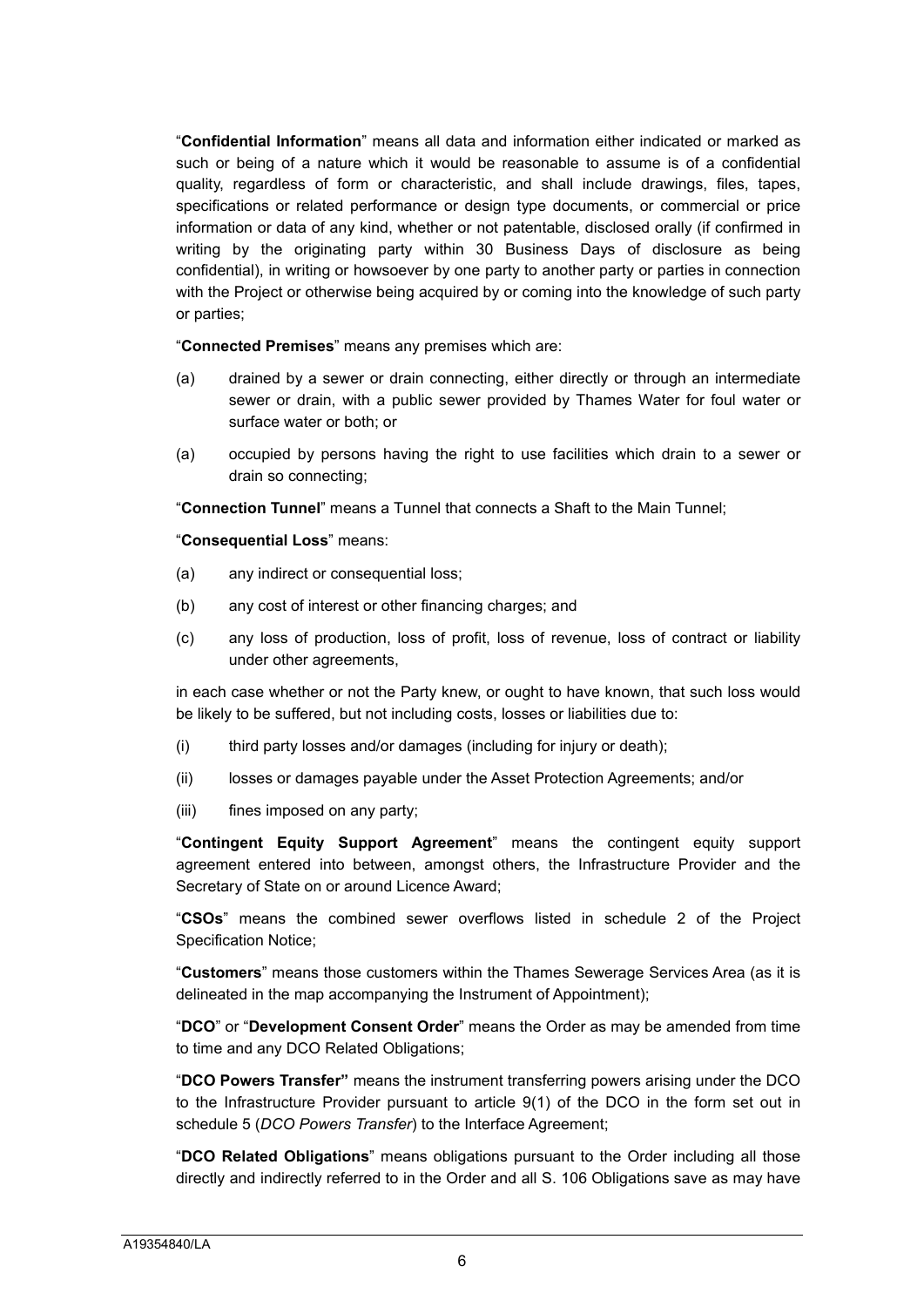"**Confidential Information**" means all data and information either indicated or marked as such or being of a nature which it would be reasonable to assume is of a confidential quality, regardless of form or characteristic, and shall include drawings, files, tapes, specifications or related performance or design type documents, or commercial or price information or data of any kind, whether or not patentable, disclosed orally (if confirmed in writing by the originating party within 30 Business Days of disclosure as being confidential), in writing or howsoever by one party to another party or parties in connection with the Project or otherwise being acquired by or coming into the knowledge of such party or parties;

"**Connected Premises**" means any premises which are:

(a) drained by a sewer or drain connecting, either directly or through an intermediate sewer or drain, with a public sewer provided by Thames Water for foul water or surface water or both; or

(a) occupied by persons having the right to use facilities which drain to a sewer or drain so connecting;

"**Connection Tunnel**" means a Tunnel that connects a Shaft to the Main Tunnel;

"**Consequential Loss**" means:

(a) any indirect or consequential loss;

(b) any cost of interest or other financing charges; and

(c) any loss of production, loss of profit, loss of revenue, loss of contract or liability under other agreements,

in each case whether or not the Party knew, or ought to have known, that such loss would be likely to be suffered, but not including costs, losses or liabilities due to:

(i) third party losses and/or damages (including for injury or death);

(ii) losses or damages payable under the Asset Protection Agreements; and/or

(iii) fines imposed on any party;

"**Contingent Equity Support Agreement**" means the contingent equity support agreement entered into between, amongst others, the Infrastructure Provider and the Secretary of State on or around Licence Award;

"**CSOs**" means the combined sewer overflows listed in schedule 2 of the Project Specification Notice;

"**Customers**" means those customers within the Thames Sewerage Services Area (as it is delineated in the map accompanying the Instrument of Appointment);

"**DCO**" or "**Development Consent Order**" means the Order as may be amended from time to time and any DCO Related Obligations;

"**DCO Powers Transfer"** means the instrument transferring powers arising under the DCO to the Infrastructure Provider pursuant to article 9(1) of the DCO in the form set out in schedule 5 (*DCO Powers Transfer*) to the Interface Agreement;

"**DCO Related Obligations**" means obligations pursuant to the Order including all those directly and indirectly referred to in the Order and all S. 106 Obligations save as may have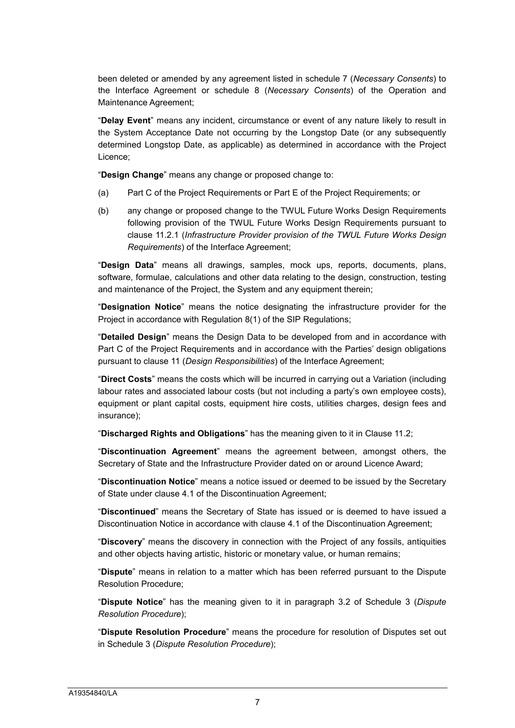been deleted or amended by any agreement listed in schedule 7 (*Necessary Consents*) to the Interface Agreement or schedule 8 (*Necessary Consents*) of the Operation and Maintenance Agreement;

"**Delay Event**" means any incident, circumstance or event of any nature likely to result in the System Acceptance Date not occurring by the Longstop Date (or any subsequently determined Longstop Date, as applicable) as determined in accordance with the Project Licence;

"**Design Change**" means any change or proposed change to:

(a) Part C of the Project Requirements or Part E of the Project Requirements; or

(b) any change or proposed change to the TWUL Future Works Design Requirements following provision of the TWUL Future Works Design Requirements pursuant to clause 11.2.1 (*Infrastructure Provider provision of the TWUL Future Works Design Requirements*) of the Interface Agreement;

"**Design Data**" means all drawings, samples, mock ups, reports, documents, plans, software, formulae, calculations and other data relating to the design, construction, testing and maintenance of the Project, the System and any equipment therein;

"**Designation Notice**" means the notice designating the infrastructure provider for the Project in accordance with Regulation 8(1) of the SIP Regulations;

"**Detailed Design**" means the Design Data to be developed from and in accordance with Part C of the Project Requirements and in accordance with the Parties' design obligations pursuant to clause 11 (*Design Responsibilities*) of the Interface Agreement;

"**Direct Costs**" means the costs which will be incurred in carrying out a Variation (including labour rates and associated labour costs (but not including a party's own employee costs), equipment or plant capital costs, equipment hire costs, utilities charges, design fees and insurance);

"**Discharged Rights and Obligations**" has the meaning given to it in Clause 11.2;

"**Discontinuation Agreement**" means the agreement between, amongst others, the Secretary of State and the Infrastructure Provider dated on or around Licence Award;

"**Discontinuation Notice**" means a notice issued or deemed to be issued by the Secretary of State under clause 4.1 of the Discontinuation Agreement;

"**Discontinued**" means the Secretary of State has issued or is deemed to have issued a Discontinuation Notice in accordance with clause 4.1 of the Discontinuation Agreement;

"**Discovery**" means the discovery in connection with the Project of any fossils, antiquities and other objects having artistic, historic or monetary value, or human remains;

"**Dispute**" means in relation to a matter which has been referred pursuant to the Dispute Resolution Procedure;

"**Dispute Notice**" has the meaning given to it in paragraph 3.2 of Schedule 3 (*Dispute Resolution Procedure*);

"**Dispute Resolution Procedure**" means the procedure for resolution of Disputes set out in Schedule 3 (*Dispute Resolution Procedure*);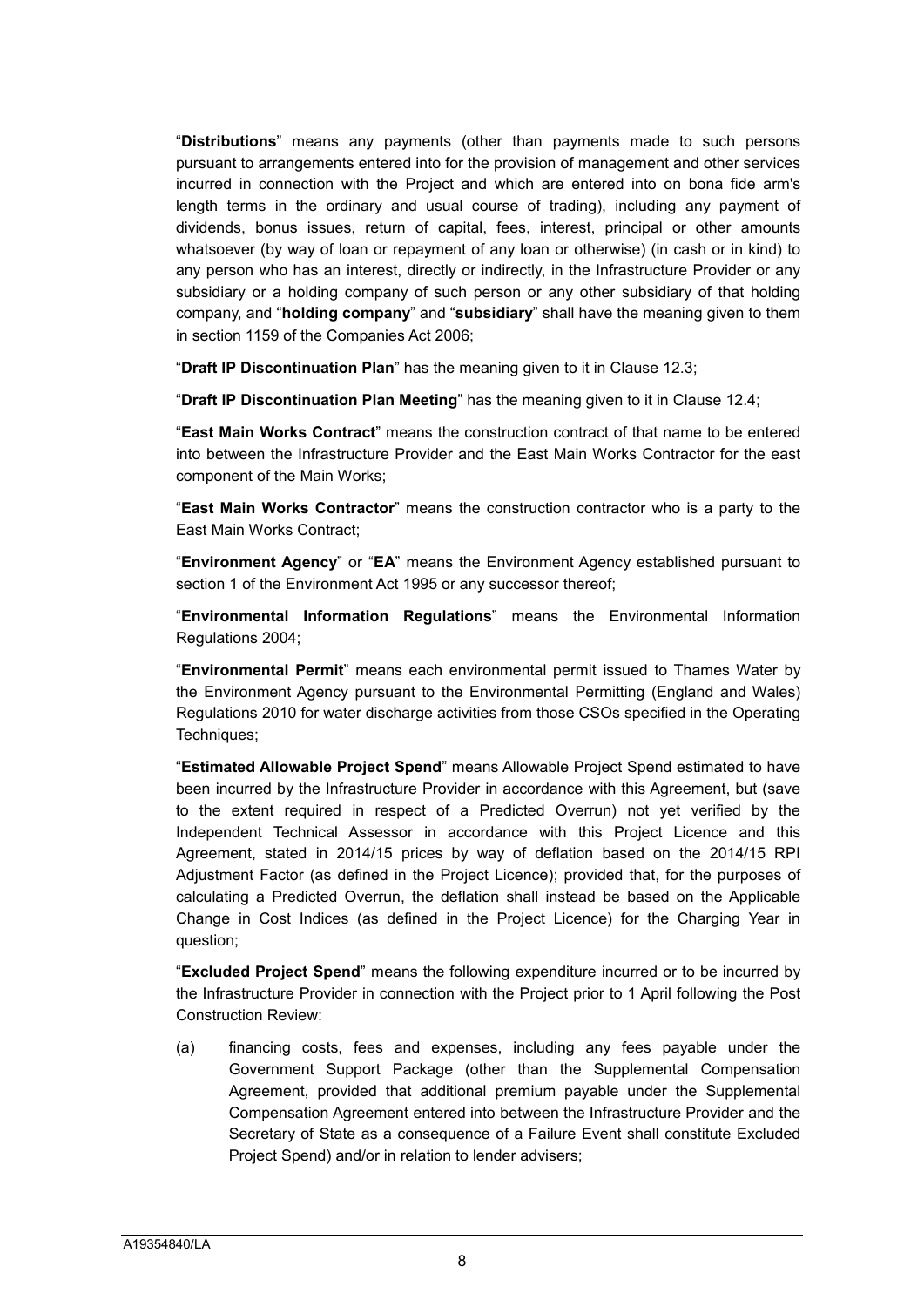"**Distributions**" means any payments (other than payments made to such persons pursuant to arrangements entered into for the provision of management and other services incurred in connection with the Project and which are entered into on bona fide arm's length terms in the ordinary and usual course of trading), including any payment of dividends, bonus issues, return of capital, fees, interest, principal or other amounts whatsoever (by way of loan or repayment of any loan or otherwise) (in cash or in kind) to any person who has an interest, directly or indirectly, in the Infrastructure Provider or any subsidiary or a holding company of such person or any other subsidiary of that holding company, and "**holding company**" and "**subsidiary**" shall have the meaning given to them in section 1159 of the Companies Act 2006;

"**Draft IP Discontinuation Plan**" has the meaning given to it in Clause 12.3;

"**Draft IP Discontinuation Plan Meeting**" has the meaning given to it in Clause 12.4;

"**East Main Works Contract**" means the construction contract of that name to be entered into between the Infrastructure Provider and the East Main Works Contractor for the east component of the Main Works;

"**East Main Works Contractor**" means the construction contractor who is a party to the East Main Works Contract;

"**Environment Agency**" or "**EA**" means the Environment Agency established pursuant to section 1 of the Environment Act 1995 or any successor thereof;

"**Environmental Information Regulations**" means the Environmental Information Regulations 2004;

"**Environmental Permit**" means each environmental permit issued to Thames Water by the Environment Agency pursuant to the Environmental Permitting (England and Wales) Regulations 2010 for water discharge activities from those CSOs specified in the Operating Techniques;

"**Estimated Allowable Project Spend**" means Allowable Project Spend estimated to have been incurred by the Infrastructure Provider in accordance with this Agreement, but (save to the extent required in respect of a Predicted Overrun) not yet verified by the Independent Technical Assessor in accordance with this Project Licence and this Agreement, stated in 2014/15 prices by way of deflation based on the 2014/15 RPI Adjustment Factor (as defined in the Project Licence); provided that, for the purposes of calculating a Predicted Overrun, the deflation shall instead be based on the Applicable Change in Cost Indices (as defined in the Project Licence) for the Charging Year in question;

"**Excluded Project Spend**" means the following expenditure incurred or to be incurred by the Infrastructure Provider in connection with the Project prior to 1 April following the Post Construction Review:

(a) financing costs, fees and expenses, including any fees payable under the Government Support Package (other than the Supplemental Compensation Agreement, provided that additional premium payable under the Supplemental Compensation Agreement entered into between the Infrastructure Provider and the Secretary of State as a consequence of a Failure Event shall constitute Excluded Project Spend) and/or in relation to lender advisers;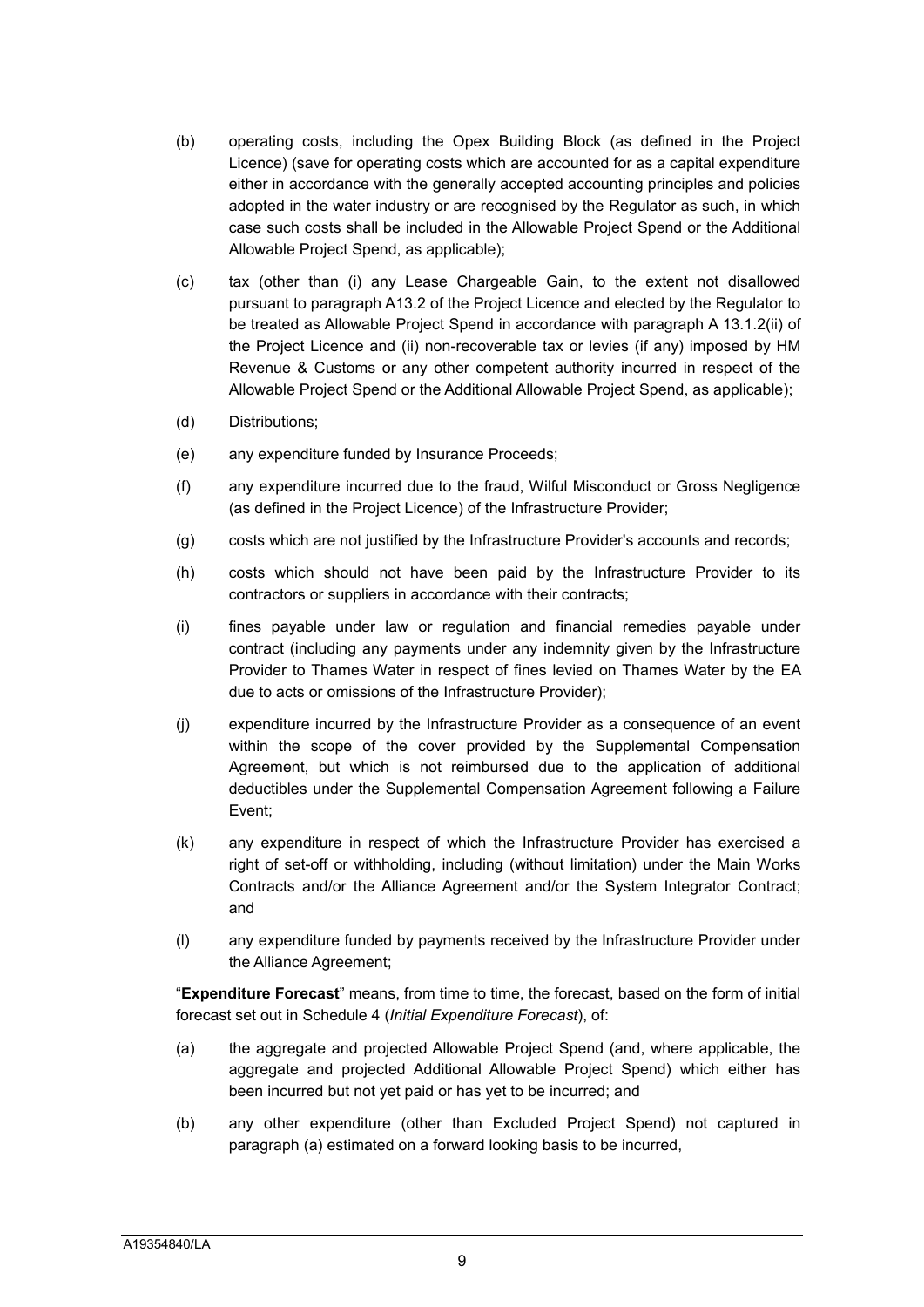(b) operating costs, including the Opex Building Block (as defined in the Project Licence) (save for operating costs which are accounted for as a capital expenditure either in accordance with the generally accepted accounting principles and policies adopted in the water industry or are recognised by the Regulator as such, in which case such costs shall be included in the Allowable Project Spend or the Additional Allowable Project Spend, as applicable);

(c) tax (other than (i) any Lease Chargeable Gain, to the extent not disallowed pursuant to paragraph A13.2 of the Project Licence and elected by the Regulator to be treated as Allowable Project Spend in accordance with paragraph A 13.1.2(ii) of the Project Licence and (ii) non-recoverable tax or levies (if any) imposed by HM Revenue & Customs or any other competent authority incurred in respect of the Allowable Project Spend or the Additional Allowable Project Spend, as applicable);

(d) Distributions;

(e) any expenditure funded by Insurance Proceeds;

(f) any expenditure incurred due to the fraud, Wilful Misconduct or Gross Negligence (as defined in the Project Licence) of the Infrastructure Provider;

(g) costs which are not justified by the Infrastructure Provider's accounts and records;

(h) costs which should not have been paid by the Infrastructure Provider to its contractors or suppliers in accordance with their contracts;

(i) fines payable under law or regulation and financial remedies payable under contract (including any payments under any indemnity given by the Infrastructure Provider to Thames Water in respect of fines levied on Thames Water by the EA due to acts or omissions of the Infrastructure Provider);

(j) expenditure incurred by the Infrastructure Provider as a consequence of an event within the scope of the cover provided by the Supplemental Compensation Agreement, but which is not reimbursed due to the application of additional deductibles under the Supplemental Compensation Agreement following a Failure Event;

(k) any expenditure in respect of which the Infrastructure Provider has exercised a right of set-off or withholding, including (without limitation) under the Main Works Contracts and/or the Alliance Agreement and/or the System Integrator Contract; and

(l) any expenditure funded by payments received by the Infrastructure Provider under the Alliance Agreement;

"**Expenditure Forecast**" means, from time to time, the forecast, based on the form of initial forecast set out in Schedule 4 (*Initial Expenditure Forecast*), of:

(a) the aggregate and projected Allowable Project Spend (and, where applicable, the aggregate and projected Additional Allowable Project Spend) which either has been incurred but not yet paid or has yet to be incurred; and

(b) any other expenditure (other than Excluded Project Spend) not captured in paragraph (a) estimated on a forward looking basis to be incurred,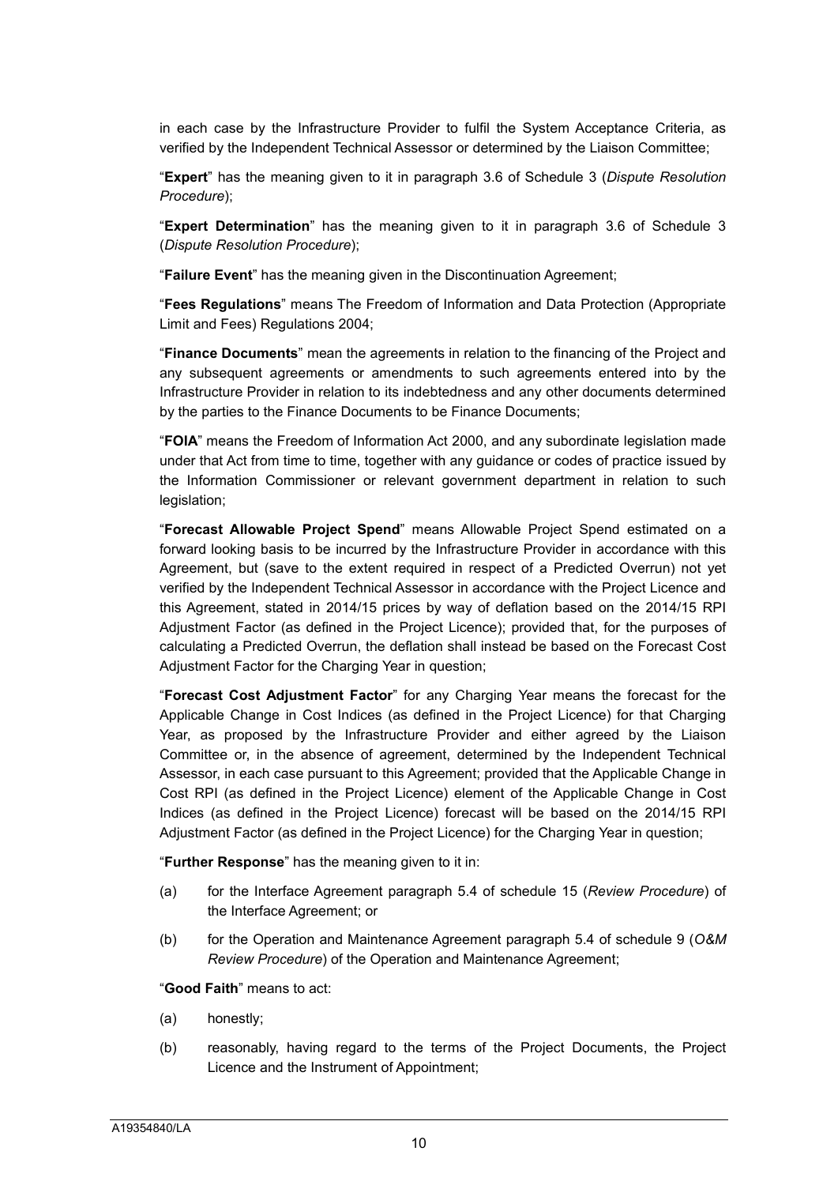in each case by the Infrastructure Provider to fulfil the System Acceptance Criteria, as verified by the Independent Technical Assessor or determined by the Liaison Committee;

"**Expert**" has the meaning given to it in paragraph 3.6 of Schedule 3 (*Dispute Resolution Procedure*);

"**Expert Determination**" has the meaning given to it in paragraph 3.6 of Schedule 3 (*Dispute Resolution Procedure*);

"**Failure Event**" has the meaning given in the Discontinuation Agreement;

"**Fees Regulations**" means The Freedom of Information and Data Protection (Appropriate Limit and Fees) Regulations 2004;

"**Finance Documents**" mean the agreements in relation to the financing of the Project and any subsequent agreements or amendments to such agreements entered into by the Infrastructure Provider in relation to its indebtedness and any other documents determined by the parties to the Finance Documents to be Finance Documents;

"**FOIA**" means the Freedom of Information Act 2000, and any subordinate legislation made under that Act from time to time, together with any guidance or codes of practice issued by the Information Commissioner or relevant government department in relation to such legislation;

"**Forecast Allowable Project Spend**" means Allowable Project Spend estimated on a forward looking basis to be incurred by the Infrastructure Provider in accordance with this Agreement, but (save to the extent required in respect of a Predicted Overrun) not yet verified by the Independent Technical Assessor in accordance with the Project Licence and this Agreement, stated in 2014/15 prices by way of deflation based on the 2014/15 RPI Adjustment Factor (as defined in the Project Licence); provided that, for the purposes of calculating a Predicted Overrun, the deflation shall instead be based on the Forecast Cost Adjustment Factor for the Charging Year in question;

"**Forecast Cost Adjustment Factor**" for any Charging Year means the forecast for the Applicable Change in Cost Indices (as defined in the Project Licence) for that Charging Year, as proposed by the Infrastructure Provider and either agreed by the Liaison Committee or, in the absence of agreement, determined by the Independent Technical Assessor, in each case pursuant to this Agreement; provided that the Applicable Change in Cost RPI (as defined in the Project Licence) element of the Applicable Change in Cost Indices (as defined in the Project Licence) forecast will be based on the 2014/15 RPI Adjustment Factor (as defined in the Project Licence) for the Charging Year in question;

"**Further Response**" has the meaning given to it in:

(a) for the Interface Agreement paragraph 5.4 of schedule 15 (*Review Procedure*) of the Interface Agreement; or

(b) for the Operation and Maintenance Agreement paragraph 5.4 of schedule 9 (*O&M Review Procedure*) of the Operation and Maintenance Agreement;

"**Good Faith**" means to act:

(a) honestly;

(b) reasonably, having regard to the terms of the Project Documents, the Project Licence and the Instrument of Appointment;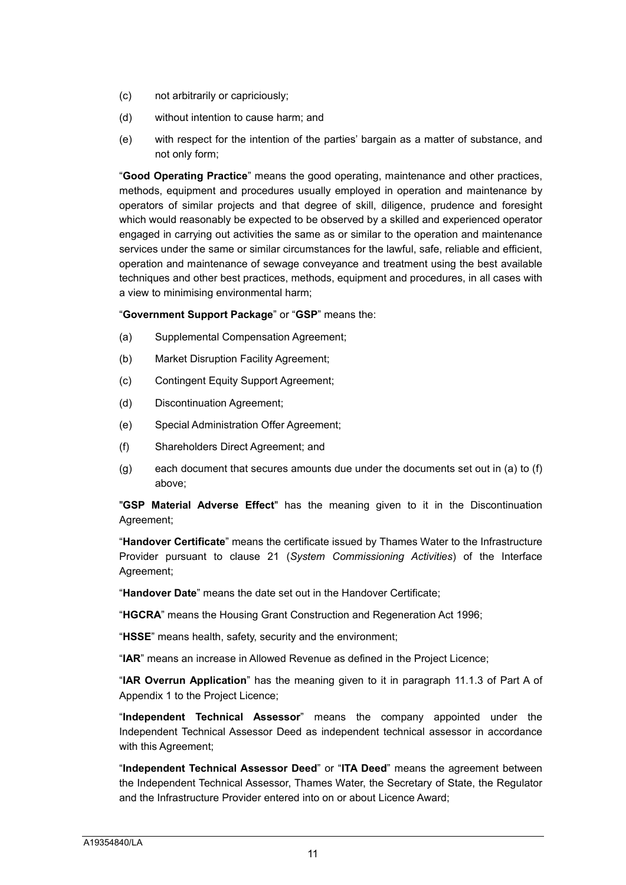(c) not arbitrarily or capriciously;

(d) without intention to cause harm; and

(e) with respect for the intention of the parties' bargain as a matter of substance, and not only form;

"**Good Operating Practice**" means the good operating, maintenance and other practices, methods, equipment and procedures usually employed in operation and maintenance by operators of similar projects and that degree of skill, diligence, prudence and foresight which would reasonably be expected to be observed by a skilled and experienced operator engaged in carrying out activities the same as or similar to the operation and maintenance services under the same or similar circumstances for the lawful, safe, reliable and efficient, operation and maintenance of sewage conveyance and treatment using the best available techniques and other best practices, methods, equipment and procedures, in all cases with a view to minimising environmental harm;

"**Government Support Package**" or "**GSP**" means the:

(a) Supplemental Compensation Agreement;

(b) Market Disruption Facility Agreement;

(c) Contingent Equity Support Agreement;

(d) Discontinuation Agreement;

(e) Special Administration Offer Agreement;

(f) Shareholders Direct Agreement; and

(g) each document that secures amounts due under the documents set out in (a) to (f) above;

"**GSP Material Adverse Effect**" has the meaning given to it in the Discontinuation Agreement;

"**Handover Certificate**" means the certificate issued by Thames Water to the Infrastructure Provider pursuant to clause 21 (*System Commissioning Activities*) of the Interface Agreement;

"**Handover Date**" means the date set out in the Handover Certificate;

"**HGCRA**" means the Housing Grant Construction and Regeneration Act 1996;

"**HSSE**" means health, safety, security and the environment;

"**IAR**" means an increase in Allowed Revenue as defined in the Project Licence;

"**IAR Overrun Application**" has the meaning given to it in paragraph 11.1.3 of Part A of Appendix 1 to the Project Licence;

"**Independent Technical Assessor**" means the company appointed under the Independent Technical Assessor Deed as independent technical assessor in accordance with this Agreement;

"**Independent Technical Assessor Deed**" or "**ITA Deed**" means the agreement between the Independent Technical Assessor, Thames Water, the Secretary of State, the Regulator and the Infrastructure Provider entered into on or about Licence Award;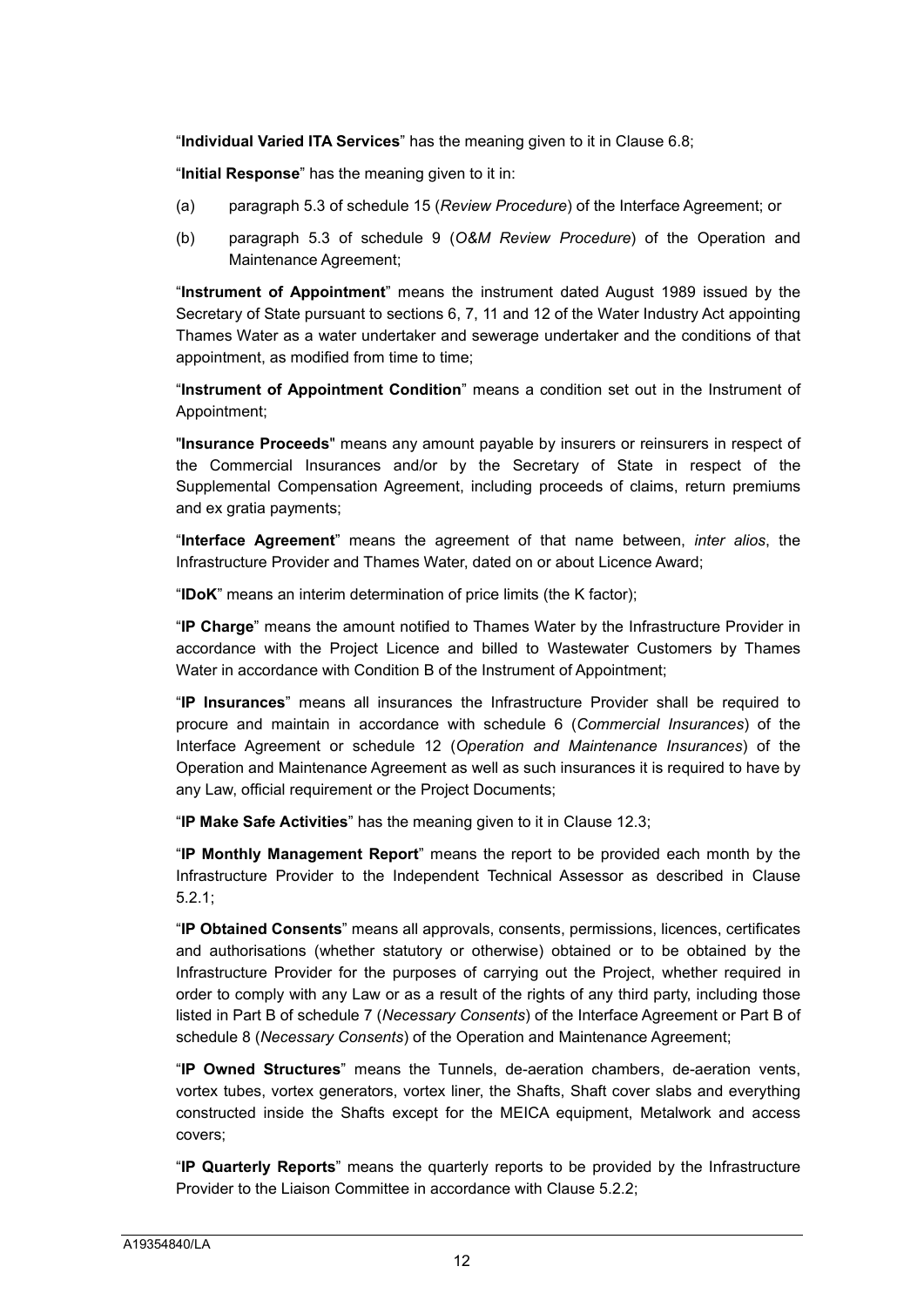"**Individual Varied ITA Services**" has the meaning given to it in Clause 6.8;

"**Initial Response**" has the meaning given to it in:

(a) paragraph 5.3 of schedule 15 (*Review Procedure*) of the Interface Agreement; or

(b) paragraph 5.3 of schedule 9 (*O&M Review Procedure*) of the Operation and Maintenance Agreement;

"**Instrument of Appointment**" means the instrument dated August 1989 issued by the Secretary of State pursuant to sections 6, 7, 11 and 12 of the Water Industry Act appointing Thames Water as a water undertaker and sewerage undertaker and the conditions of that appointment, as modified from time to time;

"**Instrument of Appointment Condition**" means a condition set out in the Instrument of Appointment;

"**Insurance Proceeds**" means any amount payable by insurers or reinsurers in respect of the Commercial Insurances and/or by the Secretary of State in respect of the Supplemental Compensation Agreement, including proceeds of claims, return premiums and ex gratia payments;

"**Interface Agreement**" means the agreement of that name between, *inter alios*, the Infrastructure Provider and Thames Water, dated on or about Licence Award;

"**IDoK**" means an interim determination of price limits (the K factor);

"**IP Charge**" means the amount notified to Thames Water by the Infrastructure Provider in accordance with the Project Licence and billed to Wastewater Customers by Thames Water in accordance with Condition B of the Instrument of Appointment;

"**IP Insurances**" means all insurances the Infrastructure Provider shall be required to procure and maintain in accordance with schedule 6 (*Commercial Insurances*) of the Interface Agreement or schedule 12 (*Operation and Maintenance Insurances*) of the Operation and Maintenance Agreement as well as such insurances it is required to have by any Law, official requirement or the Project Documents;

"**IP Make Safe Activities**" has the meaning given to it in Clause 12.3;

"**IP Monthly Management Report**" means the report to be provided each month by the Infrastructure Provider to the Independent Technical Assessor as described in Clause 5.2.1;

"**IP Obtained Consents**" means all approvals, consents, permissions, licences, certificates and authorisations (whether statutory or otherwise) obtained or to be obtained by the Infrastructure Provider for the purposes of carrying out the Project, whether required in order to comply with any Law or as a result of the rights of any third party, including those listed in Part B of schedule 7 (*Necessary Consents*) of the Interface Agreement or Part B of schedule 8 (*Necessary Consents*) of the Operation and Maintenance Agreement;

"**IP Owned Structures**" means the Tunnels, de-aeration chambers, de-aeration vents, vortex tubes, vortex generators, vortex liner, the Shafts, Shaft cover slabs and everything constructed inside the Shafts except for the MEICA equipment, Metalwork and access covers;

"**IP Quarterly Reports**" means the quarterly reports to be provided by the Infrastructure Provider to the Liaison Committee in accordance with Clause 5.2.2;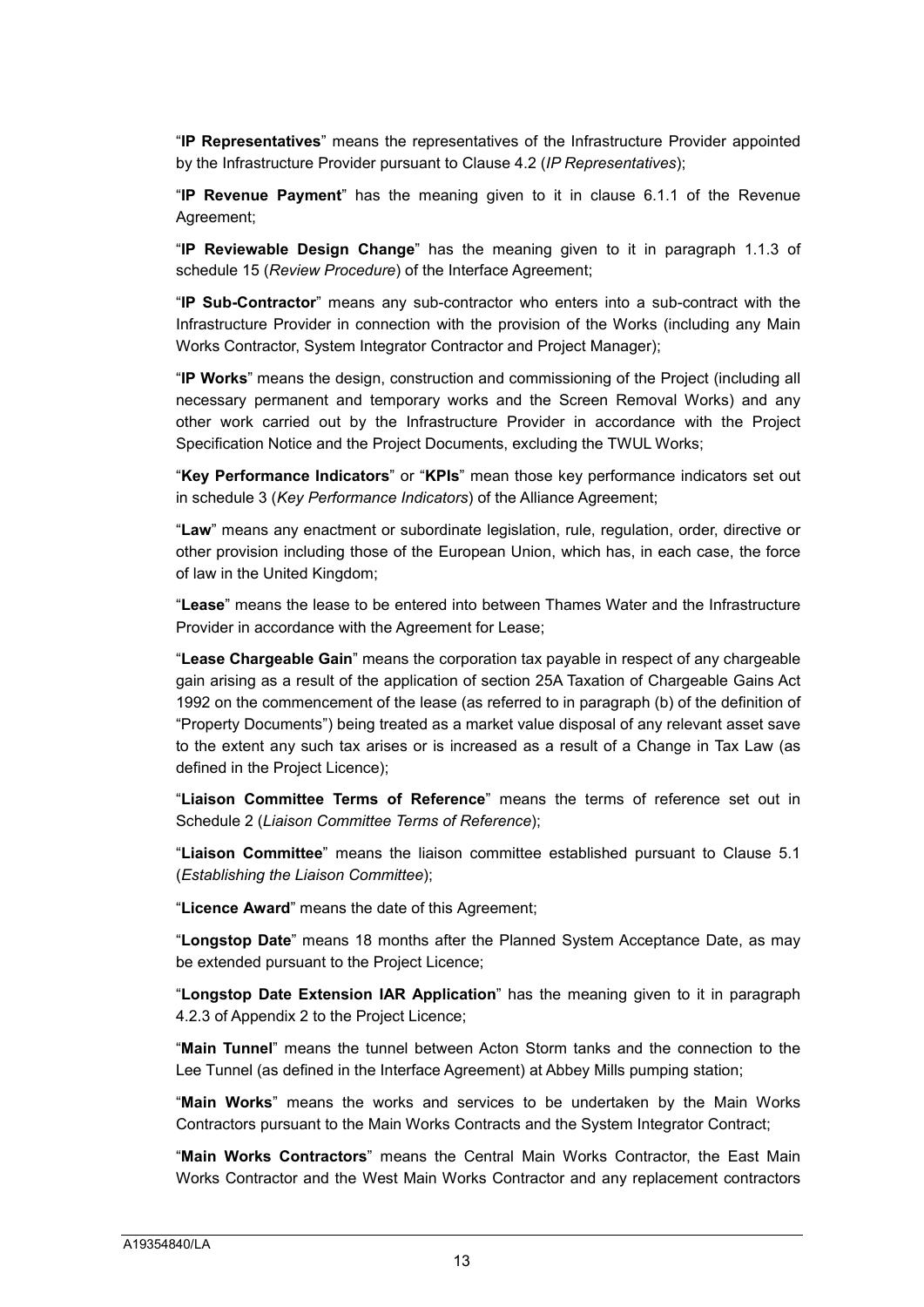"**IP Representatives**" means the representatives of the Infrastructure Provider appointed by the Infrastructure Provider pursuant to Clause 4.2 (*IP Representatives*);

"**IP Revenue Payment**" has the meaning given to it in clause 6.1.1 of the Revenue Agreement;

"**IP Reviewable Design Change**" has the meaning given to it in paragraph 1.1.3 of schedule 15 (*Review Procedure*) of the Interface Agreement;

"**IP Sub-Contractor**" means any sub-contractor who enters into a sub-contract with the Infrastructure Provider in connection with the provision of the Works (including any Main Works Contractor, System Integrator Contractor and Project Manager);

"**IP Works**" means the design, construction and commissioning of the Project (including all necessary permanent and temporary works and the Screen Removal Works) and any other work carried out by the Infrastructure Provider in accordance with the Project Specification Notice and the Project Documents, excluding the TWUL Works;

"**Key Performance Indicators**" or "**KPIs**" mean those key performance indicators set out in schedule 3 (*Key Performance Indicators*) of the Alliance Agreement;

"**Law**" means any enactment or subordinate legislation, rule, regulation, order, directive or other provision including those of the European Union, which has, in each case, the force of law in the United Kingdom;

"**Lease**" means the lease to be entered into between Thames Water and the Infrastructure Provider in accordance with the Agreement for Lease;

"**Lease Chargeable Gain**" means the corporation tax payable in respect of any chargeable gain arising as a result of the application of section 25A Taxation of Chargeable Gains Act 1992 on the commencement of the lease (as referred to in paragraph (b) of the definition of "Property Documents") being treated as a market value disposal of any relevant asset save to the extent any such tax arises or is increased as a result of a Change in Tax Law (as defined in the Project Licence);

"**Liaison Committee Terms of Reference**" means the terms of reference set out in Schedule 2 (*Liaison Committee Terms of Reference*);

"**Liaison Committee**" means the liaison committee established pursuant to Clause 5.1 (*Establishing the Liaison Committee*);

"**Licence Award**" means the date of this Agreement;

"**Longstop Date**" means 18 months after the Planned System Acceptance Date, as may be extended pursuant to the Project Licence;

"**Longstop Date Extension IAR Application**" has the meaning given to it in paragraph 4.2.3 of Appendix 2 to the Project Licence;

"**Main Tunnel**" means the tunnel between Acton Storm tanks and the connection to the Lee Tunnel (as defined in the Interface Agreement) at Abbey Mills pumping station;

"**Main Works**" means the works and services to be undertaken by the Main Works Contractors pursuant to the Main Works Contracts and the System Integrator Contract;

"**Main Works Contractors**" means the Central Main Works Contractor, the East Main Works Contractor and the West Main Works Contractor and any replacement contractors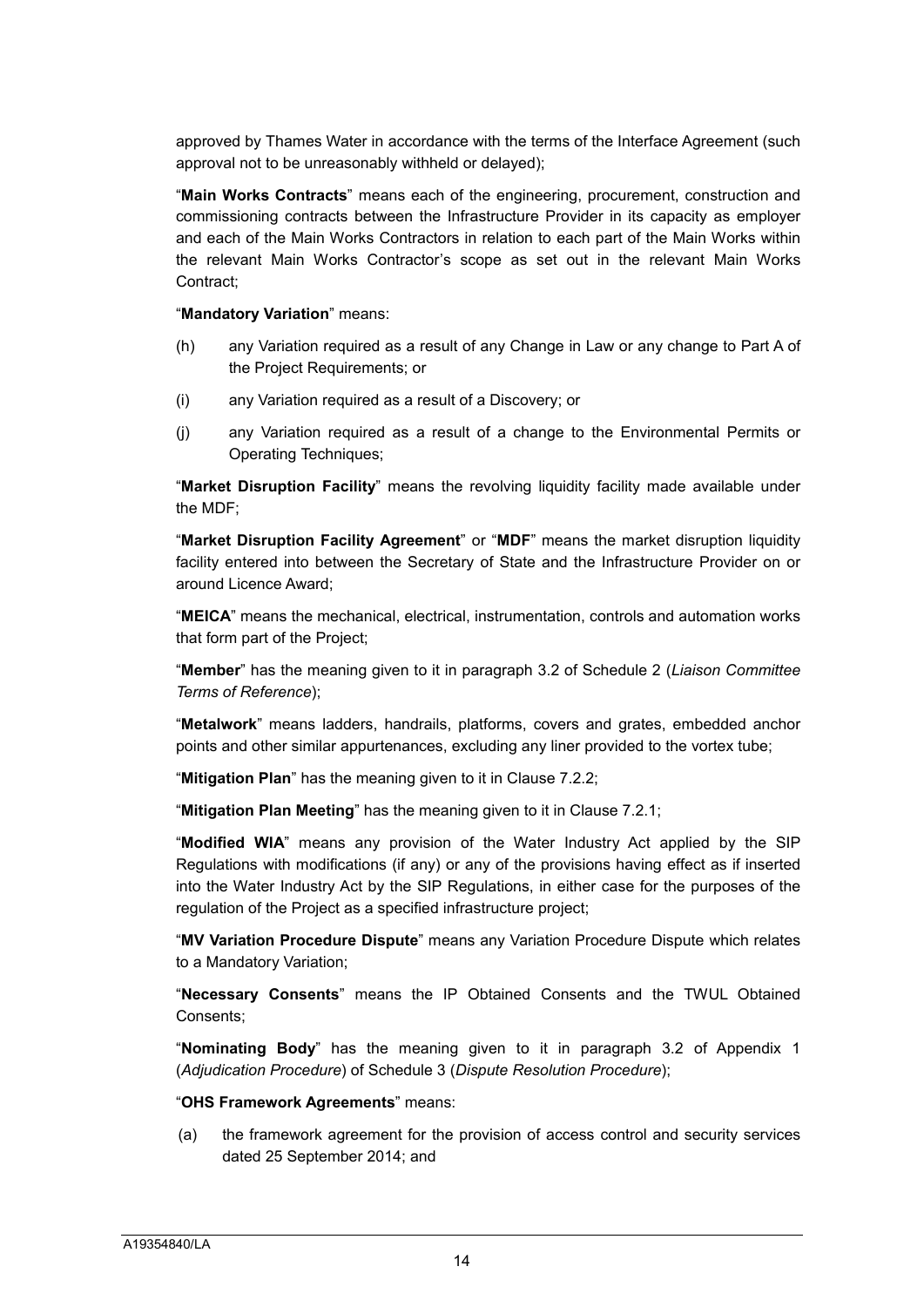approved by Thames Water in accordance with the terms of the Interface Agreement (such approval not to be unreasonably withheld or delayed);

"**Main Works Contracts**" means each of the engineering, procurement, construction and commissioning contracts between the Infrastructure Provider in its capacity as employer and each of the Main Works Contractors in relation to each part of the Main Works within the relevant Main Works Contractor's scope as set out in the relevant Main Works Contract;

"**Mandatory Variation**" means:

(h) any Variation required as a result of any Change in Law or any change to Part A of the Project Requirements; or

(i) any Variation required as a result of a Discovery; or

(j) any Variation required as a result of a change to the Environmental Permits or Operating Techniques;

"**Market Disruption Facility**" means the revolving liquidity facility made available under the MDF;

"**Market Disruption Facility Agreement**" or "**MDF**" means the market disruption liquidity facility entered into between the Secretary of State and the Infrastructure Provider on or around Licence Award;

"**MEICA**" means the mechanical, electrical, instrumentation, controls and automation works that form part of the Project;

"**Member**" has the meaning given to it in paragraph 3.2 of Schedule 2 (*Liaison Committee Terms of Reference*);

"**Metalwork**" means ladders, handrails, platforms, covers and grates, embedded anchor points and other similar appurtenances, excluding any liner provided to the vortex tube;

"**Mitigation Plan**" has the meaning given to it in Clause 7.2.2;

"**Mitigation Plan Meeting**" has the meaning given to it in Clause 7.2.1;

"**Modified WIA**" means any provision of the Water Industry Act applied by the SIP Regulations with modifications (if any) or any of the provisions having effect as if inserted into the Water Industry Act by the SIP Regulations, in either case for the purposes of the regulation of the Project as a specified infrastructure project;

"**MV Variation Procedure Dispute**" means any Variation Procedure Dispute which relates to a Mandatory Variation;

"**Necessary Consents**" means the IP Obtained Consents and the TWUL Obtained Consents;

"**Nominating Body**" has the meaning given to it in paragraph 3.2 of Appendix 1 (*Adjudication Procedure*) of Schedule 3 (*Dispute Resolution Procedure*);

"**OHS Framework Agreements**" means:

(a) the framework agreement for the provision of access control and security services dated 25 September 2014; and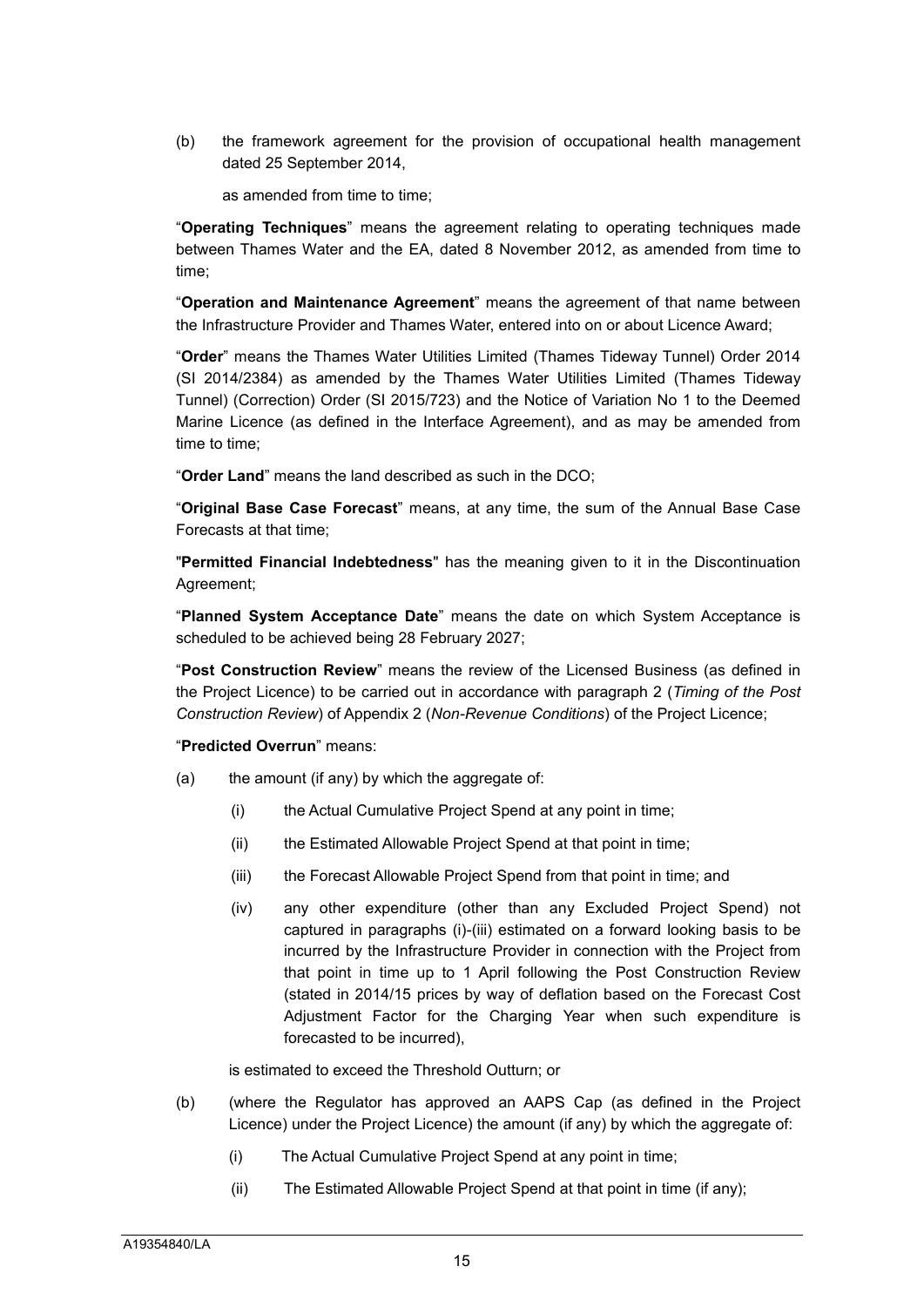(b) the framework agreement for the provision of occupational health management dated 25 September 2014,

as amended from time to time;

"**Operating Techniques**" means the agreement relating to operating techniques made between Thames Water and the EA, dated 8 November 2012, as amended from time to time;

"**Operation and Maintenance Agreement**" means the agreement of that name between the Infrastructure Provider and Thames Water, entered into on or about Licence Award;

"**Order**" means the Thames Water Utilities Limited (Thames Tideway Tunnel) Order 2014 (SI 2014/2384) as amended by the Thames Water Utilities Limited (Thames Tideway Tunnel) (Correction) Order (SI 2015/723) and the Notice of Variation No 1 to the Deemed Marine Licence (as defined in the Interface Agreement), and as may be amended from time to time;

"**Order Land**" means the land described as such in the DCO;

"**Original Base Case Forecast**" means, at any time, the sum of the Annual Base Case Forecasts at that time;

"**Permitted Financial Indebtedness**" has the meaning given to it in the Discontinuation Agreement;

"**Planned System Acceptance Date**" means the date on which System Acceptance is scheduled to be achieved being 28 February 2027;

"**Post Construction Review**" means the review of the Licensed Business (as defined in the Project Licence) to be carried out in accordance with paragraph 2 (*Timing of the Post Construction Review*) of Appendix 2 (*Non-Revenue Conditions*) of the Project Licence;

"**Predicted Overrun**" means:

(a) the amount (if any) by which the aggregate of:

   (i) the Actual Cumulative Project Spend at any point in time;

   (ii) the Estimated Allowable Project Spend at that point in time;

   (iii) the Forecast Allowable Project Spend from that point in time; and

   (iv) any other expenditure (other than any Excluded Project Spend) not captured in paragraphs (i)-(iii) estimated on a forward looking basis to be incurred by the Infrastructure Provider in connection with the Project from that point in time up to 1 April following the Post Construction Review (stated in 2014/15 prices by way of deflation based on the Forecast Cost Adjustment Factor for the Charging Year when such expenditure is forecasted to be incurred),

   is estimated to exceed the Threshold Outturn; or

(b) (where the Regulator has approved an AAPS Cap (as defined in the Project Licence) under the Project Licence) the amount (if any) by which the aggregate of:

   (i) The Actual Cumulative Project Spend at any point in time;

   (ii) The Estimated Allowable Project Spend at that point in time (if any);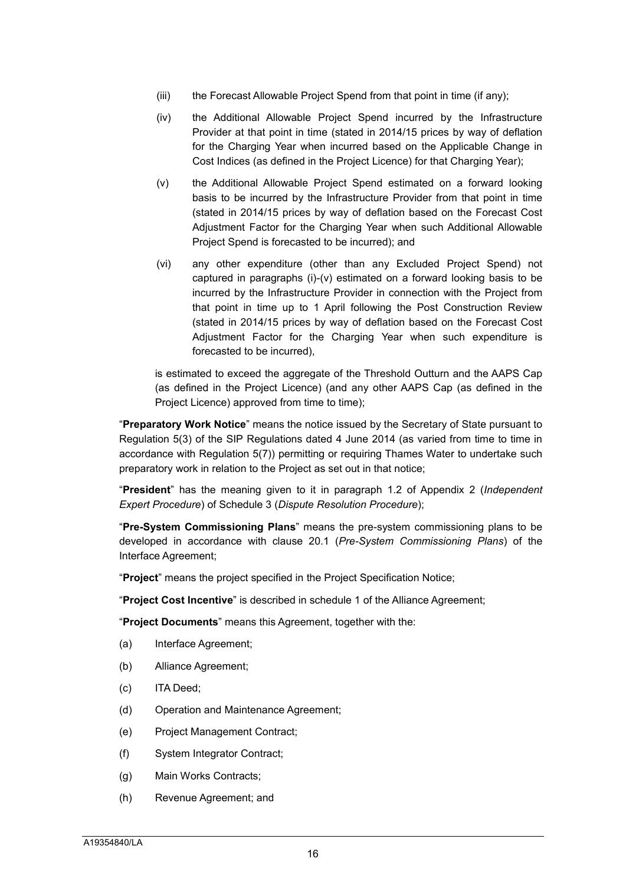(iii) the Forecast Allowable Project Spend from that point in time (if any);

(iv) the Additional Allowable Project Spend incurred by the Infrastructure Provider at that point in time (stated in 2014/15 prices by way of deflation for the Charging Year when incurred based on the Applicable Change in Cost Indices (as defined in the Project Licence) for that Charging Year);

(v) the Additional Allowable Project Spend estimated on a forward looking basis to be incurred by the Infrastructure Provider from that point in time (stated in 2014/15 prices by way of deflation based on the Forecast Cost Adjustment Factor for the Charging Year when such Additional Allowable Project Spend is forecasted to be incurred); and

(vi) any other expenditure (other than any Excluded Project Spend) not captured in paragraphs (i)-(v) estimated on a forward looking basis to be incurred by the Infrastructure Provider in connection with the Project from that point in time up to 1 April following the Post Construction Review (stated in 2014/15 prices by way of deflation based on the Forecast Cost Adjustment Factor for the Charging Year when such expenditure is forecasted to be incurred),

is estimated to exceed the aggregate of the Threshold Outturn and the AAPS Cap (as defined in the Project Licence) (and any other AAPS Cap (as defined in the Project Licence) approved from time to time);

"**Preparatory Work Notice**" means the notice issued by the Secretary of State pursuant to Regulation 5(3) of the SIP Regulations dated 4 June 2014 (as varied from time to time in accordance with Regulation 5(7)) permitting or requiring Thames Water to undertake such preparatory work in relation to the Project as set out in that notice;

"**President**" has the meaning given to it in paragraph 1.2 of Appendix 2 (*Independent Expert Procedure*) of Schedule 3 (*Dispute Resolution Procedure*);

"**Pre-System Commissioning Plans**" means the pre-system commissioning plans to be developed in accordance with clause 20.1 (*Pre-System Commissioning Plans*) of the Interface Agreement;

"**Project**" means the project specified in the Project Specification Notice;

"**Project Cost Incentive**" is described in schedule 1 of the Alliance Agreement;

"**Project Documents**" means this Agreement, together with the:

(a) Interface Agreement;

(b) Alliance Agreement;

(c) ITA Deed;

(d) Operation and Maintenance Agreement;

(e) Project Management Contract;

(f) System Integrator Contract;

(g) Main Works Contracts;

(h) Revenue Agreement; and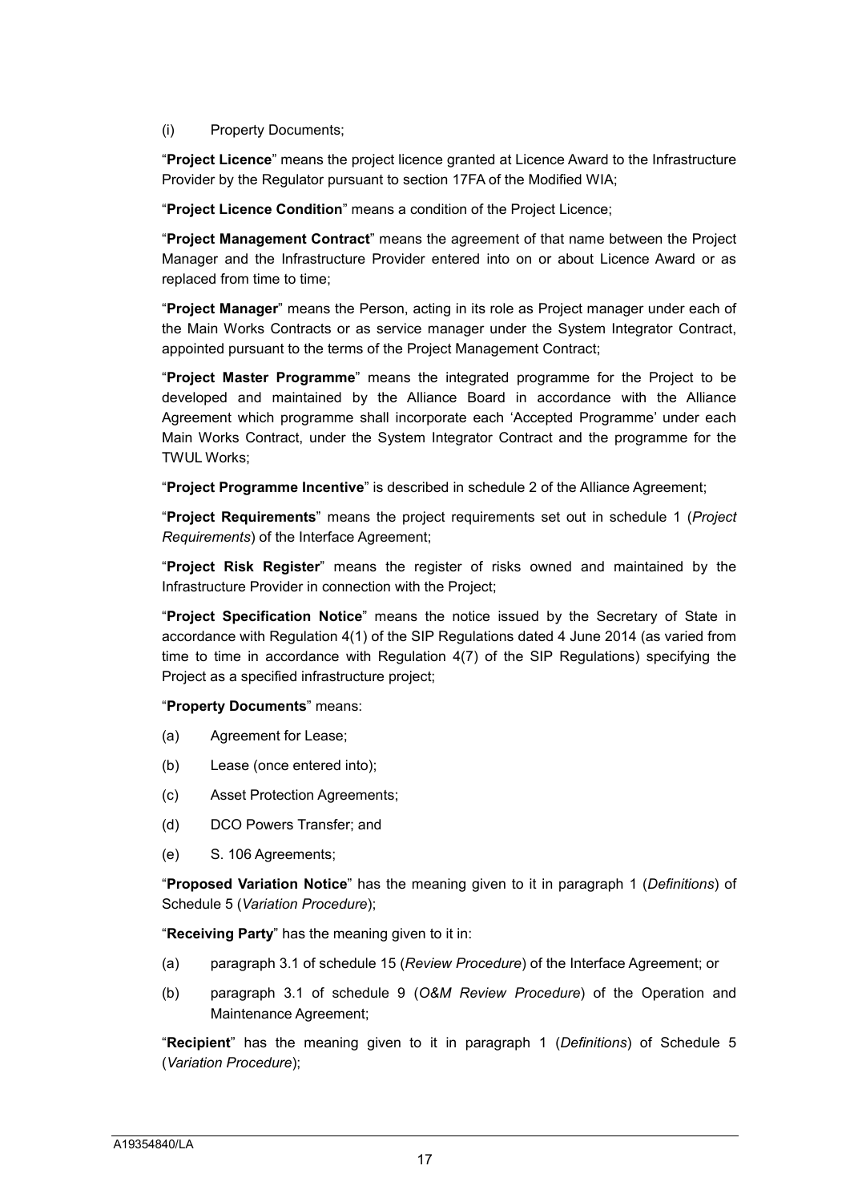(i) Property Documents;

"**Project Licence**" means the project licence granted at Licence Award to the Infrastructure Provider by the Regulator pursuant to section 17FA of the Modified WIA;

"**Project Licence Condition**" means a condition of the Project Licence;

"**Project Management Contract**" means the agreement of that name between the Project Manager and the Infrastructure Provider entered into on or about Licence Award or as replaced from time to time;

"**Project Manager**" means the Person, acting in its role as Project manager under each of the Main Works Contracts or as service manager under the System Integrator Contract, appointed pursuant to the terms of the Project Management Contract;

"**Project Master Programme**" means the integrated programme for the Project to be developed and maintained by the Alliance Board in accordance with the Alliance Agreement which programme shall incorporate each 'Accepted Programme' under each Main Works Contract, under the System Integrator Contract and the programme for the TWUL Works;

"**Project Programme Incentive**" is described in schedule 2 of the Alliance Agreement;

"**Project Requirements**" means the project requirements set out in schedule 1 (*Project Requirements*) of the Interface Agreement;

"**Project Risk Register**" means the register of risks owned and maintained by the Infrastructure Provider in connection with the Project;

"**Project Specification Notice**" means the notice issued by the Secretary of State in accordance with Regulation 4(1) of the SIP Regulations dated 4 June 2014 (as varied from time to time in accordance with Regulation 4(7) of the SIP Regulations) specifying the Project as a specified infrastructure project;

"**Property Documents**" means:

(a) Agreement for Lease;

(b) Lease (once entered into);

(c) Asset Protection Agreements;

(d) DCO Powers Transfer; and

(e) S. 106 Agreements;

"**Proposed Variation Notice**" has the meaning given to it in paragraph 1 (*Definitions*) of Schedule 5 (*Variation Procedure*);

"**Receiving Party**" has the meaning given to it in:

(a) paragraph 3.1 of schedule 15 (*Review Procedure*) of the Interface Agreement; or

(b) paragraph 3.1 of schedule 9 (*O&M Review Procedure*) of the Operation and Maintenance Agreement;

"**Recipient**" has the meaning given to it in paragraph 1 (*Definitions*) of Schedule 5 (*Variation Procedure*);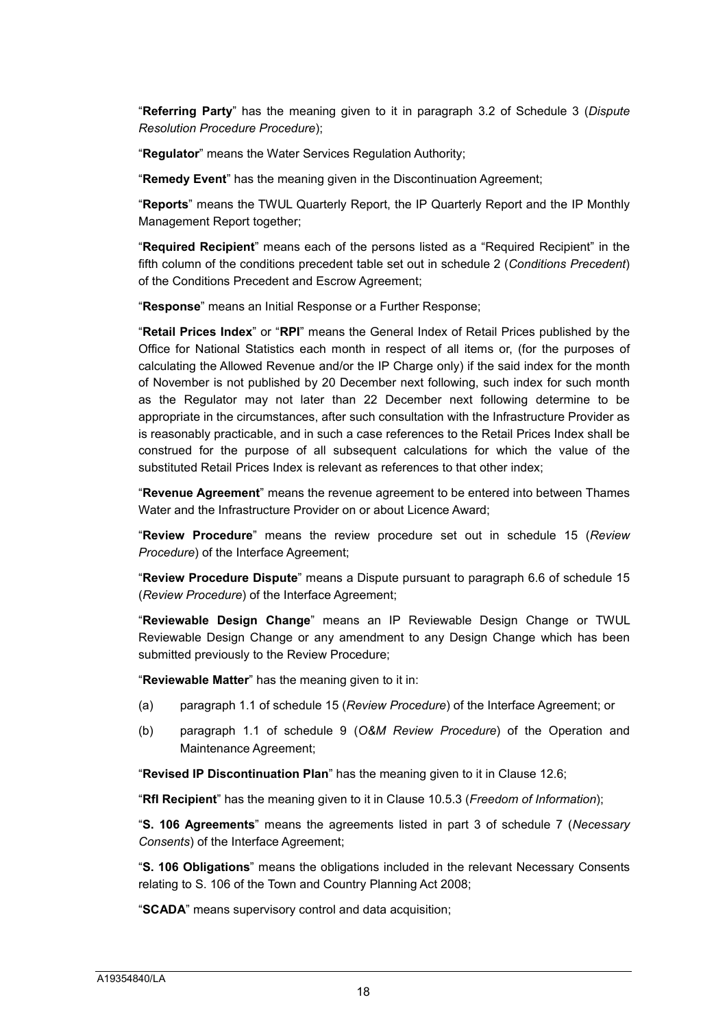"**Referring Party**" has the meaning given to it in paragraph 3.2 of Schedule 3 (*Dispute Resolution Procedure Procedure*);

"**Regulator**" means the Water Services Regulation Authority;

"**Remedy Event**" has the meaning given in the Discontinuation Agreement;

"**Reports**" means the TWUL Quarterly Report, the IP Quarterly Report and the IP Monthly Management Report together;

"**Required Recipient**" means each of the persons listed as a "Required Recipient" in the fifth column of the conditions precedent table set out in schedule 2 (*Conditions Precedent*) of the Conditions Precedent and Escrow Agreement;

"**Response**" means an Initial Response or a Further Response;

"**Retail Prices Index**" or "**RPI**" means the General Index of Retail Prices published by the Office for National Statistics each month in respect of all items or, (for the purposes of calculating the Allowed Revenue and/or the IP Charge only) if the said index for the month of November is not published by 20 December next following, such index for such month as the Regulator may not later than 22 December next following determine to be appropriate in the circumstances, after such consultation with the Infrastructure Provider as is reasonably practicable, and in such a case references to the Retail Prices Index shall be construed for the purpose of all subsequent calculations for which the value of the substituted Retail Prices Index is relevant as references to that other index;

"**Revenue Agreement**" means the revenue agreement to be entered into between Thames Water and the Infrastructure Provider on or about Licence Award;

"**Review Procedure**" means the review procedure set out in schedule 15 (*Review Procedure*) of the Interface Agreement;

"**Review Procedure Dispute**" means a Dispute pursuant to paragraph 6.6 of schedule 15 (*Review Procedure*) of the Interface Agreement;

"**Reviewable Design Change**" means an IP Reviewable Design Change or TWUL Reviewable Design Change or any amendment to any Design Change which has been submitted previously to the Review Procedure;

"**Reviewable Matter**" has the meaning given to it in:

(a) paragraph 1.1 of schedule 15 (*Review Procedure*) of the Interface Agreement; or

(b) paragraph 1.1 of schedule 9 (*O&M Review Procedure*) of the Operation and Maintenance Agreement;

"**Revised IP Discontinuation Plan**" has the meaning given to it in Clause 12.6;

"**RfI Recipient**" has the meaning given to it in Clause 10.5.3 (*Freedom of Information*);

"**S. 106 Agreements**" means the agreements listed in part 3 of schedule 7 (*Necessary Consents*) of the Interface Agreement;

"**S. 106 Obligations**" means the obligations included in the relevant Necessary Consents relating to S. 106 of the Town and Country Planning Act 2008;

"**SCADA**" means supervisory control and data acquisition;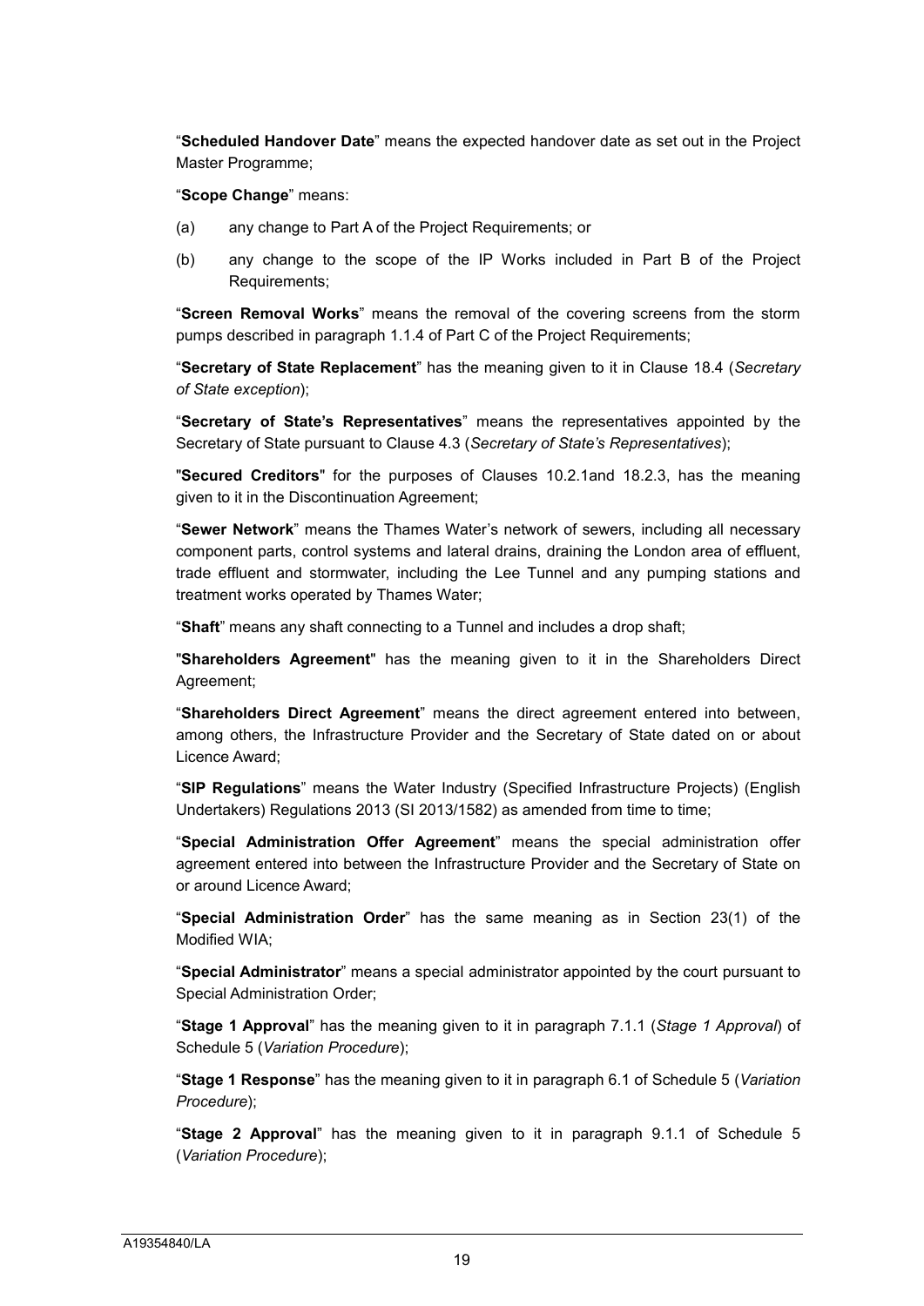"**Scheduled Handover Date**" means the expected handover date as set out in the Project Master Programme;

"**Scope Change**" means:

(a) any change to Part A of the Project Requirements; or

(b) any change to the scope of the IP Works included in Part B of the Project Requirements;

"**Screen Removal Works**" means the removal of the covering screens from the storm pumps described in paragraph 1.1.4 of Part C of the Project Requirements;

"**Secretary of State Replacement**" has the meaning given to it in Clause 18.4 (*Secretary of State exception*);

"**Secretary of State's Representatives**" means the representatives appointed by the Secretary of State pursuant to Clause 4.3 (*Secretary of State's Representatives*);

"**Secured Creditors**" for the purposes of Clauses 10.2.1and 18.2.3, has the meaning given to it in the Discontinuation Agreement;

"**Sewer Network**" means the Thames Water's network of sewers, including all necessary component parts, control systems and lateral drains, draining the London area of effluent, trade effluent and stormwater, including the Lee Tunnel and any pumping stations and treatment works operated by Thames Water;

"**Shaft**" means any shaft connecting to a Tunnel and includes a drop shaft;

"**Shareholders Agreement**" has the meaning given to it in the Shareholders Direct Agreement;

"**Shareholders Direct Agreement**" means the direct agreement entered into between, among others, the Infrastructure Provider and the Secretary of State dated on or about Licence Award;

"**SIP Regulations**" means the Water Industry (Specified Infrastructure Projects) (English Undertakers) Regulations 2013 (SI 2013/1582) as amended from time to time;

"**Special Administration Offer Agreement**" means the special administration offer agreement entered into between the Infrastructure Provider and the Secretary of State on or around Licence Award;

"**Special Administration Order**" has the same meaning as in Section 23(1) of the Modified WIA;

"**Special Administrator**" means a special administrator appointed by the court pursuant to Special Administration Order;

"**Stage 1 Approval**" has the meaning given to it in paragraph 7.1.1 (*Stage 1 Approval*) of Schedule 5 (*Variation Procedure*);

"**Stage 1 Response**" has the meaning given to it in paragraph 6.1 of Schedule 5 (*Variation Procedure*);

"**Stage 2 Approval**" has the meaning given to it in paragraph 9.1.1 of Schedule 5 (*Variation Procedure*);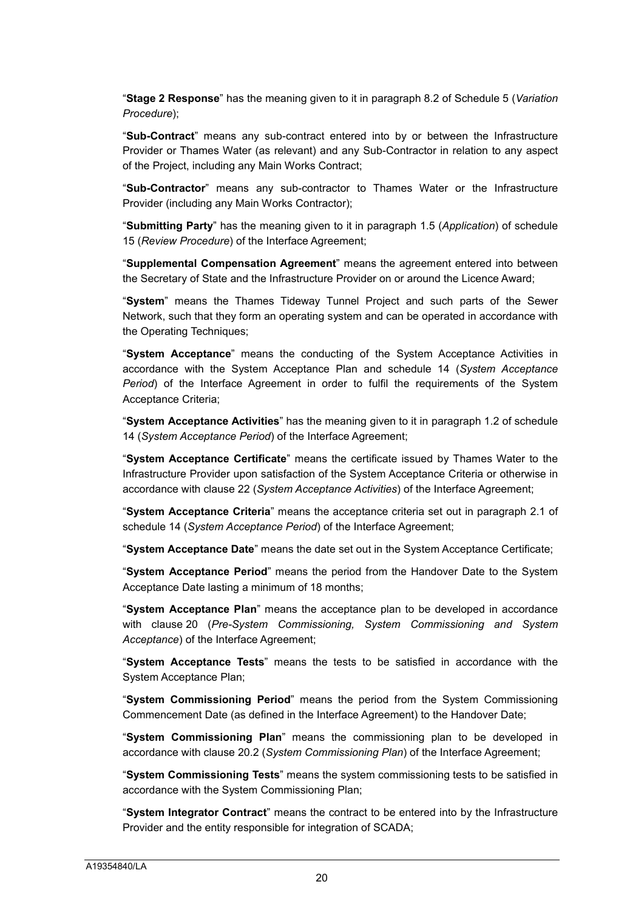"**Stage 2 Response**" has the meaning given to it in paragraph 8.2 of Schedule 5 (*Variation Procedure*);

"**Sub-Contract**" means any sub-contract entered into by or between the Infrastructure Provider or Thames Water (as relevant) and any Sub-Contractor in relation to any aspect of the Project, including any Main Works Contract;

"**Sub-Contractor**" means any sub-contractor to Thames Water or the Infrastructure Provider (including any Main Works Contractor);

"**Submitting Party**" has the meaning given to it in paragraph 1.5 (*Application*) of schedule 15 (*Review Procedure*) of the Interface Agreement;

"**Supplemental Compensation Agreement**" means the agreement entered into between the Secretary of State and the Infrastructure Provider on or around the Licence Award;

"**System**" means the Thames Tideway Tunnel Project and such parts of the Sewer Network, such that they form an operating system and can be operated in accordance with the Operating Techniques;

"**System Acceptance**" means the conducting of the System Acceptance Activities in accordance with the System Acceptance Plan and schedule 14 (*System Acceptance Period*) of the Interface Agreement in order to fulfil the requirements of the System Acceptance Criteria;

"**System Acceptance Activities**" has the meaning given to it in paragraph 1.2 of schedule 14 (*System Acceptance Period*) of the Interface Agreement;

"**System Acceptance Certificate**" means the certificate issued by Thames Water to the Infrastructure Provider upon satisfaction of the System Acceptance Criteria or otherwise in accordance with clause 22 (*System Acceptance Activities*) of the Interface Agreement;

"**System Acceptance Criteria**" means the acceptance criteria set out in paragraph 2.1 of schedule 14 (*System Acceptance Period*) of the Interface Agreement;

"**System Acceptance Date**" means the date set out in the System Acceptance Certificate;

"**System Acceptance Period**" means the period from the Handover Date to the System Acceptance Date lasting a minimum of 18 months;

"**System Acceptance Plan**" means the acceptance plan to be developed in accordance with clause 20 (*Pre-System Commissioning, System Commissioning and System Acceptance*) of the Interface Agreement;

"**System Acceptance Tests**" means the tests to be satisfied in accordance with the System Acceptance Plan;

"**System Commissioning Period**" means the period from the System Commissioning Commencement Date (as defined in the Interface Agreement) to the Handover Date;

"**System Commissioning Plan**" means the commissioning plan to be developed in accordance with clause 20.2 (*System Commissioning Plan*) of the Interface Agreement;

"**System Commissioning Tests**" means the system commissioning tests to be satisfied in accordance with the System Commissioning Plan;

"**System Integrator Contract**" means the contract to be entered into by the Infrastructure Provider and the entity responsible for integration of SCADA;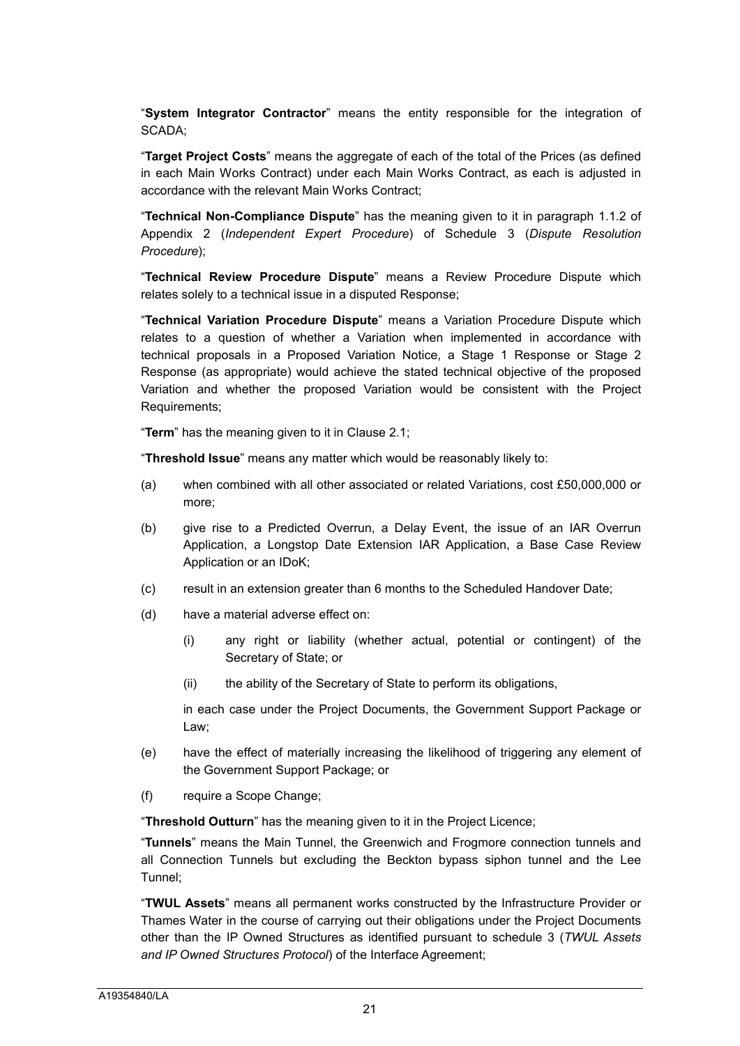"**System Integrator Contractor**" means the entity responsible for the integration of SCADA;

"**Target Project Costs**" means the aggregate of each of the total of the Prices (as defined in each Main Works Contract) under each Main Works Contract, as each is adjusted in accordance with the relevant Main Works Contract;

"**Technical Non-Compliance Dispute**" has the meaning given to it in paragraph 1.1.2 of Appendix 2 (*Independent Expert Procedure*) of Schedule 3 (*Dispute Resolution Procedure*);

"**Technical Review Procedure Dispute**" means a Review Procedure Dispute which relates solely to a technical issue in a disputed Response;

"**Technical Variation Procedure Dispute**" means a Variation Procedure Dispute which relates to a question of whether a Variation when implemented in accordance with technical proposals in a Proposed Variation Notice, a Stage 1 Response or Stage 2 Response (as appropriate) would achieve the stated technical objective of the proposed Variation and whether the proposed Variation would be consistent with the Project Requirements;

"**Term**" has the meaning given to it in Clause 2.1;

"**Threshold Issue**" means any matter which would be reasonably likely to:

(a) when combined with all other associated or related Variations, cost £50,000,000 or more;

(b) give rise to a Predicted Overrun, a Delay Event, the issue of an IAR Overrun Application, a Longstop Date Extension IAR Application, a Base Case Review Application or an IDoK;

(c) result in an extension greater than 6 months to the Scheduled Handover Date;

(d) have a material adverse effect on:

   (i) any right or liability (whether actual, potential or contingent) of the Secretary of State; or

   (ii) the ability of the Secretary of State to perform its obligations,

   in each case under the Project Documents, the Government Support Package or Law;

(e) have the effect of materially increasing the likelihood of triggering any element of the Government Support Package; or

(f) require a Scope Change;

"**Threshold Outturn**" has the meaning given to it in the Project Licence;

"**Tunnels**" means the Main Tunnel, the Greenwich and Frogmore connection tunnels and all Connection Tunnels but excluding the Beckton bypass siphon tunnel and the Lee Tunnel;

"**TWUL Assets**" means all permanent works constructed by the Infrastructure Provider or Thames Water in the course of carrying out their obligations under the Project Documents other than the IP Owned Structures as identified pursuant to schedule 3 (*TWUL Assets and IP Owned Structures Protocol*) of the Interface Agreement;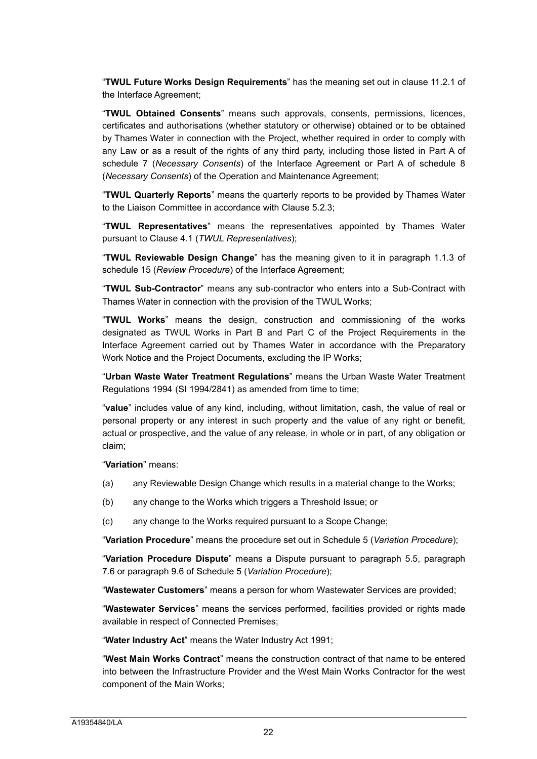"**TWUL Future Works Design Requirements**" has the meaning set out in clause 11.2.1 of the Interface Agreement;

"**TWUL Obtained Consents**" means such approvals, consents, permissions, licences, certificates and authorisations (whether statutory or otherwise) obtained or to be obtained by Thames Water in connection with the Project, whether required in order to comply with any Law or as a result of the rights of any third party, including those listed in Part A of schedule 7 (*Necessary Consents*) of the Interface Agreement or Part A of schedule 8 (*Necessary Consents*) of the Operation and Maintenance Agreement;

"**TWUL Quarterly Reports**" means the quarterly reports to be provided by Thames Water to the Liaison Committee in accordance with Clause 5.2.3;

"**TWUL Representatives**" means the representatives appointed by Thames Water pursuant to Clause 4.1 (*TWUL Representatives*);

"**TWUL Reviewable Design Change**" has the meaning given to it in paragraph 1.1.3 of schedule 15 (*Review Procedure*) of the Interface Agreement;

"**TWUL Sub-Contractor**" means any sub-contractor who enters into a Sub-Contract with Thames Water in connection with the provision of the TWUL Works;

"**TWUL Works**" means the design, construction and commissioning of the works designated as TWUL Works in Part B and Part C of the Project Requirements in the Interface Agreement carried out by Thames Water in accordance with the Preparatory Work Notice and the Project Documents, excluding the IP Works;

"**Urban Waste Water Treatment Regulations**" means the Urban Waste Water Treatment Regulations 1994 (SI 1994/2841) as amended from time to time;

"**value**" includes value of any kind, including, without limitation, cash, the value of real or personal property or any interest in such property and the value of any right or benefit, actual or prospective, and the value of any release, in whole or in part, of any obligation or claim;

"**Variation**" means:

(a) any Reviewable Design Change which results in a material change to the Works;

(b) any change to the Works which triggers a Threshold Issue; or

(c) any change to the Works required pursuant to a Scope Change;

"**Variation Procedure**" means the procedure set out in Schedule 5 (*Variation Procedure*);

"**Variation Procedure Dispute**" means a Dispute pursuant to paragraph 5.5, paragraph 7.6 or paragraph 9.6 of Schedule 5 (*Variation Procedure*);

"**Wastewater Customers**" means a person for whom Wastewater Services are provided;

"**Wastewater Services**" means the services performed, facilities provided or rights made available in respect of Connected Premises;

"**Water Industry Act**" means the Water Industry Act 1991;

"**West Main Works Contract**" means the construction contract of that name to be entered into between the Infrastructure Provider and the West Main Works Contractor for the west component of the Main Works;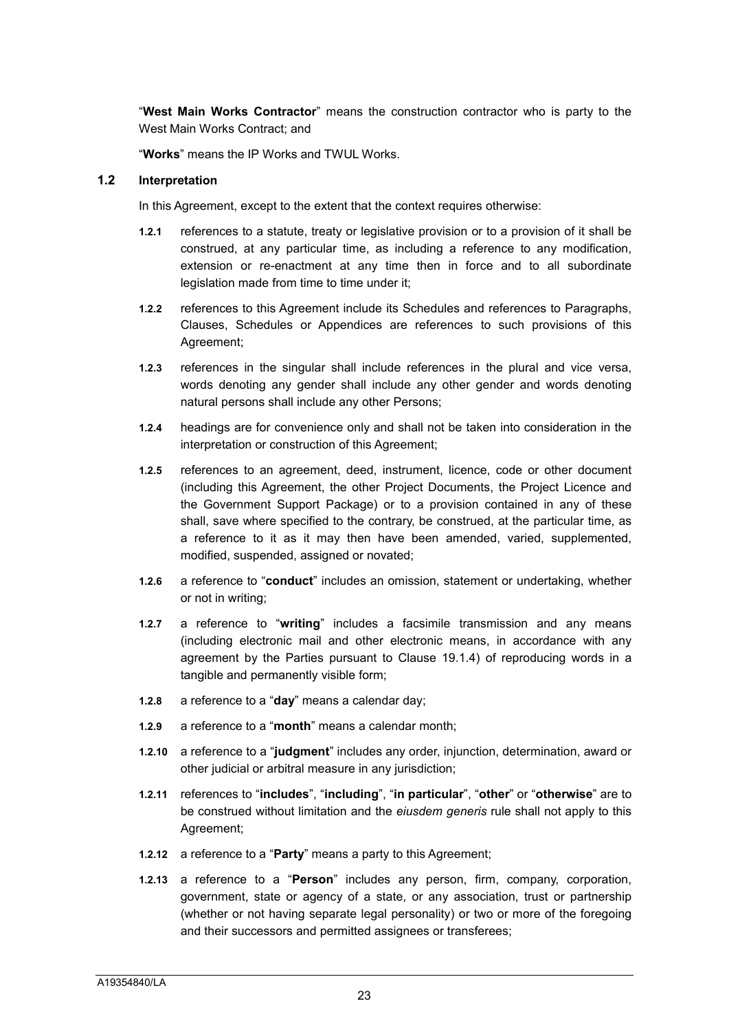"**West Main Works Contractor**" means the construction contractor who is party to the West Main Works Contract; and

"**Works**" means the IP Works and TWUL Works.

### 1.2 Interpretation

In this Agreement, except to the extent that the context requires otherwise:

**1.2.1** references to a statute, treaty or legislative provision or to a provision of it shall be construed, at any particular time, as including a reference to any modification, extension or re-enactment at any time then in force and to all subordinate legislation made from time to time under it;

**1.2.2** references to this Agreement include its Schedules and references to Paragraphs, Clauses, Schedules or Appendices are references to such provisions of this Agreement;

**1.2.3** references in the singular shall include references in the plural and vice versa, words denoting any gender shall include any other gender and words denoting natural persons shall include any other Persons;

**1.2.4** headings are for convenience only and shall not be taken into consideration in the interpretation or construction of this Agreement;

**1.2.5** references to an agreement, deed, instrument, licence, code or other document (including this Agreement, the other Project Documents, the Project Licence and the Government Support Package) or to a provision contained in any of these shall, save where specified to the contrary, be construed, at the particular time, as a reference to it as it may then have been amended, varied, supplemented, modified, suspended, assigned or novated;

**1.2.6** a reference to "**conduct**" includes an omission, statement or undertaking, whether or not in writing;

**1.2.7** a reference to "**writing**" includes a facsimile transmission and any means (including electronic mail and other electronic means, in accordance with any agreement by the Parties pursuant to Clause 19.1.4) of reproducing words in a tangible and permanently visible form;

**1.2.8** a reference to a "**day**" means a calendar day;

**1.2.9** a reference to a "**month**" means a calendar month;

**1.2.10** a reference to a "**judgment**" includes any order, injunction, determination, award or other judicial or arbitral measure in any jurisdiction;

**1.2.11** references to "**includes**", "**including**", "**in particular**", "**other**" or "**otherwise**" are to be construed without limitation and the *eiusdem generis* rule shall not apply to this Agreement;

**1.2.12** a reference to a "**Party**" means a party to this Agreement;

**1.2.13** a reference to a "**Person**" includes any person, firm, company, corporation, government, state or agency of a state, or any association, trust or partnership (whether or not having separate legal personality) or two or more of the foregoing and their successors and permitted assignees or transferees;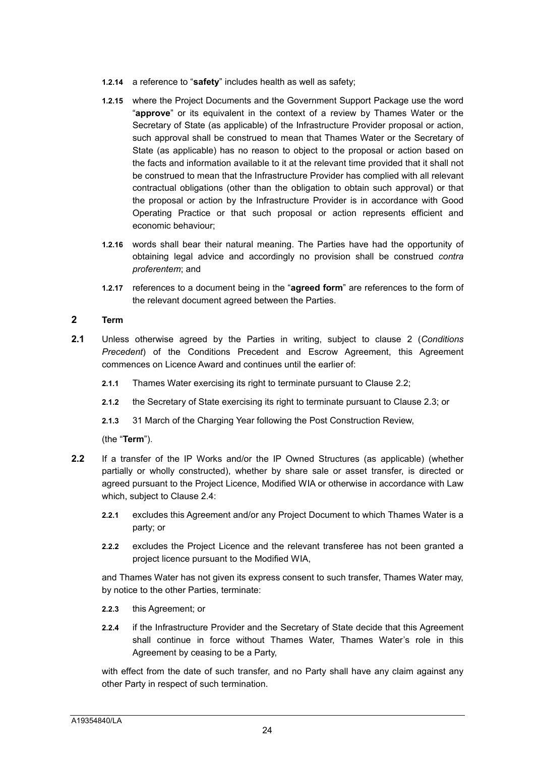**1.2.14** a reference to "**safety**" includes health as well as safety;

**1.2.15** where the Project Documents and the Government Support Package use the word "**approve**" or its equivalent in the context of a review by Thames Water or the Secretary of State (as applicable) of the Infrastructure Provider proposal or action, such approval shall be construed to mean that Thames Water or the Secretary of State (as applicable) has no reason to object to the proposal or action based on the facts and information available to it at the relevant time provided that it shall not be construed to mean that the Infrastructure Provider has complied with all relevant contractual obligations (other than the obligation to obtain such approval) or that the proposal or action by the Infrastructure Provider is in accordance with Good Operating Practice or that such proposal or action represents efficient and economic behaviour;

**1.2.16** words shall bear their natural meaning. The Parties have had the opportunity of obtaining legal advice and accordingly no provision shall be construed *contra proferentem*; and

**1.2.17** references to a document being in the "**agreed form**" are references to the form of the relevant document agreed between the Parties.

## 2 Term

**2.1** Unless otherwise agreed by the Parties in writing, subject to clause 2 (*Conditions Precedent*) of the Conditions Precedent and Escrow Agreement, this Agreement commences on Licence Award and continues until the earlier of:

**2.1.1** Thames Water exercising its right to terminate pursuant to Clause 2.2;

**2.1.2** the Secretary of State exercising its right to terminate pursuant to Clause 2.3; or

**2.1.3** 31 March of the Charging Year following the Post Construction Review,

(the "**Term**").

**2.2** If a transfer of the IP Works and/or the IP Owned Structures (as applicable) (whether partially or wholly constructed), whether by share sale or asset transfer, is directed or agreed pursuant to the Project Licence, Modified WIA or otherwise in accordance with Law which, subject to Clause 2.4:

**2.2.1** excludes this Agreement and/or any Project Document to which Thames Water is a party; or

**2.2.2** excludes the Project Licence and the relevant transferee has not been granted a project licence pursuant to the Modified WIA,

and Thames Water has not given its express consent to such transfer, Thames Water may, by notice to the other Parties, terminate:

**2.2.3** this Agreement; or

**2.2.4** if the Infrastructure Provider and the Secretary of State decide that this Agreement shall continue in force without Thames Water, Thames Water's role in this Agreement by ceasing to be a Party,

with effect from the date of such transfer, and no Party shall have any claim against any other Party in respect of such termination.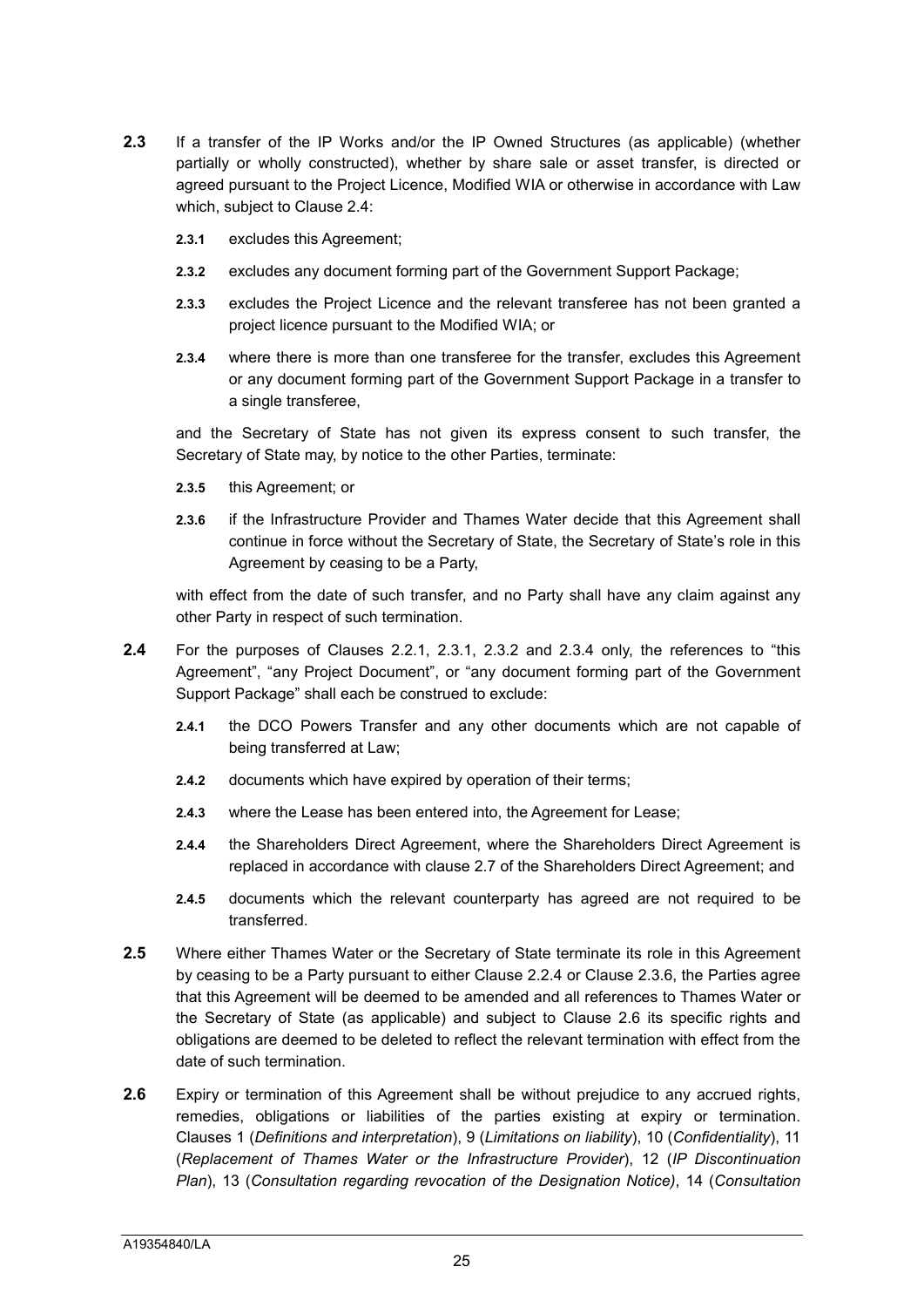**2.3** If a transfer of the IP Works and/or the IP Owned Structures (as applicable) (whether partially or wholly constructed), whether by share sale or asset transfer, is directed or agreed pursuant to the Project Licence, Modified WIA or otherwise in accordance with Law which, subject to Clause 2.4:

**2.3.1** excludes this Agreement;

**2.3.2** excludes any document forming part of the Government Support Package;

**2.3.3** excludes the Project Licence and the relevant transferee has not been granted a project licence pursuant to the Modified WIA; or

**2.3.4** where there is more than one transferee for the transfer, excludes this Agreement or any document forming part of the Government Support Package in a transfer to a single transferee,

and the Secretary of State has not given its express consent to such transfer, the Secretary of State may, by notice to the other Parties, terminate:

**2.3.5** this Agreement; or

**2.3.6** if the Infrastructure Provider and Thames Water decide that this Agreement shall continue in force without the Secretary of State, the Secretary of State's role in this Agreement by ceasing to be a Party,

with effect from the date of such transfer, and no Party shall have any claim against any other Party in respect of such termination.

**2.4** For the purposes of Clauses 2.2.1, 2.3.1, 2.3.2 and 2.3.4 only, the references to "this Agreement", "any Project Document", or "any document forming part of the Government Support Package" shall each be construed to exclude:

**2.4.1** the DCO Powers Transfer and any other documents which are not capable of being transferred at Law;

**2.4.2** documents which have expired by operation of their terms;

**2.4.3** where the Lease has been entered into, the Agreement for Lease;

**2.4.4** the Shareholders Direct Agreement, where the Shareholders Direct Agreement is replaced in accordance with clause 2.7 of the Shareholders Direct Agreement; and

**2.4.5** documents which the relevant counterparty has agreed are not required to be transferred.

**2.5** Where either Thames Water or the Secretary of State terminate its role in this Agreement by ceasing to be a Party pursuant to either Clause 2.2.4 or Clause 2.3.6, the Parties agree that this Agreement will be deemed to be amended and all references to Thames Water or the Secretary of State (as applicable) and subject to Clause 2.6 its specific rights and obligations are deemed to be deleted to reflect the relevant termination with effect from the date of such termination.

**2.6** Expiry or termination of this Agreement shall be without prejudice to any accrued rights, remedies, obligations or liabilities of the parties existing at expiry or termination. Clauses 1 (*Definitions and interpretation*), 9 (*Limitations on liability*), 10 (*Confidentiality*), 11 (*Replacement of Thames Water or the Infrastructure Provider*), 12 (*IP Discontinuation Plan*), 13 (*Consultation regarding revocation of the Designation Notice)*, 14 (*Consultation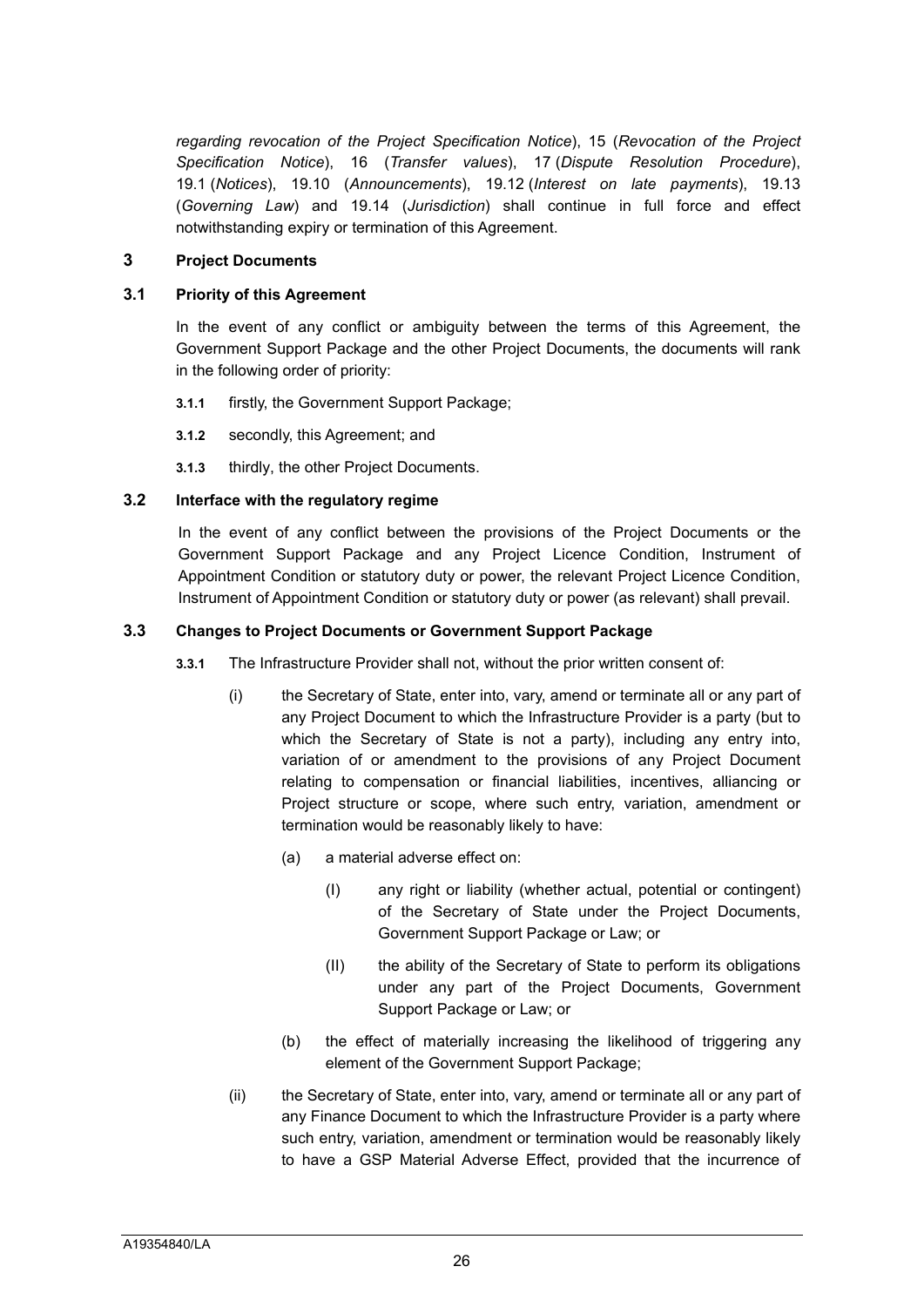*regarding revocation of the Project Specification Notice*), 15 (*Revocation of the Project Specification Notice*), 16 (*Transfer values*), 17 (*Dispute Resolution Procedure*), 19.1 (*Notices*), 19.10 (*Announcements*), 19.12 (*Interest on late payments*), 19.13 (*Governing Law*) and 19.14 (*Jurisdiction*) shall continue in full force and effect notwithstanding expiry or termination of this Agreement.

## 3 Project Documents

### 3.1 Priority of this Agreement

In the event of any conflict or ambiguity between the terms of this Agreement, the Government Support Package and the other Project Documents, the documents will rank in the following order of priority:

**3.1.1** firstly, the Government Support Package;

**3.1.2** secondly, this Agreement; and

**3.1.3** thirdly, the other Project Documents.

### 3.2 Interface with the regulatory regime

In the event of any conflict between the provisions of the Project Documents or the Government Support Package and any Project Licence Condition, Instrument of Appointment Condition or statutory duty or power, the relevant Project Licence Condition, Instrument of Appointment Condition or statutory duty or power (as relevant) shall prevail.

### 3.3 Changes to Project Documents or Government Support Package

**3.3.1** The Infrastructure Provider shall not, without the prior written consent of:

(i) the Secretary of State, enter into, vary, amend or terminate all or any part of any Project Document to which the Infrastructure Provider is a party (but to which the Secretary of State is not a party), including any entry into, variation of or amendment to the provisions of any Project Document relating to compensation or financial liabilities, incentives, alliancing or Project structure or scope, where such entry, variation, amendment or termination would be reasonably likely to have:

(a) a material adverse effect on:

(I) any right or liability (whether actual, potential or contingent) of the Secretary of State under the Project Documents, Government Support Package or Law; or

(II) the ability of the Secretary of State to perform its obligations under any part of the Project Documents, Government Support Package or Law; or

(b) the effect of materially increasing the likelihood of triggering any element of the Government Support Package;

(ii) the Secretary of State, enter into, vary, amend or terminate all or any part of any Finance Document to which the Infrastructure Provider is a party where such entry, variation, amendment or termination would be reasonably likely to have a GSP Material Adverse Effect, provided that the incurrence of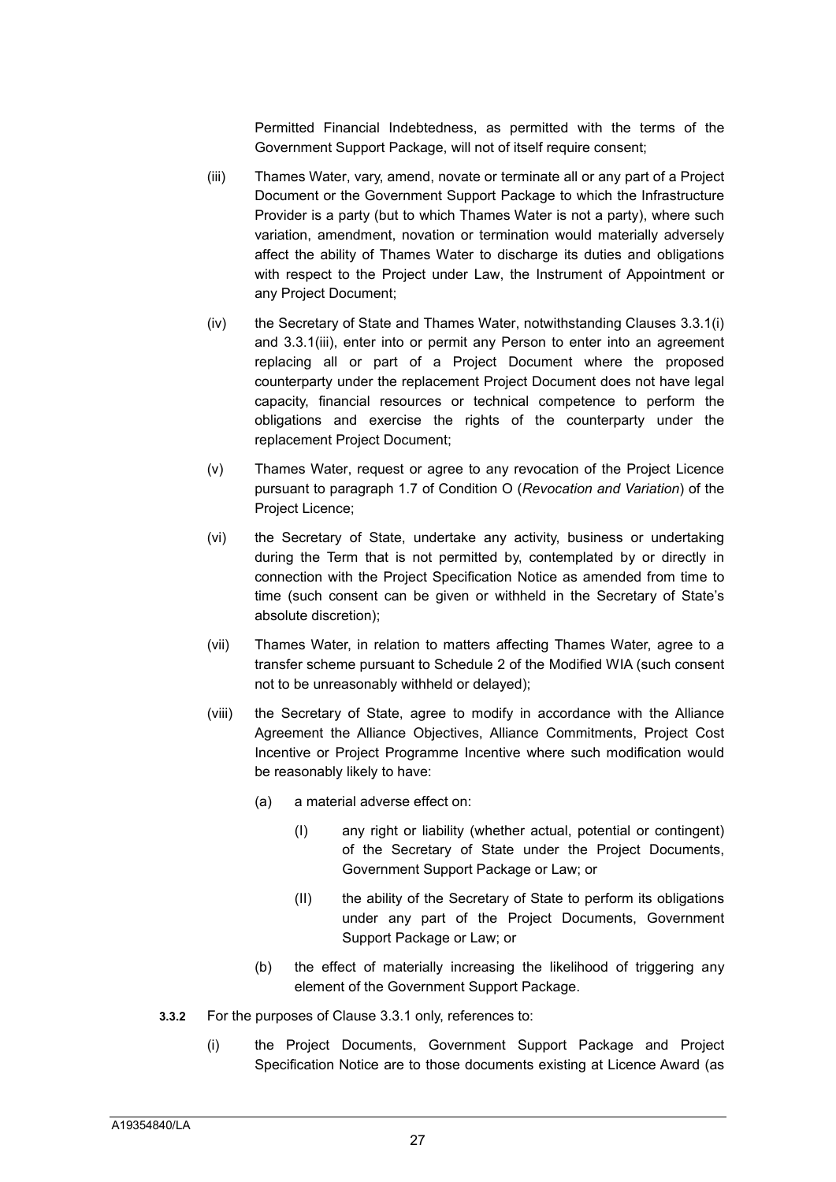Permitted Financial Indebtedness, as permitted with the terms of the Government Support Package, will not of itself require consent;

(iii) Thames Water, vary, amend, novate or terminate all or any part of a Project Document or the Government Support Package to which the Infrastructure Provider is a party (but to which Thames Water is not a party), where such variation, amendment, novation or termination would materially adversely affect the ability of Thames Water to discharge its duties and obligations with respect to the Project under Law, the Instrument of Appointment or any Project Document;

(iv) the Secretary of State and Thames Water, notwithstanding Clauses 3.3.1(i) and 3.3.1(iii), enter into or permit any Person to enter into an agreement replacing all or part of a Project Document where the proposed counterparty under the replacement Project Document does not have legal capacity, financial resources or technical competence to perform the obligations and exercise the rights of the counterparty under the replacement Project Document;

(v) Thames Water, request or agree to any revocation of the Project Licence pursuant to paragraph 1.7 of Condition O (*Revocation and Variation*) of the Project Licence;

(vi) the Secretary of State, undertake any activity, business or undertaking during the Term that is not permitted by, contemplated by or directly in connection with the Project Specification Notice as amended from time to time (such consent can be given or withheld in the Secretary of State's absolute discretion);

(vii) Thames Water, in relation to matters affecting Thames Water, agree to a transfer scheme pursuant to Schedule 2 of the Modified WIA (such consent not to be unreasonably withheld or delayed);

(viii) the Secretary of State, agree to modify in accordance with the Alliance Agreement the Alliance Objectives, Alliance Commitments, Project Cost Incentive or Project Programme Incentive where such modification would be reasonably likely to have:

   (a) a material adverse effect on:

      (I) any right or liability (whether actual, potential or contingent) of the Secretary of State under the Project Documents, Government Support Package or Law; or

      (II) the ability of the Secretary of State to perform its obligations under any part of the Project Documents, Government Support Package or Law; or

   (b) the effect of materially increasing the likelihood of triggering any element of the Government Support Package.

**3.3.2** For the purposes of Clause 3.3.1 only, references to:

(i) the Project Documents, Government Support Package and Project Specification Notice are to those documents existing at Licence Award (as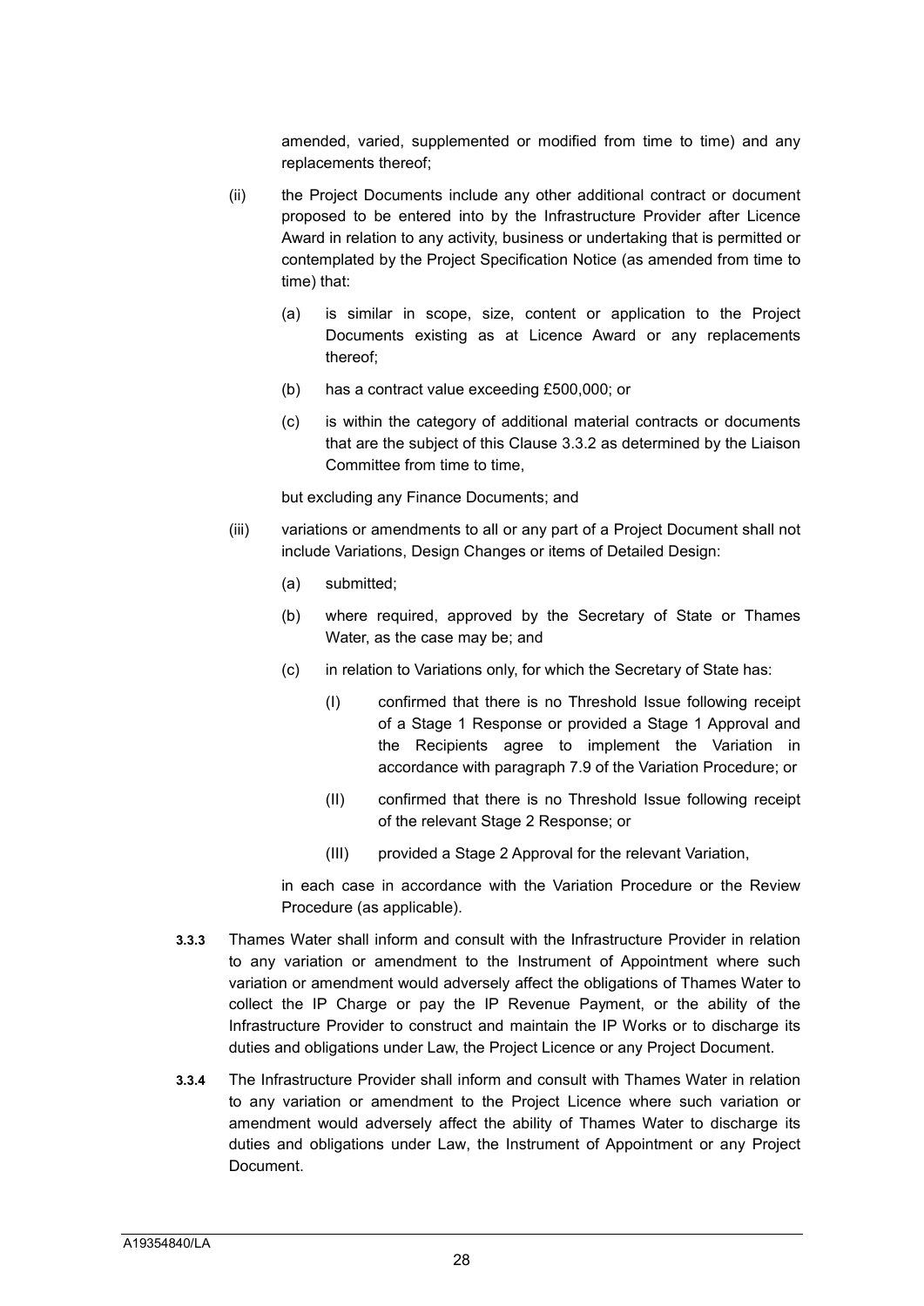amended, varied, supplemented or modified from time to time) and any replacements thereof;

(ii) the Project Documents include any other additional contract or document proposed to be entered into by the Infrastructure Provider after Licence Award in relation to any activity, business or undertaking that is permitted or contemplated by the Project Specification Notice (as amended from time to time) that:

  (a) is similar in scope, size, content or application to the Project Documents existing as at Licence Award or any replacements thereof;

  (b) has a contract value exceeding £500,000; or

  (c) is within the category of additional material contracts or documents that are the subject of this Clause 3.3.2 as determined by the Liaison Committee from time to time,

  but excluding any Finance Documents; and

(iii) variations or amendments to all or any part of a Project Document shall not include Variations, Design Changes or items of Detailed Design:

  (a) submitted;

  (b) where required, approved by the Secretary of State or Thames Water, as the case may be; and

  (c) in relation to Variations only, for which the Secretary of State has:

    (I) confirmed that there is no Threshold Issue following receipt of a Stage 1 Response or provided a Stage 1 Approval and the Recipients agree to implement the Variation in accordance with paragraph 7.9 of the Variation Procedure; or

    (II) confirmed that there is no Threshold Issue following receipt of the relevant Stage 2 Response; or

    (III) provided a Stage 2 Approval for the relevant Variation,

  in each case in accordance with the Variation Procedure or the Review Procedure (as applicable).

**3.3.3** Thames Water shall inform and consult with the Infrastructure Provider in relation to any variation or amendment to the Instrument of Appointment where such variation or amendment would adversely affect the obligations of Thames Water to collect the IP Charge or pay the IP Revenue Payment, or the ability of the Infrastructure Provider to construct and maintain the IP Works or to discharge its duties and obligations under Law, the Project Licence or any Project Document.

**3.3.4** The Infrastructure Provider shall inform and consult with Thames Water in relation to any variation or amendment to the Project Licence where such variation or amendment would adversely affect the ability of Thames Water to discharge its duties and obligations under Law, the Instrument of Appointment or any Project Document.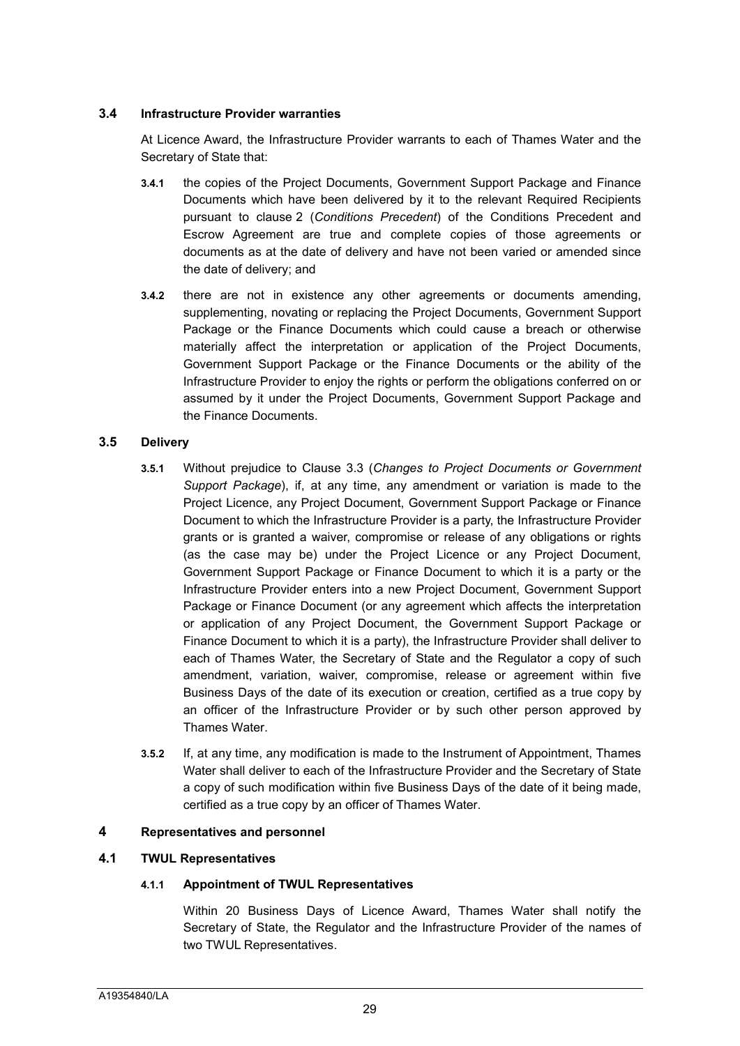### 3.4 Infrastructure Provider warranties

At Licence Award, the Infrastructure Provider warrants to each of Thames Water and the Secretary of State that:

**3.4.1** the copies of the Project Documents, Government Support Package and Finance Documents which have been delivered by it to the relevant Required Recipients pursuant to clause 2 (*Conditions Precedent*) of the Conditions Precedent and Escrow Agreement are true and complete copies of those agreements or documents as at the date of delivery and have not been varied or amended since the date of delivery; and

**3.4.2** there are not in existence any other agreements or documents amending, supplementing, novating or replacing the Project Documents, Government Support Package or the Finance Documents which could cause a breach or otherwise materially affect the interpretation or application of the Project Documents, Government Support Package or the Finance Documents or the ability of the Infrastructure Provider to enjoy the rights or perform the obligations conferred on or assumed by it under the Project Documents, Government Support Package and the Finance Documents.

### 3.5 Delivery

**3.5.1** Without prejudice to Clause 3.3 (*Changes to Project Documents or Government Support Package*), if, at any time, any amendment or variation is made to the Project Licence, any Project Document, Government Support Package or Finance Document to which the Infrastructure Provider is a party, the Infrastructure Provider grants or is granted a waiver, compromise or release of any obligations or rights (as the case may be) under the Project Licence or any Project Document, Government Support Package or Finance Document to which it is a party or the Infrastructure Provider enters into a new Project Document, Government Support Package or Finance Document (or any agreement which affects the interpretation or application of any Project Document, the Government Support Package or Finance Document to which it is a party), the Infrastructure Provider shall deliver to each of Thames Water, the Secretary of State and the Regulator a copy of such amendment, variation, waiver, compromise, release or agreement within five Business Days of the date of its execution or creation, certified as a true copy by an officer of the Infrastructure Provider or by such other person approved by Thames Water.

**3.5.2** If, at any time, any modification is made to the Instrument of Appointment, Thames Water shall deliver to each of the Infrastructure Provider and the Secretary of State a copy of such modification within five Business Days of the date of it being made, certified as a true copy by an officer of Thames Water.

## 4 Representatives and personnel

### 4.1 TWUL Representatives

#### 4.1.1 Appointment of TWUL Representatives

Within 20 Business Days of Licence Award, Thames Water shall notify the Secretary of State, the Regulator and the Infrastructure Provider of the names of two TWUL Representatives.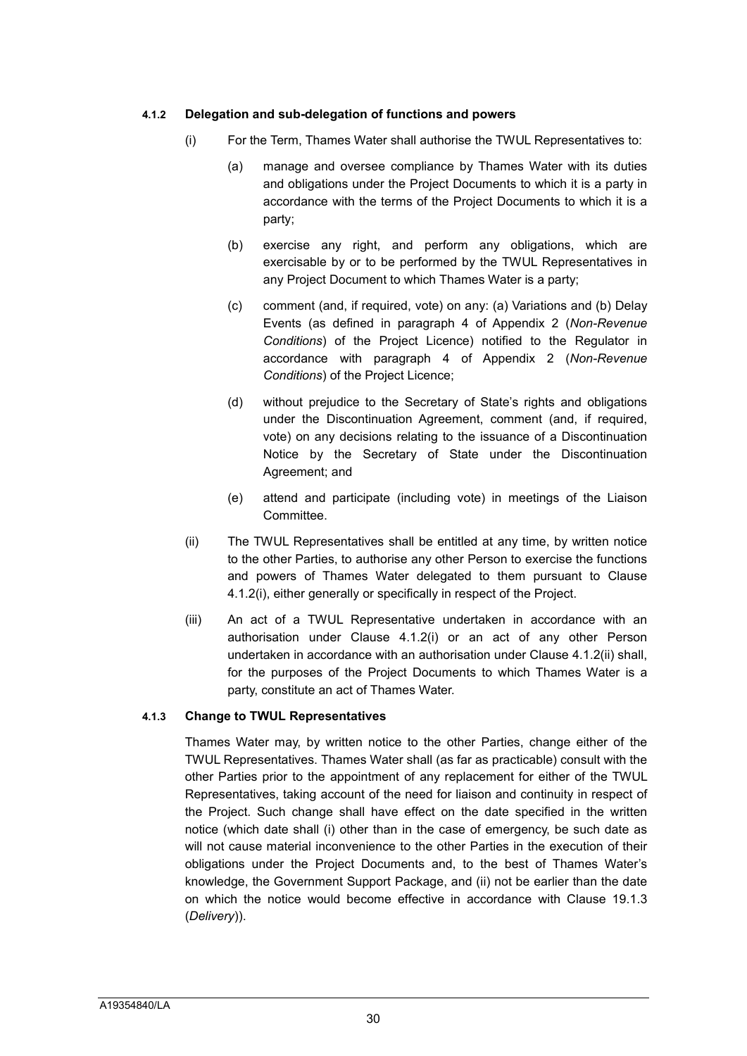#### 4.1.2 Delegation and sub-delegation of functions and powers

(i) For the Term, Thames Water shall authorise the TWUL Representatives to:

(a) manage and oversee compliance by Thames Water with its duties and obligations under the Project Documents to which it is a party in accordance with the terms of the Project Documents to which it is a party;

(b) exercise any right, and perform any obligations, which are exercisable by or to be performed by the TWUL Representatives in any Project Document to which Thames Water is a party;

(c) comment (and, if required, vote) on any: (a) Variations and (b) Delay Events (as defined in paragraph 4 of Appendix 2 (*Non-Revenue Conditions*) of the Project Licence) notified to the Regulator in accordance with paragraph 4 of Appendix 2 (*Non-Revenue Conditions*) of the Project Licence;

(d) without prejudice to the Secretary of State's rights and obligations under the Discontinuation Agreement, comment (and, if required, vote) on any decisions relating to the issuance of a Discontinuation Notice by the Secretary of State under the Discontinuation Agreement; and

(e) attend and participate (including vote) in meetings of the Liaison Committee.

(ii) The TWUL Representatives shall be entitled at any time, by written notice to the other Parties, to authorise any other Person to exercise the functions and powers of Thames Water delegated to them pursuant to Clause 4.1.2(i), either generally or specifically in respect of the Project.

(iii) An act of a TWUL Representative undertaken in accordance with an authorisation under Clause 4.1.2(i) or an act of any other Person undertaken in accordance with an authorisation under Clause 4.1.2(ii) shall, for the purposes of the Project Documents to which Thames Water is a party, constitute an act of Thames Water.

#### 4.1.3 Change to TWUL Representatives

Thames Water may, by written notice to the other Parties, change either of the TWUL Representatives. Thames Water shall (as far as practicable) consult with the other Parties prior to the appointment of any replacement for either of the TWUL Representatives, taking account of the need for liaison and continuity in respect of the Project. Such change shall have effect on the date specified in the written notice (which date shall (i) other than in the case of emergency, be such date as will not cause material inconvenience to the other Parties in the execution of their obligations under the Project Documents and, to the best of Thames Water's knowledge, the Government Support Package, and (ii) not be earlier than the date on which the notice would become effective in accordance with Clause 19.1.3 (*Delivery*)).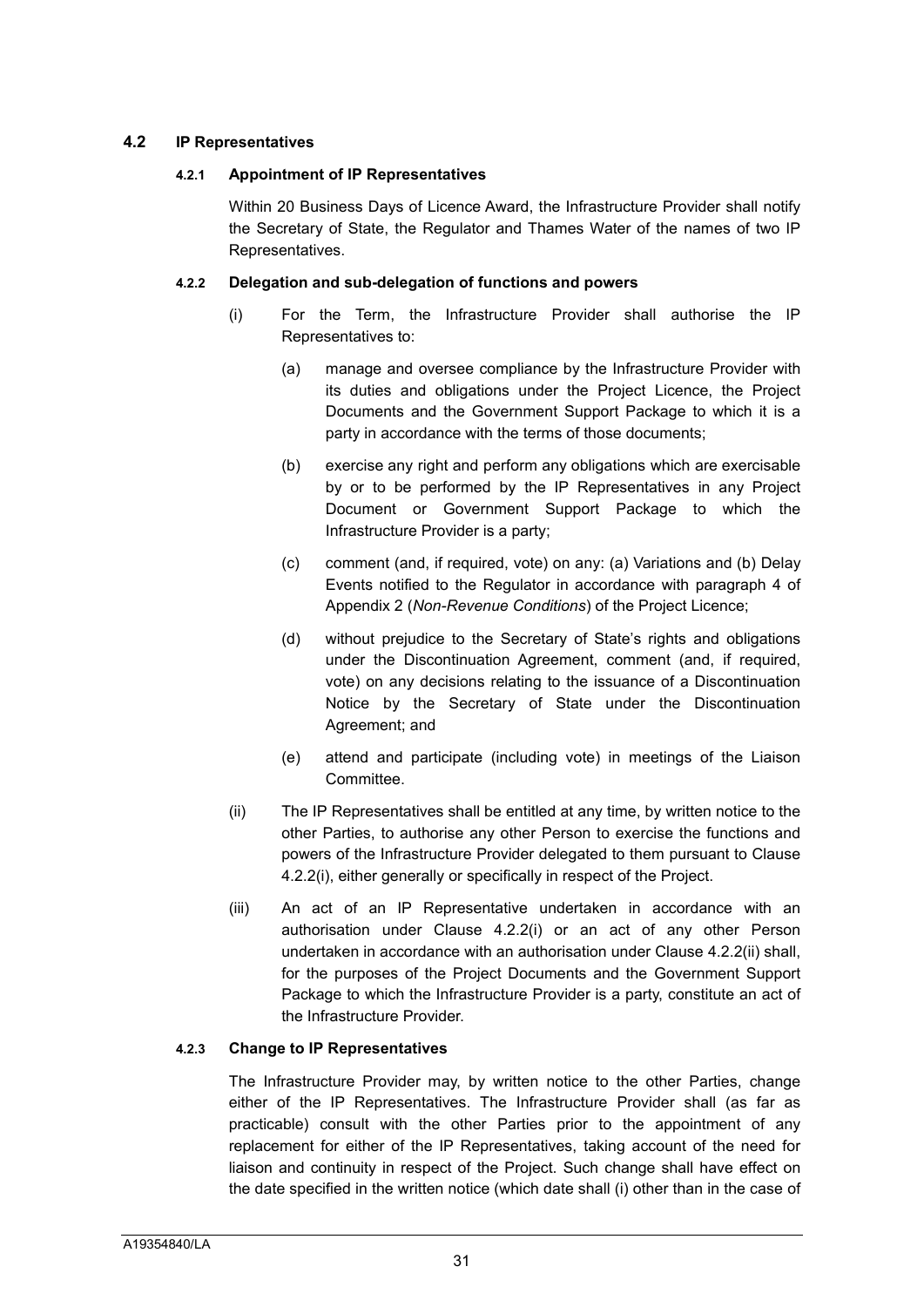## 4.2 IP Representatives

### 4.2.1 Appointment of IP Representatives

Within 20 Business Days of Licence Award, the Infrastructure Provider shall notify the Secretary of State, the Regulator and Thames Water of the names of two IP Representatives.

### 4.2.2 Delegation and sub-delegation of functions and powers

(i) For the Term, the Infrastructure Provider shall authorise the IP Representatives to:

(a) manage and oversee compliance by the Infrastructure Provider with its duties and obligations under the Project Licence, the Project Documents and the Government Support Package to which it is a party in accordance with the terms of those documents;

(b) exercise any right and perform any obligations which are exercisable by or to be performed by the IP Representatives in any Project Document or Government Support Package to which the Infrastructure Provider is a party;

(c) comment (and, if required, vote) on any: (a) Variations and (b) Delay Events notified to the Regulator in accordance with paragraph 4 of Appendix 2 (*Non-Revenue Conditions*) of the Project Licence;

(d) without prejudice to the Secretary of State's rights and obligations under the Discontinuation Agreement, comment (and, if required, vote) on any decisions relating to the issuance of a Discontinuation Notice by the Secretary of State under the Discontinuation Agreement; and

(e) attend and participate (including vote) in meetings of the Liaison Committee.

(ii) The IP Representatives shall be entitled at any time, by written notice to the other Parties, to authorise any other Person to exercise the functions and powers of the Infrastructure Provider delegated to them pursuant to Clause 4.2.2(i), either generally or specifically in respect of the Project.

(iii) An act of an IP Representative undertaken in accordance with an authorisation under Clause 4.2.2(i) or an act of any other Person undertaken in accordance with an authorisation under Clause 4.2.2(ii) shall, for the purposes of the Project Documents and the Government Support Package to which the Infrastructure Provider is a party, constitute an act of the Infrastructure Provider.

### 4.2.3 Change to IP Representatives

The Infrastructure Provider may, by written notice to the other Parties, change either of the IP Representatives. The Infrastructure Provider shall (as far as practicable) consult with the other Parties prior to the appointment of any replacement for either of the IP Representatives, taking account of the need for liaison and continuity in respect of the Project. Such change shall have effect on the date specified in the written notice (which date shall (i) other than in the case of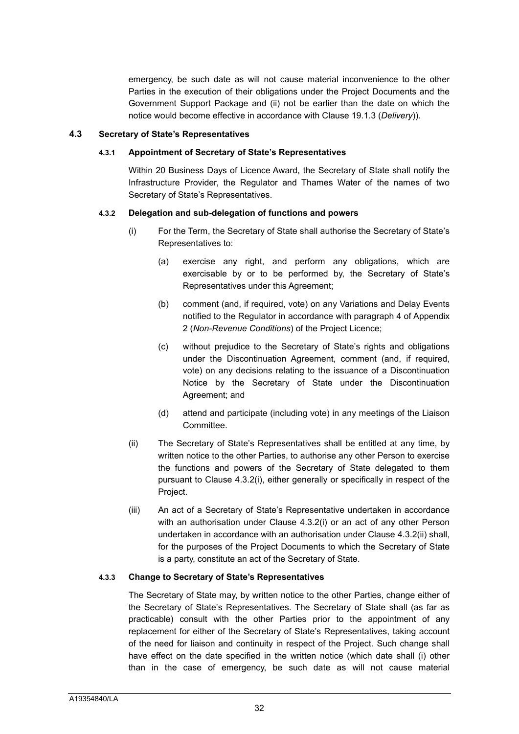emergency, be such date as will not cause material inconvenience to the other Parties in the execution of their obligations under the Project Documents and the Government Support Package and (ii) not be earlier than the date on which the notice would become effective in accordance with Clause 19.1.3 (*Delivery*)).

### 4.3 Secretary of State's Representatives

#### 4.3.1 Appointment of Secretary of State's Representatives

Within 20 Business Days of Licence Award, the Secretary of State shall notify the Infrastructure Provider, the Regulator and Thames Water of the names of two Secretary of State's Representatives.

#### 4.3.2 Delegation and sub-delegation of functions and powers

(i) For the Term, the Secretary of State shall authorise the Secretary of State's Representatives to:

(a) exercise any right, and perform any obligations, which are exercisable by or to be performed by, the Secretary of State's Representatives under this Agreement;

(b) comment (and, if required, vote) on any Variations and Delay Events notified to the Regulator in accordance with paragraph 4 of Appendix 2 (*Non-Revenue Conditions*) of the Project Licence;

(c) without prejudice to the Secretary of State's rights and obligations under the Discontinuation Agreement, comment (and, if required, vote) on any decisions relating to the issuance of a Discontinuation Notice by the Secretary of State under the Discontinuation Agreement; and

(d) attend and participate (including vote) in any meetings of the Liaison Committee.

(ii) The Secretary of State's Representatives shall be entitled at any time, by written notice to the other Parties, to authorise any other Person to exercise the functions and powers of the Secretary of State delegated to them pursuant to Clause 4.3.2(i), either generally or specifically in respect of the Project.

(iii) An act of a Secretary of State's Representative undertaken in accordance with an authorisation under Clause 4.3.2(i) or an act of any other Person undertaken in accordance with an authorisation under Clause 4.3.2(ii) shall, for the purposes of the Project Documents to which the Secretary of State is a party, constitute an act of the Secretary of State.

#### 4.3.3 Change to Secretary of State's Representatives

The Secretary of State may, by written notice to the other Parties, change either of the Secretary of State's Representatives. The Secretary of State shall (as far as practicable) consult with the other Parties prior to the appointment of any replacement for either of the Secretary of State's Representatives, taking account of the need for liaison and continuity in respect of the Project. Such change shall have effect on the date specified in the written notice (which date shall (i) other than in the case of emergency, be such date as will not cause material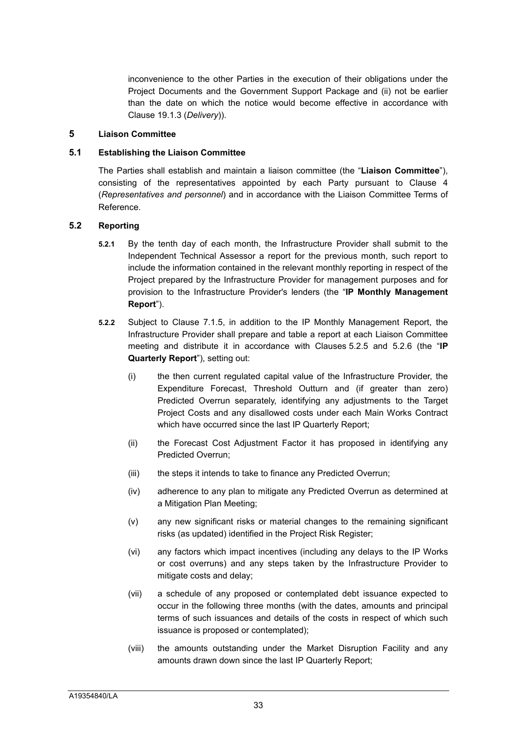inconvenience to the other Parties in the execution of their obligations under the Project Documents and the Government Support Package and (ii) not be earlier than the date on which the notice would become effective in accordance with Clause 19.1.3 (*Delivery*)).

## 5 Liaison Committee

### 5.1 Establishing the Liaison Committee

The Parties shall establish and maintain a liaison committee (the "**Liaison Committee**"), consisting of the representatives appointed by each Party pursuant to Clause 4 (*Representatives and personnel*) and in accordance with the Liaison Committee Terms of Reference.

### 5.2 Reporting

**5.2.1** By the tenth day of each month, the Infrastructure Provider shall submit to the Independent Technical Assessor a report for the previous month, such report to include the information contained in the relevant monthly reporting in respect of the Project prepared by the Infrastructure Provider for management purposes and for provision to the Infrastructure Provider's lenders (the "**IP Monthly Management Report**").

**5.2.2** Subject to Clause 7.1.5, in addition to the IP Monthly Management Report, the Infrastructure Provider shall prepare and table a report at each Liaison Committee meeting and distribute it in accordance with Clauses 5.2.5 and 5.2.6 (the "**IP Quarterly Report**"), setting out:

(i) the then current regulated capital value of the Infrastructure Provider, the Expenditure Forecast, Threshold Outturn and (if greater than zero) Predicted Overrun separately, identifying any adjustments to the Target Project Costs and any disallowed costs under each Main Works Contract which have occurred since the last IP Quarterly Report;

(ii) the Forecast Cost Adjustment Factor it has proposed in identifying any Predicted Overrun;

(iii) the steps it intends to take to finance any Predicted Overrun;

(iv) adherence to any plan to mitigate any Predicted Overrun as determined at a Mitigation Plan Meeting;

(v) any new significant risks or material changes to the remaining significant risks (as updated) identified in the Project Risk Register;

(vi) any factors which impact incentives (including any delays to the IP Works or cost overruns) and any steps taken by the Infrastructure Provider to mitigate costs and delay;

(vii) a schedule of any proposed or contemplated debt issuance expected to occur in the following three months (with the dates, amounts and principal terms of such issuances and details of the costs in respect of which such issuance is proposed or contemplated);

(viii) the amounts outstanding under the Market Disruption Facility and any amounts drawn down since the last IP Quarterly Report;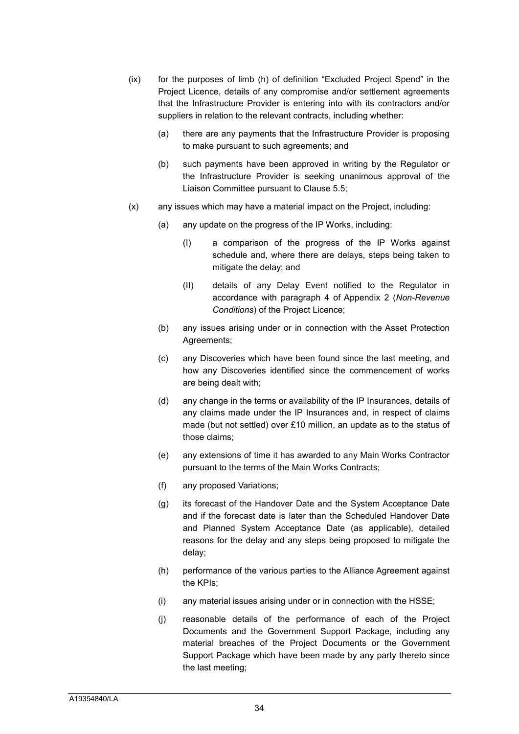(ix) for the purposes of limb (h) of definition "Excluded Project Spend" in the Project Licence, details of any compromise and/or settlement agreements that the Infrastructure Provider is entering into with its contractors and/or suppliers in relation to the relevant contracts, including whether:

   (a) there are any payments that the Infrastructure Provider is proposing to make pursuant to such agreements; and

   (b) such payments have been approved in writing by the Regulator or the Infrastructure Provider is seeking unanimous approval of the Liaison Committee pursuant to Clause 5.5;

(x) any issues which may have a material impact on the Project, including:

   (a) any update on the progress of the IP Works, including:

      (I) a comparison of the progress of the IP Works against schedule and, where there are delays, steps being taken to mitigate the delay; and

      (II) details of any Delay Event notified to the Regulator in accordance with paragraph 4 of Appendix 2 (*Non-Revenue Conditions*) of the Project Licence;

   (b) any issues arising under or in connection with the Asset Protection Agreements;

   (c) any Discoveries which have been found since the last meeting, and how any Discoveries identified since the commencement of works are being dealt with;

   (d) any change in the terms or availability of the IP Insurances, details of any claims made under the IP Insurances and, in respect of claims made (but not settled) over £10 million, an update as to the status of those claims;

   (e) any extensions of time it has awarded to any Main Works Contractor pursuant to the terms of the Main Works Contracts;

   (f) any proposed Variations;

   (g) its forecast of the Handover Date and the System Acceptance Date and if the forecast date is later than the Scheduled Handover Date and Planned System Acceptance Date (as applicable), detailed reasons for the delay and any steps being proposed to mitigate the delay;

   (h) performance of the various parties to the Alliance Agreement against the KPIs;

   (i) any material issues arising under or in connection with the HSSE;

   (j) reasonable details of the performance of each of the Project Documents and the Government Support Package, including any material breaches of the Project Documents or the Government Support Package which have been made by any party thereto since the last meeting;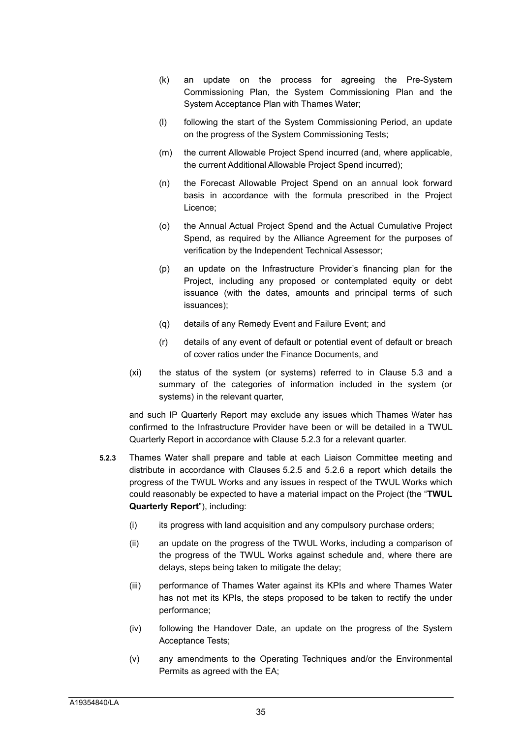(k) an update on the process for agreeing the Pre-System Commissioning Plan, the System Commissioning Plan and the System Acceptance Plan with Thames Water;

(l) following the start of the System Commissioning Period, an update on the progress of the System Commissioning Tests;

(m) the current Allowable Project Spend incurred (and, where applicable, the current Additional Allowable Project Spend incurred);

(n) the Forecast Allowable Project Spend on an annual look forward basis in accordance with the formula prescribed in the Project Licence;

(o) the Annual Actual Project Spend and the Actual Cumulative Project Spend, as required by the Alliance Agreement for the purposes of verification by the Independent Technical Assessor;

(p) an update on the Infrastructure Provider's financing plan for the Project, including any proposed or contemplated equity or debt issuance (with the dates, amounts and principal terms of such issuances);

(q) details of any Remedy Event and Failure Event; and

(r) details of any event of default or potential event of default or breach of cover ratios under the Finance Documents, and

(xi) the status of the system (or systems) referred to in Clause 5.3 and a summary of the categories of information included in the system (or systems) in the relevant quarter,

and such IP Quarterly Report may exclude any issues which Thames Water has confirmed to the Infrastructure Provider have been or will be detailed in a TWUL Quarterly Report in accordance with Clause 5.2.3 for a relevant quarter.

**5.2.3** Thames Water shall prepare and table at each Liaison Committee meeting and distribute in accordance with Clauses 5.2.5 and 5.2.6 a report which details the progress of the TWUL Works and any issues in respect of the TWUL Works which could reasonably be expected to have a material impact on the Project (the "**TWUL Quarterly Report**"), including:

(i) its progress with land acquisition and any compulsory purchase orders;

(ii) an update on the progress of the TWUL Works, including a comparison of the progress of the TWUL Works against schedule and, where there are delays, steps being taken to mitigate the delay;

(iii) performance of Thames Water against its KPIs and where Thames Water has not met its KPIs, the steps proposed to be taken to rectify the under performance;

(iv) following the Handover Date, an update on the progress of the System Acceptance Tests;

(v) any amendments to the Operating Techniques and/or the Environmental Permits as agreed with the EA;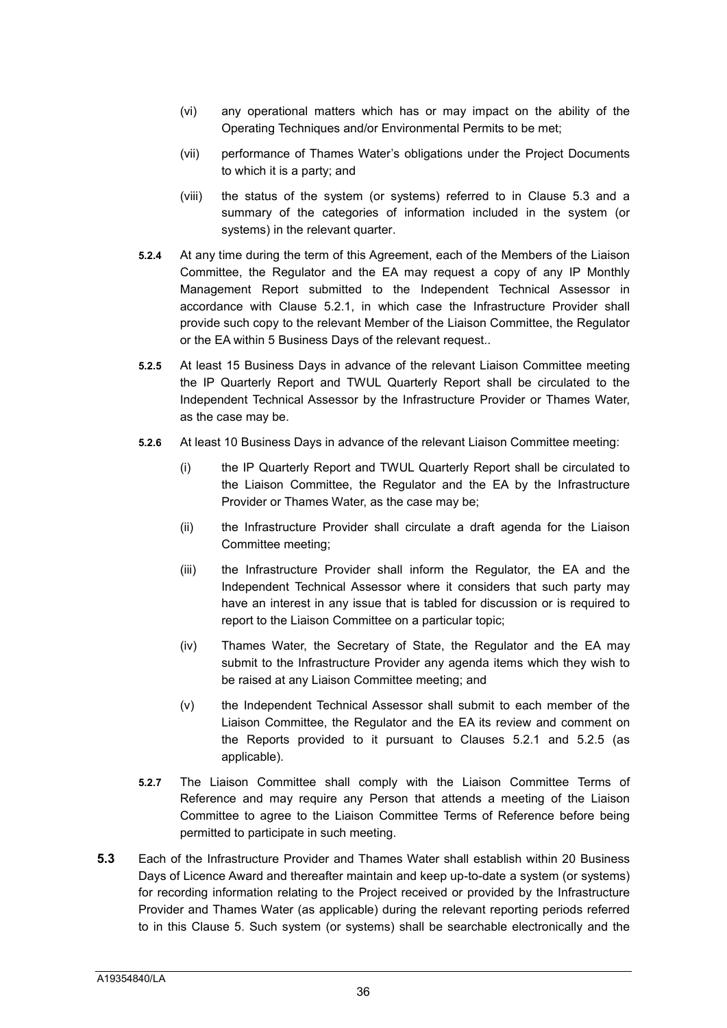(vi) any operational matters which has or may impact on the ability of the Operating Techniques and/or Environmental Permits to be met;

(vii) performance of Thames Water's obligations under the Project Documents to which it is a party; and

(viii) the status of the system (or systems) referred to in Clause 5.3 and a summary of the categories of information included in the system (or systems) in the relevant quarter.

**5.2.4** At any time during the term of this Agreement, each of the Members of the Liaison Committee, the Regulator and the EA may request a copy of any IP Monthly Management Report submitted to the Independent Technical Assessor in accordance with Clause 5.2.1, in which case the Infrastructure Provider shall provide such copy to the relevant Member of the Liaison Committee, the Regulator or the EA within 5 Business Days of the relevant request..

**5.2.5** At least 15 Business Days in advance of the relevant Liaison Committee meeting the IP Quarterly Report and TWUL Quarterly Report shall be circulated to the Independent Technical Assessor by the Infrastructure Provider or Thames Water, as the case may be.

**5.2.6** At least 10 Business Days in advance of the relevant Liaison Committee meeting:

(i) the IP Quarterly Report and TWUL Quarterly Report shall be circulated to the Liaison Committee, the Regulator and the EA by the Infrastructure Provider or Thames Water, as the case may be;

(ii) the Infrastructure Provider shall circulate a draft agenda for the Liaison Committee meeting;

(iii) the Infrastructure Provider shall inform the Regulator, the EA and the Independent Technical Assessor where it considers that such party may have an interest in any issue that is tabled for discussion or is required to report to the Liaison Committee on a particular topic;

(iv) Thames Water, the Secretary of State, the Regulator and the EA may submit to the Infrastructure Provider any agenda items which they wish to be raised at any Liaison Committee meeting; and

(v) the Independent Technical Assessor shall submit to each member of the Liaison Committee, the Regulator and the EA its review and comment on the Reports provided to it pursuant to Clauses 5.2.1 and 5.2.5 (as applicable).

**5.2.7** The Liaison Committee shall comply with the Liaison Committee Terms of Reference and may require any Person that attends a meeting of the Liaison Committee to agree to the Liaison Committee Terms of Reference before being permitted to participate in such meeting.

**5.3** Each of the Infrastructure Provider and Thames Water shall establish within 20 Business Days of Licence Award and thereafter maintain and keep up-to-date a system (or systems) for recording information relating to the Project received or provided by the Infrastructure Provider and Thames Water (as applicable) during the relevant reporting periods referred to in this Clause 5. Such system (or systems) shall be searchable electronically and the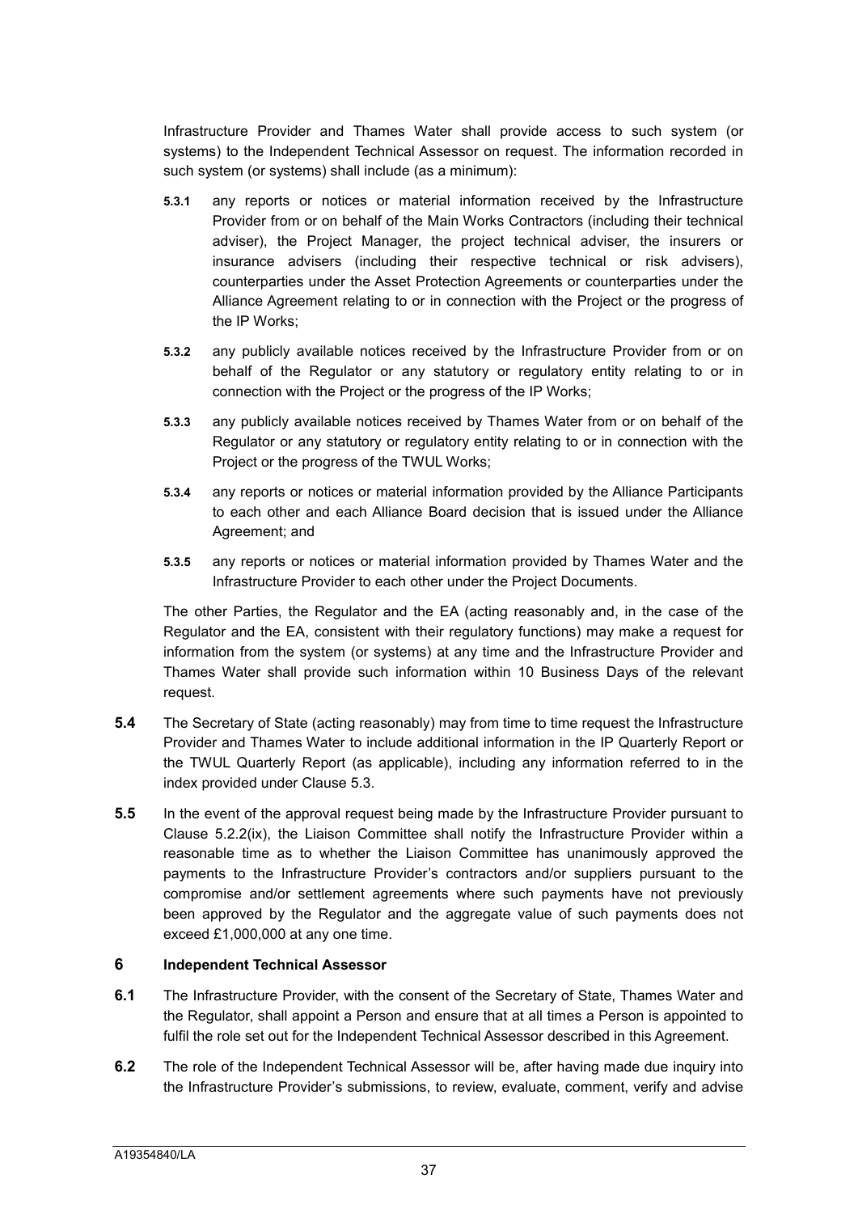Infrastructure Provider and Thames Water shall provide access to such system (or systems) to the Independent Technical Assessor on request. The information recorded in such system (or systems) shall include (as a minimum):

**5.3.1** any reports or notices or material information received by the Infrastructure Provider from or on behalf of the Main Works Contractors (including their technical adviser), the Project Manager, the project technical adviser, the insurers or insurance advisers (including their respective technical or risk advisers), counterparties under the Asset Protection Agreements or counterparties under the Alliance Agreement relating to or in connection with the Project or the progress of the IP Works;

**5.3.2** any publicly available notices received by the Infrastructure Provider from or on behalf of the Regulator or any statutory or regulatory entity relating to or in connection with the Project or the progress of the IP Works;

**5.3.3** any publicly available notices received by Thames Water from or on behalf of the Regulator or any statutory or regulatory entity relating to or in connection with the Project or the progress of the TWUL Works;

**5.3.4** any reports or notices or material information provided by the Alliance Participants to each other and each Alliance Board decision that is issued under the Alliance Agreement; and

**5.3.5** any reports or notices or material information provided by Thames Water and the Infrastructure Provider to each other under the Project Documents.

The other Parties, the Regulator and the EA (acting reasonably and, in the case of the Regulator and the EA, consistent with their regulatory functions) may make a request for information from the system (or systems) at any time and the Infrastructure Provider and Thames Water shall provide such information within 10 Business Days of the relevant request.

**5.4** The Secretary of State (acting reasonably) may from time to time request the Infrastructure Provider and Thames Water to include additional information in the IP Quarterly Report or the TWUL Quarterly Report (as applicable), including any information referred to in the index provided under Clause 5.3.

**5.5** In the event of the approval request being made by the Infrastructure Provider pursuant to Clause 5.2.2(ix), the Liaison Committee shall notify the Infrastructure Provider within a reasonable time as to whether the Liaison Committee has unanimously approved the payments to the Infrastructure Provider's contractors and/or suppliers pursuant to the compromise and/or settlement agreements where such payments have not previously been approved by the Regulator and the aggregate value of such payments does not exceed £1,000,000 at any one time.

## 6 Independent Technical Assessor

**6.1** The Infrastructure Provider, with the consent of the Secretary of State, Thames Water and the Regulator, shall appoint a Person and ensure that at all times a Person is appointed to fulfil the role set out for the Independent Technical Assessor described in this Agreement.

**6.2** The role of the Independent Technical Assessor will be, after having made due inquiry into the Infrastructure Provider's submissions, to review, evaluate, comment, verify and advise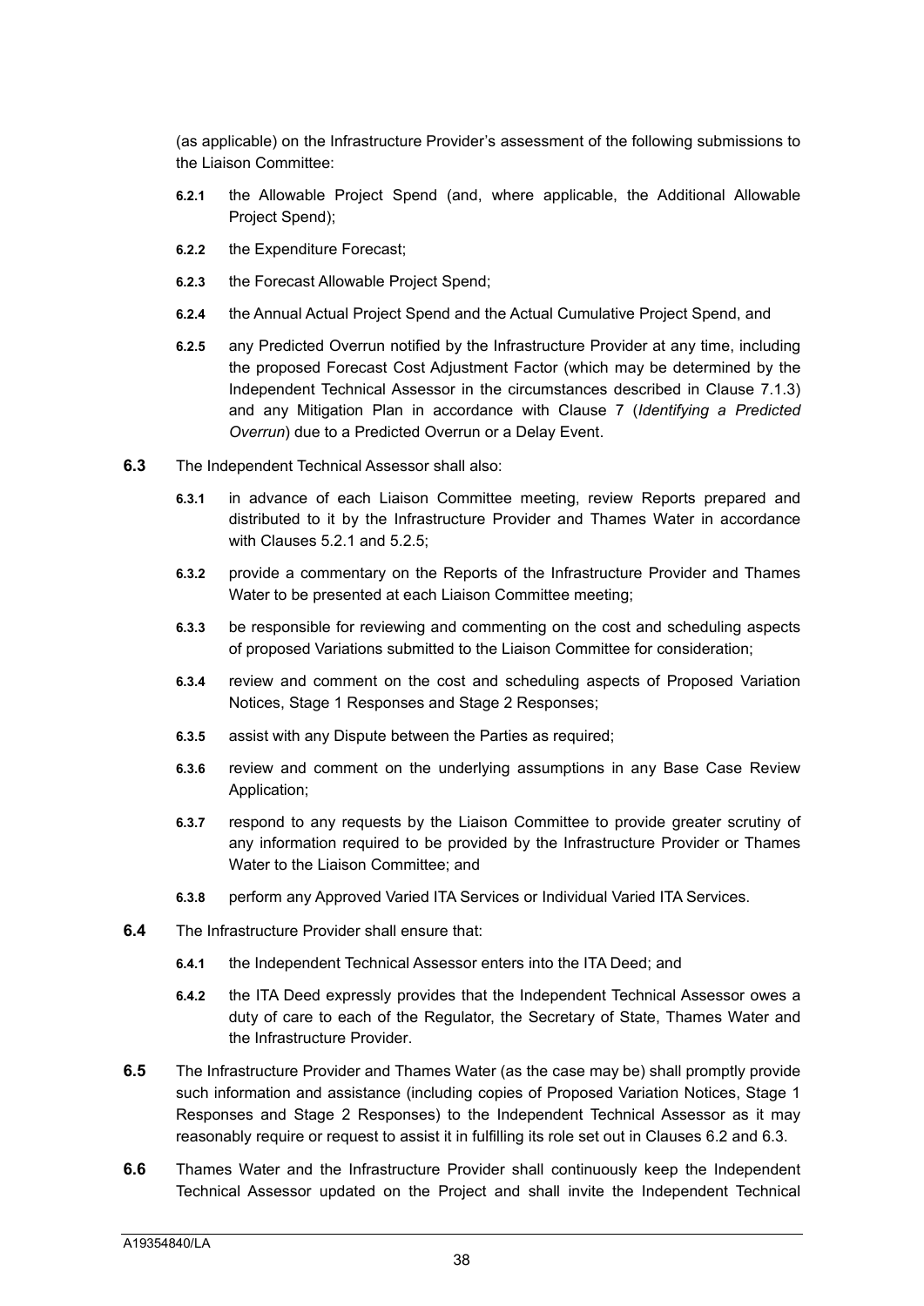(as applicable) on the Infrastructure Provider's assessment of the following submissions to the Liaison Committee:

- **6.2.1** the Allowable Project Spend (and, where applicable, the Additional Allowable Project Spend);
- **6.2.2** the Expenditure Forecast;
- **6.2.3** the Forecast Allowable Project Spend;
- **6.2.4** the Annual Actual Project Spend and the Actual Cumulative Project Spend, and
- **6.2.5** any Predicted Overrun notified by the Infrastructure Provider at any time, including the proposed Forecast Cost Adjustment Factor (which may be determined by the Independent Technical Assessor in the circumstances described in Clause 7.1.3) and any Mitigation Plan in accordance with Clause 7 (*Identifying a Predicted Overrun*) due to a Predicted Overrun or a Delay Event.

**6.3** The Independent Technical Assessor shall also:

- **6.3.1** in advance of each Liaison Committee meeting, review Reports prepared and distributed to it by the Infrastructure Provider and Thames Water in accordance with Clauses 5.2.1 and 5.2.5;
- **6.3.2** provide a commentary on the Reports of the Infrastructure Provider and Thames Water to be presented at each Liaison Committee meeting;
- **6.3.3** be responsible for reviewing and commenting on the cost and scheduling aspects of proposed Variations submitted to the Liaison Committee for consideration;
- **6.3.4** review and comment on the cost and scheduling aspects of Proposed Variation Notices, Stage 1 Responses and Stage 2 Responses;
- **6.3.5** assist with any Dispute between the Parties as required;
- **6.3.6** review and comment on the underlying assumptions in any Base Case Review Application;
- **6.3.7** respond to any requests by the Liaison Committee to provide greater scrutiny of any information required to be provided by the Infrastructure Provider or Thames Water to the Liaison Committee; and
- **6.3.8** perform any Approved Varied ITA Services or Individual Varied ITA Services.

**6.4** The Infrastructure Provider shall ensure that:

- **6.4.1** the Independent Technical Assessor enters into the ITA Deed; and
- **6.4.2** the ITA Deed expressly provides that the Independent Technical Assessor owes a duty of care to each of the Regulator, the Secretary of State, Thames Water and the Infrastructure Provider.

**6.5** The Infrastructure Provider and Thames Water (as the case may be) shall promptly provide such information and assistance (including copies of Proposed Variation Notices, Stage 1 Responses and Stage 2 Responses) to the Independent Technical Assessor as it may reasonably require or request to assist it in fulfilling its role set out in Clauses 6.2 and 6.3.

**6.6** Thames Water and the Infrastructure Provider shall continuously keep the Independent Technical Assessor updated on the Project and shall invite the Independent Technical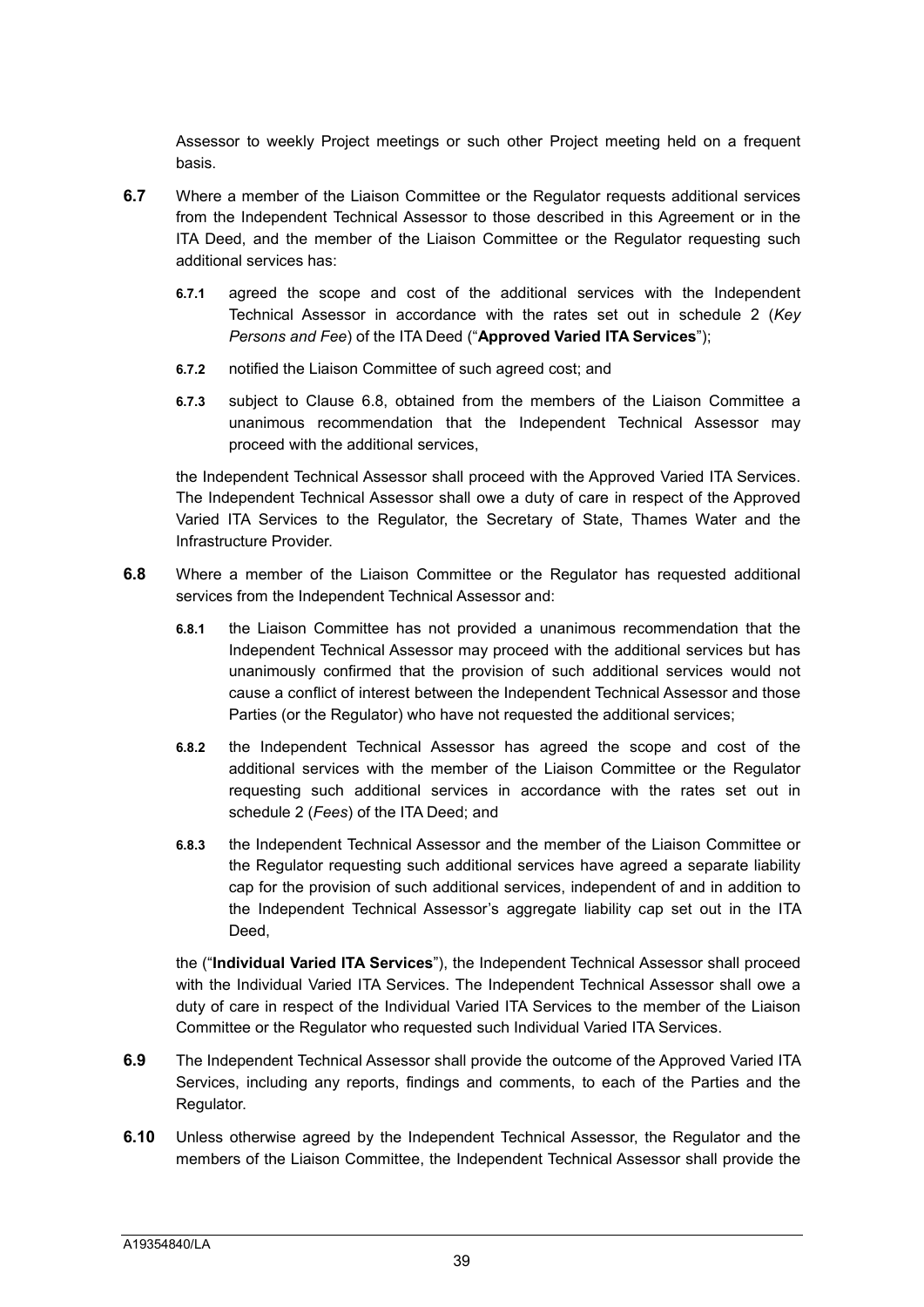Assessor to weekly Project meetings or such other Project meeting held on a frequent basis.

**6.7** Where a member of the Liaison Committee or the Regulator requests additional services from the Independent Technical Assessor to those described in this Agreement or in the ITA Deed, and the member of the Liaison Committee or the Regulator requesting such additional services has:

**6.7.1** agreed the scope and cost of the additional services with the Independent Technical Assessor in accordance with the rates set out in schedule 2 (*Key Persons and Fee*) of the ITA Deed ("**Approved Varied ITA Services**");

**6.7.2** notified the Liaison Committee of such agreed cost; and

**6.7.3** subject to Clause 6.8, obtained from the members of the Liaison Committee a unanimous recommendation that the Independent Technical Assessor may proceed with the additional services,

the Independent Technical Assessor shall proceed with the Approved Varied ITA Services. The Independent Technical Assessor shall owe a duty of care in respect of the Approved Varied ITA Services to the Regulator, the Secretary of State, Thames Water and the Infrastructure Provider.

**6.8** Where a member of the Liaison Committee or the Regulator has requested additional services from the Independent Technical Assessor and:

**6.8.1** the Liaison Committee has not provided a unanimous recommendation that the Independent Technical Assessor may proceed with the additional services but has unanimously confirmed that the provision of such additional services would not cause a conflict of interest between the Independent Technical Assessor and those Parties (or the Regulator) who have not requested the additional services;

**6.8.2** the Independent Technical Assessor has agreed the scope and cost of the additional services with the member of the Liaison Committee or the Regulator requesting such additional services in accordance with the rates set out in schedule 2 (*Fees*) of the ITA Deed; and

**6.8.3** the Independent Technical Assessor and the member of the Liaison Committee or the Regulator requesting such additional services have agreed a separate liability cap for the provision of such additional services, independent of and in addition to the Independent Technical Assessor's aggregate liability cap set out in the ITA Deed,

the ("**Individual Varied ITA Services**"), the Independent Technical Assessor shall proceed with the Individual Varied ITA Services. The Independent Technical Assessor shall owe a duty of care in respect of the Individual Varied ITA Services to the member of the Liaison Committee or the Regulator who requested such Individual Varied ITA Services.

**6.9** The Independent Technical Assessor shall provide the outcome of the Approved Varied ITA Services, including any reports, findings and comments, to each of the Parties and the Regulator.

**6.10** Unless otherwise agreed by the Independent Technical Assessor, the Regulator and the members of the Liaison Committee, the Independent Technical Assessor shall provide the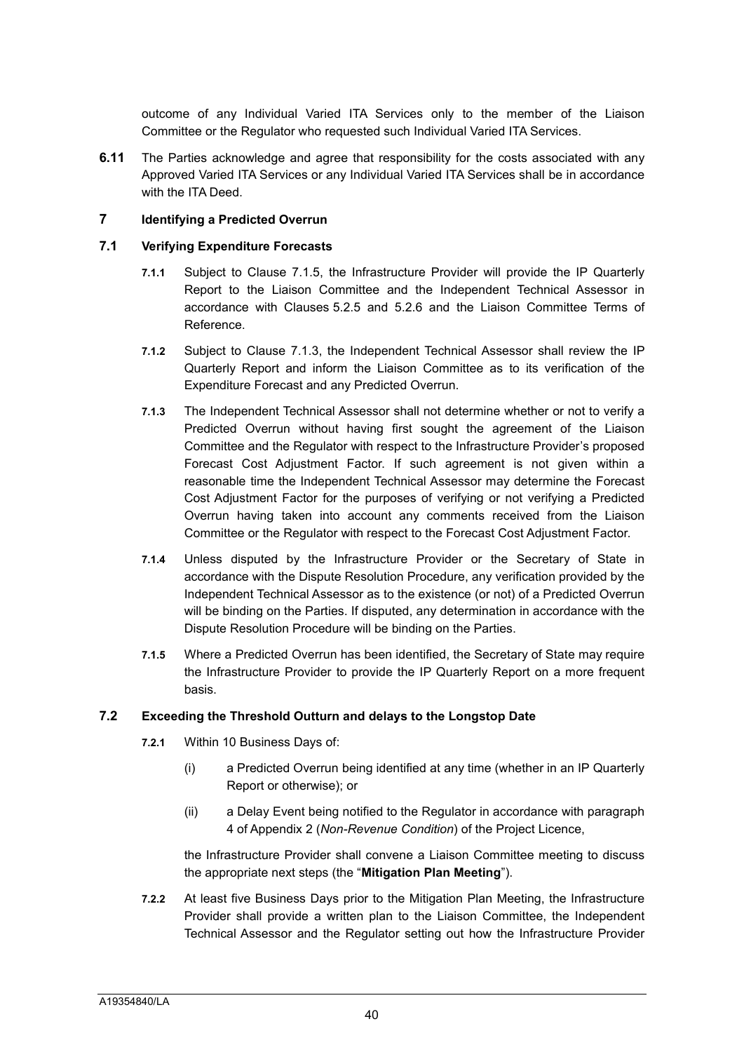outcome of any Individual Varied ITA Services only to the member of the Liaison Committee or the Regulator who requested such Individual Varied ITA Services.

**6.11** The Parties acknowledge and agree that responsibility for the costs associated with any Approved Varied ITA Services or any Individual Varied ITA Services shall be in accordance with the ITA Deed.

## 7 Identifying a Predicted Overrun

### 7.1 Verifying Expenditure Forecasts

**7.1.1** Subject to Clause 7.1.5, the Infrastructure Provider will provide the IP Quarterly Report to the Liaison Committee and the Independent Technical Assessor in accordance with Clauses 5.2.5 and 5.2.6 and the Liaison Committee Terms of Reference.

**7.1.2** Subject to Clause 7.1.3, the Independent Technical Assessor shall review the IP Quarterly Report and inform the Liaison Committee as to its verification of the Expenditure Forecast and any Predicted Overrun.

**7.1.3** The Independent Technical Assessor shall not determine whether or not to verify a Predicted Overrun without having first sought the agreement of the Liaison Committee and the Regulator with respect to the Infrastructure Provider's proposed Forecast Cost Adjustment Factor. If such agreement is not given within a reasonable time the Independent Technical Assessor may determine the Forecast Cost Adjustment Factor for the purposes of verifying or not verifying a Predicted Overrun having taken into account any comments received from the Liaison Committee or the Regulator with respect to the Forecast Cost Adjustment Factor.

**7.1.4** Unless disputed by the Infrastructure Provider or the Secretary of State in accordance with the Dispute Resolution Procedure, any verification provided by the Independent Technical Assessor as to the existence (or not) of a Predicted Overrun will be binding on the Parties. If disputed, any determination in accordance with the Dispute Resolution Procedure will be binding on the Parties.

**7.1.5** Where a Predicted Overrun has been identified, the Secretary of State may require the Infrastructure Provider to provide the IP Quarterly Report on a more frequent basis.

### 7.2 Exceeding the Threshold Outturn and delays to the Longstop Date

**7.2.1** Within 10 Business Days of:

(i) a Predicted Overrun being identified at any time (whether in an IP Quarterly Report or otherwise); or

(ii) a Delay Event being notified to the Regulator in accordance with paragraph 4 of Appendix 2 (*Non-Revenue Condition*) of the Project Licence,

the Infrastructure Provider shall convene a Liaison Committee meeting to discuss the appropriate next steps (the "**Mitigation Plan Meeting**").

**7.2.2** At least five Business Days prior to the Mitigation Plan Meeting, the Infrastructure Provider shall provide a written plan to the Liaison Committee, the Independent Technical Assessor and the Regulator setting out how the Infrastructure Provider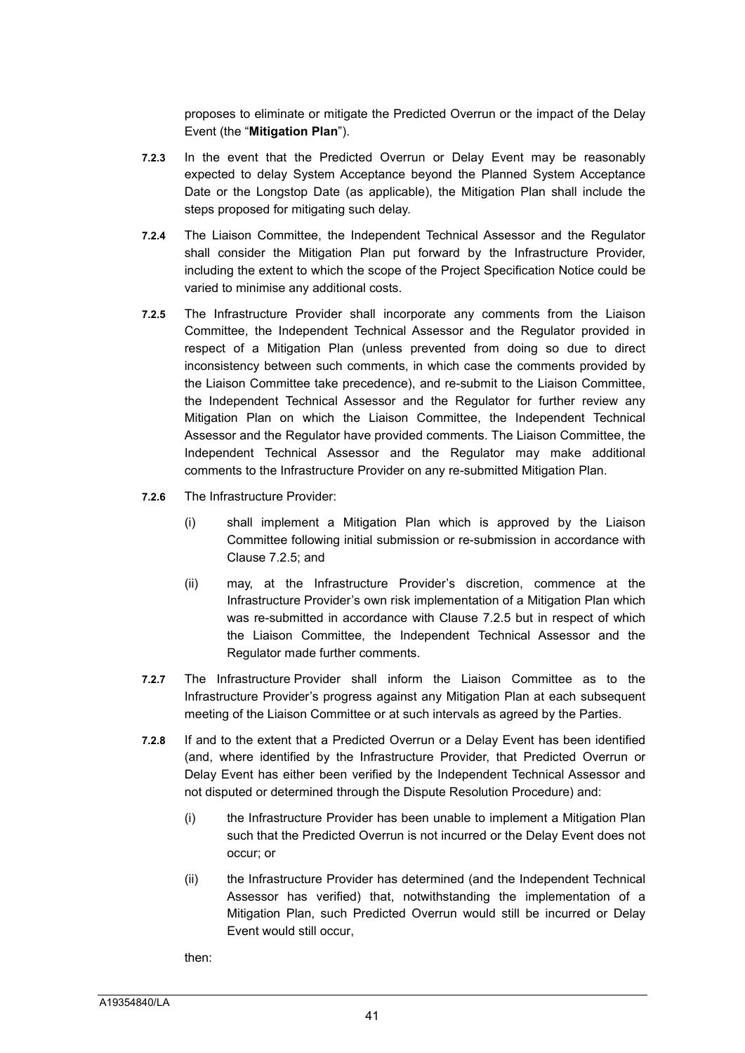proposes to eliminate or mitigate the Predicted Overrun or the impact of the Delay Event (the "**Mitigation Plan**").

**7.2.3** In the event that the Predicted Overrun or Delay Event may be reasonably expected to delay System Acceptance beyond the Planned System Acceptance Date or the Longstop Date (as applicable), the Mitigation Plan shall include the steps proposed for mitigating such delay.

**7.2.4** The Liaison Committee, the Independent Technical Assessor and the Regulator shall consider the Mitigation Plan put forward by the Infrastructure Provider, including the extent to which the scope of the Project Specification Notice could be varied to minimise any additional costs.

**7.2.5** The Infrastructure Provider shall incorporate any comments from the Liaison Committee, the Independent Technical Assessor and the Regulator provided in respect of a Mitigation Plan (unless prevented from doing so due to direct inconsistency between such comments, in which case the comments provided by the Liaison Committee take precedence), and re-submit to the Liaison Committee, the Independent Technical Assessor and the Regulator for further review any Mitigation Plan on which the Liaison Committee, the Independent Technical Assessor and the Regulator have provided comments. The Liaison Committee, the Independent Technical Assessor and the Regulator may make additional comments to the Infrastructure Provider on any re-submitted Mitigation Plan.

**7.2.6** The Infrastructure Provider:

(i) shall implement a Mitigation Plan which is approved by the Liaison Committee following initial submission or re-submission in accordance with Clause 7.2.5; and

(ii) may, at the Infrastructure Provider's discretion, commence at the Infrastructure Provider's own risk implementation of a Mitigation Plan which was re-submitted in accordance with Clause 7.2.5 but in respect of which the Liaison Committee, the Independent Technical Assessor and the Regulator made further comments.

**7.2.7** The Infrastructure Provider shall inform the Liaison Committee as to the Infrastructure Provider's progress against any Mitigation Plan at each subsequent meeting of the Liaison Committee or at such intervals as agreed by the Parties.

**7.2.8** If and to the extent that a Predicted Overrun or a Delay Event has been identified (and, where identified by the Infrastructure Provider, that Predicted Overrun or Delay Event has either been verified by the Independent Technical Assessor and not disputed or determined through the Dispute Resolution Procedure) and:

(i) the Infrastructure Provider has been unable to implement a Mitigation Plan such that the Predicted Overrun is not incurred or the Delay Event does not occur; or

(ii) the Infrastructure Provider has determined (and the Independent Technical Assessor has verified) that, notwithstanding the implementation of a Mitigation Plan, such Predicted Overrun would still be incurred or Delay Event would still occur,

then: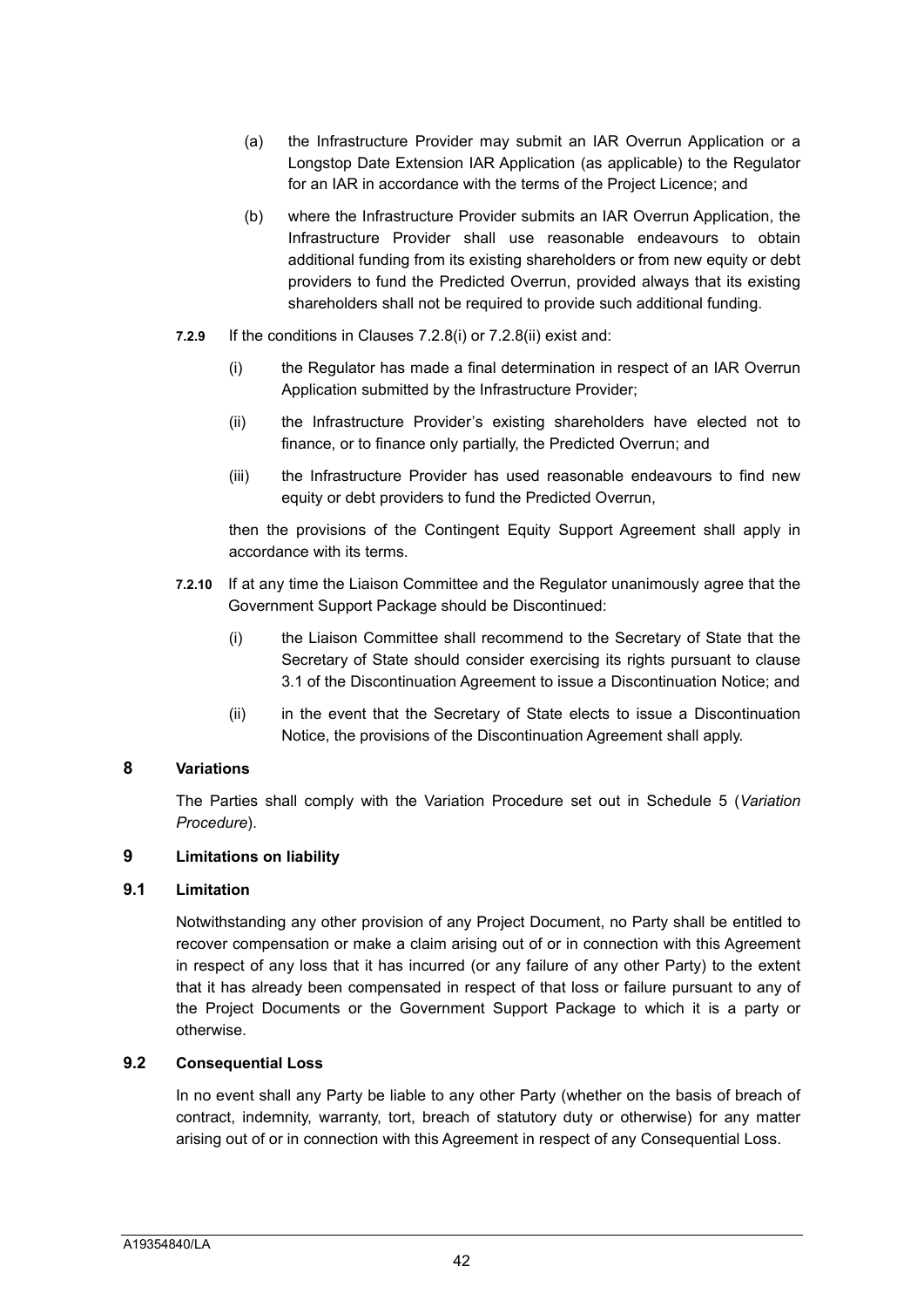(a) the Infrastructure Provider may submit an IAR Overrun Application or a Longstop Date Extension IAR Application (as applicable) to the Regulator for an IAR in accordance with the terms of the Project Licence; and

(b) where the Infrastructure Provider submits an IAR Overrun Application, the Infrastructure Provider shall use reasonable endeavours to obtain additional funding from its existing shareholders or from new equity or debt providers to fund the Predicted Overrun, provided always that its existing shareholders shall not be required to provide such additional funding.

**7.2.9** If the conditions in Clauses 7.2.8(i) or 7.2.8(ii) exist and:

(i) the Regulator has made a final determination in respect of an IAR Overrun Application submitted by the Infrastructure Provider;

(ii) the Infrastructure Provider's existing shareholders have elected not to finance, or to finance only partially, the Predicted Overrun; and

(iii) the Infrastructure Provider has used reasonable endeavours to find new equity or debt providers to fund the Predicted Overrun,

then the provisions of the Contingent Equity Support Agreement shall apply in accordance with its terms.

**7.2.10** If at any time the Liaison Committee and the Regulator unanimously agree that the Government Support Package should be Discontinued:

(i) the Liaison Committee shall recommend to the Secretary of State that the Secretary of State should consider exercising its rights pursuant to clause 3.1 of the Discontinuation Agreement to issue a Discontinuation Notice; and

(ii) in the event that the Secretary of State elects to issue a Discontinuation Notice, the provisions of the Discontinuation Agreement shall apply.

## 8 Variations

The Parties shall comply with the Variation Procedure set out in Schedule 5 (*Variation Procedure*).

## 9 Limitations on liability

### 9.1 Limitation

Notwithstanding any other provision of any Project Document, no Party shall be entitled to recover compensation or make a claim arising out of or in connection with this Agreement in respect of any loss that it has incurred (or any failure of any other Party) to the extent that it has already been compensated in respect of that loss or failure pursuant to any of the Project Documents or the Government Support Package to which it is a party or otherwise.

### 9.2 Consequential Loss

In no event shall any Party be liable to any other Party (whether on the basis of breach of contract, indemnity, warranty, tort, breach of statutory duty or otherwise) for any matter arising out of or in connection with this Agreement in respect of any Consequential Loss.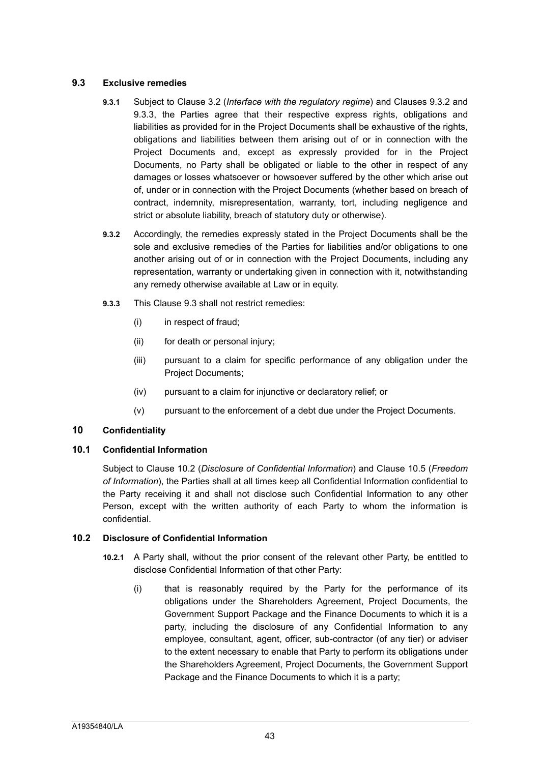### 9.3 Exclusive remedies

**9.3.1** Subject to Clause 3.2 (*Interface with the regulatory regime*) and Clauses 9.3.2 and 9.3.3, the Parties agree that their respective express rights, obligations and liabilities as provided for in the Project Documents shall be exhaustive of the rights, obligations and liabilities between them arising out of or in connection with the Project Documents and, except as expressly provided for in the Project Documents, no Party shall be obligated or liable to the other in respect of any damages or losses whatsoever or howsoever suffered by the other which arise out of, under or in connection with the Project Documents (whether based on breach of contract, indemnity, misrepresentation, warranty, tort, including negligence and strict or absolute liability, breach of statutory duty or otherwise).

**9.3.2** Accordingly, the remedies expressly stated in the Project Documents shall be the sole and exclusive remedies of the Parties for liabilities and/or obligations to one another arising out of or in connection with the Project Documents, including any representation, warranty or undertaking given in connection with it, notwithstanding any remedy otherwise available at Law or in equity.

**9.3.3** This Clause 9.3 shall not restrict remedies:

(i) in respect of fraud;

(ii) for death or personal injury;

(iii) pursuant to a claim for specific performance of any obligation under the Project Documents;

(iv) pursuant to a claim for injunctive or declaratory relief; or

(v) pursuant to the enforcement of a debt due under the Project Documents.

## 10 Confidentiality

### 10.1 Confidential Information

Subject to Clause 10.2 (*Disclosure of Confidential Information*) and Clause 10.5 (*Freedom of Information*), the Parties shall at all times keep all Confidential Information confidential to the Party receiving it and shall not disclose such Confidential Information to any other Person, except with the written authority of each Party to whom the information is confidential.

### 10.2 Disclosure of Confidential Information

**10.2.1** A Party shall, without the prior consent of the relevant other Party, be entitled to disclose Confidential Information of that other Party:

(i) that is reasonably required by the Party for the performance of its obligations under the Shareholders Agreement, Project Documents, the Government Support Package and the Finance Documents to which it is a party, including the disclosure of any Confidential Information to any employee, consultant, agent, officer, sub-contractor (of any tier) or adviser to the extent necessary to enable that Party to perform its obligations under the Shareholders Agreement, Project Documents, the Government Support Package and the Finance Documents to which it is a party;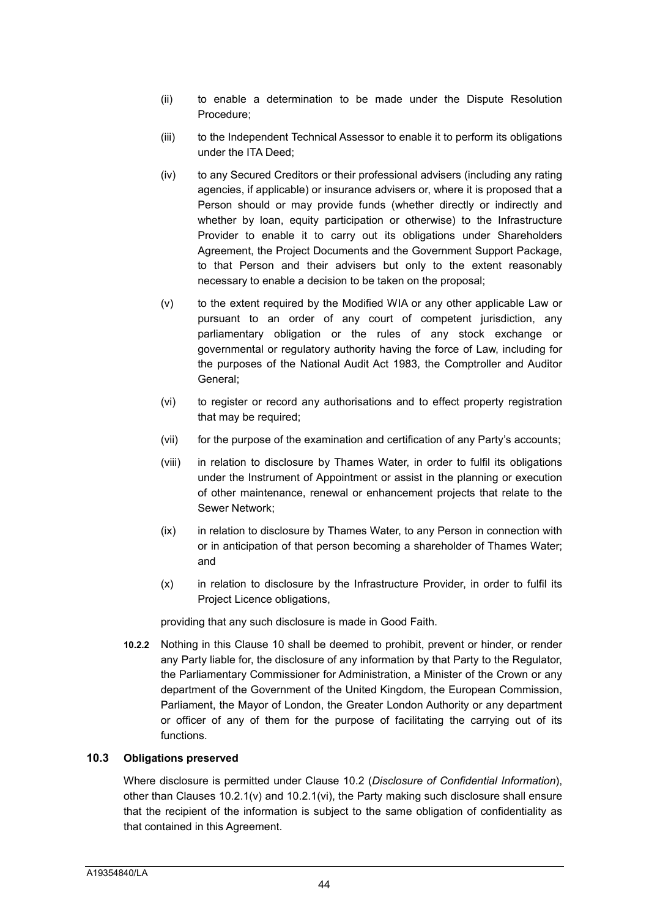(ii) to enable a determination to be made under the Dispute Resolution Procedure;

(iii) to the Independent Technical Assessor to enable it to perform its obligations under the ITA Deed;

(iv) to any Secured Creditors or their professional advisers (including any rating agencies, if applicable) or insurance advisers or, where it is proposed that a Person should or may provide funds (whether directly or indirectly and whether by loan, equity participation or otherwise) to the Infrastructure Provider to enable it to carry out its obligations under Shareholders Agreement, the Project Documents and the Government Support Package, to that Person and their advisers but only to the extent reasonably necessary to enable a decision to be taken on the proposal;

(v) to the extent required by the Modified WIA or any other applicable Law or pursuant to an order of any court of competent jurisdiction, any parliamentary obligation or the rules of any stock exchange or governmental or regulatory authority having the force of Law, including for the purposes of the National Audit Act 1983, the Comptroller and Auditor General;

(vi) to register or record any authorisations and to effect property registration that may be required;

(vii) for the purpose of the examination and certification of any Party's accounts;

(viii) in relation to disclosure by Thames Water, in order to fulfil its obligations under the Instrument of Appointment or assist in the planning or execution of other maintenance, renewal or enhancement projects that relate to the Sewer Network;

(ix) in relation to disclosure by Thames Water, to any Person in connection with or in anticipation of that person becoming a shareholder of Thames Water; and

(x) in relation to disclosure by the Infrastructure Provider, in order to fulfil its Project Licence obligations,

providing that any such disclosure is made in Good Faith.

**10.2.2** Nothing in this Clause 10 shall be deemed to prohibit, prevent or hinder, or render any Party liable for, the disclosure of any information by that Party to the Regulator, the Parliamentary Commissioner for Administration, a Minister of the Crown or any department of the Government of the United Kingdom, the European Commission, Parliament, the Mayor of London, the Greater London Authority or any department or officer of any of them for the purpose of facilitating the carrying out of its functions.

### 10.3 Obligations preserved

Where disclosure is permitted under Clause 10.2 (*Disclosure of Confidential Information*), other than Clauses 10.2.1(v) and 10.2.1(vi), the Party making such disclosure shall ensure that the recipient of the information is subject to the same obligation of confidentiality as that contained in this Agreement.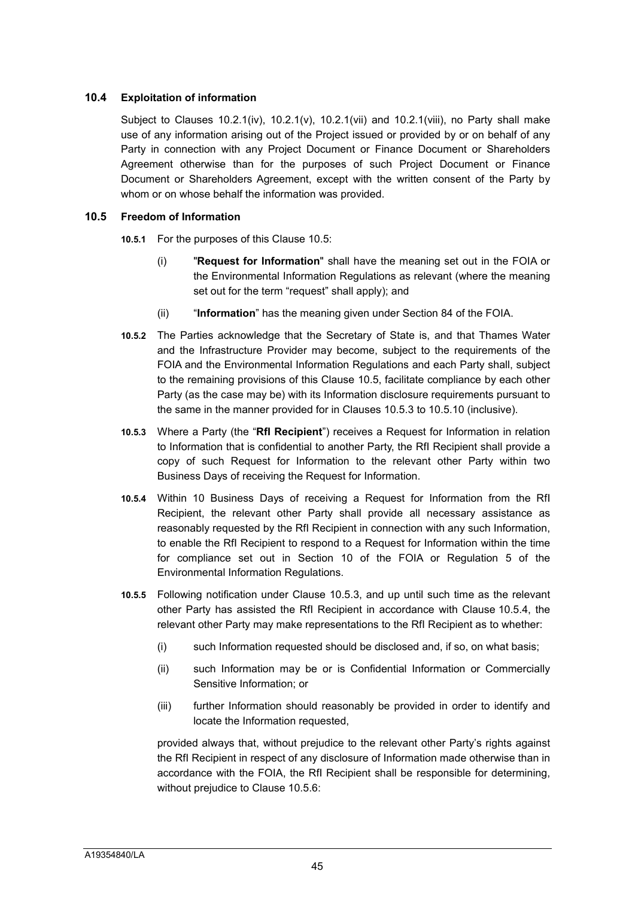### 10.4 Exploitation of information

Subject to Clauses 10.2.1(iv), 10.2.1(v), 10.2.1(vii) and 10.2.1(viii), no Party shall make use of any information arising out of the Project issued or provided by or on behalf of any Party in connection with any Project Document or Finance Document or Shareholders Agreement otherwise than for the purposes of such Project Document or Finance Document or Shareholders Agreement, except with the written consent of the Party by whom or on whose behalf the information was provided.

### 10.5 Freedom of Information

**10.5.1** For the purposes of this Clause 10.5:

(i) "**Request for Information**" shall have the meaning set out in the FOIA or the Environmental Information Regulations as relevant (where the meaning set out for the term "request" shall apply); and

(ii) "**Information**" has the meaning given under Section 84 of the FOIA.

**10.5.2** The Parties acknowledge that the Secretary of State is, and that Thames Water and the Infrastructure Provider may become, subject to the requirements of the FOIA and the Environmental Information Regulations and each Party shall, subject to the remaining provisions of this Clause 10.5, facilitate compliance by each other Party (as the case may be) with its Information disclosure requirements pursuant to the same in the manner provided for in Clauses 10.5.3 to 10.5.10 (inclusive).

**10.5.3** Where a Party (the "**RfI Recipient**") receives a Request for Information in relation to Information that is confidential to another Party, the RfI Recipient shall provide a copy of such Request for Information to the relevant other Party within two Business Days of receiving the Request for Information.

**10.5.4** Within 10 Business Days of receiving a Request for Information from the RfI Recipient, the relevant other Party shall provide all necessary assistance as reasonably requested by the RfI Recipient in connection with any such Information, to enable the RfI Recipient to respond to a Request for Information within the time for compliance set out in Section 10 of the FOIA or Regulation 5 of the Environmental Information Regulations.

**10.5.5** Following notification under Clause 10.5.3, and up until such time as the relevant other Party has assisted the RfI Recipient in accordance with Clause 10.5.4, the relevant other Party may make representations to the RfI Recipient as to whether:

(i) such Information requested should be disclosed and, if so, on what basis;

(ii) such Information may be or is Confidential Information or Commercially Sensitive Information; or

(iii) further Information should reasonably be provided in order to identify and locate the Information requested,

provided always that, without prejudice to the relevant other Party's rights against the RfI Recipient in respect of any disclosure of Information made otherwise than in accordance with the FOIA, the RfI Recipient shall be responsible for determining, without prejudice to Clause 10.5.6: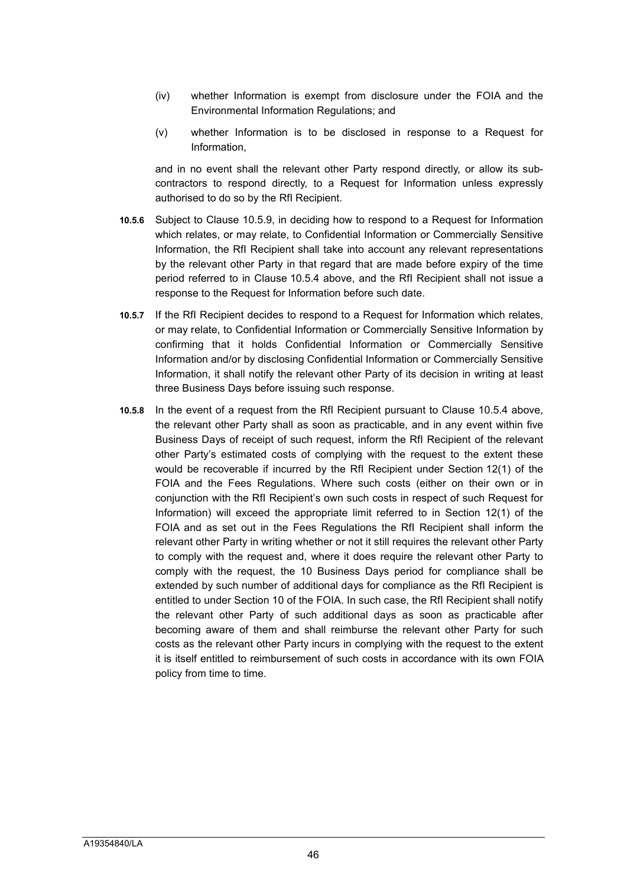(iv) whether Information is exempt from disclosure under the FOIA and the Environmental Information Regulations; and

(v) whether Information is to be disclosed in response to a Request for Information,

and in no event shall the relevant other Party respond directly, or allow its sub-contractors to respond directly, to a Request for Information unless expressly authorised to do so by the RfI Recipient.

**10.5.6** Subject to Clause 10.5.9, in deciding how to respond to a Request for Information which relates, or may relate, to Confidential Information or Commercially Sensitive Information, the RfI Recipient shall take into account any relevant representations by the relevant other Party in that regard that are made before expiry of the time period referred to in Clause 10.5.4 above, and the RfI Recipient shall not issue a response to the Request for Information before such date.

**10.5.7** If the RfI Recipient decides to respond to a Request for Information which relates, or may relate, to Confidential Information or Commercially Sensitive Information by confirming that it holds Confidential Information or Commercially Sensitive Information and/or by disclosing Confidential Information or Commercially Sensitive Information, it shall notify the relevant other Party of its decision in writing at least three Business Days before issuing such response.

**10.5.8** In the event of a request from the RfI Recipient pursuant to Clause 10.5.4 above, the relevant other Party shall as soon as practicable, and in any event within five Business Days of receipt of such request, inform the RfI Recipient of the relevant other Party's estimated costs of complying with the request to the extent these would be recoverable if incurred by the RfI Recipient under Section 12(1) of the FOIA and the Fees Regulations. Where such costs (either on their own or in conjunction with the RfI Recipient's own such costs in respect of such Request for Information) will exceed the appropriate limit referred to in Section 12(1) of the FOIA and as set out in the Fees Regulations the RfI Recipient shall inform the relevant other Party in writing whether or not it still requires the relevant other Party to comply with the request and, where it does require the relevant other Party to comply with the request, the 10 Business Days period for compliance shall be extended by such number of additional days for compliance as the RfI Recipient is entitled to under Section 10 of the FOIA. In such case, the RfI Recipient shall notify the relevant other Party of such additional days as soon as practicable after becoming aware of them and shall reimburse the relevant other Party for such costs as the relevant other Party incurs in complying with the request to the extent it is itself entitled to reimbursement of such costs in accordance with its own FOIA policy from time to time.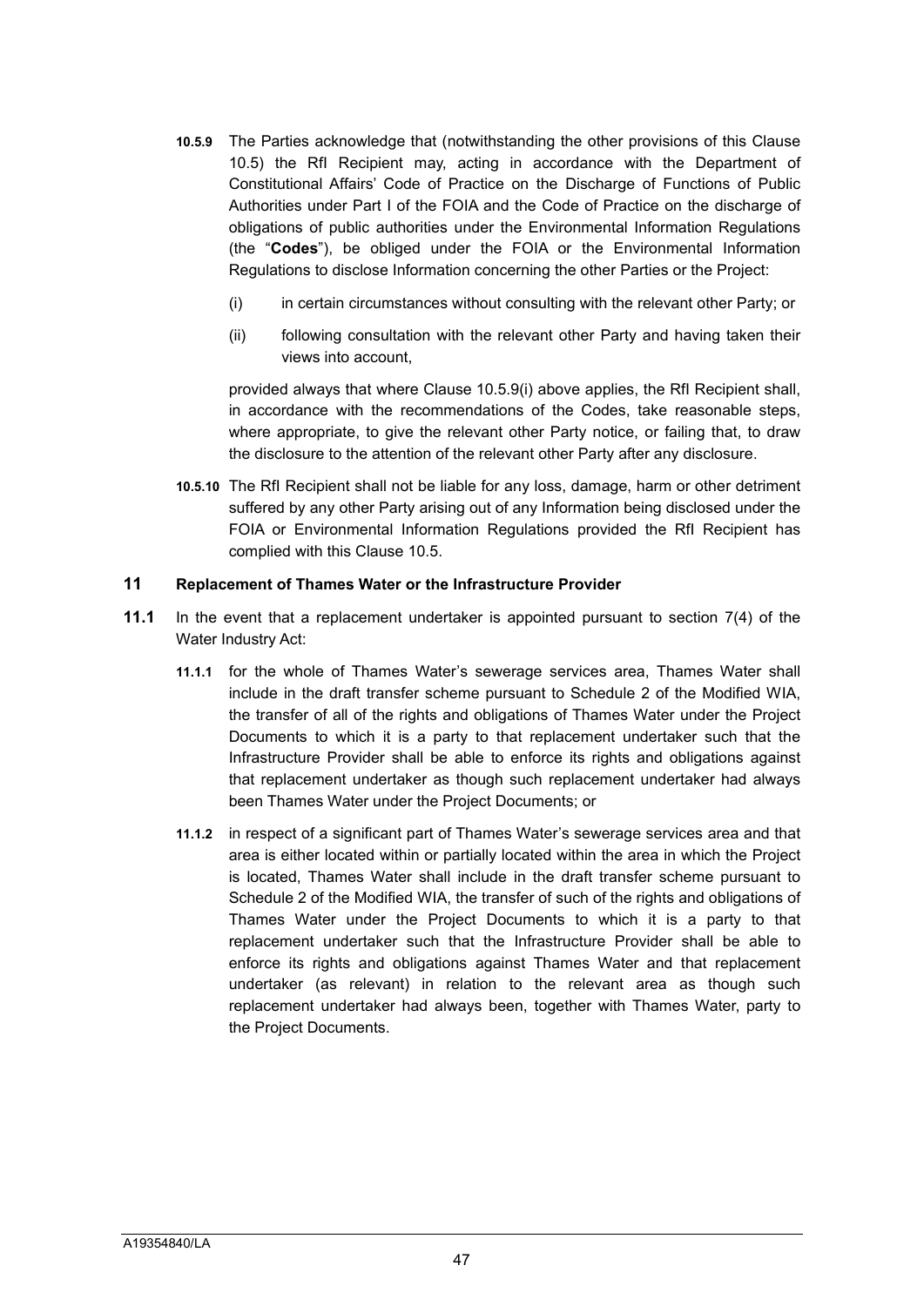**10.5.9** The Parties acknowledge that (notwithstanding the other provisions of this Clause 10.5) the RfI Recipient may, acting in accordance with the Department of Constitutional Affairs' Code of Practice on the Discharge of Functions of Public Authorities under Part I of the FOIA and the Code of Practice on the discharge of obligations of public authorities under the Environmental Information Regulations (the "**Codes**"), be obliged under the FOIA or the Environmental Information Regulations to disclose Information concerning the other Parties or the Project:

(i) in certain circumstances without consulting with the relevant other Party; or

(ii) following consultation with the relevant other Party and having taken their views into account,

provided always that where Clause 10.5.9(i) above applies, the RfI Recipient shall, in accordance with the recommendations of the Codes, take reasonable steps, where appropriate, to give the relevant other Party notice, or failing that, to draw the disclosure to the attention of the relevant other Party after any disclosure.

**10.5.10** The RfI Recipient shall not be liable for any loss, damage, harm or other detriment suffered by any other Party arising out of any Information being disclosed under the FOIA or Environmental Information Regulations provided the RfI Recipient has complied with this Clause 10.5.

## 11 Replacement of Thames Water or the Infrastructure Provider

**11.1** In the event that a replacement undertaker is appointed pursuant to section 7(4) of the Water Industry Act:

**11.1.1** for the whole of Thames Water's sewerage services area, Thames Water shall include in the draft transfer scheme pursuant to Schedule 2 of the Modified WIA, the transfer of all of the rights and obligations of Thames Water under the Project Documents to which it is a party to that replacement undertaker such that the Infrastructure Provider shall be able to enforce its rights and obligations against that replacement undertaker as though such replacement undertaker had always been Thames Water under the Project Documents; or

**11.1.2** in respect of a significant part of Thames Water's sewerage services area and that area is either located within or partially located within the area in which the Project is located, Thames Water shall include in the draft transfer scheme pursuant to Schedule 2 of the Modified WIA, the transfer of such of the rights and obligations of Thames Water under the Project Documents to which it is a party to that replacement undertaker such that the Infrastructure Provider shall be able to enforce its rights and obligations against Thames Water and that replacement undertaker (as relevant) in relation to the relevant area as though such replacement undertaker had always been, together with Thames Water, party to the Project Documents.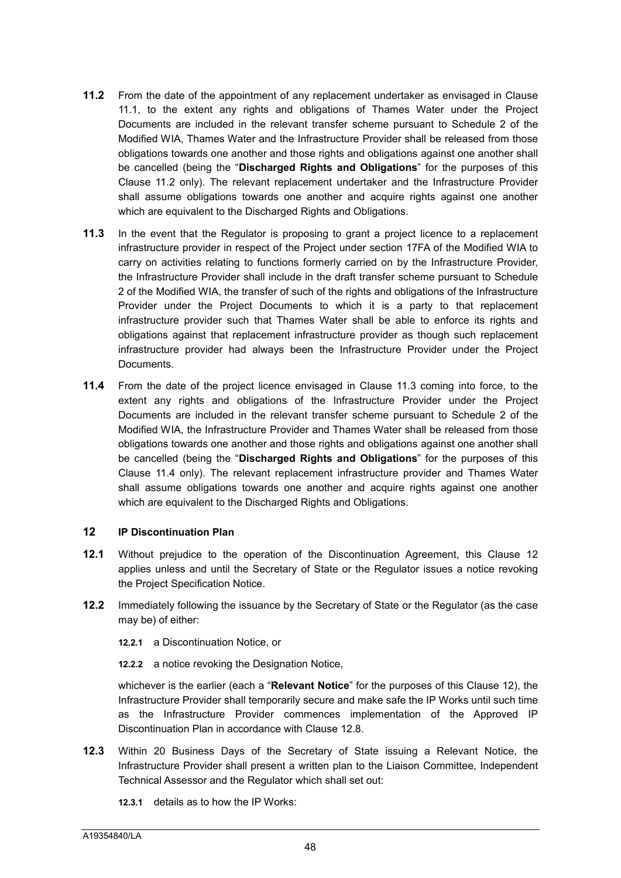**11.2** From the date of the appointment of any replacement undertaker as envisaged in Clause 11.1, to the extent any rights and obligations of Thames Water under the Project Documents are included in the relevant transfer scheme pursuant to Schedule 2 of the Modified WIA, Thames Water and the Infrastructure Provider shall be released from those obligations towards one another and those rights and obligations against one another shall be cancelled (being the "**Discharged Rights and Obligations**" for the purposes of this Clause 11.2 only). The relevant replacement undertaker and the Infrastructure Provider shall assume obligations towards one another and acquire rights against one another which are equivalent to the Discharged Rights and Obligations.

**11.3** In the event that the Regulator is proposing to grant a project licence to a replacement infrastructure provider in respect of the Project under section 17FA of the Modified WIA to carry on activities relating to functions formerly carried on by the Infrastructure Provider, the Infrastructure Provider shall include in the draft transfer scheme pursuant to Schedule 2 of the Modified WIA, the transfer of such of the rights and obligations of the Infrastructure Provider under the Project Documents to which it is a party to that replacement infrastructure provider such that Thames Water shall be able to enforce its rights and obligations against that replacement infrastructure provider as though such replacement infrastructure provider had always been the Infrastructure Provider under the Project Documents.

**11.4** From the date of the project licence envisaged in Clause 11.3 coming into force, to the extent any rights and obligations of the Infrastructure Provider under the Project Documents are included in the relevant transfer scheme pursuant to Schedule 2 of the Modified WIA, the Infrastructure Provider and Thames Water shall be released from those obligations towards one another and those rights and obligations against one another shall be cancelled (being the "**Discharged Rights and Obligations**" for the purposes of this Clause 11.4 only). The relevant replacement infrastructure provider and Thames Water shall assume obligations towards one another and acquire rights against one another which are equivalent to the Discharged Rights and Obligations.

## 12 IP Discontinuation Plan

**12.1** Without prejudice to the operation of the Discontinuation Agreement, this Clause 12 applies unless and until the Secretary of State or the Regulator issues a notice revoking the Project Specification Notice.

**12.2** Immediately following the issuance by the Secretary of State or the Regulator (as the case may be) of either:

**12.2.1** a Discontinuation Notice, or

**12.2.2** a notice revoking the Designation Notice,

whichever is the earlier (each a "**Relevant Notice**" for the purposes of this Clause 12), the Infrastructure Provider shall temporarily secure and make safe the IP Works until such time as the Infrastructure Provider commences implementation of the Approved IP Discontinuation Plan in accordance with Clause 12.8.

**12.3** Within 20 Business Days of the Secretary of State issuing a Relevant Notice, the Infrastructure Provider shall present a written plan to the Liaison Committee, Independent Technical Assessor and the Regulator which shall set out:

**12.3.1** details as to how the IP Works: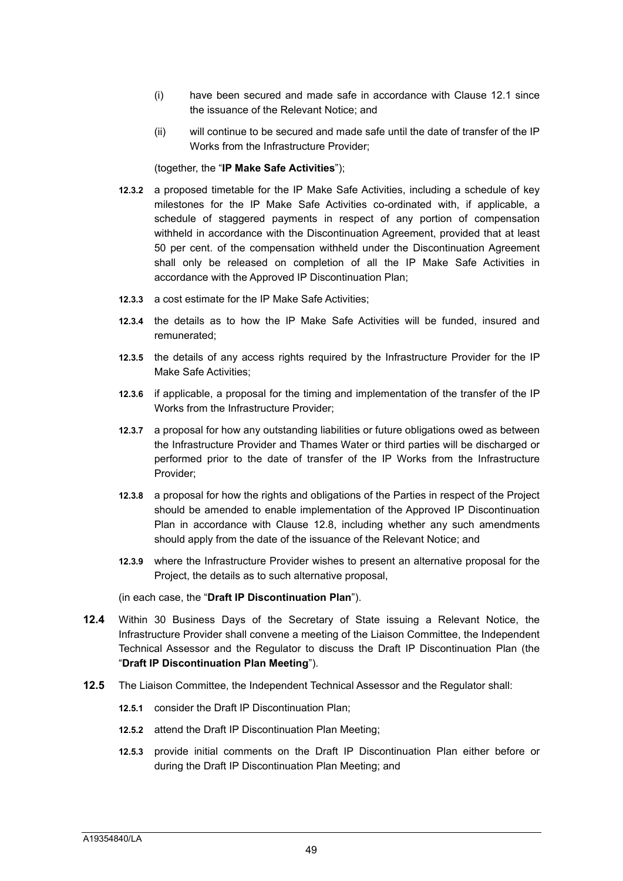(i) have been secured and made safe in accordance with Clause 12.1 since the issuance of the Relevant Notice; and

(ii) will continue to be secured and made safe until the date of transfer of the IP Works from the Infrastructure Provider;

(together, the "**IP Make Safe Activities**");

**12.3.2** a proposed timetable for the IP Make Safe Activities, including a schedule of key milestones for the IP Make Safe Activities co-ordinated with, if applicable, a schedule of staggered payments in respect of any portion of compensation withheld in accordance with the Discontinuation Agreement, provided that at least 50 per cent. of the compensation withheld under the Discontinuation Agreement shall only be released on completion of all the IP Make Safe Activities in accordance with the Approved IP Discontinuation Plan;

**12.3.3** a cost estimate for the IP Make Safe Activities;

**12.3.4** the details as to how the IP Make Safe Activities will be funded, insured and remunerated;

**12.3.5** the details of any access rights required by the Infrastructure Provider for the IP Make Safe Activities;

**12.3.6** if applicable, a proposal for the timing and implementation of the transfer of the IP Works from the Infrastructure Provider;

**12.3.7** a proposal for how any outstanding liabilities or future obligations owed as between the Infrastructure Provider and Thames Water or third parties will be discharged or performed prior to the date of transfer of the IP Works from the Infrastructure Provider;

**12.3.8** a proposal for how the rights and obligations of the Parties in respect of the Project should be amended to enable implementation of the Approved IP Discontinuation Plan in accordance with Clause 12.8, including whether any such amendments should apply from the date of the issuance of the Relevant Notice; and

**12.3.9** where the Infrastructure Provider wishes to present an alternative proposal for the Project, the details as to such alternative proposal,

(in each case, the "**Draft IP Discontinuation Plan**").

**12.4** Within 30 Business Days of the Secretary of State issuing a Relevant Notice, the Infrastructure Provider shall convene a meeting of the Liaison Committee, the Independent Technical Assessor and the Regulator to discuss the Draft IP Discontinuation Plan (the "**Draft IP Discontinuation Plan Meeting**").

**12.5** The Liaison Committee, the Independent Technical Assessor and the Regulator shall:

**12.5.1** consider the Draft IP Discontinuation Plan;

**12.5.2** attend the Draft IP Discontinuation Plan Meeting;

**12.5.3** provide initial comments on the Draft IP Discontinuation Plan either before or during the Draft IP Discontinuation Plan Meeting; and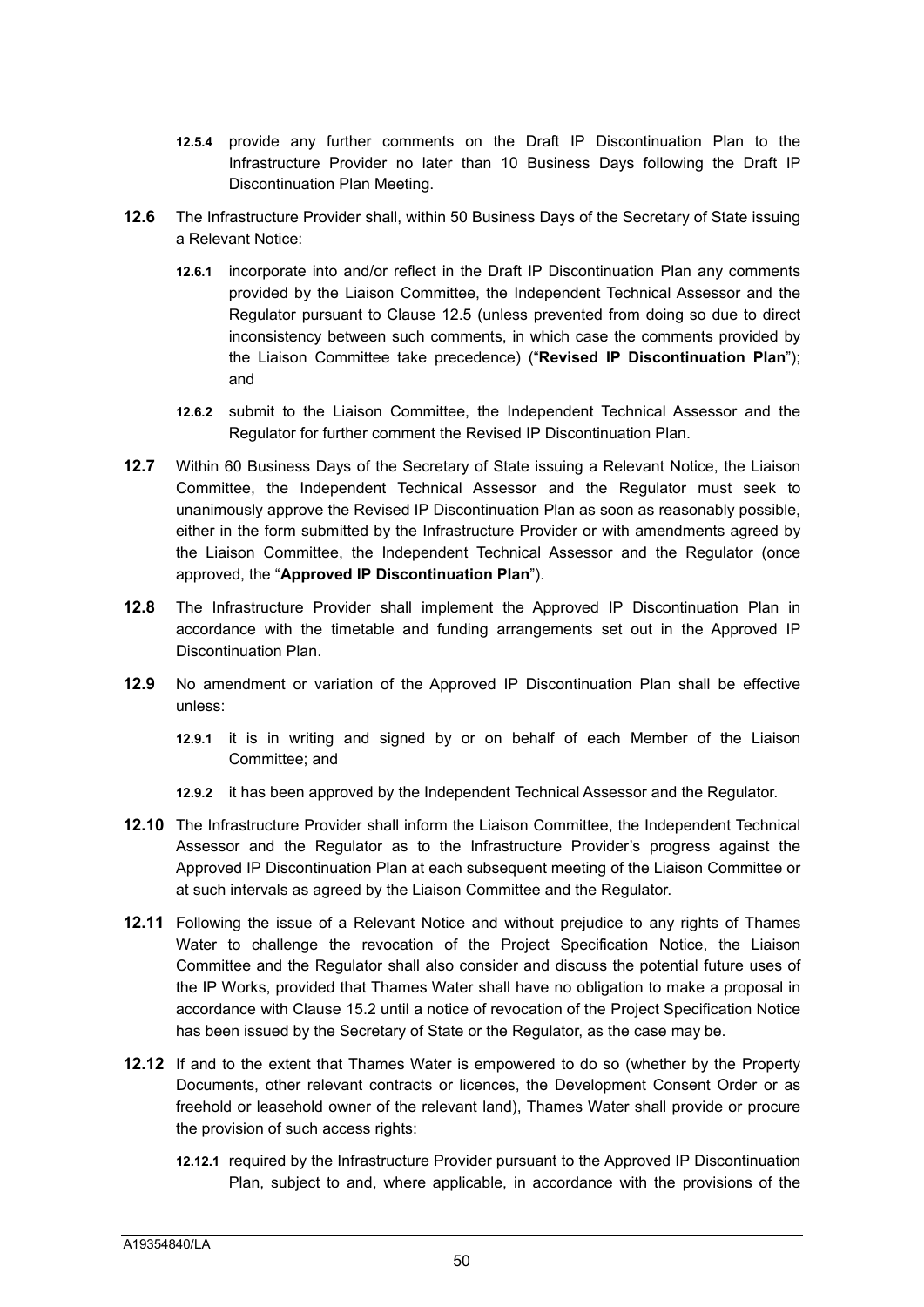**12.5.4** provide any further comments on the Draft IP Discontinuation Plan to the Infrastructure Provider no later than 10 Business Days following the Draft IP Discontinuation Plan Meeting.

**12.6** The Infrastructure Provider shall, within 50 Business Days of the Secretary of State issuing a Relevant Notice:

**12.6.1** incorporate into and/or reflect in the Draft IP Discontinuation Plan any comments provided by the Liaison Committee, the Independent Technical Assessor and the Regulator pursuant to Clause 12.5 (unless prevented from doing so due to direct inconsistency between such comments, in which case the comments provided by the Liaison Committee take precedence) ("**Revised IP Discontinuation Plan**"); and

**12.6.2** submit to the Liaison Committee, the Independent Technical Assessor and the Regulator for further comment the Revised IP Discontinuation Plan.

**12.7** Within 60 Business Days of the Secretary of State issuing a Relevant Notice, the Liaison Committee, the Independent Technical Assessor and the Regulator must seek to unanimously approve the Revised IP Discontinuation Plan as soon as reasonably possible, either in the form submitted by the Infrastructure Provider or with amendments agreed by the Liaison Committee, the Independent Technical Assessor and the Regulator (once approved, the "**Approved IP Discontinuation Plan**").

**12.8** The Infrastructure Provider shall implement the Approved IP Discontinuation Plan in accordance with the timetable and funding arrangements set out in the Approved IP Discontinuation Plan.

**12.9** No amendment or variation of the Approved IP Discontinuation Plan shall be effective unless:

**12.9.1** it is in writing and signed by or on behalf of each Member of the Liaison Committee; and

**12.9.2** it has been approved by the Independent Technical Assessor and the Regulator.

**12.10** The Infrastructure Provider shall inform the Liaison Committee, the Independent Technical Assessor and the Regulator as to the Infrastructure Provider's progress against the Approved IP Discontinuation Plan at each subsequent meeting of the Liaison Committee or at such intervals as agreed by the Liaison Committee and the Regulator.

**12.11** Following the issue of a Relevant Notice and without prejudice to any rights of Thames Water to challenge the revocation of the Project Specification Notice, the Liaison Committee and the Regulator shall also consider and discuss the potential future uses of the IP Works, provided that Thames Water shall have no obligation to make a proposal in accordance with Clause 15.2 until a notice of revocation of the Project Specification Notice has been issued by the Secretary of State or the Regulator, as the case may be.

**12.12** If and to the extent that Thames Water is empowered to do so (whether by the Property Documents, other relevant contracts or licences, the Development Consent Order or as freehold or leasehold owner of the relevant land), Thames Water shall provide or procure the provision of such access rights:

**12.12.1** required by the Infrastructure Provider pursuant to the Approved IP Discontinuation Plan, subject to and, where applicable, in accordance with the provisions of the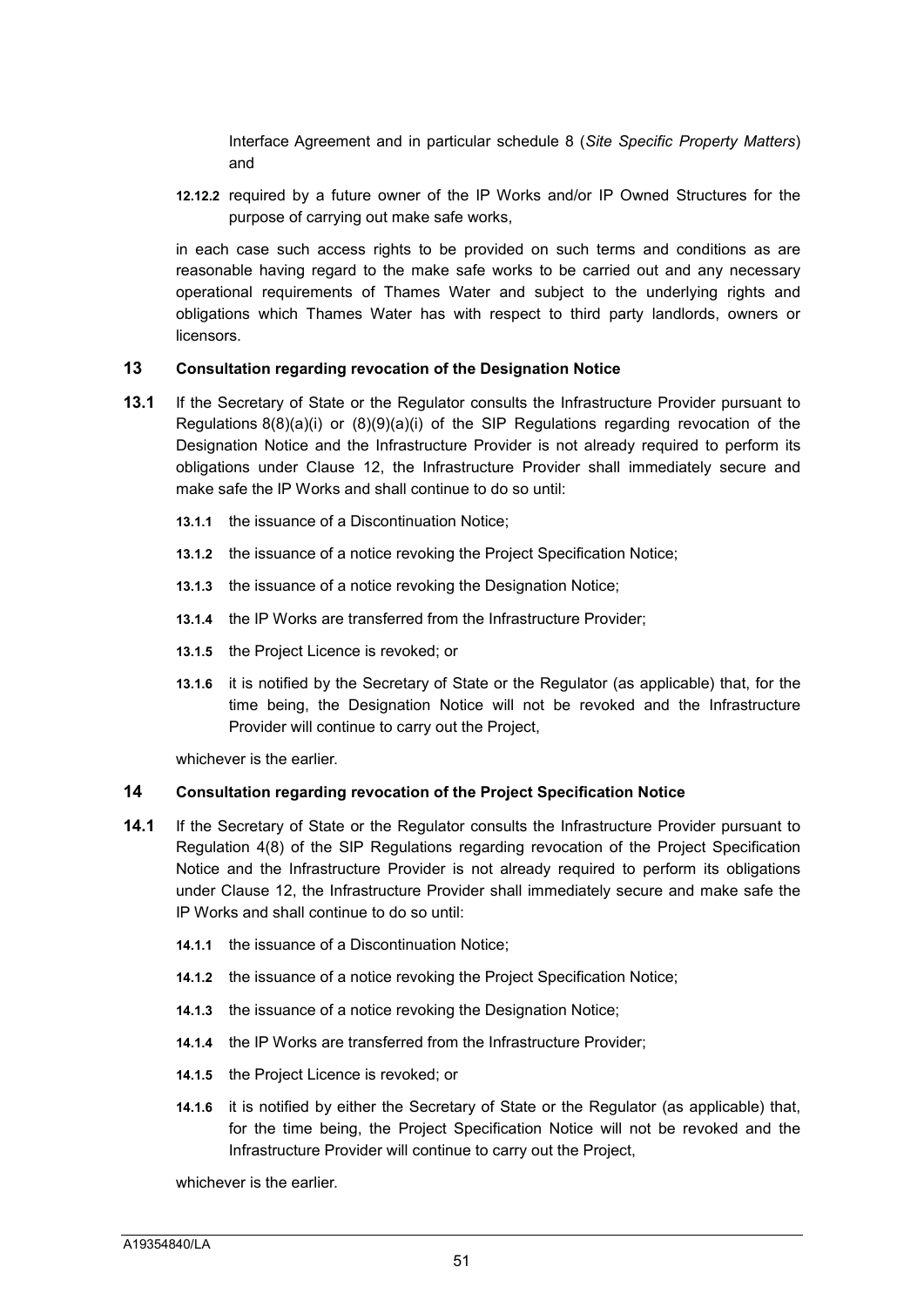Interface Agreement and in particular schedule 8 (*Site Specific Property Matters*) and

**12.12.2** required by a future owner of the IP Works and/or IP Owned Structures for the purpose of carrying out make safe works,

in each case such access rights to be provided on such terms and conditions as are reasonable having regard to the make safe works to be carried out and any necessary operational requirements of Thames Water and subject to the underlying rights and obligations which Thames Water has with respect to third party landlords, owners or licensors.

## 13 Consultation regarding revocation of the Designation Notice

**13.1** If the Secretary of State or the Regulator consults the Infrastructure Provider pursuant to Regulations 8(8)(a)(i) or (8)(9)(a)(i) of the SIP Regulations regarding revocation of the Designation Notice and the Infrastructure Provider is not already required to perform its obligations under Clause 12, the Infrastructure Provider shall immediately secure and make safe the IP Works and shall continue to do so until:

**13.1.1** the issuance of a Discontinuation Notice;

**13.1.2** the issuance of a notice revoking the Project Specification Notice;

**13.1.3** the issuance of a notice revoking the Designation Notice;

**13.1.4** the IP Works are transferred from the Infrastructure Provider;

**13.1.5** the Project Licence is revoked; or

**13.1.6** it is notified by the Secretary of State or the Regulator (as applicable) that, for the time being, the Designation Notice will not be revoked and the Infrastructure Provider will continue to carry out the Project,

whichever is the earlier.

## 14 Consultation regarding revocation of the Project Specification Notice

**14.1** If the Secretary of State or the Regulator consults the Infrastructure Provider pursuant to Regulation 4(8) of the SIP Regulations regarding revocation of the Project Specification Notice and the Infrastructure Provider is not already required to perform its obligations under Clause 12, the Infrastructure Provider shall immediately secure and make safe the IP Works and shall continue to do so until:

**14.1.1** the issuance of a Discontinuation Notice;

**14.1.2** the issuance of a notice revoking the Project Specification Notice;

**14.1.3** the issuance of a notice revoking the Designation Notice;

**14.1.4** the IP Works are transferred from the Infrastructure Provider;

**14.1.5** the Project Licence is revoked; or

**14.1.6** it is notified by either the Secretary of State or the Regulator (as applicable) that, for the time being, the Project Specification Notice will not be revoked and the Infrastructure Provider will continue to carry out the Project,

whichever is the earlier.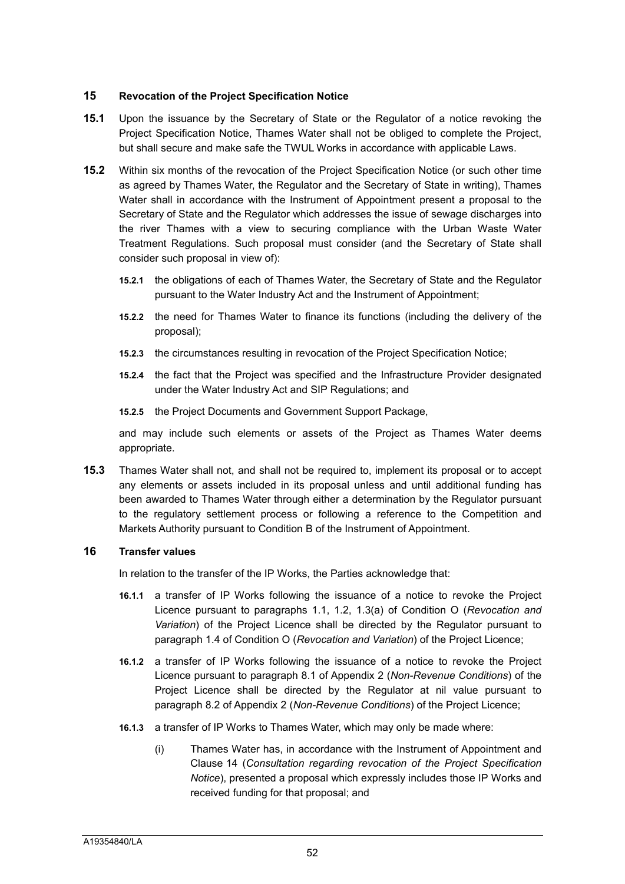## 15 Revocation of the Project Specification Notice

**15.1** Upon the issuance by the Secretary of State or the Regulator of a notice revoking the Project Specification Notice, Thames Water shall not be obliged to complete the Project, but shall secure and make safe the TWUL Works in accordance with applicable Laws.

**15.2** Within six months of the revocation of the Project Specification Notice (or such other time as agreed by Thames Water, the Regulator and the Secretary of State in writing), Thames Water shall in accordance with the Instrument of Appointment present a proposal to the Secretary of State and the Regulator which addresses the issue of sewage discharges into the river Thames with a view to securing compliance with the Urban Waste Water Treatment Regulations. Such proposal must consider (and the Secretary of State shall consider such proposal in view of):

- **15.2.1** the obligations of each of Thames Water, the Secretary of State and the Regulator pursuant to the Water Industry Act and the Instrument of Appointment;
- **15.2.2** the need for Thames Water to finance its functions (including the delivery of the proposal);
- **15.2.3** the circumstances resulting in revocation of the Project Specification Notice;
- **15.2.4** the fact that the Project was specified and the Infrastructure Provider designated under the Water Industry Act and SIP Regulations; and
- **15.2.5** the Project Documents and Government Support Package,

and may include such elements or assets of the Project as Thames Water deems appropriate.

**15.3** Thames Water shall not, and shall not be required to, implement its proposal or to accept any elements or assets included in its proposal unless and until additional funding has been awarded to Thames Water through either a determination by the Regulator pursuant to the regulatory settlement process or following a reference to the Competition and Markets Authority pursuant to Condition B of the Instrument of Appointment.

## 16 Transfer values

In relation to the transfer of the IP Works, the Parties acknowledge that:

- **16.1.1** a transfer of IP Works following the issuance of a notice to revoke the Project Licence pursuant to paragraphs 1.1, 1.2, 1.3(a) of Condition O (*Revocation and Variation*) of the Project Licence shall be directed by the Regulator pursuant to paragraph 1.4 of Condition O (*Revocation and Variation*) of the Project Licence;
- **16.1.2** a transfer of IP Works following the issuance of a notice to revoke the Project Licence pursuant to paragraph 8.1 of Appendix 2 (*Non-Revenue Conditions*) of the Project Licence shall be directed by the Regulator at nil value pursuant to paragraph 8.2 of Appendix 2 (*Non-Revenue Conditions*) of the Project Licence;
- **16.1.3** a transfer of IP Works to Thames Water, which may only be made where:
  - (i) Thames Water has, in accordance with the Instrument of Appointment and Clause 14 (*Consultation regarding revocation of the Project Specification Notice*), presented a proposal which expressly includes those IP Works and received funding for that proposal; and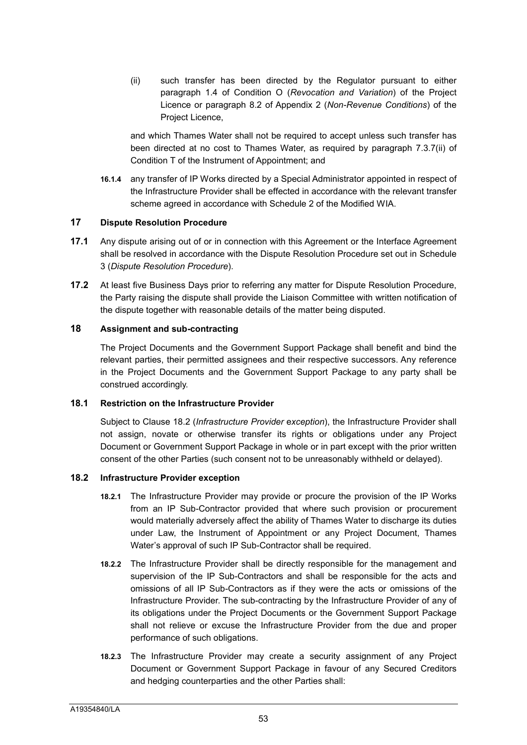(ii) such transfer has been directed by the Regulator pursuant to either paragraph 1.4 of Condition O (*Revocation and Variation*) of the Project Licence or paragraph 8.2 of Appendix 2 (*Non-Revenue Conditions*) of the Project Licence,

and which Thames Water shall not be required to accept unless such transfer has been directed at no cost to Thames Water, as required by paragraph 7.3.7(ii) of Condition T of the Instrument of Appointment; and

**16.1.4** any transfer of IP Works directed by a Special Administrator appointed in respect of the Infrastructure Provider shall be effected in accordance with the relevant transfer scheme agreed in accordance with Schedule 2 of the Modified WIA.

## 17 Dispute Resolution Procedure

**17.1** Any dispute arising out of or in connection with this Agreement or the Interface Agreement shall be resolved in accordance with the Dispute Resolution Procedure set out in Schedule 3 (*Dispute Resolution Procedure*).

**17.2** At least five Business Days prior to referring any matter for Dispute Resolution Procedure, the Party raising the dispute shall provide the Liaison Committee with written notification of the dispute together with reasonable details of the matter being disputed.

## 18 Assignment and sub-contracting

The Project Documents and the Government Support Package shall benefit and bind the relevant parties, their permitted assignees and their respective successors. Any reference in the Project Documents and the Government Support Package to any party shall be construed accordingly.

### 18.1 Restriction on the Infrastructure Provider

Subject to Clause 18.2 (*Infrastructure Provider exception*), the Infrastructure Provider shall not assign, novate or otherwise transfer its rights or obligations under any Project Document or Government Support Package in whole or in part except with the prior written consent of the other Parties (such consent not to be unreasonably withheld or delayed).

### 18.2 Infrastructure Provider exception

**18.2.1** The Infrastructure Provider may provide or procure the provision of the IP Works from an IP Sub-Contractor provided that where such provision or procurement would materially adversely affect the ability of Thames Water to discharge its duties under Law, the Instrument of Appointment or any Project Document, Thames Water's approval of such IP Sub-Contractor shall be required.

**18.2.2** The Infrastructure Provider shall be directly responsible for the management and supervision of the IP Sub-Contractors and shall be responsible for the acts and omissions of all IP Sub-Contractors as if they were the acts or omissions of the Infrastructure Provider. The sub-contracting by the Infrastructure Provider of any of its obligations under the Project Documents or the Government Support Package shall not relieve or excuse the Infrastructure Provider from the due and proper performance of such obligations.

**18.2.3** The Infrastructure Provider may create a security assignment of any Project Document or Government Support Package in favour of any Secured Creditors and hedging counterparties and the other Parties shall: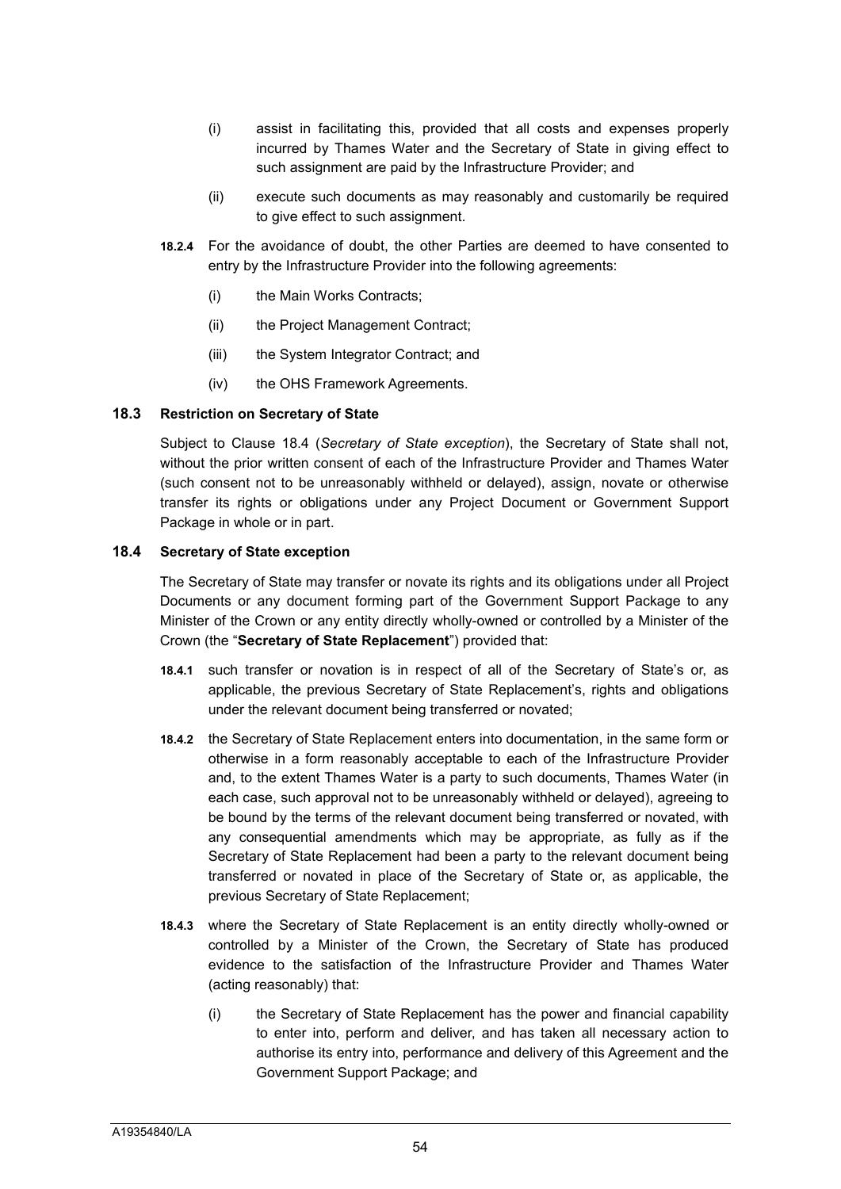(i) assist in facilitating this, provided that all costs and expenses properly incurred by Thames Water and the Secretary of State in giving effect to such assignment are paid by the Infrastructure Provider; and

(ii) execute such documents as may reasonably and customarily be required to give effect to such assignment.

**18.2.4** For the avoidance of doubt, the other Parties are deemed to have consented to entry by the Infrastructure Provider into the following agreements:

(i) the Main Works Contracts;

(ii) the Project Management Contract;

(iii) the System Integrator Contract; and

(iv) the OHS Framework Agreements.

### 18.3 Restriction on Secretary of State

Subject to Clause 18.4 (*Secretary of State exception*), the Secretary of State shall not, without the prior written consent of each of the Infrastructure Provider and Thames Water (such consent not to be unreasonably withheld or delayed), assign, novate or otherwise transfer its rights or obligations under any Project Document or Government Support Package in whole or in part.

### 18.4 Secretary of State exception

The Secretary of State may transfer or novate its rights and its obligations under all Project Documents or any document forming part of the Government Support Package to any Minister of the Crown or any entity directly wholly-owned or controlled by a Minister of the Crown (the "**Secretary of State Replacement**") provided that:

**18.4.1** such transfer or novation is in respect of all of the Secretary of State's or, as applicable, the previous Secretary of State Replacement's, rights and obligations under the relevant document being transferred or novated;

**18.4.2** the Secretary of State Replacement enters into documentation, in the same form or otherwise in a form reasonably acceptable to each of the Infrastructure Provider and, to the extent Thames Water is a party to such documents, Thames Water (in each case, such approval not to be unreasonably withheld or delayed), agreeing to be bound by the terms of the relevant document being transferred or novated, with any consequential amendments which may be appropriate, as fully as if the Secretary of State Replacement had been a party to the relevant document being transferred or novated in place of the Secretary of State or, as applicable, the previous Secretary of State Replacement;

**18.4.3** where the Secretary of State Replacement is an entity directly wholly-owned or controlled by a Minister of the Crown, the Secretary of State has produced evidence to the satisfaction of the Infrastructure Provider and Thames Water (acting reasonably) that:

(i) the Secretary of State Replacement has the power and financial capability to enter into, perform and deliver, and has taken all necessary action to authorise its entry into, performance and delivery of this Agreement and the Government Support Package; and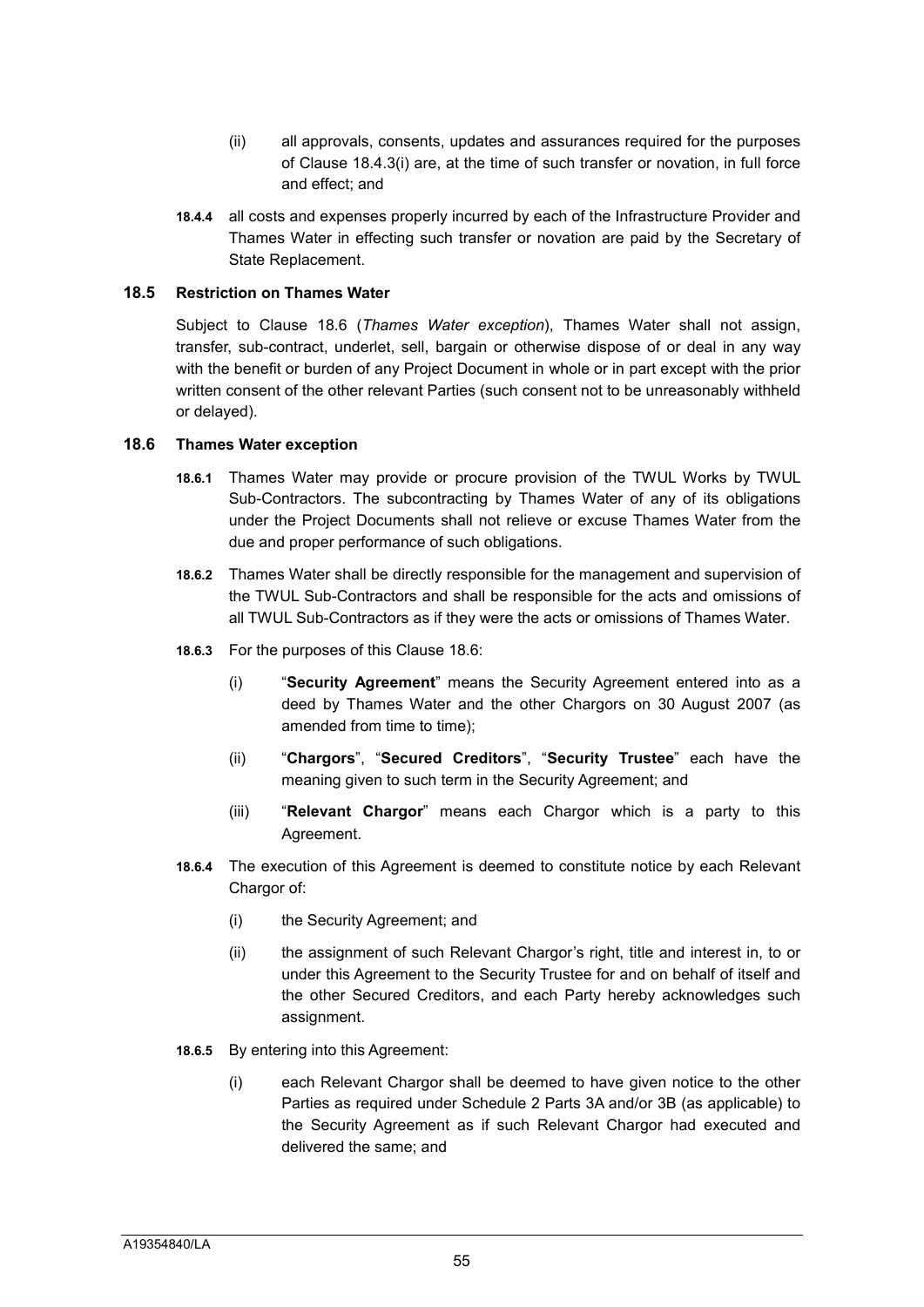(ii) all approvals, consents, updates and assurances required for the purposes of Clause 18.4.3(i) are, at the time of such transfer or novation, in full force and effect; and

**18.4.4** all costs and expenses properly incurred by each of the Infrastructure Provider and Thames Water in effecting such transfer or novation are paid by the Secretary of State Replacement.

### 18.5 Restriction on Thames Water

Subject to Clause 18.6 (*Thames Water exception*), Thames Water shall not assign, transfer, sub-contract, underlet, sell, bargain or otherwise dispose of or deal in any way with the benefit or burden of any Project Document in whole or in part except with the prior written consent of the other relevant Parties (such consent not to be unreasonably withheld or delayed).

### 18.6 Thames Water exception

**18.6.1** Thames Water may provide or procure provision of the TWUL Works by TWUL Sub-Contractors. The subcontracting by Thames Water of any of its obligations under the Project Documents shall not relieve or excuse Thames Water from the due and proper performance of such obligations.

**18.6.2** Thames Water shall be directly responsible for the management and supervision of the TWUL Sub-Contractors and shall be responsible for the acts and omissions of all TWUL Sub-Contractors as if they were the acts or omissions of Thames Water.

**18.6.3** For the purposes of this Clause 18.6:

(i) "**Security Agreement**" means the Security Agreement entered into as a deed by Thames Water and the other Chargors on 30 August 2007 (as amended from time to time);

(ii) "**Chargors**", "**Secured Creditors**", "**Security Trustee**" each have the meaning given to such term in the Security Agreement; and

(iii) "**Relevant Chargor**" means each Chargor which is a party to this Agreement.

**18.6.4** The execution of this Agreement is deemed to constitute notice by each Relevant Chargor of:

(i) the Security Agreement; and

(ii) the assignment of such Relevant Chargor's right, title and interest in, to or under this Agreement to the Security Trustee for and on behalf of itself and the other Secured Creditors, and each Party hereby acknowledges such assignment.

**18.6.5** By entering into this Agreement:

(i) each Relevant Chargor shall be deemed to have given notice to the other Parties as required under Schedule 2 Parts 3A and/or 3B (as applicable) to the Security Agreement as if such Relevant Chargor had executed and delivered the same; and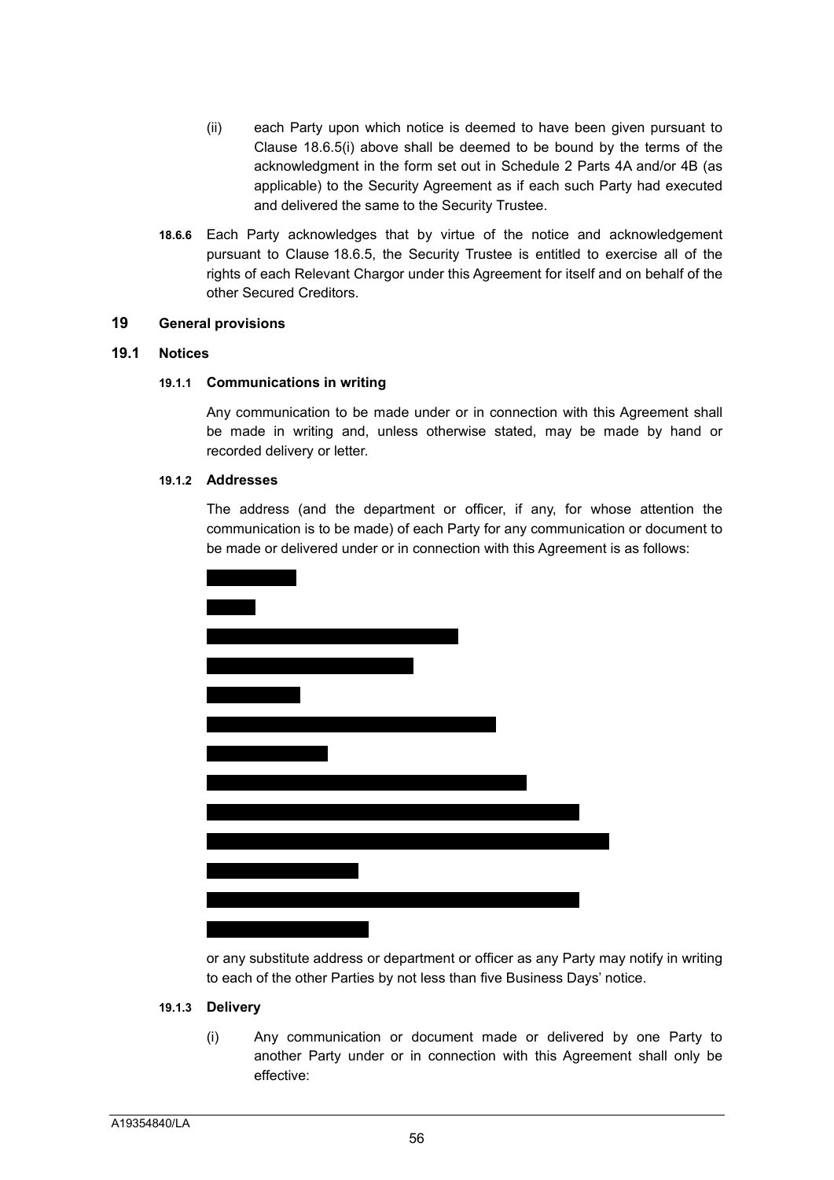(ii) each Party upon which notice is deemed to have been given pursuant to Clause 18.6.5(i) above shall be deemed to be bound by the terms of the acknowledgment in the form set out in Schedule 2 Parts 4A and/or 4B (as applicable) to the Security Agreement as if each such Party had executed and delivered the same to the Security Trustee.

**18.6.6** Each Party acknowledges that by virtue of the notice and acknowledgement pursuant to Clause 18.6.5, the Security Trustee is entitled to exercise all of the rights of each Relevant Chargor under this Agreement for itself and on behalf of the other Secured Creditors.

## 19 General provisions

### 19.1 Notices

#### 19.1.1 Communications in writing

Any communication to be made under or in connection with this Agreement shall be made in writing and, unless otherwise stated, may be made by hand or recorded delivery or letter.

#### 19.1.2 Addresses

The address (and the department or officer, if any, for whose attention the communication is to be made) of each Party for any communication or document to be made or delivered under or in connection with this Agreement is as follows:

or any substitute address or department or officer as any Party may notify in writing to each of the other Parties by not less than five Business Days' notice.

#### 19.1.3 Delivery

(i) Any communication or document made or delivered by one Party to another Party under or in connection with this Agreement shall only be effective: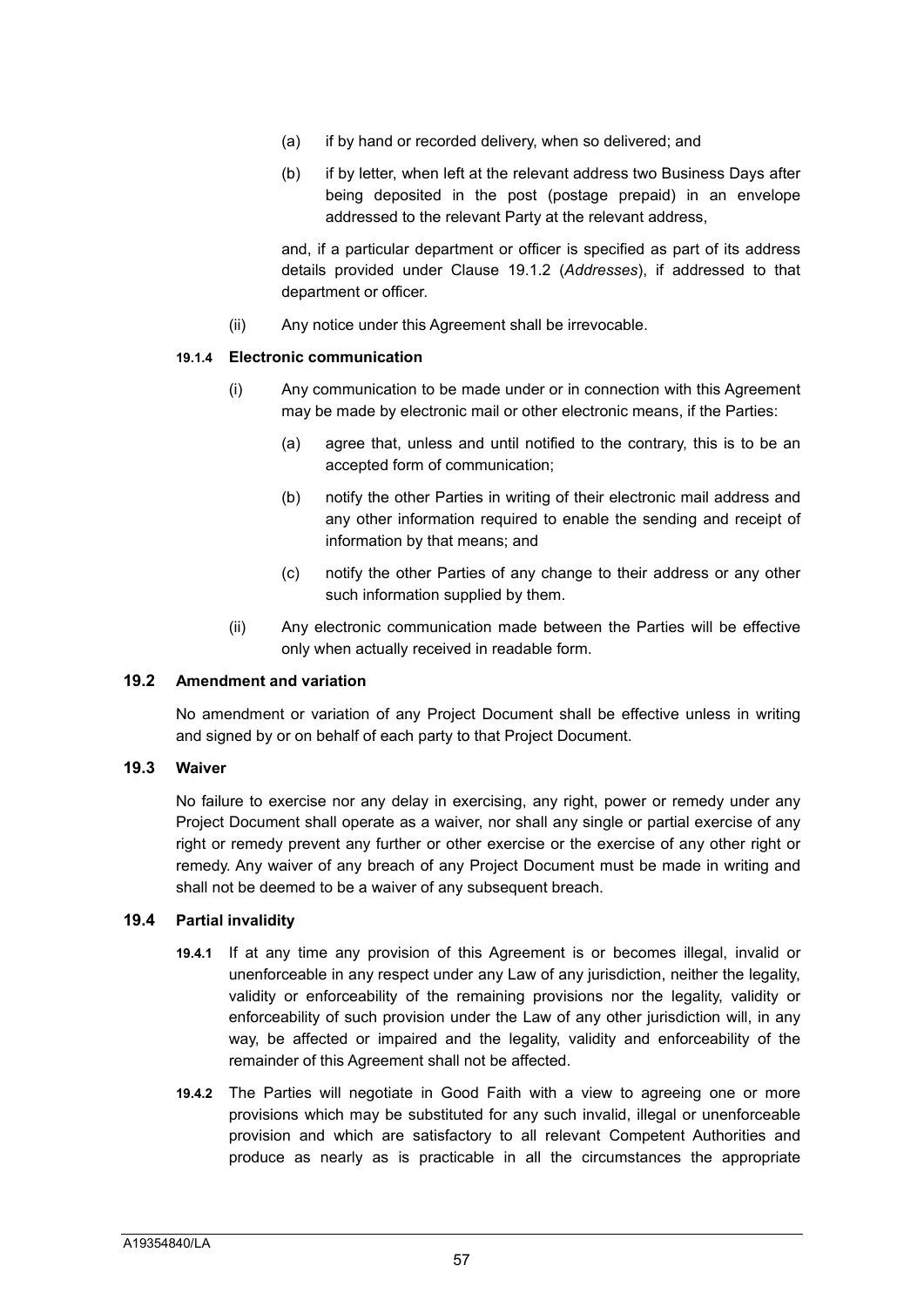(a) if by hand or recorded delivery, when so delivered; and

(b) if by letter, when left at the relevant address two Business Days after being deposited in the post (postage prepaid) in an envelope addressed to the relevant Party at the relevant address,

and, if a particular department or officer is specified as part of its address details provided under Clause 19.1.2 (*Addresses*), if addressed to that department or officer.

(ii) Any notice under this Agreement shall be irrevocable.

**19.1.4 Electronic communication**

(i) Any communication to be made under or in connection with this Agreement may be made by electronic mail or other electronic means, if the Parties:

(a) agree that, unless and until notified to the contrary, this is to be an accepted form of communication;

(b) notify the other Parties in writing of their electronic mail address and any other information required to enable the sending and receipt of information by that means; and

(c) notify the other Parties of any change to their address or any other such information supplied by them.

(ii) Any electronic communication made between the Parties will be effective only when actually received in readable form.

### 19.2 Amendment and variation

No amendment or variation of any Project Document shall be effective unless in writing and signed by or on behalf of each party to that Project Document.

### 19.3 Waiver

No failure to exercise nor any delay in exercising, any right, power or remedy under any Project Document shall operate as a waiver, nor shall any single or partial exercise of any right or remedy prevent any further or other exercise or the exercise of any other right or remedy. Any waiver of any breach of any Project Document must be made in writing and shall not be deemed to be a waiver of any subsequent breach.

### 19.4 Partial invalidity

**19.4.1** If at any time any provision of this Agreement is or becomes illegal, invalid or unenforceable in any respect under any Law of any jurisdiction, neither the legality, validity or enforceability of the remaining provisions nor the legality, validity or enforceability of such provision under the Law of any other jurisdiction will, in any way, be affected or impaired and the legality, validity and enforceability of the remainder of this Agreement shall not be affected.

**19.4.2** The Parties will negotiate in Good Faith with a view to agreeing one or more provisions which may be substituted for any such invalid, illegal or unenforceable provision and which are satisfactory to all relevant Competent Authorities and produce as nearly as is practicable in all the circumstances the appropriate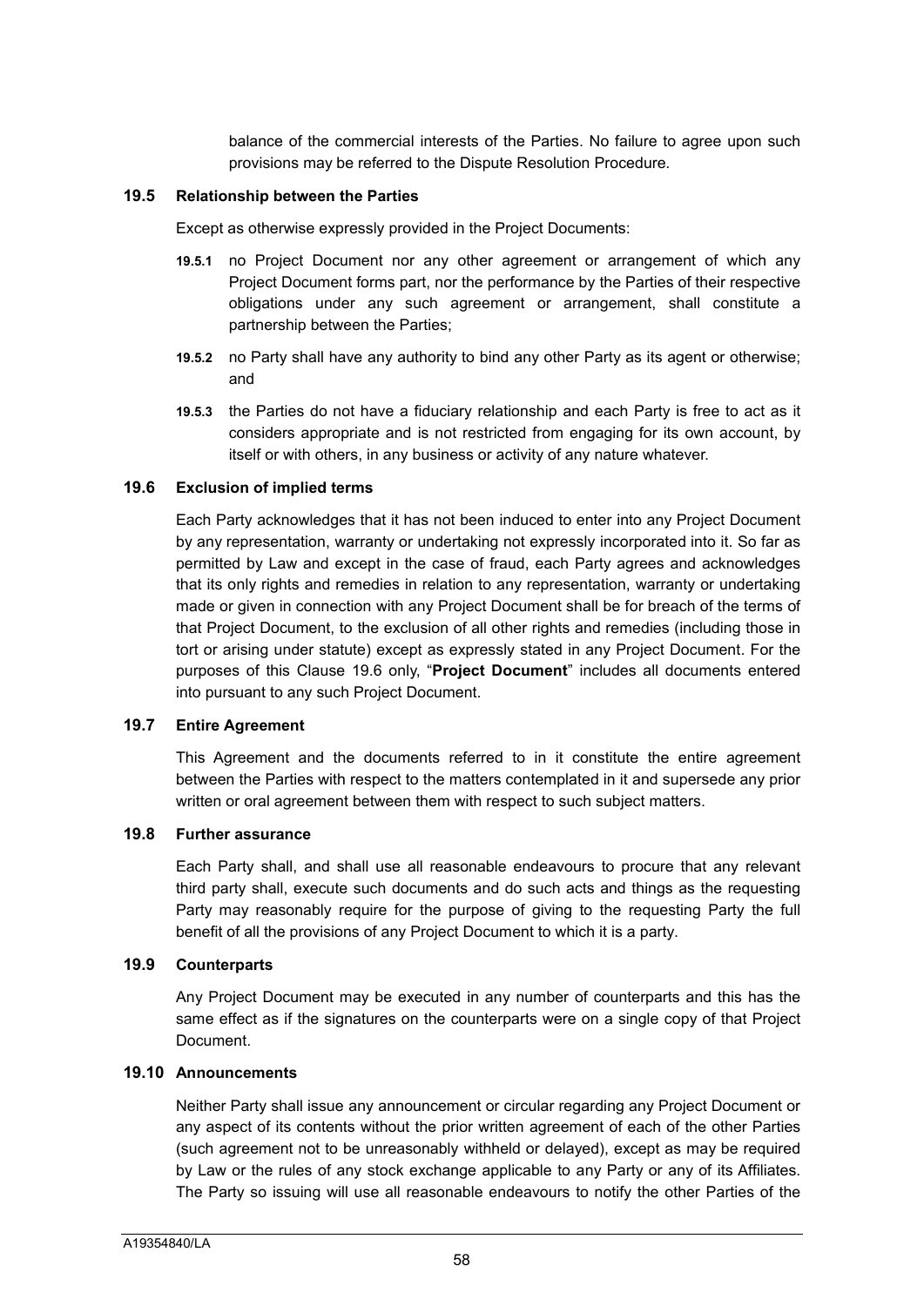balance of the commercial interests of the Parties. No failure to agree upon such provisions may be referred to the Dispute Resolution Procedure.

### 19.5 Relationship between the Parties

Except as otherwise expressly provided in the Project Documents:

**19.5.1** no Project Document nor any other agreement or arrangement of which any Project Document forms part, nor the performance by the Parties of their respective obligations under any such agreement or arrangement, shall constitute a partnership between the Parties;

**19.5.2** no Party shall have any authority to bind any other Party as its agent or otherwise; and

**19.5.3** the Parties do not have a fiduciary relationship and each Party is free to act as it considers appropriate and is not restricted from engaging for its own account, by itself or with others, in any business or activity of any nature whatever.

### 19.6 Exclusion of implied terms

Each Party acknowledges that it has not been induced to enter into any Project Document by any representation, warranty or undertaking not expressly incorporated into it. So far as permitted by Law and except in the case of fraud, each Party agrees and acknowledges that its only rights and remedies in relation to any representation, warranty or undertaking made or given in connection with any Project Document shall be for breach of the terms of that Project Document, to the exclusion of all other rights and remedies (including those in tort or arising under statute) except as expressly stated in any Project Document. For the purposes of this Clause 19.6 only, "**Project Document**" includes all documents entered into pursuant to any such Project Document.

### 19.7 Entire Agreement

This Agreement and the documents referred to in it constitute the entire agreement between the Parties with respect to the matters contemplated in it and supersede any prior written or oral agreement between them with respect to such subject matters.

### 19.8 Further assurance

Each Party shall, and shall use all reasonable endeavours to procure that any relevant third party shall, execute such documents and do such acts and things as the requesting Party may reasonably require for the purpose of giving to the requesting Party the full benefit of all the provisions of any Project Document to which it is a party.

### 19.9 Counterparts

Any Project Document may be executed in any number of counterparts and this has the same effect as if the signatures on the counterparts were on a single copy of that Project Document.

### 19.10 Announcements

Neither Party shall issue any announcement or circular regarding any Project Document or any aspect of its contents without the prior written agreement of each of the other Parties (such agreement not to be unreasonably withheld or delayed), except as may be required by Law or the rules of any stock exchange applicable to any Party or any of its Affiliates. The Party so issuing will use all reasonable endeavours to notify the other Parties of the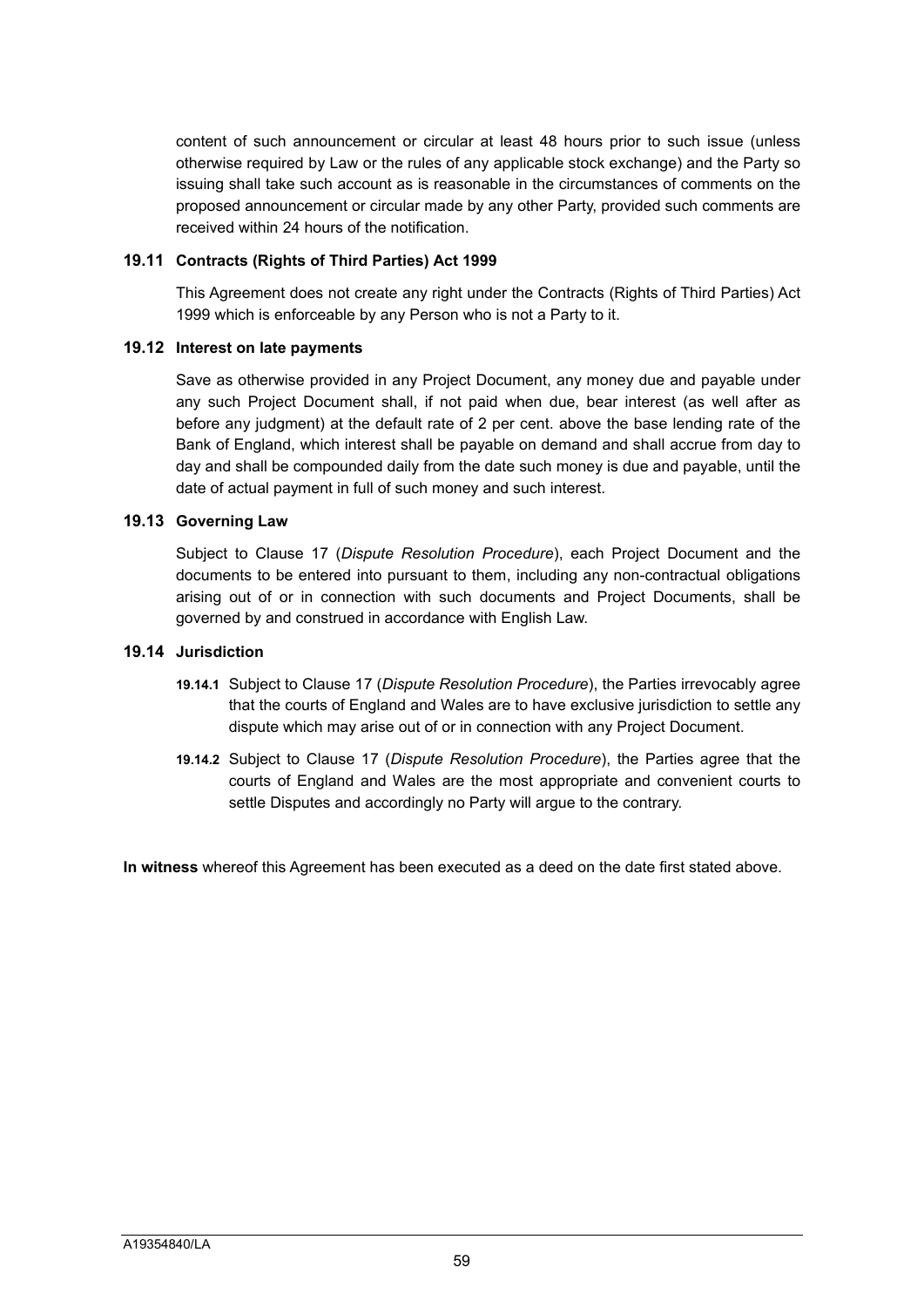content of such announcement or circular at least 48 hours prior to such issue (unless otherwise required by Law or the rules of any applicable stock exchange) and the Party so issuing shall take such account as is reasonable in the circumstances of comments on the proposed announcement or circular made by any other Party, provided such comments are received within 24 hours of the notification.

**19.11 Contracts (Rights of Third Parties) Act 1999**

This Agreement does not create any right under the Contracts (Rights of Third Parties) Act 1999 which is enforceable by any Person who is not a Party to it.

**19.12 Interest on late payments**

Save as otherwise provided in any Project Document, any money due and payable under any such Project Document shall, if not paid when due, bear interest (as well after as before any judgment) at the default rate of 2 per cent. above the base lending rate of the Bank of England, which interest shall be payable on demand and shall accrue from day to day and shall be compounded daily from the date such money is due and payable, until the date of actual payment in full of such money and such interest.

**19.13 Governing Law**

Subject to Clause 17 (*Dispute Resolution Procedure*), each Project Document and the documents to be entered into pursuant to them, including any non-contractual obligations arising out of or in connection with such documents and Project Documents, shall be governed by and construed in accordance with English Law.

**19.14 Jurisdiction**

**19.14.1** Subject to Clause 17 (*Dispute Resolution Procedure*), the Parties irrevocably agree that the courts of England and Wales are to have exclusive jurisdiction to settle any dispute which may arise out of or in connection with any Project Document.

**19.14.2** Subject to Clause 17 (*Dispute Resolution Procedure*), the Parties agree that the courts of England and Wales are the most appropriate and convenient courts to settle Disputes and accordingly no Party will argue to the contrary.

**In witness** whereof this Agreement has been executed as a deed on the date first stated above.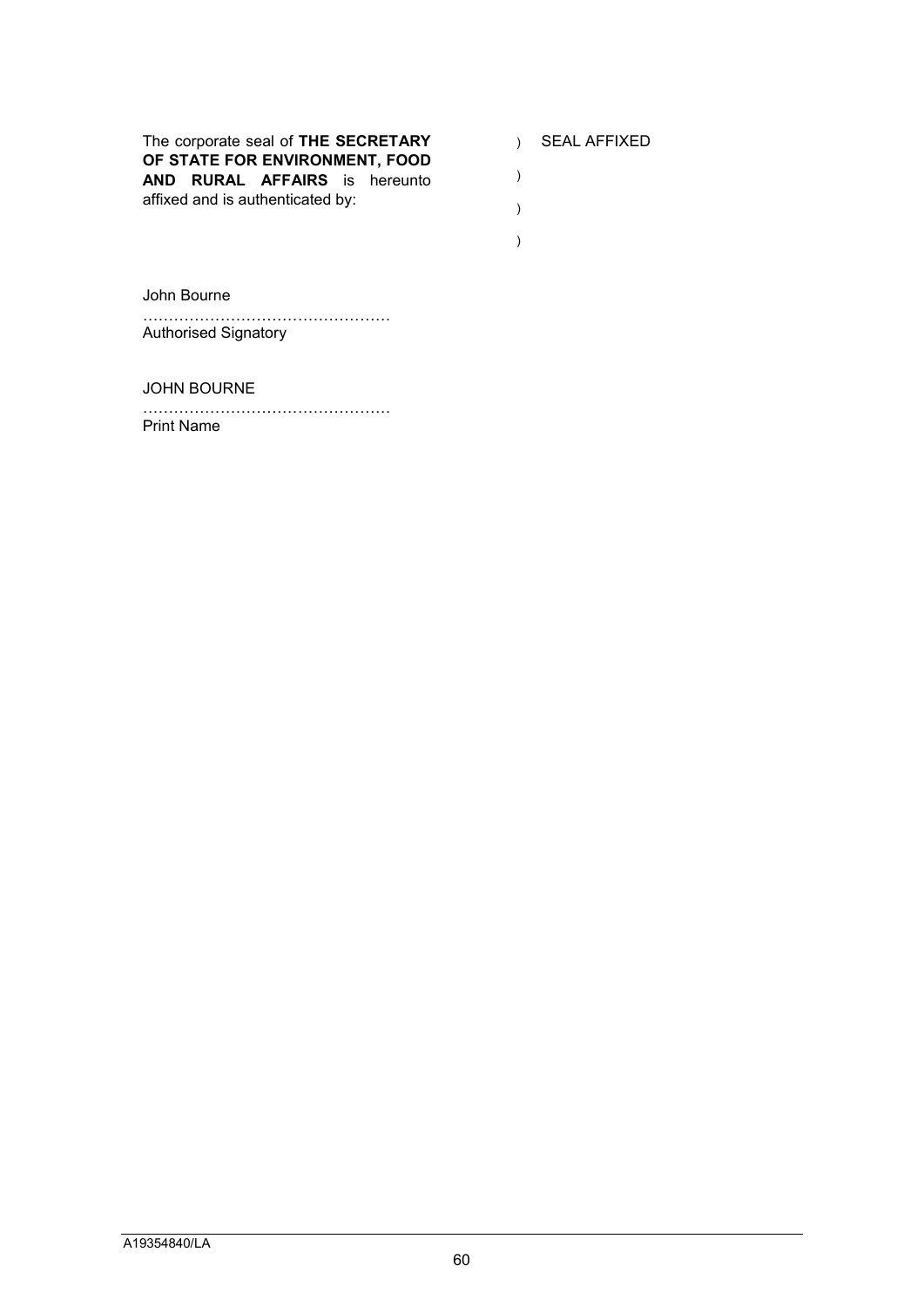| | | |
|---|---|---|
| The corporate seal of **THE SECRETARY OF STATE FOR ENVIRONMENT, FOOD AND RURAL AFFAIRS** is hereunto affixed and is authenticated by: | )<br>)<br>)<br>) | SEAL AFFIXED |

John Bourne

…………………………………………
Authorised Signatory

JOHN BOURNE

…………………………………………
Print Name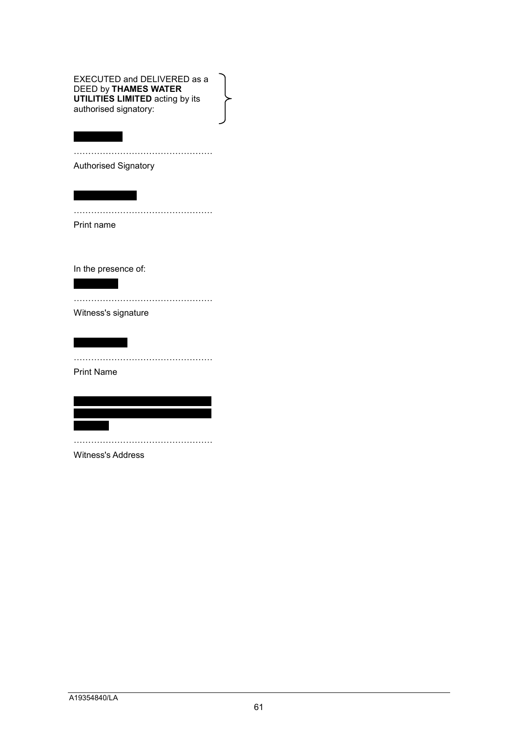EXECUTED and DELIVERED as a DEED by **THAMES WATER UTILITIES LIMITED** acting by its authorised signatory:

…………………………………………
Authorised Signatory

…………………………………………
Print name

In the presence of:

…………………………………………
Witness's signature

…………………………………………
Print Name

…………………………………………
Witness's Address

A19354840/LA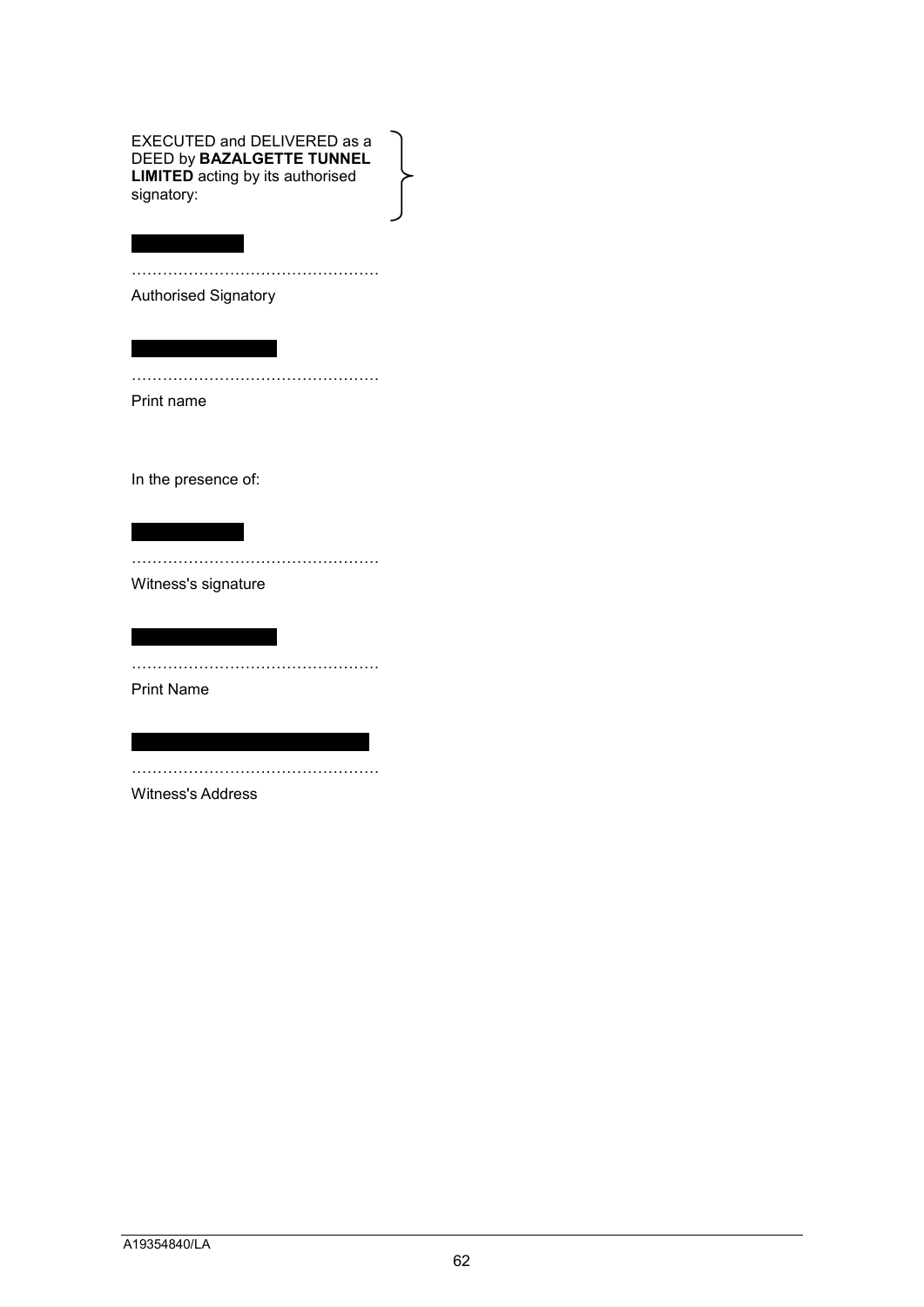EXECUTED and DELIVERED as a DEED by **BAZALGETTE TUNNEL LIMITED** acting by its authorised signatory:

…………………………………………
Authorised Signatory

…………………………………………
Print name

In the presence of:

…………………………………………
Witness's signature

…………………………………………
Print Name

…………………………………………
Witness's Address

A19354840/LA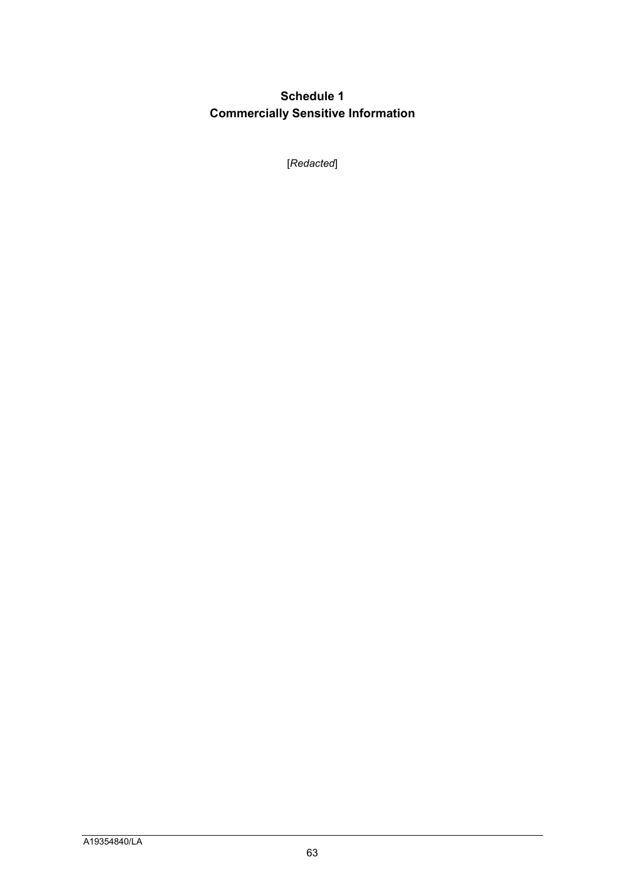# Schedule 1
# Commercially Sensitive Information

[*Redacted*]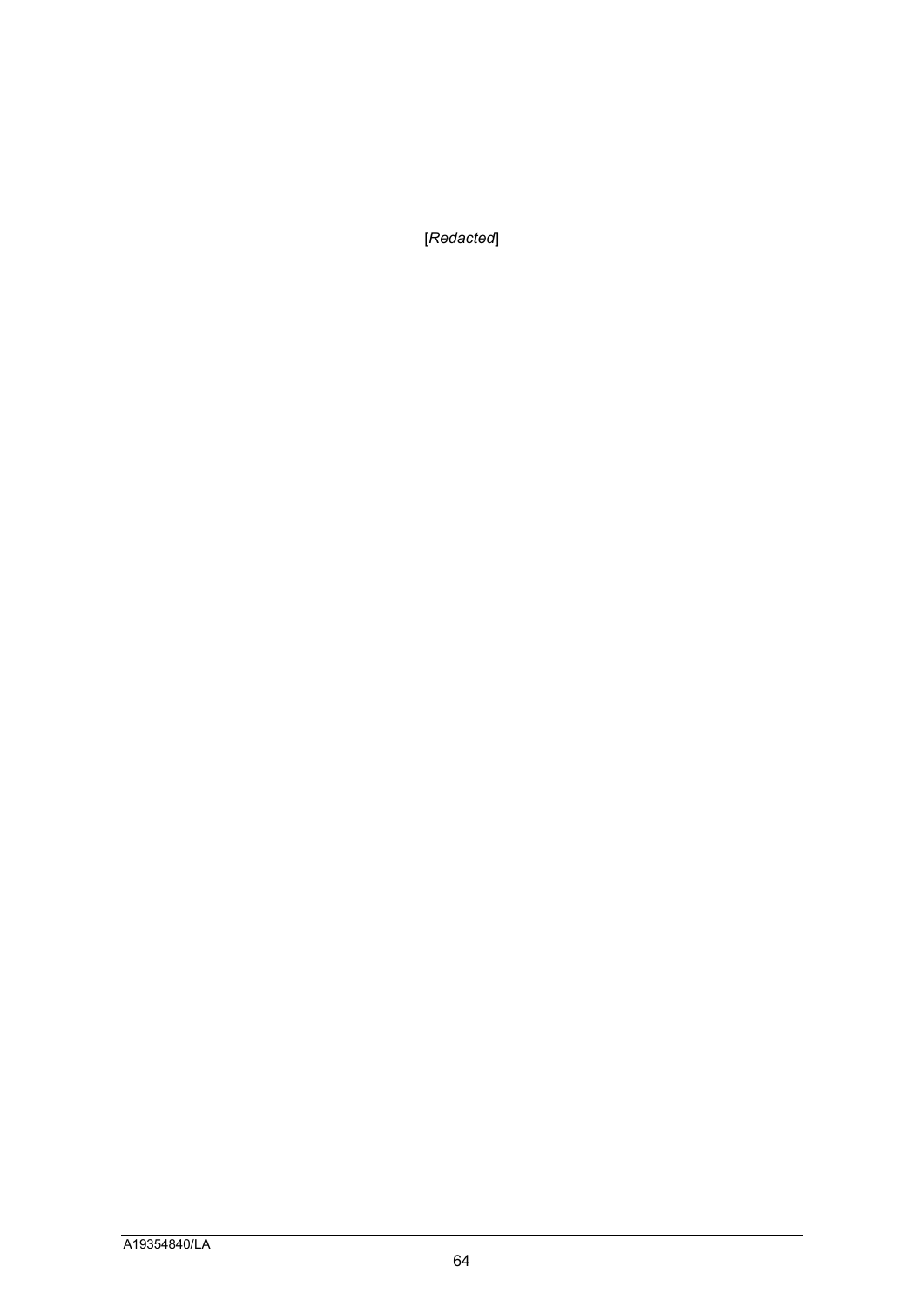[*Redacted*]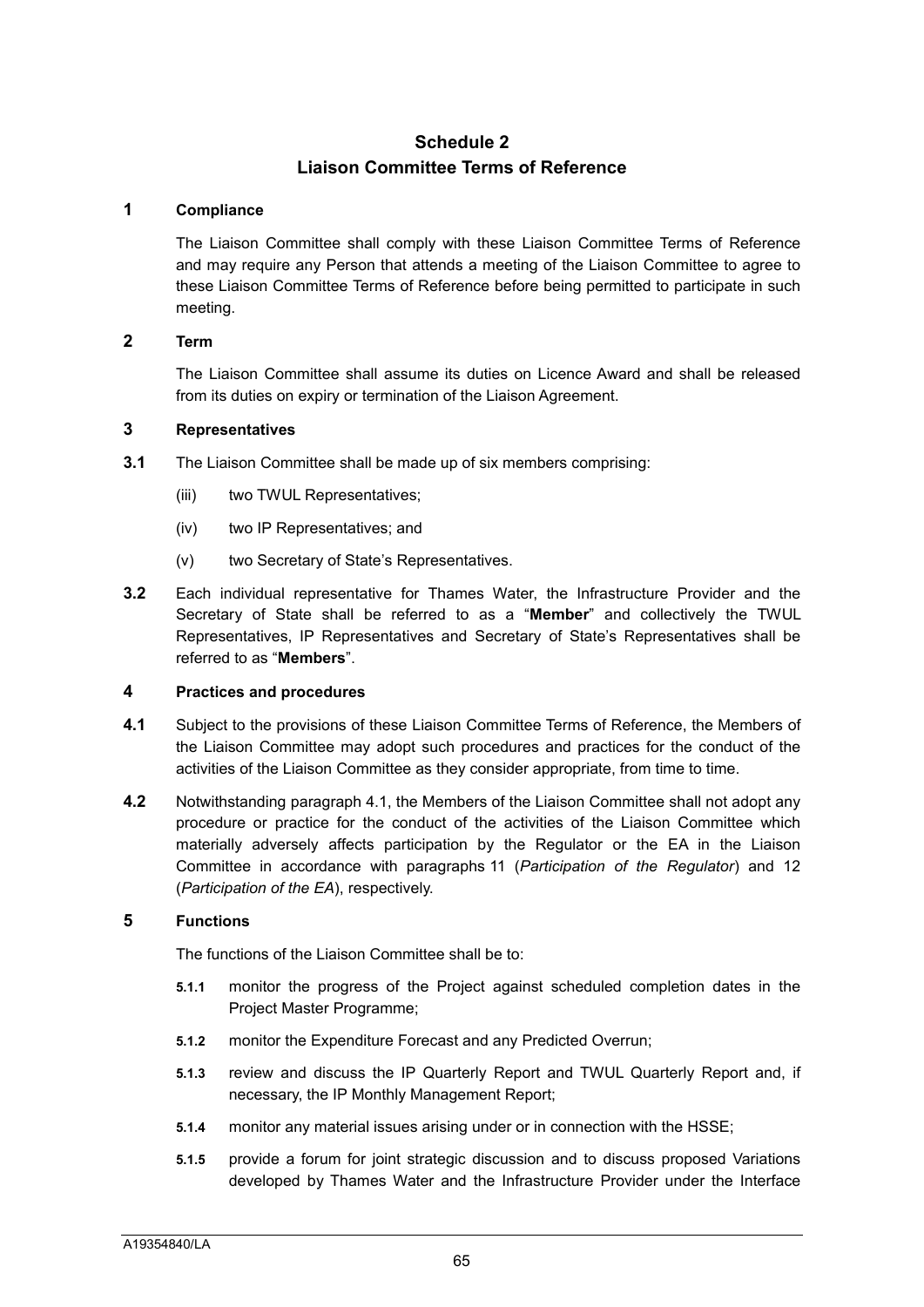# Schedule 2
# Liaison Committee Terms of Reference

## 1 Compliance

The Liaison Committee shall comply with these Liaison Committee Terms of Reference and may require any Person that attends a meeting of the Liaison Committee to agree to these Liaison Committee Terms of Reference before being permitted to participate in such meeting.

## 2 Term

The Liaison Committee shall assume its duties on Licence Award and shall be released from its duties on expiry or termination of the Liaison Agreement.

## 3 Representatives

**3.1** The Liaison Committee shall be made up of six members comprising:

(iii) two TWUL Representatives;

(iv) two IP Representatives; and

(v) two Secretary of State's Representatives.

**3.2** Each individual representative for Thames Water, the Infrastructure Provider and the Secretary of State shall be referred to as a "**Member**" and collectively the TWUL Representatives, IP Representatives and Secretary of State's Representatives shall be referred to as "**Members**".

## 4 Practices and procedures

**4.1** Subject to the provisions of these Liaison Committee Terms of Reference, the Members of the Liaison Committee may adopt such procedures and practices for the conduct of the activities of the Liaison Committee as they consider appropriate, from time to time.

**4.2** Notwithstanding paragraph 4.1, the Members of the Liaison Committee shall not adopt any procedure or practice for the conduct of the activities of the Liaison Committee which materially adversely affects participation by the Regulator or the EA in the Liaison Committee in accordance with paragraphs 11 (*Participation of the Regulator*) and 12 (*Participation of the EA*), respectively.

## 5 Functions

The functions of the Liaison Committee shall be to:

**5.1.1** monitor the progress of the Project against scheduled completion dates in the Project Master Programme;

**5.1.2** monitor the Expenditure Forecast and any Predicted Overrun;

**5.1.3** review and discuss the IP Quarterly Report and TWUL Quarterly Report and, if necessary, the IP Monthly Management Report;

**5.1.4** monitor any material issues arising under or in connection with the HSSE;

**5.1.5** provide a forum for joint strategic discussion and to discuss proposed Variations developed by Thames Water and the Infrastructure Provider under the Interface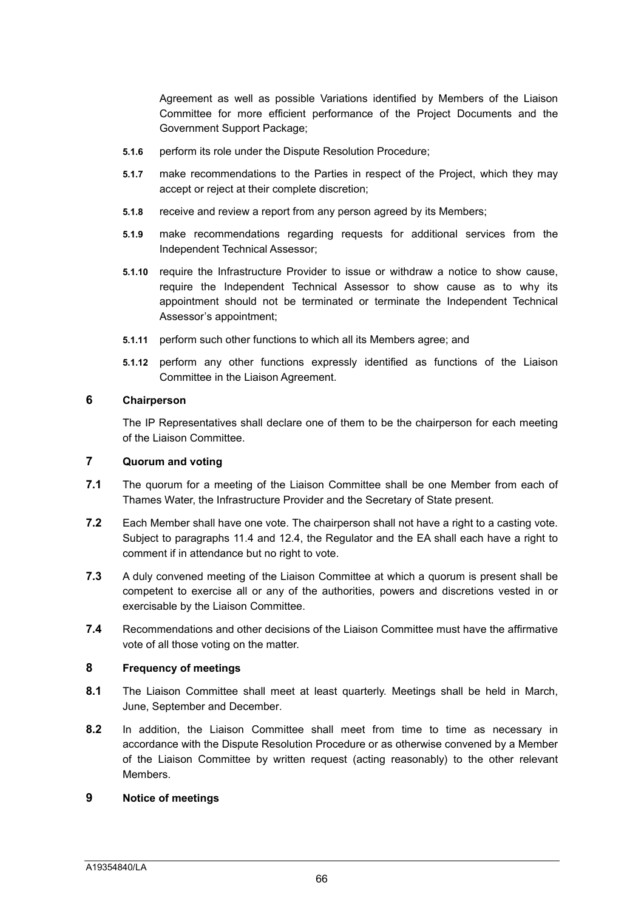Agreement as well as possible Variations identified by Members of the Liaison Committee for more efficient performance of the Project Documents and the Government Support Package;

**5.1.6** perform its role under the Dispute Resolution Procedure;

**5.1.7** make recommendations to the Parties in respect of the Project, which they may accept or reject at their complete discretion;

**5.1.8** receive and review a report from any person agreed by its Members;

**5.1.9** make recommendations regarding requests for additional services from the Independent Technical Assessor;

**5.1.10** require the Infrastructure Provider to issue or withdraw a notice to show cause, require the Independent Technical Assessor to show cause as to why its appointment should not be terminated or terminate the Independent Technical Assessor's appointment;

**5.1.11** perform such other functions to which all its Members agree; and

**5.1.12** perform any other functions expressly identified as functions of the Liaison Committee in the Liaison Agreement.

## 6 Chairperson

The IP Representatives shall declare one of them to be the chairperson for each meeting of the Liaison Committee.

## 7 Quorum and voting

**7.1** The quorum for a meeting of the Liaison Committee shall be one Member from each of Thames Water, the Infrastructure Provider and the Secretary of State present.

**7.2** Each Member shall have one vote. The chairperson shall not have a right to a casting vote. Subject to paragraphs 11.4 and 12.4, the Regulator and the EA shall each have a right to comment if in attendance but no right to vote.

**7.3** A duly convened meeting of the Liaison Committee at which a quorum is present shall be competent to exercise all or any of the authorities, powers and discretions vested in or exercisable by the Liaison Committee.

**7.4** Recommendations and other decisions of the Liaison Committee must have the affirmative vote of all those voting on the matter.

## 8 Frequency of meetings

**8.1** The Liaison Committee shall meet at least quarterly. Meetings shall be held in March, June, September and December.

**8.2** In addition, the Liaison Committee shall meet from time to time as necessary in accordance with the Dispute Resolution Procedure or as otherwise convened by a Member of the Liaison Committee by written request (acting reasonably) to the other relevant Members.

## 9 Notice of meetings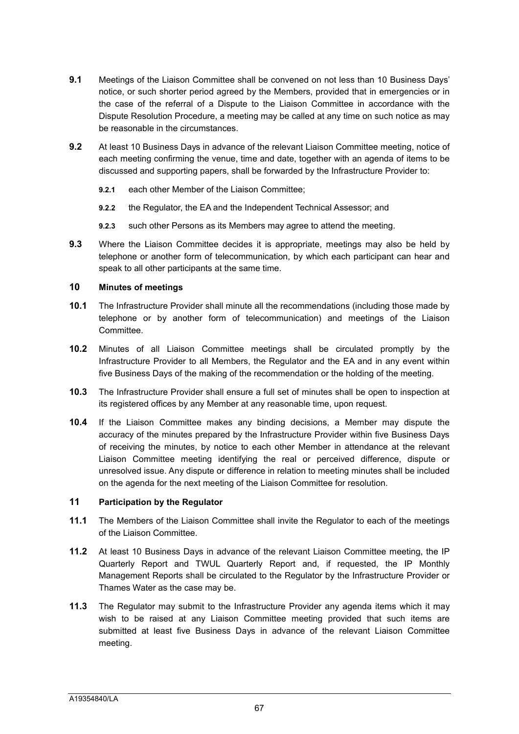**9.1** Meetings of the Liaison Committee shall be convened on not less than 10 Business Days' notice, or such shorter period agreed by the Members, provided that in emergencies or in the case of the referral of a Dispute to the Liaison Committee in accordance with the Dispute Resolution Procedure, a meeting may be called at any time on such notice as may be reasonable in the circumstances.

**9.2** At least 10 Business Days in advance of the relevant Liaison Committee meeting, notice of each meeting confirming the venue, time and date, together with an agenda of items to be discussed and supporting papers, shall be forwarded by the Infrastructure Provider to:

**9.2.1** each other Member of the Liaison Committee;

**9.2.2** the Regulator, the EA and the Independent Technical Assessor; and

**9.2.3** such other Persons as its Members may agree to attend the meeting.

**9.3** Where the Liaison Committee decides it is appropriate, meetings may also be held by telephone or another form of telecommunication, by which each participant can hear and speak to all other participants at the same time.

## 10 Minutes of meetings

**10.1** The Infrastructure Provider shall minute all the recommendations (including those made by telephone or by another form of telecommunication) and meetings of the Liaison Committee.

**10.2** Minutes of all Liaison Committee meetings shall be circulated promptly by the Infrastructure Provider to all Members, the Regulator and the EA and in any event within five Business Days of the making of the recommendation or the holding of the meeting.

**10.3** The Infrastructure Provider shall ensure a full set of minutes shall be open to inspection at its registered offices by any Member at any reasonable time, upon request.

**10.4** If the Liaison Committee makes any binding decisions, a Member may dispute the accuracy of the minutes prepared by the Infrastructure Provider within five Business Days of receiving the minutes, by notice to each other Member in attendance at the relevant Liaison Committee meeting identifying the real or perceived difference, dispute or unresolved issue. Any dispute or difference in relation to meeting minutes shall be included on the agenda for the next meeting of the Liaison Committee for resolution.

## 11 Participation by the Regulator

**11.1** The Members of the Liaison Committee shall invite the Regulator to each of the meetings of the Liaison Committee.

**11.2** At least 10 Business Days in advance of the relevant Liaison Committee meeting, the IP Quarterly Report and TWUL Quarterly Report and, if requested, the IP Monthly Management Reports shall be circulated to the Regulator by the Infrastructure Provider or Thames Water as the case may be.

**11.3** The Regulator may submit to the Infrastructure Provider any agenda items which it may wish to be raised at any Liaison Committee meeting provided that such items are submitted at least five Business Days in advance of the relevant Liaison Committee meeting.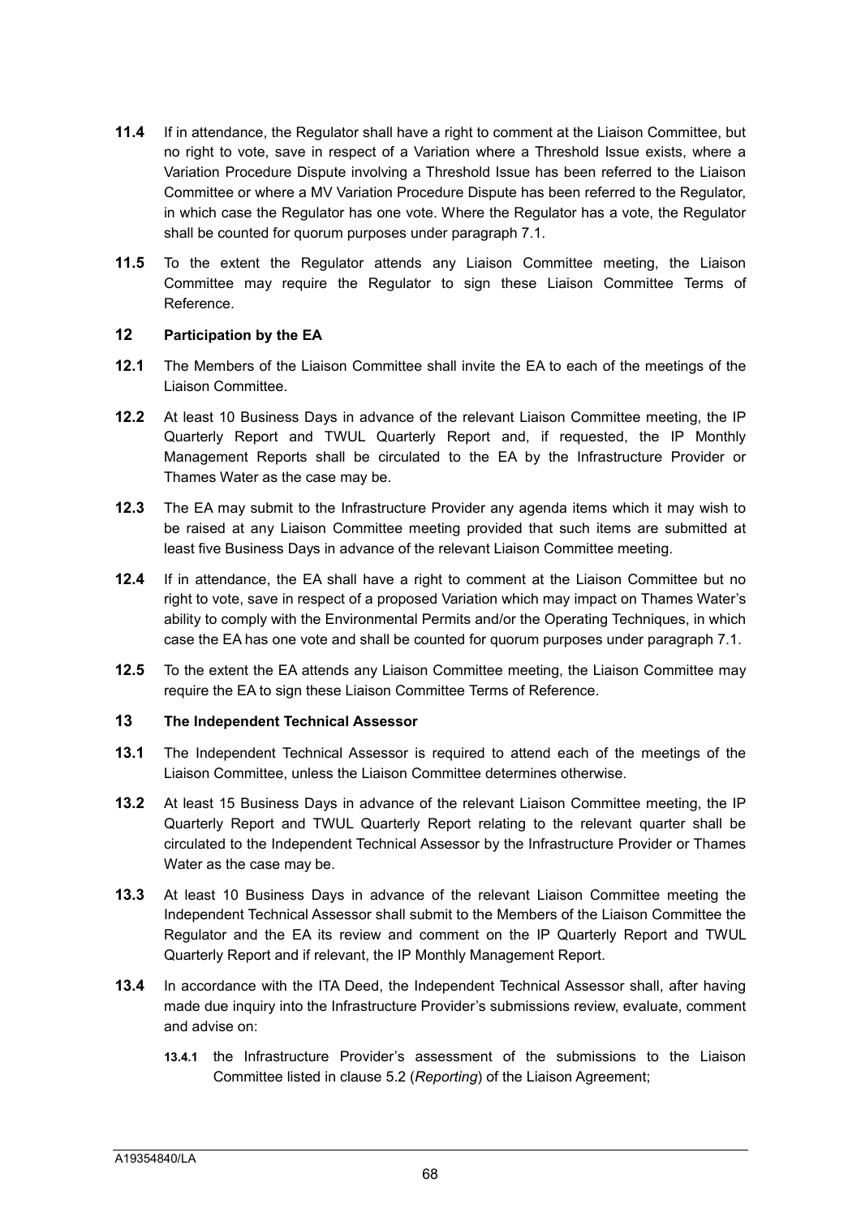**11.4** If in attendance, the Regulator shall have a right to comment at the Liaison Committee, but no right to vote, save in respect of a Variation where a Threshold Issue exists, where a Variation Procedure Dispute involving a Threshold Issue has been referred to the Liaison Committee or where a MV Variation Procedure Dispute has been referred to the Regulator, in which case the Regulator has one vote. Where the Regulator has a vote, the Regulator shall be counted for quorum purposes under paragraph 7.1.

**11.5** To the extent the Regulator attends any Liaison Committee meeting, the Liaison Committee may require the Regulator to sign these Liaison Committee Terms of Reference.

## 12 Participation by the EA

**12.1** The Members of the Liaison Committee shall invite the EA to each of the meetings of the Liaison Committee.

**12.2** At least 10 Business Days in advance of the relevant Liaison Committee meeting, the IP Quarterly Report and TWUL Quarterly Report and, if requested, the IP Monthly Management Reports shall be circulated to the EA by the Infrastructure Provider or Thames Water as the case may be.

**12.3** The EA may submit to the Infrastructure Provider any agenda items which it may wish to be raised at any Liaison Committee meeting provided that such items are submitted at least five Business Days in advance of the relevant Liaison Committee meeting.

**12.4** If in attendance, the EA shall have a right to comment at the Liaison Committee but no right to vote, save in respect of a proposed Variation which may impact on Thames Water's ability to comply with the Environmental Permits and/or the Operating Techniques, in which case the EA has one vote and shall be counted for quorum purposes under paragraph 7.1.

**12.5** To the extent the EA attends any Liaison Committee meeting, the Liaison Committee may require the EA to sign these Liaison Committee Terms of Reference.

## 13 The Independent Technical Assessor

**13.1** The Independent Technical Assessor is required to attend each of the meetings of the Liaison Committee, unless the Liaison Committee determines otherwise.

**13.2** At least 15 Business Days in advance of the relevant Liaison Committee meeting, the IP Quarterly Report and TWUL Quarterly Report relating to the relevant quarter shall be circulated to the Independent Technical Assessor by the Infrastructure Provider or Thames Water as the case may be.

**13.3** At least 10 Business Days in advance of the relevant Liaison Committee meeting the Independent Technical Assessor shall submit to the Members of the Liaison Committee the Regulator and the EA its review and comment on the IP Quarterly Report and TWUL Quarterly Report and if relevant, the IP Monthly Management Report.

**13.4** In accordance with the ITA Deed, the Independent Technical Assessor shall, after having made due inquiry into the Infrastructure Provider's submissions review, evaluate, comment and advise on:

**13.4.1** the Infrastructure Provider's assessment of the submissions to the Liaison Committee listed in clause 5.2 (*Reporting*) of the Liaison Agreement;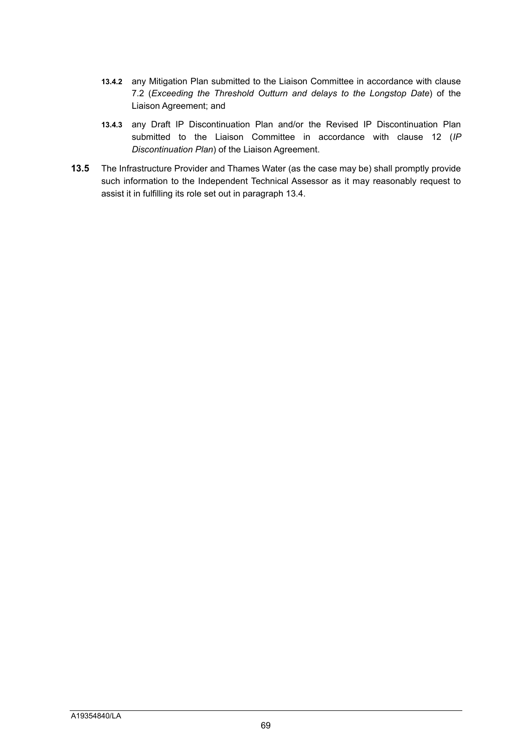**13.4.2** any Mitigation Plan submitted to the Liaison Committee in accordance with clause 7.2 (*Exceeding the Threshold Outturn and delays to the Longstop Date*) of the Liaison Agreement; and

**13.4.3** any Draft IP Discontinuation Plan and/or the Revised IP Discontinuation Plan submitted to the Liaison Committee in accordance with clause 12 (*IP Discontinuation Plan*) of the Liaison Agreement.

**13.5** The Infrastructure Provider and Thames Water (as the case may be) shall promptly provide such information to the Independent Technical Assessor as it may reasonably request to assist it in fulfilling its role set out in paragraph 13.4.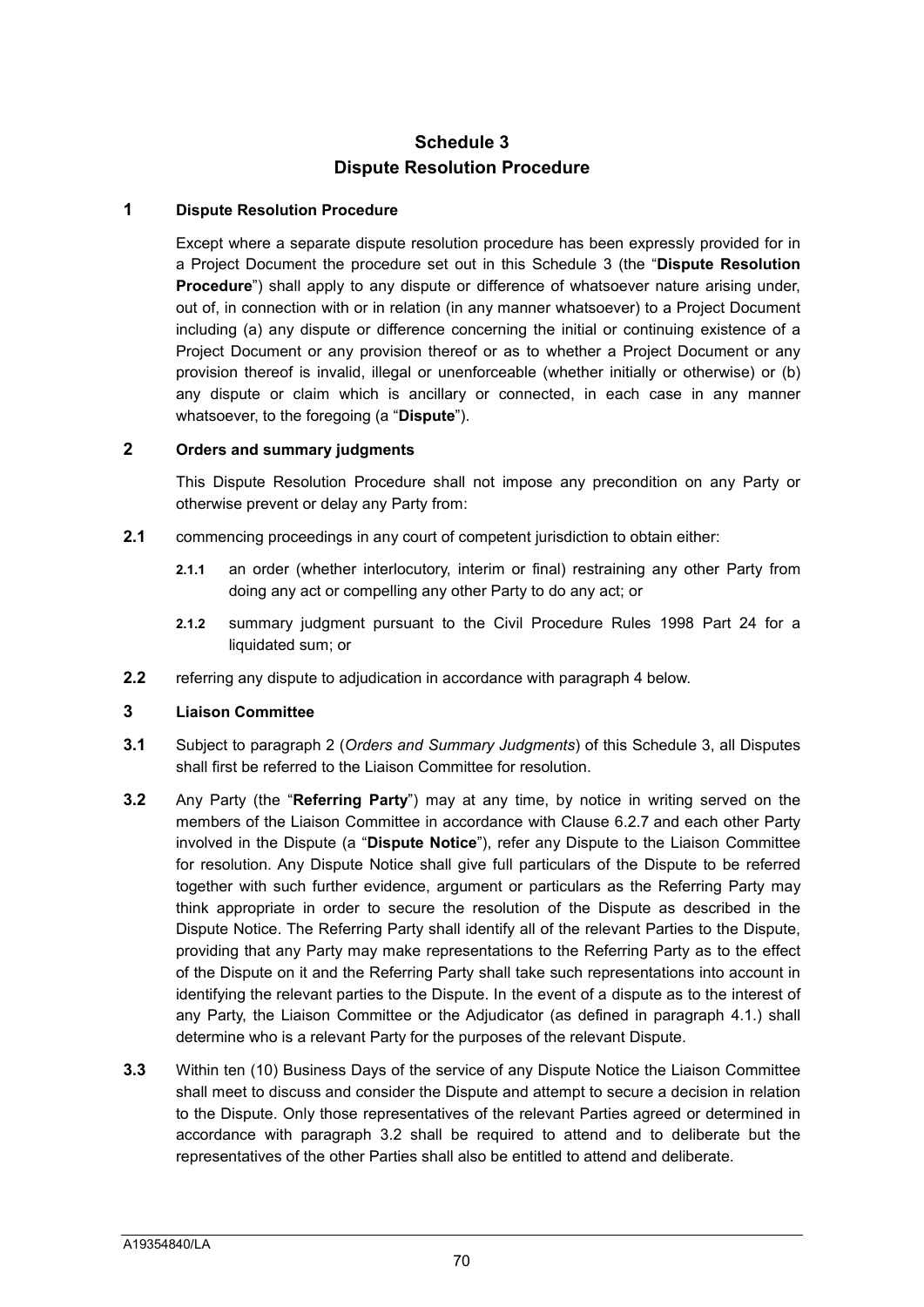# Schedule 3
# Dispute Resolution Procedure

## 1 Dispute Resolution Procedure

Except where a separate dispute resolution procedure has been expressly provided for in a Project Document the procedure set out in this Schedule 3 (the "**Dispute Resolution Procedure**") shall apply to any dispute or difference of whatsoever nature arising under, out of, in connection with or in relation (in any manner whatsoever) to a Project Document including (a) any dispute or difference concerning the initial or continuing existence of a Project Document or any provision thereof or as to whether a Project Document or any provision thereof is invalid, illegal or unenforceable (whether initially or otherwise) or (b) any dispute or claim which is ancillary or connected, in each case in any manner whatsoever, to the foregoing (a "**Dispute**").

## 2 Orders and summary judgments

This Dispute Resolution Procedure shall not impose any precondition on any Party or otherwise prevent or delay any Party from:

**2.1** commencing proceedings in any court of competent jurisdiction to obtain either:

**2.1.1** an order (whether interlocutory, interim or final) restraining any other Party from doing any act or compelling any other Party to do any act; or

**2.1.2** summary judgment pursuant to the Civil Procedure Rules 1998 Part 24 for a liquidated sum; or

**2.2** referring any dispute to adjudication in accordance with paragraph 4 below.

## 3 Liaison Committee

**3.1** Subject to paragraph 2 (*Orders and Summary Judgments*) of this Schedule 3, all Disputes shall first be referred to the Liaison Committee for resolution.

**3.2** Any Party (the "**Referring Party**") may at any time, by notice in writing served on the members of the Liaison Committee in accordance with Clause 6.2.7 and each other Party involved in the Dispute (a "**Dispute Notice**"), refer any Dispute to the Liaison Committee for resolution. Any Dispute Notice shall give full particulars of the Dispute to be referred together with such further evidence, argument or particulars as the Referring Party may think appropriate in order to secure the resolution of the Dispute as described in the Dispute Notice. The Referring Party shall identify all of the relevant Parties to the Dispute, providing that any Party may make representations to the Referring Party as to the effect of the Dispute on it and the Referring Party shall take such representations into account in identifying the relevant parties to the Dispute. In the event of a dispute as to the interest of any Party, the Liaison Committee or the Adjudicator (as defined in paragraph 4.1.) shall determine who is a relevant Party for the purposes of the relevant Dispute.

**3.3** Within ten (10) Business Days of the service of any Dispute Notice the Liaison Committee shall meet to discuss and consider the Dispute and attempt to secure a decision in relation to the Dispute. Only those representatives of the relevant Parties agreed or determined in accordance with paragraph 3.2 shall be required to attend and to deliberate but the representatives of the other Parties shall also be entitled to attend and deliberate.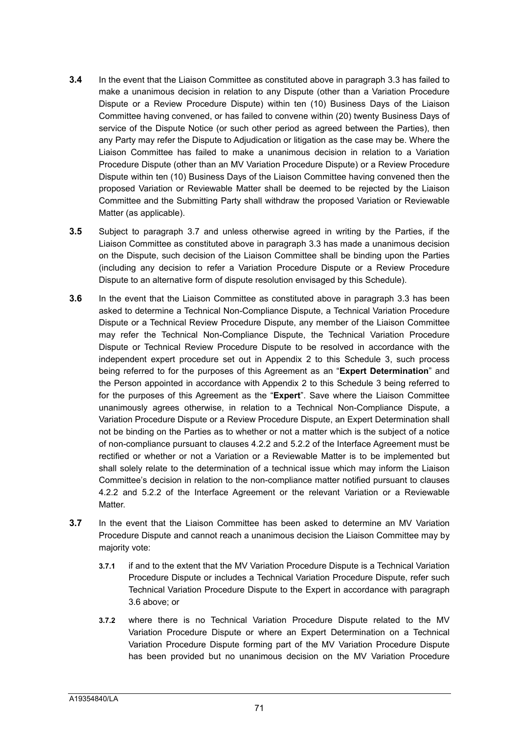**3.4** In the event that the Liaison Committee as constituted above in paragraph 3.3 has failed to make a unanimous decision in relation to any Dispute (other than a Variation Procedure Dispute or a Review Procedure Dispute) within ten (10) Business Days of the Liaison Committee having convened, or has failed to convene within (20) twenty Business Days of service of the Dispute Notice (or such other period as agreed between the Parties), then any Party may refer the Dispute to Adjudication or litigation as the case may be. Where the Liaison Committee has failed to make a unanimous decision in relation to a Variation Procedure Dispute (other than an MV Variation Procedure Dispute) or a Review Procedure Dispute within ten (10) Business Days of the Liaison Committee having convened then the proposed Variation or Reviewable Matter shall be deemed to be rejected by the Liaison Committee and the Submitting Party shall withdraw the proposed Variation or Reviewable Matter (as applicable).

**3.5** Subject to paragraph 3.7 and unless otherwise agreed in writing by the Parties, if the Liaison Committee as constituted above in paragraph 3.3 has made a unanimous decision on the Dispute, such decision of the Liaison Committee shall be binding upon the Parties (including any decision to refer a Variation Procedure Dispute or a Review Procedure Dispute to an alternative form of dispute resolution envisaged by this Schedule).

**3.6** In the event that the Liaison Committee as constituted above in paragraph 3.3 has been asked to determine a Technical Non-Compliance Dispute, a Technical Variation Procedure Dispute or a Technical Review Procedure Dispute, any member of the Liaison Committee may refer the Technical Non-Compliance Dispute, the Technical Variation Procedure Dispute or Technical Review Procedure Dispute to be resolved in accordance with the independent expert procedure set out in Appendix 2 to this Schedule 3, such process being referred to for the purposes of this Agreement as an "**Expert Determination**" and the Person appointed in accordance with Appendix 2 to this Schedule 3 being referred to for the purposes of this Agreement as the "**Expert**". Save where the Liaison Committee unanimously agrees otherwise, in relation to a Technical Non-Compliance Dispute, a Variation Procedure Dispute or a Review Procedure Dispute, an Expert Determination shall not be binding on the Parties as to whether or not a matter which is the subject of a notice of non-compliance pursuant to clauses 4.2.2 and 5.2.2 of the Interface Agreement must be rectified or whether or not a Variation or a Reviewable Matter is to be implemented but shall solely relate to the determination of a technical issue which may inform the Liaison Committee's decision in relation to the non-compliance matter notified pursuant to clauses 4.2.2 and 5.2.2 of the Interface Agreement or the relevant Variation or a Reviewable Matter.

**3.7** In the event that the Liaison Committee has been asked to determine an MV Variation Procedure Dispute and cannot reach a unanimous decision the Liaison Committee may by majority vote:

**3.7.1** if and to the extent that the MV Variation Procedure Dispute is a Technical Variation Procedure Dispute or includes a Technical Variation Procedure Dispute, refer such Technical Variation Procedure Dispute to the Expert in accordance with paragraph 3.6 above; or

**3.7.2** where there is no Technical Variation Procedure Dispute related to the MV Variation Procedure Dispute or where an Expert Determination on a Technical Variation Procedure Dispute forming part of the MV Variation Procedure Dispute has been provided but no unanimous decision on the MV Variation Procedure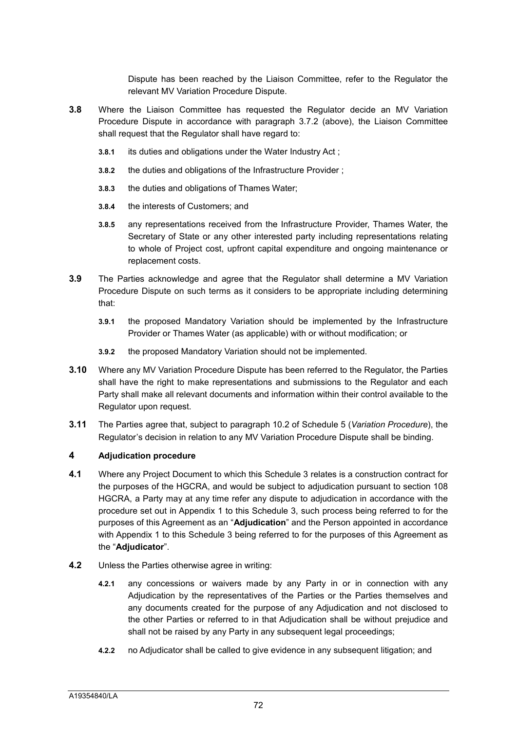Dispute has been reached by the Liaison Committee, refer to the Regulator the relevant MV Variation Procedure Dispute.

**3.8** Where the Liaison Committee has requested the Regulator decide an MV Variation Procedure Dispute in accordance with paragraph 3.7.2 (above), the Liaison Committee shall request that the Regulator shall have regard to:

**3.8.1** its duties and obligations under the Water Industry Act ;

**3.8.2** the duties and obligations of the Infrastructure Provider ;

**3.8.3** the duties and obligations of Thames Water;

**3.8.4** the interests of Customers; and

**3.8.5** any representations received from the Infrastructure Provider, Thames Water, the Secretary of State or any other interested party including representations relating to whole of Project cost, upfront capital expenditure and ongoing maintenance or replacement costs.

**3.9** The Parties acknowledge and agree that the Regulator shall determine a MV Variation Procedure Dispute on such terms as it considers to be appropriate including determining that:

**3.9.1** the proposed Mandatory Variation should be implemented by the Infrastructure Provider or Thames Water (as applicable) with or without modification; or

**3.9.2** the proposed Mandatory Variation should not be implemented.

**3.10** Where any MV Variation Procedure Dispute has been referred to the Regulator, the Parties shall have the right to make representations and submissions to the Regulator and each Party shall make all relevant documents and information within their control available to the Regulator upon request.

**3.11** The Parties agree that, subject to paragraph 10.2 of Schedule 5 (*Variation Procedure*), the Regulator's decision in relation to any MV Variation Procedure Dispute shall be binding.

## 4 Adjudication procedure

**4.1** Where any Project Document to which this Schedule 3 relates is a construction contract for the purposes of the HGCRA, and would be subject to adjudication pursuant to section 108 HGCRA, a Party may at any time refer any dispute to adjudication in accordance with the procedure set out in Appendix 1 to this Schedule 3, such process being referred to for the purposes of this Agreement as an "**Adjudication**" and the Person appointed in accordance with Appendix 1 to this Schedule 3 being referred to for the purposes of this Agreement as the "**Adjudicator**".

**4.2** Unless the Parties otherwise agree in writing:

**4.2.1** any concessions or waivers made by any Party in or in connection with any Adjudication by the representatives of the Parties or the Parties themselves and any documents created for the purpose of any Adjudication and not disclosed to the other Parties or referred to in that Adjudication shall be without prejudice and shall not be raised by any Party in any subsequent legal proceedings;

**4.2.2** no Adjudicator shall be called to give evidence in any subsequent litigation; and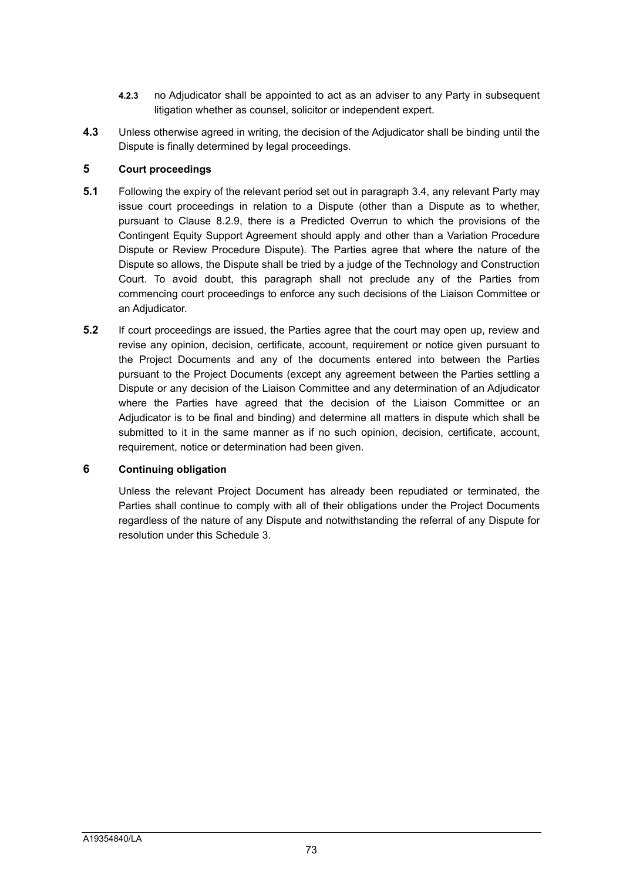**4.2.3** no Adjudicator shall be appointed to act as an adviser to any Party in subsequent litigation whether as counsel, solicitor or independent expert.

**4.3** Unless otherwise agreed in writing, the decision of the Adjudicator shall be binding until the Dispute is finally determined by legal proceedings.

## 5 Court proceedings

**5.1** Following the expiry of the relevant period set out in paragraph 3.4, any relevant Party may issue court proceedings in relation to a Dispute (other than a Dispute as to whether, pursuant to Clause 8.2.9, there is a Predicted Overrun to which the provisions of the Contingent Equity Support Agreement should apply and other than a Variation Procedure Dispute or Review Procedure Dispute). The Parties agree that where the nature of the Dispute so allows, the Dispute shall be tried by a judge of the Technology and Construction Court. To avoid doubt, this paragraph shall not preclude any of the Parties from commencing court proceedings to enforce any such decisions of the Liaison Committee or an Adjudicator.

**5.2** If court proceedings are issued, the Parties agree that the court may open up, review and revise any opinion, decision, certificate, account, requirement or notice given pursuant to the Project Documents and any of the documents entered into between the Parties pursuant to the Project Documents (except any agreement between the Parties settling a Dispute or any decision of the Liaison Committee and any determination of an Adjudicator where the Parties have agreed that the decision of the Liaison Committee or an Adjudicator is to be final and binding) and determine all matters in dispute which shall be submitted to it in the same manner as if no such opinion, decision, certificate, account, requirement, notice or determination had been given.

## 6 Continuing obligation

Unless the relevant Project Document has already been repudiated or terminated, the Parties shall continue to comply with all of their obligations under the Project Documents regardless of the nature of any Dispute and notwithstanding the referral of any Dispute for resolution under this Schedule 3.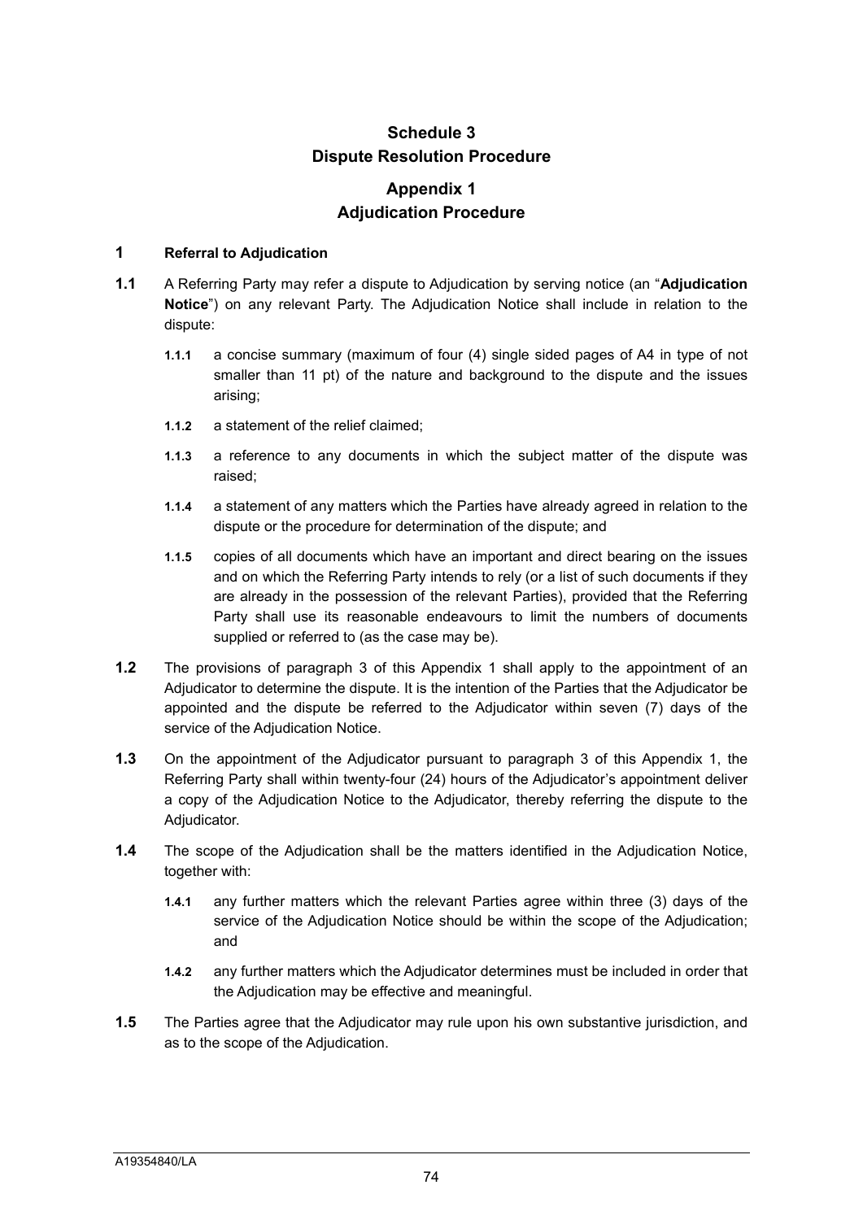# Schedule 3
# Dispute Resolution Procedure

## Appendix 1
## Adjudication Procedure

### 1 Referral to Adjudication

**1.1** A Referring Party may refer a dispute to Adjudication by serving notice (an "**Adjudication Notice**") on any relevant Party. The Adjudication Notice shall include in relation to the dispute:

**1.1.1** a concise summary (maximum of four (4) single sided pages of A4 in type of not smaller than 11 pt) of the nature and background to the dispute and the issues arising;

**1.1.2** a statement of the relief claimed;

**1.1.3** a reference to any documents in which the subject matter of the dispute was raised;

**1.1.4** a statement of any matters which the Parties have already agreed in relation to the dispute or the procedure for determination of the dispute; and

**1.1.5** copies of all documents which have an important and direct bearing on the issues and on which the Referring Party intends to rely (or a list of such documents if they are already in the possession of the relevant Parties), provided that the Referring Party shall use its reasonable endeavours to limit the numbers of documents supplied or referred to (as the case may be).

**1.2** The provisions of paragraph 3 of this Appendix 1 shall apply to the appointment of an Adjudicator to determine the dispute. It is the intention of the Parties that the Adjudicator be appointed and the dispute be referred to the Adjudicator within seven (7) days of the service of the Adjudication Notice.

**1.3** On the appointment of the Adjudicator pursuant to paragraph 3 of this Appendix 1, the Referring Party shall within twenty-four (24) hours of the Adjudicator's appointment deliver a copy of the Adjudication Notice to the Adjudicator, thereby referring the dispute to the Adjudicator.

**1.4** The scope of the Adjudication shall be the matters identified in the Adjudication Notice, together with:

**1.4.1** any further matters which the relevant Parties agree within three (3) days of the service of the Adjudication Notice should be within the scope of the Adjudication; and

**1.4.2** any further matters which the Adjudicator determines must be included in order that the Adjudication may be effective and meaningful.

**1.5** The Parties agree that the Adjudicator may rule upon his own substantive jurisdiction, and as to the scope of the Adjudication.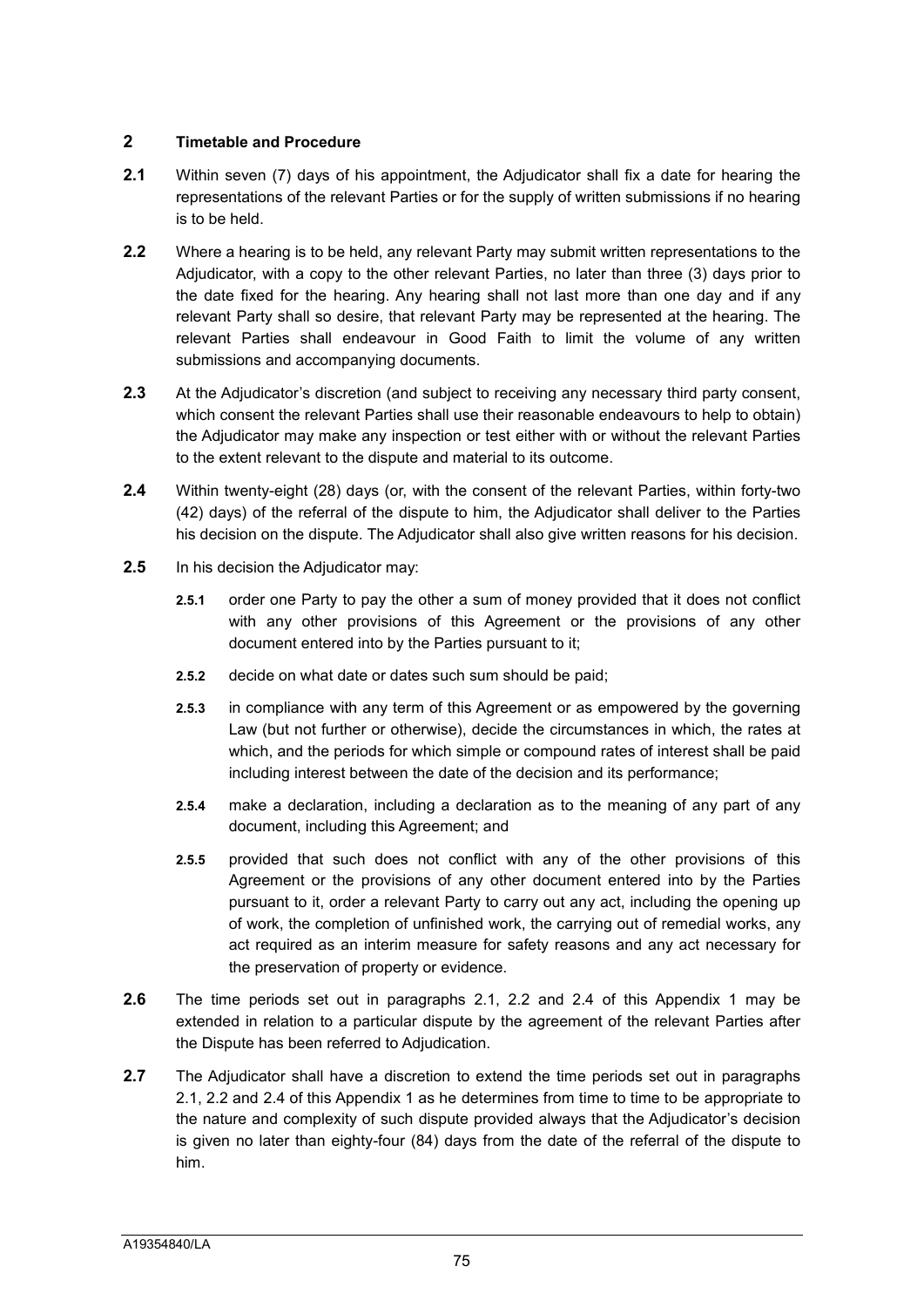## 2 Timetable and Procedure

**2.1** Within seven (7) days of his appointment, the Adjudicator shall fix a date for hearing the representations of the relevant Parties or for the supply of written submissions if no hearing is to be held.

**2.2** Where a hearing is to be held, any relevant Party may submit written representations to the Adjudicator, with a copy to the other relevant Parties, no later than three (3) days prior to the date fixed for the hearing. Any hearing shall not last more than one day and if any relevant Party shall so desire, that relevant Party may be represented at the hearing. The relevant Parties shall endeavour in Good Faith to limit the volume of any written submissions and accompanying documents.

**2.3** At the Adjudicator's discretion (and subject to receiving any necessary third party consent, which consent the relevant Parties shall use their reasonable endeavours to help to obtain) the Adjudicator may make any inspection or test either with or without the relevant Parties to the extent relevant to the dispute and material to its outcome.

**2.4** Within twenty-eight (28) days (or, with the consent of the relevant Parties, within forty-two (42) days) of the referral of the dispute to him, the Adjudicator shall deliver to the Parties his decision on the dispute. The Adjudicator shall also give written reasons for his decision.

**2.5** In his decision the Adjudicator may:

- **2.5.1** order one Party to pay the other a sum of money provided that it does not conflict with any other provisions of this Agreement or the provisions of any other document entered into by the Parties pursuant to it;
- **2.5.2** decide on what date or dates such sum should be paid;
- **2.5.3** in compliance with any term of this Agreement or as empowered by the governing Law (but not further or otherwise), decide the circumstances in which, the rates at which, and the periods for which simple or compound rates of interest shall be paid including interest between the date of the decision and its performance;
- **2.5.4** make a declaration, including a declaration as to the meaning of any part of any document, including this Agreement; and
- **2.5.5** provided that such does not conflict with any of the other provisions of this Agreement or the provisions of any other document entered into by the Parties pursuant to it, order a relevant Party to carry out any act, including the opening up of work, the completion of unfinished work, the carrying out of remedial works, any act required as an interim measure for safety reasons and any act necessary for the preservation of property or evidence.

**2.6** The time periods set out in paragraphs 2.1, 2.2 and 2.4 of this Appendix 1 may be extended in relation to a particular dispute by the agreement of the relevant Parties after the Dispute has been referred to Adjudication.

**2.7** The Adjudicator shall have a discretion to extend the time periods set out in paragraphs 2.1, 2.2 and 2.4 of this Appendix 1 as he determines from time to time to be appropriate to the nature and complexity of such dispute provided always that the Adjudicator's decision is given no later than eighty-four (84) days from the date of the referral of the dispute to him.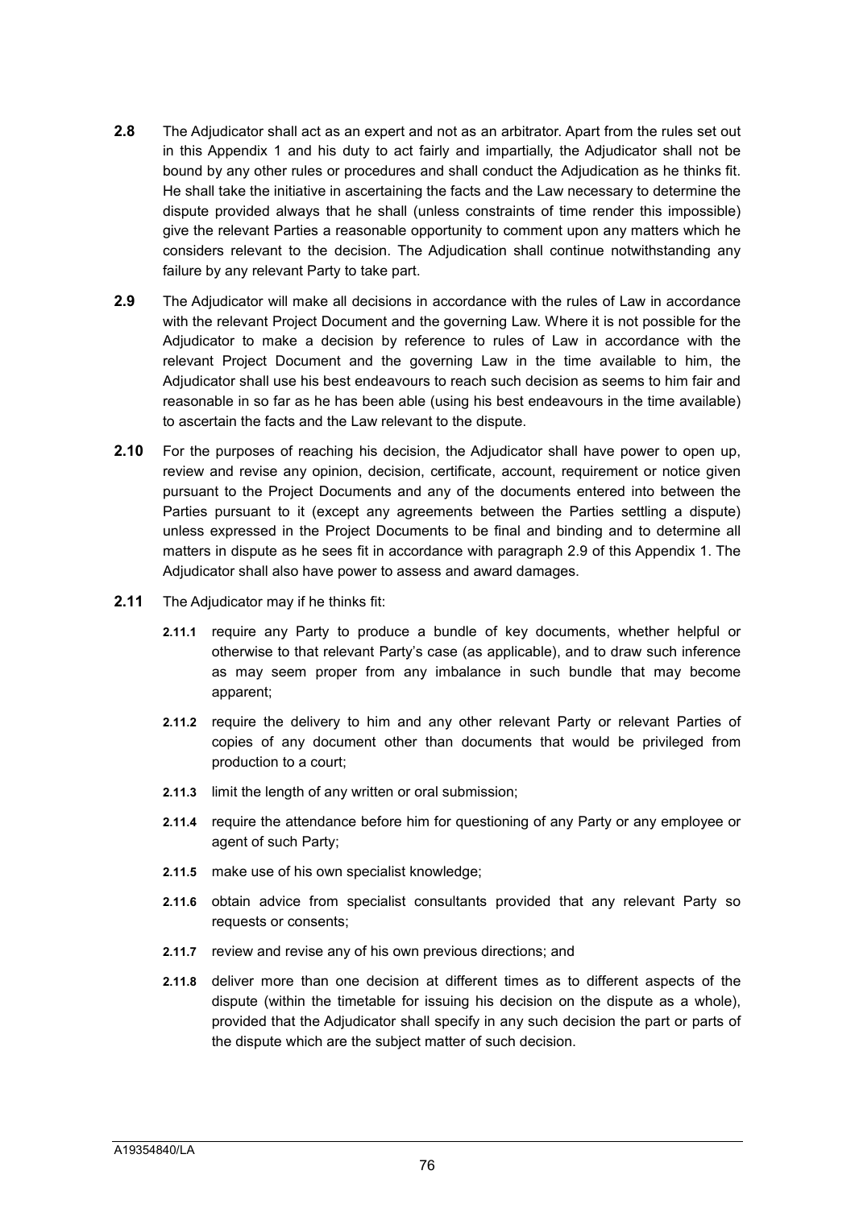**2.8** The Adjudicator shall act as an expert and not as an arbitrator. Apart from the rules set out in this Appendix 1 and his duty to act fairly and impartially, the Adjudicator shall not be bound by any other rules or procedures and shall conduct the Adjudication as he thinks fit. He shall take the initiative in ascertaining the facts and the Law necessary to determine the dispute provided always that he shall (unless constraints of time render this impossible) give the relevant Parties a reasonable opportunity to comment upon any matters which he considers relevant to the decision. The Adjudication shall continue notwithstanding any failure by any relevant Party to take part.

**2.9** The Adjudicator will make all decisions in accordance with the rules of Law in accordance with the relevant Project Document and the governing Law. Where it is not possible for the Adjudicator to make a decision by reference to rules of Law in accordance with the relevant Project Document and the governing Law in the time available to him, the Adjudicator shall use his best endeavours to reach such decision as seems to him fair and reasonable in so far as he has been able (using his best endeavours in the time available) to ascertain the facts and the Law relevant to the dispute.

**2.10** For the purposes of reaching his decision, the Adjudicator shall have power to open up, review and revise any opinion, decision, certificate, account, requirement or notice given pursuant to the Project Documents and any of the documents entered into between the Parties pursuant to it (except any agreements between the Parties settling a dispute) unless expressed in the Project Documents to be final and binding and to determine all matters in dispute as he sees fit in accordance with paragraph 2.9 of this Appendix 1. The Adjudicator shall also have power to assess and award damages.

**2.11** The Adjudicator may if he thinks fit:

**2.11.1** require any Party to produce a bundle of key documents, whether helpful or otherwise to that relevant Party's case (as applicable), and to draw such inference as may seem proper from any imbalance in such bundle that may become apparent;

**2.11.2** require the delivery to him and any other relevant Party or relevant Parties of copies of any document other than documents that would be privileged from production to a court;

**2.11.3** limit the length of any written or oral submission;

**2.11.4** require the attendance before him for questioning of any Party or any employee or agent of such Party;

**2.11.5** make use of his own specialist knowledge;

**2.11.6** obtain advice from specialist consultants provided that any relevant Party so requests or consents;

**2.11.7** review and revise any of his own previous directions; and

**2.11.8** deliver more than one decision at different times as to different aspects of the dispute (within the timetable for issuing his decision on the dispute as a whole), provided that the Adjudicator shall specify in any such decision the part or parts of the dispute which are the subject matter of such decision.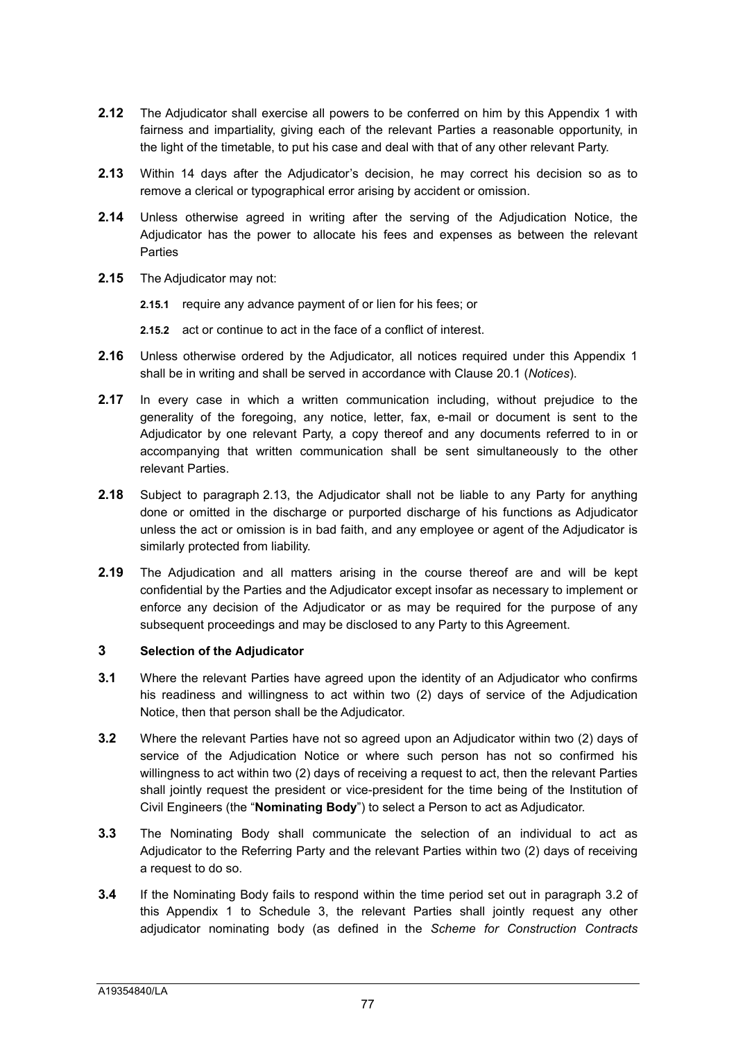**2.12** The Adjudicator shall exercise all powers to be conferred on him by this Appendix 1 with fairness and impartiality, giving each of the relevant Parties a reasonable opportunity, in the light of the timetable, to put his case and deal with that of any other relevant Party.

**2.13** Within 14 days after the Adjudicator's decision, he may correct his decision so as to remove a clerical or typographical error arising by accident or omission.

**2.14** Unless otherwise agreed in writing after the serving of the Adjudication Notice, the Adjudicator has the power to allocate his fees and expenses as between the relevant Parties

**2.15** The Adjudicator may not:

**2.15.1** require any advance payment of or lien for his fees; or

**2.15.2** act or continue to act in the face of a conflict of interest.

**2.16** Unless otherwise ordered by the Adjudicator, all notices required under this Appendix 1 shall be in writing and shall be served in accordance with Clause 20.1 (*Notices*).

**2.17** In every case in which a written communication including, without prejudice to the generality of the foregoing, any notice, letter, fax, e-mail or document is sent to the Adjudicator by one relevant Party, a copy thereof and any documents referred to in or accompanying that written communication shall be sent simultaneously to the other relevant Parties.

**2.18** Subject to paragraph 2.13, the Adjudicator shall not be liable to any Party for anything done or omitted in the discharge or purported discharge of his functions as Adjudicator unless the act or omission is in bad faith, and any employee or agent of the Adjudicator is similarly protected from liability.

**2.19** The Adjudication and all matters arising in the course thereof are and will be kept confidential by the Parties and the Adjudicator except insofar as necessary to implement or enforce any decision of the Adjudicator or as may be required for the purpose of any subsequent proceedings and may be disclosed to any Party to this Agreement.

## 3 Selection of the Adjudicator

**3.1** Where the relevant Parties have agreed upon the identity of an Adjudicator who confirms his readiness and willingness to act within two (2) days of service of the Adjudication Notice, then that person shall be the Adjudicator.

**3.2** Where the relevant Parties have not so agreed upon an Adjudicator within two (2) days of service of the Adjudication Notice or where such person has not so confirmed his willingness to act within two (2) days of receiving a request to act, then the relevant Parties shall jointly request the president or vice-president for the time being of the Institution of Civil Engineers (the "**Nominating Body**") to select a Person to act as Adjudicator.

**3.3** The Nominating Body shall communicate the selection of an individual to act as Adjudicator to the Referring Party and the relevant Parties within two (2) days of receiving a request to do so.

**3.4** If the Nominating Body fails to respond within the time period set out in paragraph 3.2 of this Appendix 1 to Schedule 3, the relevant Parties shall jointly request any other adjudicator nominating body (as defined in the *Scheme for Construction Contracts*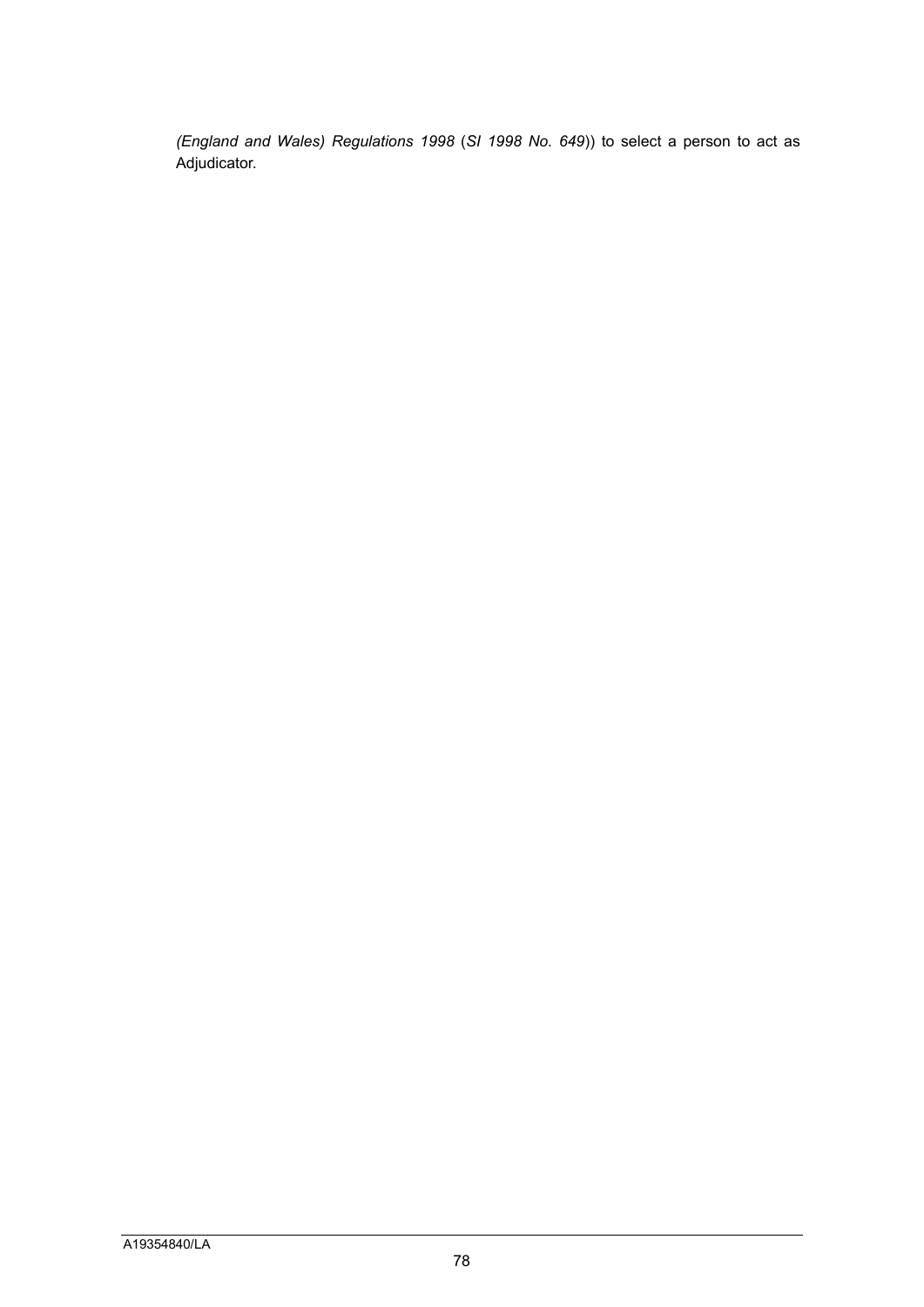*(England and Wales) Regulations 1998* (*SI 1998 No. 649*)) to select a person to act as Adjudicator.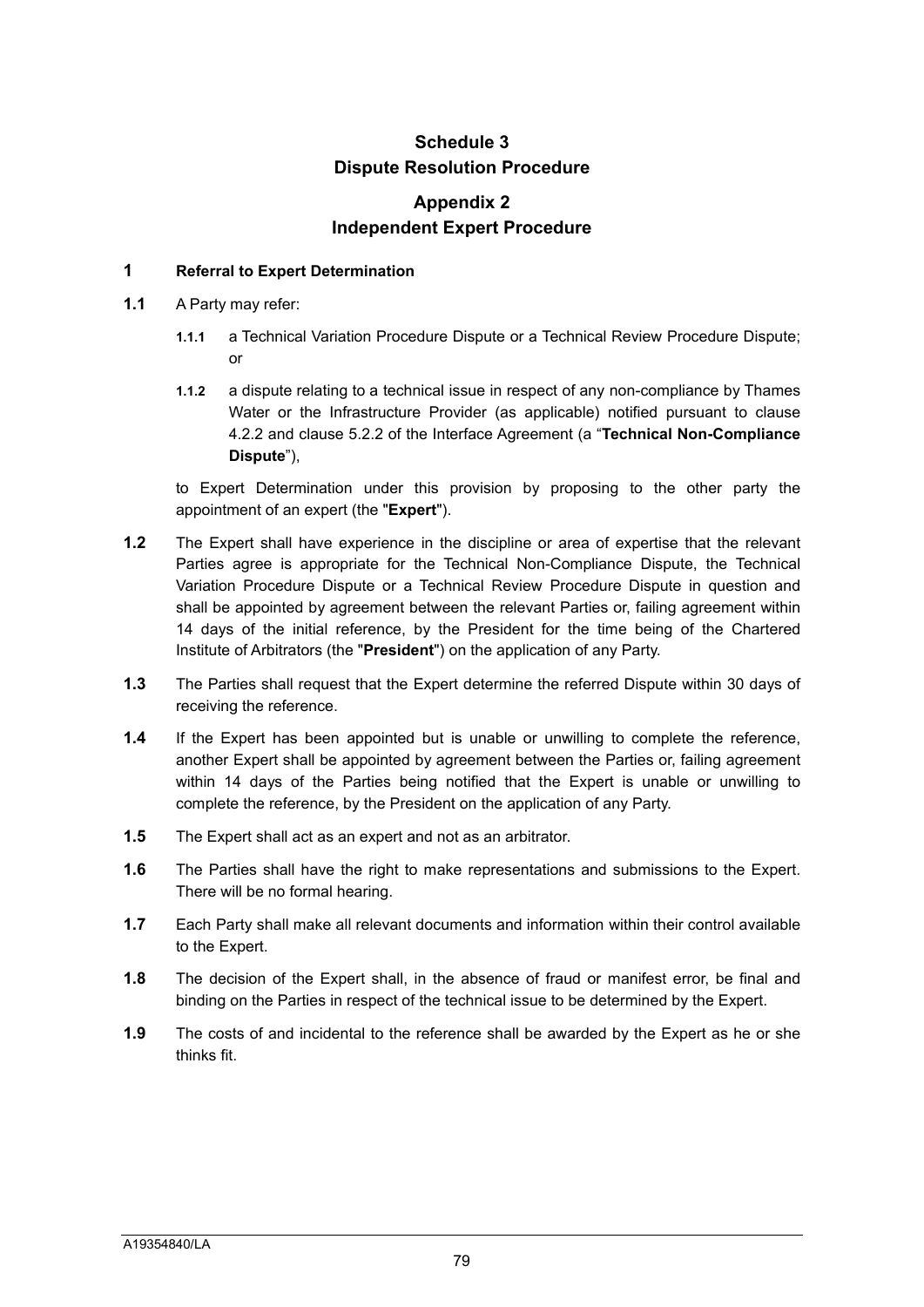# Schedule 3
# Dispute Resolution Procedure

## Appendix 2
## Independent Expert Procedure

### 1 Referral to Expert Determination

**1.1** A Party may refer:

**1.1.1** a Technical Variation Procedure Dispute or a Technical Review Procedure Dispute; or

**1.1.2** a dispute relating to a technical issue in respect of any non-compliance by Thames Water or the Infrastructure Provider (as applicable) notified pursuant to clause 4.2.2 and clause 5.2.2 of the Interface Agreement (a "**Technical Non-Compliance Dispute**"),

to Expert Determination under this provision by proposing to the other party the appointment of an expert (the "**Expert**").

**1.2** The Expert shall have experience in the discipline or area of expertise that the relevant Parties agree is appropriate for the Technical Non-Compliance Dispute, the Technical Variation Procedure Dispute or a Technical Review Procedure Dispute in question and shall be appointed by agreement between the relevant Parties or, failing agreement within 14 days of the initial reference, by the President for the time being of the Chartered Institute of Arbitrators (the "**President**") on the application of any Party.

**1.3** The Parties shall request that the Expert determine the referred Dispute within 30 days of receiving the reference.

**1.4** If the Expert has been appointed but is unable or unwilling to complete the reference, another Expert shall be appointed by agreement between the Parties or, failing agreement within 14 days of the Parties being notified that the Expert is unable or unwilling to complete the reference, by the President on the application of any Party.

**1.5** The Expert shall act as an expert and not as an arbitrator.

**1.6** The Parties shall have the right to make representations and submissions to the Expert. There will be no formal hearing.

**1.7** Each Party shall make all relevant documents and information within their control available to the Expert.

**1.8** The decision of the Expert shall, in the absence of fraud or manifest error, be final and binding on the Parties in respect of the technical issue to be determined by the Expert.

**1.9** The costs of and incidental to the reference shall be awarded by the Expert as he or she thinks fit.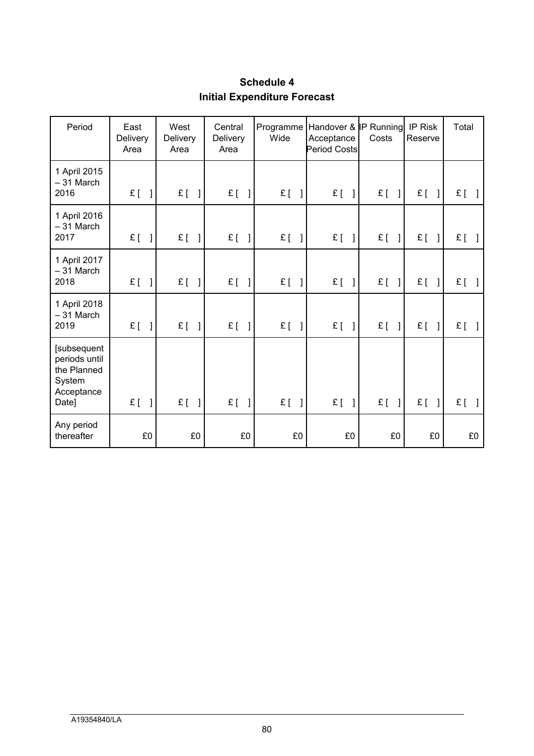# Schedule 4
## Initial Expenditure Forecast

| Period | East Delivery Area | West Delivery Area | Central Delivery Area | Programme Wide | Handover & Acceptance Period Costs | IP Running Costs | IP Risk Reserve | Total |
|---|---|---|---|---|---|---|---|---|
| 1 April 2015 – 31 March 2016 | £ [ ] | £ [ ] | £ [ ] | £ [ ] | £ [ ] | £ [ ] | £ [ ] | £ [ ] |
| 1 April 2016 – 31 March 2017 | £ [ ] | £ [ ] | £ [ ] | £ [ ] | £ [ ] | £ [ ] | £ [ ] | £ [ ] |
| 1 April 2017 – 31 March 2018 | £ [ ] | £ [ ] | £ [ ] | £ [ ] | £ [ ] | £ [ ] | £ [ ] | £ [ ] |
| 1 April 2018 – 31 March 2019 | £ [ ] | £ [ ] | £ [ ] | £ [ ] | £ [ ] | £ [ ] | £ [ ] | £ [ ] |
| [subsequent periods until the Planned System Acceptance Date] | £ [ ] | £ [ ] | £ [ ] | £ [ ] | £ [ ] | £ [ ] | £ [ ] | £ [ ] |
| Any period thereafter | £0 | £0 | £0 | £0 | £0 | £0 | £0 | £0 |

A19354840/LA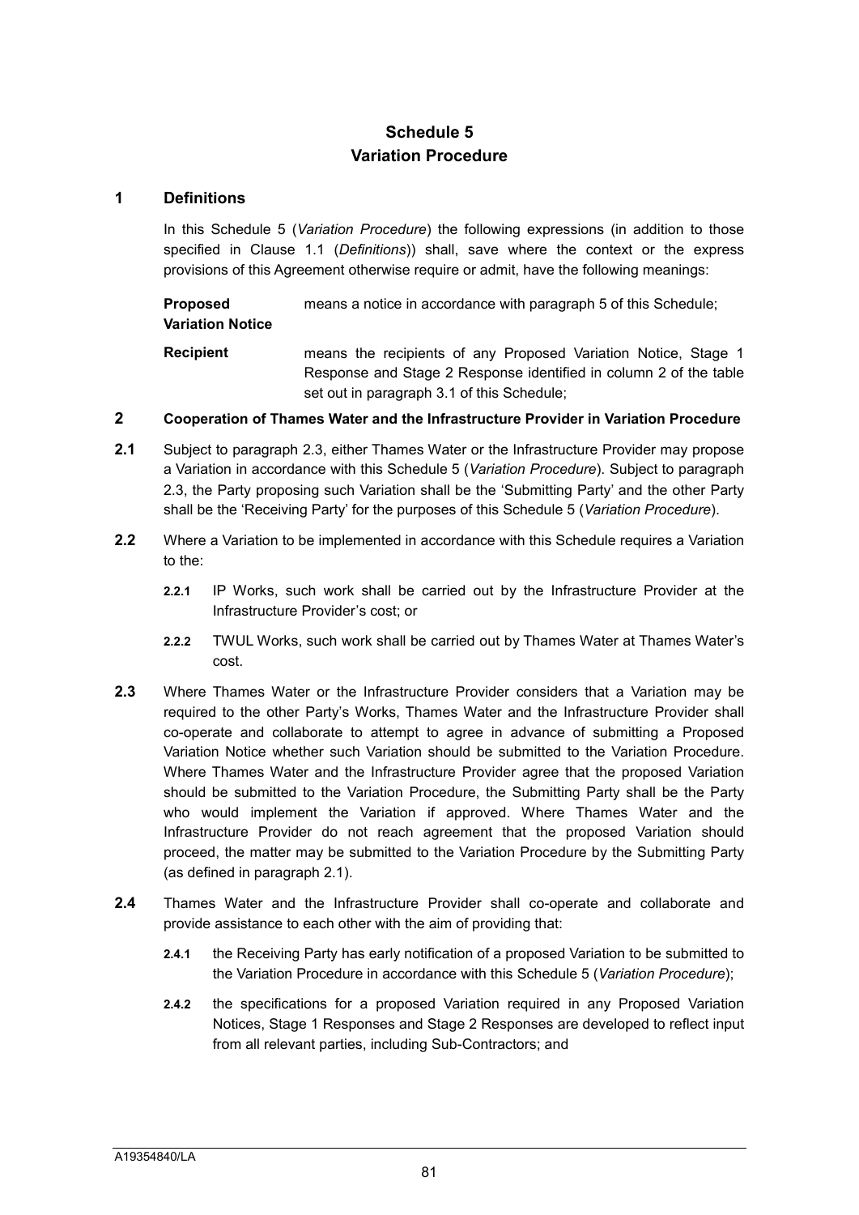# Schedule 5
# Variation Procedure

## 1 Definitions

In this Schedule 5 (*Variation Procedure*) the following expressions (in addition to those specified in Clause 1.1 (*Definitions*)) shall, save where the context or the express provisions of this Agreement otherwise require or admit, have the following meanings:

| | |
|---|---|
| **Proposed Variation Notice** | means a notice in accordance with paragraph 5 of this Schedule; |
| **Recipient** | means the recipients of any Proposed Variation Notice, Stage 1 Response and Stage 2 Response identified in column 2 of the table set out in paragraph 3.1 of this Schedule; |

## 2 Cooperation of Thames Water and the Infrastructure Provider in Variation Procedure

**2.1** Subject to paragraph 2.3, either Thames Water or the Infrastructure Provider may propose a Variation in accordance with this Schedule 5 (*Variation Procedure*). Subject to paragraph 2.3, the Party proposing such Variation shall be the 'Submitting Party' and the other Party shall be the 'Receiving Party' for the purposes of this Schedule 5 (*Variation Procedure*).

**2.2** Where a Variation to be implemented in accordance with this Schedule requires a Variation to the:

**2.2.1** IP Works, such work shall be carried out by the Infrastructure Provider at the Infrastructure Provider's cost; or

**2.2.2** TWUL Works, such work shall be carried out by Thames Water at Thames Water's cost.

**2.3** Where Thames Water or the Infrastructure Provider considers that a Variation may be required to the other Party's Works, Thames Water and the Infrastructure Provider shall co-operate and collaborate to attempt to agree in advance of submitting a Proposed Variation Notice whether such Variation should be submitted to the Variation Procedure. Where Thames Water and the Infrastructure Provider agree that the proposed Variation should be submitted to the Variation Procedure, the Submitting Party shall be the Party who would implement the Variation if approved. Where Thames Water and the Infrastructure Provider do not reach agreement that the proposed Variation should proceed, the matter may be submitted to the Variation Procedure by the Submitting Party (as defined in paragraph 2.1).

**2.4** Thames Water and the Infrastructure Provider shall co-operate and collaborate and provide assistance to each other with the aim of providing that:

**2.4.1** the Receiving Party has early notification of a proposed Variation to be submitted to the Variation Procedure in accordance with this Schedule 5 (*Variation Procedure*);

**2.4.2** the specifications for a proposed Variation required in any Proposed Variation Notices, Stage 1 Responses and Stage 2 Responses are developed to reflect input from all relevant parties, including Sub-Contractors; and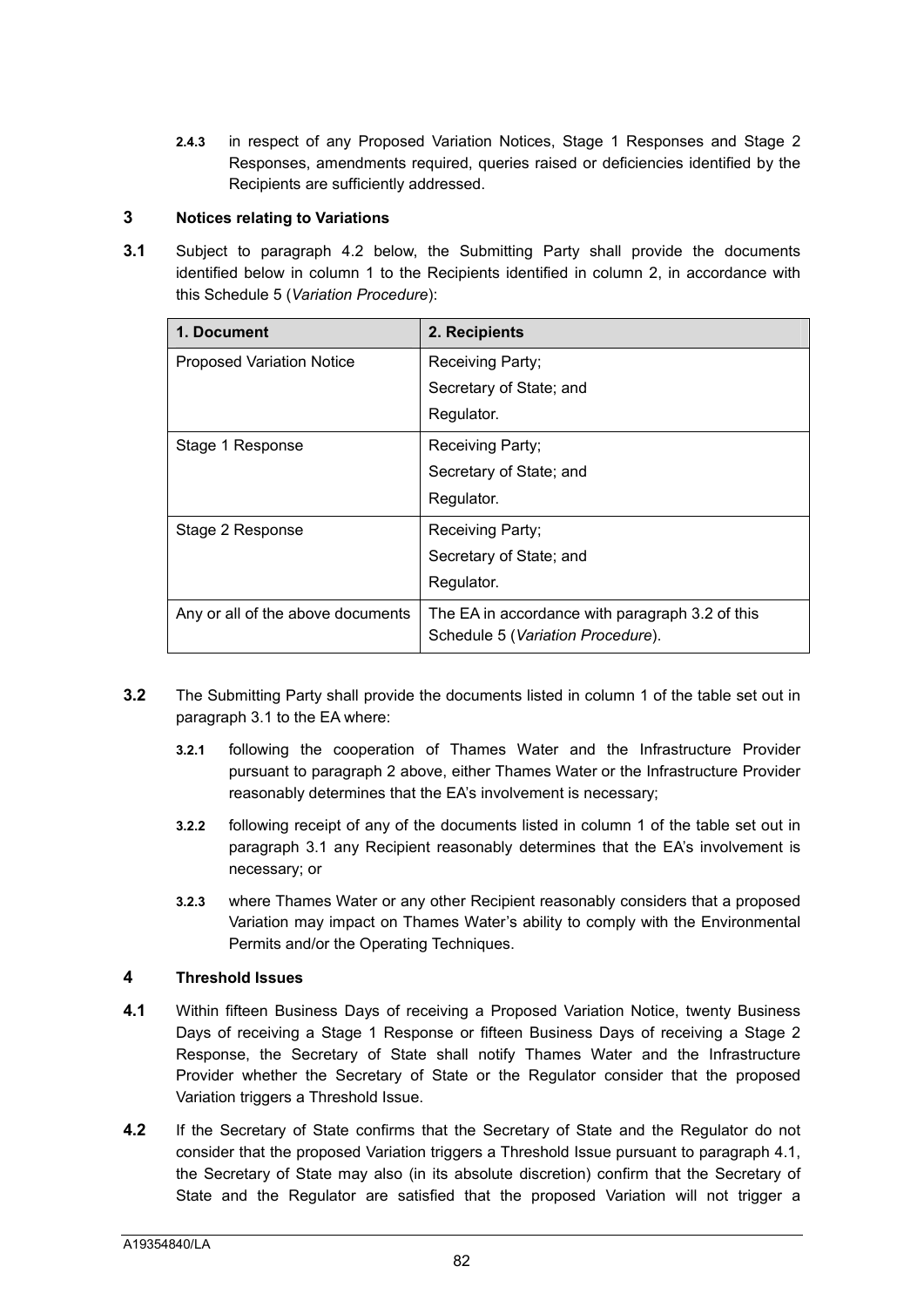**2.4.3** in respect of any Proposed Variation Notices, Stage 1 Responses and Stage 2 Responses, amendments required, queries raised or deficiencies identified by the Recipients are sufficiently addressed.

## 3 Notices relating to Variations

**3.1** Subject to paragraph 4.2 below, the Submitting Party shall provide the documents identified below in column 1 to the Recipients identified in column 2, in accordance with this Schedule 5 (*Variation Procedure*):

| 1. Document | 2. Recipients |
|---|---|
| Proposed Variation Notice | Receiving Party;<br>Secretary of State; and<br>Regulator. |
| Stage 1 Response | Receiving Party;<br>Secretary of State; and<br>Regulator. |
| Stage 2 Response | Receiving Party;<br>Secretary of State; and<br>Regulator. |
| Any or all of the above documents | The EA in accordance with paragraph 3.2 of this Schedule 5 (*Variation Procedure*). |

**3.2** The Submitting Party shall provide the documents listed in column 1 of the table set out in paragraph 3.1 to the EA where:

**3.2.1** following the cooperation of Thames Water and the Infrastructure Provider pursuant to paragraph 2 above, either Thames Water or the Infrastructure Provider reasonably determines that the EA's involvement is necessary;

**3.2.2** following receipt of any of the documents listed in column 1 of the table set out in paragraph 3.1 any Recipient reasonably determines that the EA's involvement is necessary; or

**3.2.3** where Thames Water or any other Recipient reasonably considers that a proposed Variation may impact on Thames Water's ability to comply with the Environmental Permits and/or the Operating Techniques.

## 4 Threshold Issues

**4.1** Within fifteen Business Days of receiving a Proposed Variation Notice, twenty Business Days of receiving a Stage 1 Response or fifteen Business Days of receiving a Stage 2 Response, the Secretary of State shall notify Thames Water and the Infrastructure Provider whether the Secretary of State or the Regulator consider that the proposed Variation triggers a Threshold Issue.

**4.2** If the Secretary of State confirms that the Secretary of State and the Regulator do not consider that the proposed Variation triggers a Threshold Issue pursuant to paragraph 4.1, the Secretary of State may also (in its absolute discretion) confirm that the Secretary of State and the Regulator are satisfied that the proposed Variation will not trigger a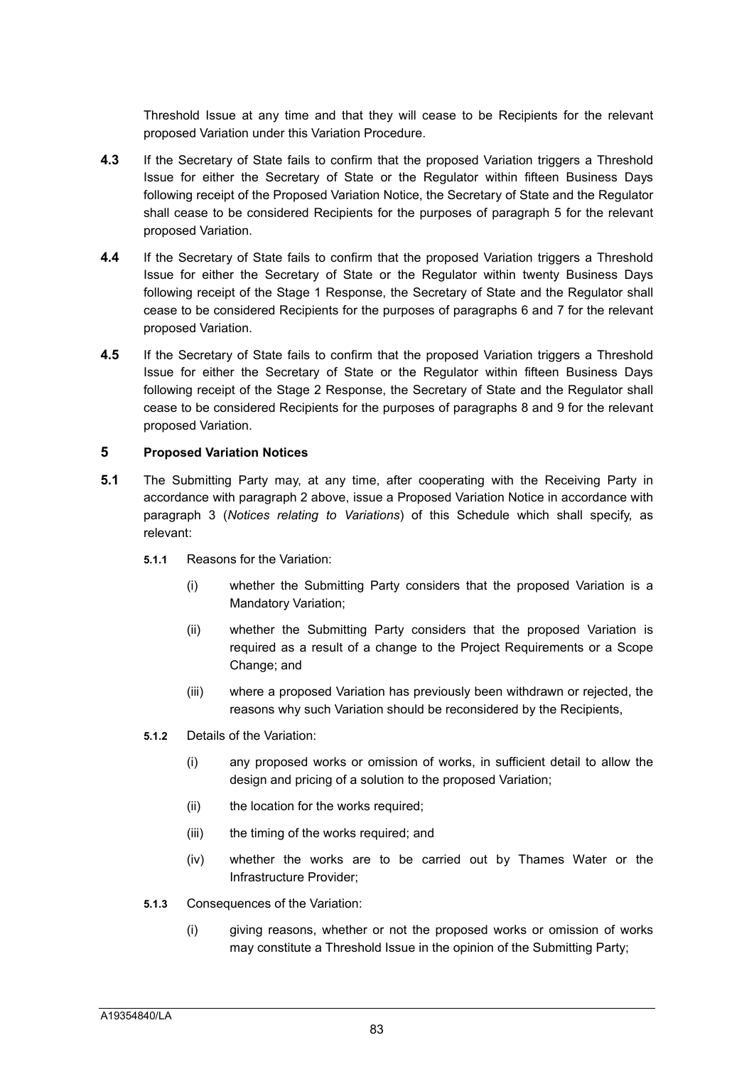Threshold Issue at any time and that they will cease to be Recipients for the relevant proposed Variation under this Variation Procedure.

**4.3** If the Secretary of State fails to confirm that the proposed Variation triggers a Threshold Issue for either the Secretary of State or the Regulator within fifteen Business Days following receipt of the Proposed Variation Notice, the Secretary of State and the Regulator shall cease to be considered Recipients for the purposes of paragraph 5 for the relevant proposed Variation.

**4.4** If the Secretary of State fails to confirm that the proposed Variation triggers a Threshold Issue for either the Secretary of State or the Regulator within twenty Business Days following receipt of the Stage 1 Response, the Secretary of State and the Regulator shall cease to be considered Recipients for the purposes of paragraphs 6 and 7 for the relevant proposed Variation.

**4.5** If the Secretary of State fails to confirm that the proposed Variation triggers a Threshold Issue for either the Secretary of State or the Regulator within fifteen Business Days following receipt of the Stage 2 Response, the Secretary of State and the Regulator shall cease to be considered Recipients for the purposes of paragraphs 8 and 9 for the relevant proposed Variation.

## 5 Proposed Variation Notices

**5.1** The Submitting Party may, at any time, after cooperating with the Receiving Party in accordance with paragraph 2 above, issue a Proposed Variation Notice in accordance with paragraph 3 (*Notices relating to Variations*) of this Schedule which shall specify, as relevant:

**5.1.1** Reasons for the Variation:

(i) whether the Submitting Party considers that the proposed Variation is a Mandatory Variation;

(ii) whether the Submitting Party considers that the proposed Variation is required as a result of a change to the Project Requirements or a Scope Change; and

(iii) where a proposed Variation has previously been withdrawn or rejected, the reasons why such Variation should be reconsidered by the Recipients,

**5.1.2** Details of the Variation:

(i) any proposed works or omission of works, in sufficient detail to allow the design and pricing of a solution to the proposed Variation;

(ii) the location for the works required;

(iii) the timing of the works required; and

(iv) whether the works are to be carried out by Thames Water or the Infrastructure Provider;

**5.1.3** Consequences of the Variation:

(i) giving reasons, whether or not the proposed works or omission of works may constitute a Threshold Issue in the opinion of the Submitting Party;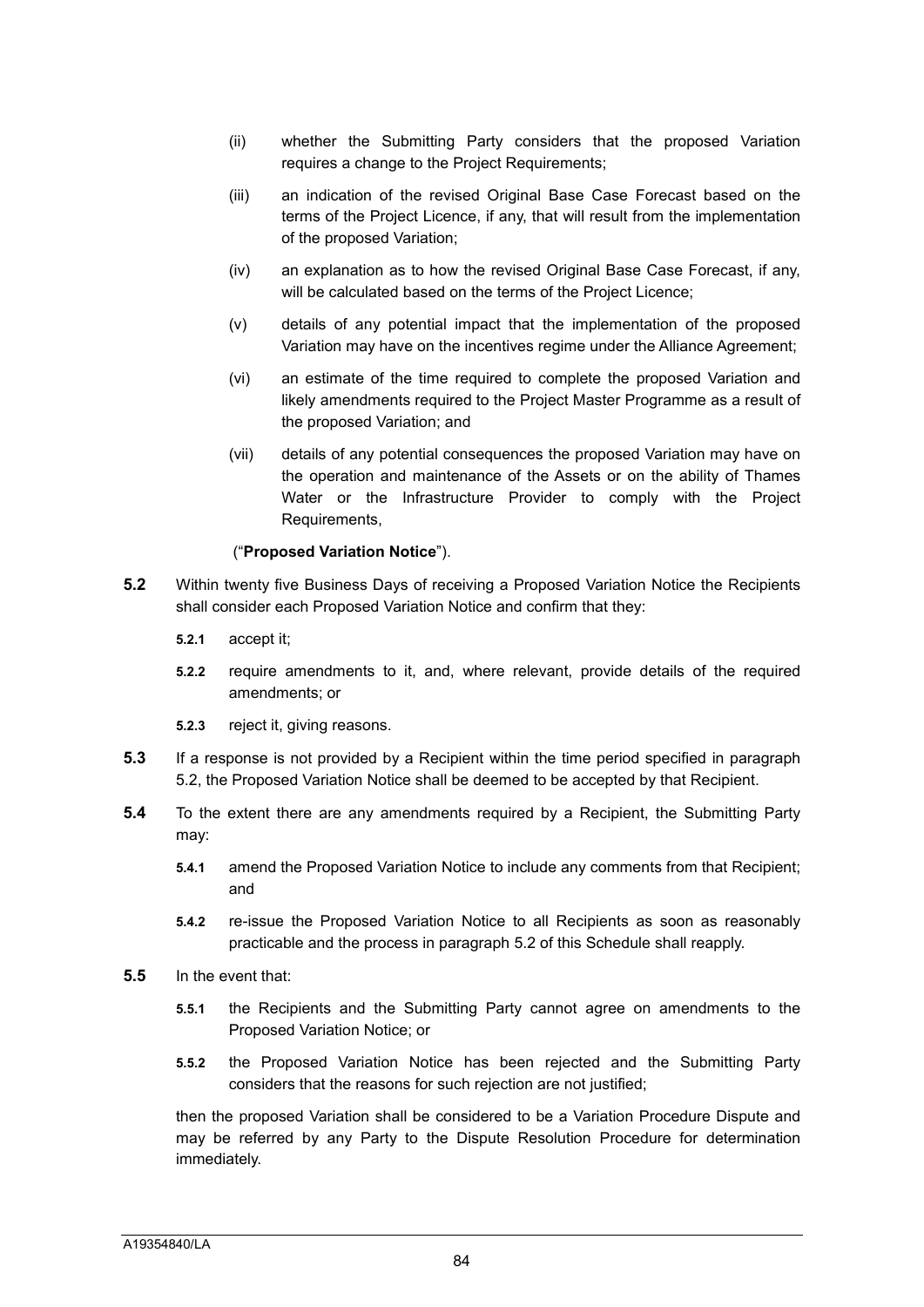(ii) whether the Submitting Party considers that the proposed Variation requires a change to the Project Requirements;

(iii) an indication of the revised Original Base Case Forecast based on the terms of the Project Licence, if any, that will result from the implementation of the proposed Variation;

(iv) an explanation as to how the revised Original Base Case Forecast, if any, will be calculated based on the terms of the Project Licence;

(v) details of any potential impact that the implementation of the proposed Variation may have on the incentives regime under the Alliance Agreement;

(vi) an estimate of the time required to complete the proposed Variation and likely amendments required to the Project Master Programme as a result of the proposed Variation; and

(vii) details of any potential consequences the proposed Variation may have on the operation and maintenance of the Assets or on the ability of Thames Water or the Infrastructure Provider to comply with the Project Requirements,

("**Proposed Variation Notice**").

**5.2** Within twenty five Business Days of receiving a Proposed Variation Notice the Recipients shall consider each Proposed Variation Notice and confirm that they:

**5.2.1** accept it;

**5.2.2** require amendments to it, and, where relevant, provide details of the required amendments; or

**5.2.3** reject it, giving reasons.

**5.3** If a response is not provided by a Recipient within the time period specified in paragraph 5.2, the Proposed Variation Notice shall be deemed to be accepted by that Recipient.

**5.4** To the extent there are any amendments required by a Recipient, the Submitting Party may:

**5.4.1** amend the Proposed Variation Notice to include any comments from that Recipient; and

**5.4.2** re-issue the Proposed Variation Notice to all Recipients as soon as reasonably practicable and the process in paragraph 5.2 of this Schedule shall reapply.

**5.5** In the event that:

**5.5.1** the Recipients and the Submitting Party cannot agree on amendments to the Proposed Variation Notice; or

**5.5.2** the Proposed Variation Notice has been rejected and the Submitting Party considers that the reasons for such rejection are not justified;

then the proposed Variation shall be considered to be a Variation Procedure Dispute and may be referred by any Party to the Dispute Resolution Procedure for determination immediately.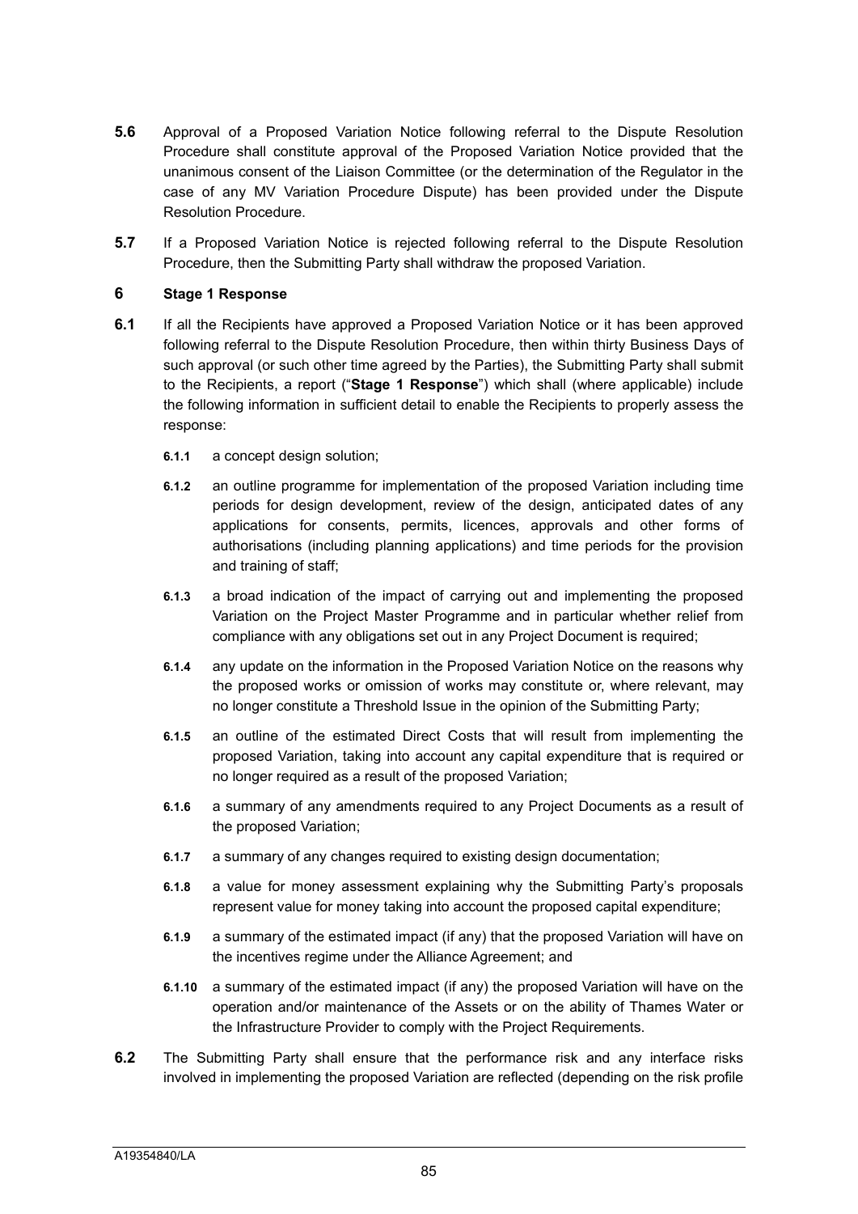**5.6** Approval of a Proposed Variation Notice following referral to the Dispute Resolution Procedure shall constitute approval of the Proposed Variation Notice provided that the unanimous consent of the Liaison Committee (or the determination of the Regulator in the case of any MV Variation Procedure Dispute) has been provided under the Dispute Resolution Procedure.

**5.7** If a Proposed Variation Notice is rejected following referral to the Dispute Resolution Procedure, then the Submitting Party shall withdraw the proposed Variation.

## 6 Stage 1 Response

**6.1** If all the Recipients have approved a Proposed Variation Notice or it has been approved following referral to the Dispute Resolution Procedure, then within thirty Business Days of such approval (or such other time agreed by the Parties), the Submitting Party shall submit to the Recipients, a report ("**Stage 1 Response**") which shall (where applicable) include the following information in sufficient detail to enable the Recipients to properly assess the response:

- **6.1.1** a concept design solution;
- **6.1.2** an outline programme for implementation of the proposed Variation including time periods for design development, review of the design, anticipated dates of any applications for consents, permits, licences, approvals and other forms of authorisations (including planning applications) and time periods for the provision and training of staff;
- **6.1.3** a broad indication of the impact of carrying out and implementing the proposed Variation on the Project Master Programme and in particular whether relief from compliance with any obligations set out in any Project Document is required;
- **6.1.4** any update on the information in the Proposed Variation Notice on the reasons why the proposed works or omission of works may constitute or, where relevant, may no longer constitute a Threshold Issue in the opinion of the Submitting Party;
- **6.1.5** an outline of the estimated Direct Costs that will result from implementing the proposed Variation, taking into account any capital expenditure that is required or no longer required as a result of the proposed Variation;
- **6.1.6** a summary of any amendments required to any Project Documents as a result of the proposed Variation;
- **6.1.7** a summary of any changes required to existing design documentation;
- **6.1.8** a value for money assessment explaining why the Submitting Party's proposals represent value for money taking into account the proposed capital expenditure;
- **6.1.9** a summary of the estimated impact (if any) that the proposed Variation will have on the incentives regime under the Alliance Agreement; and
- **6.1.10** a summary of the estimated impact (if any) the proposed Variation will have on the operation and/or maintenance of the Assets or on the ability of Thames Water or the Infrastructure Provider to comply with the Project Requirements.

**6.2** The Submitting Party shall ensure that the performance risk and any interface risks involved in implementing the proposed Variation are reflected (depending on the risk profile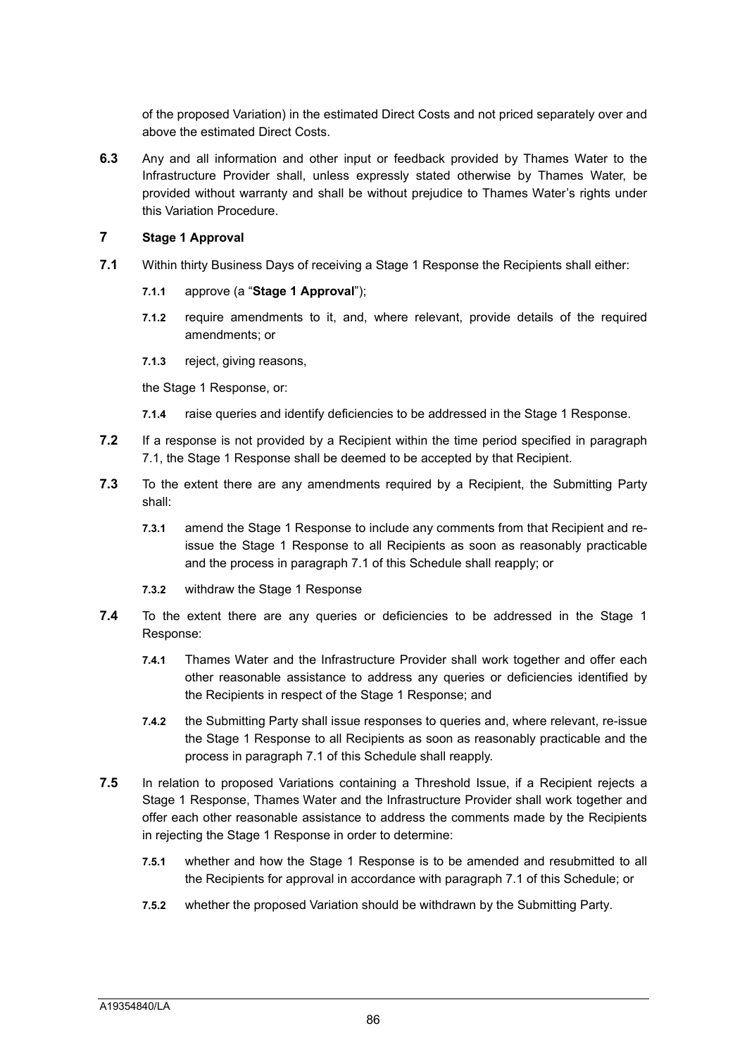of the proposed Variation) in the estimated Direct Costs and not priced separately over and above the estimated Direct Costs.

**6.3** Any and all information and other input or feedback provided by Thames Water to the Infrastructure Provider shall, unless expressly stated otherwise by Thames Water, be provided without warranty and shall be without prejudice to Thames Water's rights under this Variation Procedure.

## 7 Stage 1 Approval

**7.1** Within thirty Business Days of receiving a Stage 1 Response the Recipients shall either:

**7.1.1** approve (a "**Stage 1 Approval**");

**7.1.2** require amendments to it, and, where relevant, provide details of the required amendments; or

**7.1.3** reject, giving reasons,

the Stage 1 Response, or:

**7.1.4** raise queries and identify deficiencies to be addressed in the Stage 1 Response.

**7.2** If a response is not provided by a Recipient within the time period specified in paragraph 7.1, the Stage 1 Response shall be deemed to be accepted by that Recipient.

**7.3** To the extent there are any amendments required by a Recipient, the Submitting Party shall:

**7.3.1** amend the Stage 1 Response to include any comments from that Recipient and re-issue the Stage 1 Response to all Recipients as soon as reasonably practicable and the process in paragraph 7.1 of this Schedule shall reapply; or

**7.3.2** withdraw the Stage 1 Response

**7.4** To the extent there are any queries or deficiencies to be addressed in the Stage 1 Response:

**7.4.1** Thames Water and the Infrastructure Provider shall work together and offer each other reasonable assistance to address any queries or deficiencies identified by the Recipients in respect of the Stage 1 Response; and

**7.4.2** the Submitting Party shall issue responses to queries and, where relevant, re-issue the Stage 1 Response to all Recipients as soon as reasonably practicable and the process in paragraph 7.1 of this Schedule shall reapply.

**7.5** In relation to proposed Variations containing a Threshold Issue, if a Recipient rejects a Stage 1 Response, Thames Water and the Infrastructure Provider shall work together and offer each other reasonable assistance to address the comments made by the Recipients in rejecting the Stage 1 Response in order to determine:

**7.5.1** whether and how the Stage 1 Response is to be amended and resubmitted to all the Recipients for approval in accordance with paragraph 7.1 of this Schedule; or

**7.5.2** whether the proposed Variation should be withdrawn by the Submitting Party.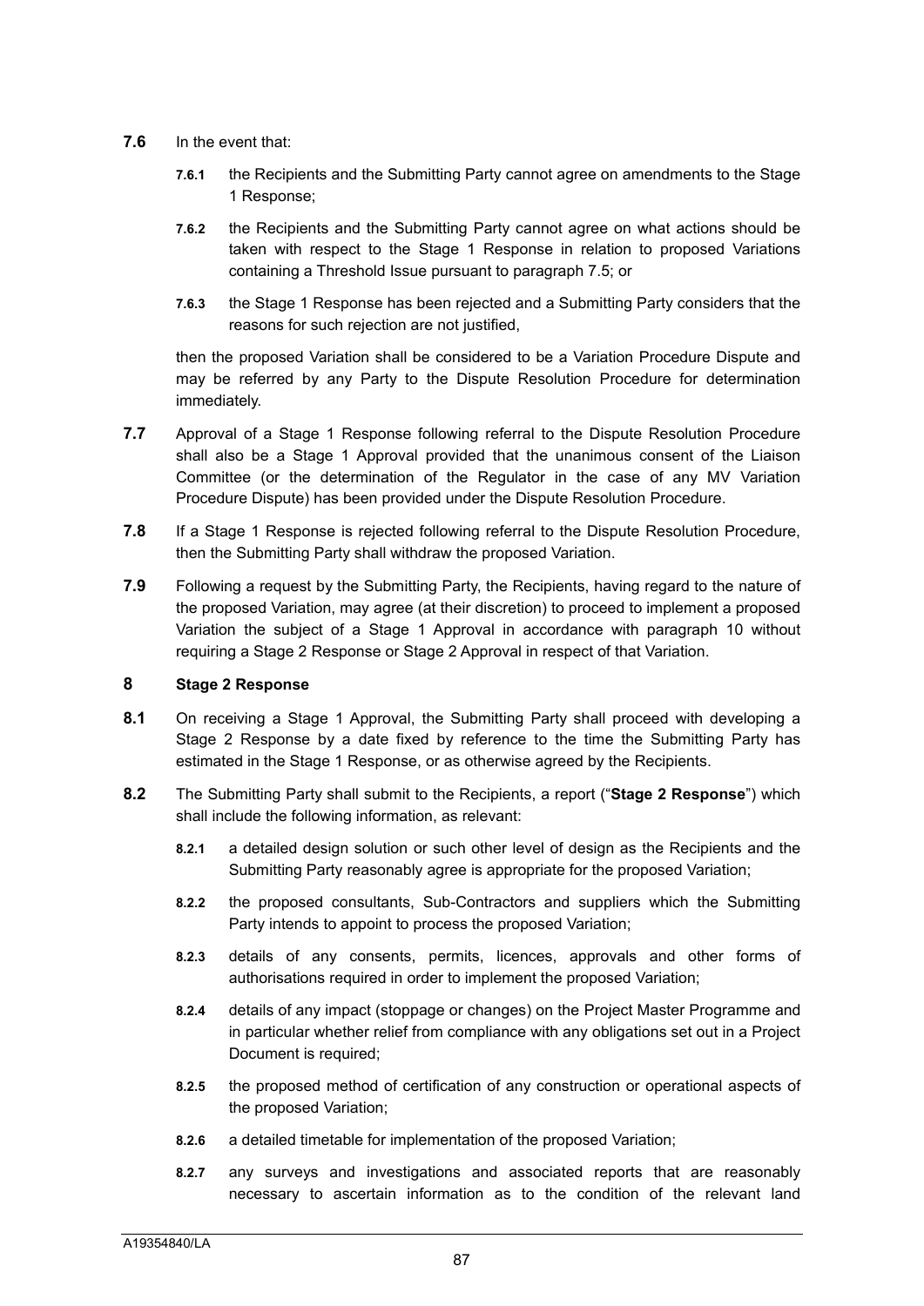**7.6** In the event that:

**7.6.1** the Recipients and the Submitting Party cannot agree on amendments to the Stage 1 Response;

**7.6.2** the Recipients and the Submitting Party cannot agree on what actions should be taken with respect to the Stage 1 Response in relation to proposed Variations containing a Threshold Issue pursuant to paragraph 7.5; or

**7.6.3** the Stage 1 Response has been rejected and a Submitting Party considers that the reasons for such rejection are not justified,

then the proposed Variation shall be considered to be a Variation Procedure Dispute and may be referred by any Party to the Dispute Resolution Procedure for determination immediately.

**7.7** Approval of a Stage 1 Response following referral to the Dispute Resolution Procedure shall also be a Stage 1 Approval provided that the unanimous consent of the Liaison Committee (or the determination of the Regulator in the case of any MV Variation Procedure Dispute) has been provided under the Dispute Resolution Procedure.

**7.8** If a Stage 1 Response is rejected following referral to the Dispute Resolution Procedure, then the Submitting Party shall withdraw the proposed Variation.

**7.9** Following a request by the Submitting Party, the Recipients, having regard to the nature of the proposed Variation, may agree (at their discretion) to proceed to implement a proposed Variation the subject of a Stage 1 Approval in accordance with paragraph 10 without requiring a Stage 2 Response or Stage 2 Approval in respect of that Variation.

## 8 Stage 2 Response

**8.1** On receiving a Stage 1 Approval, the Submitting Party shall proceed with developing a Stage 2 Response by a date fixed by reference to the time the Submitting Party has estimated in the Stage 1 Response, or as otherwise agreed by the Recipients.

**8.2** The Submitting Party shall submit to the Recipients, a report ("**Stage 2 Response**") which shall include the following information, as relevant:

**8.2.1** a detailed design solution or such other level of design as the Recipients and the Submitting Party reasonably agree is appropriate for the proposed Variation;

**8.2.2** the proposed consultants, Sub-Contractors and suppliers which the Submitting Party intends to appoint to process the proposed Variation;

**8.2.3** details of any consents, permits, licences, approvals and other forms of authorisations required in order to implement the proposed Variation;

**8.2.4** details of any impact (stoppage or changes) on the Project Master Programme and in particular whether relief from compliance with any obligations set out in a Project Document is required;

**8.2.5** the proposed method of certification of any construction or operational aspects of the proposed Variation;

**8.2.6** a detailed timetable for implementation of the proposed Variation;

**8.2.7** any surveys and investigations and associated reports that are reasonably necessary to ascertain information as to the condition of the relevant land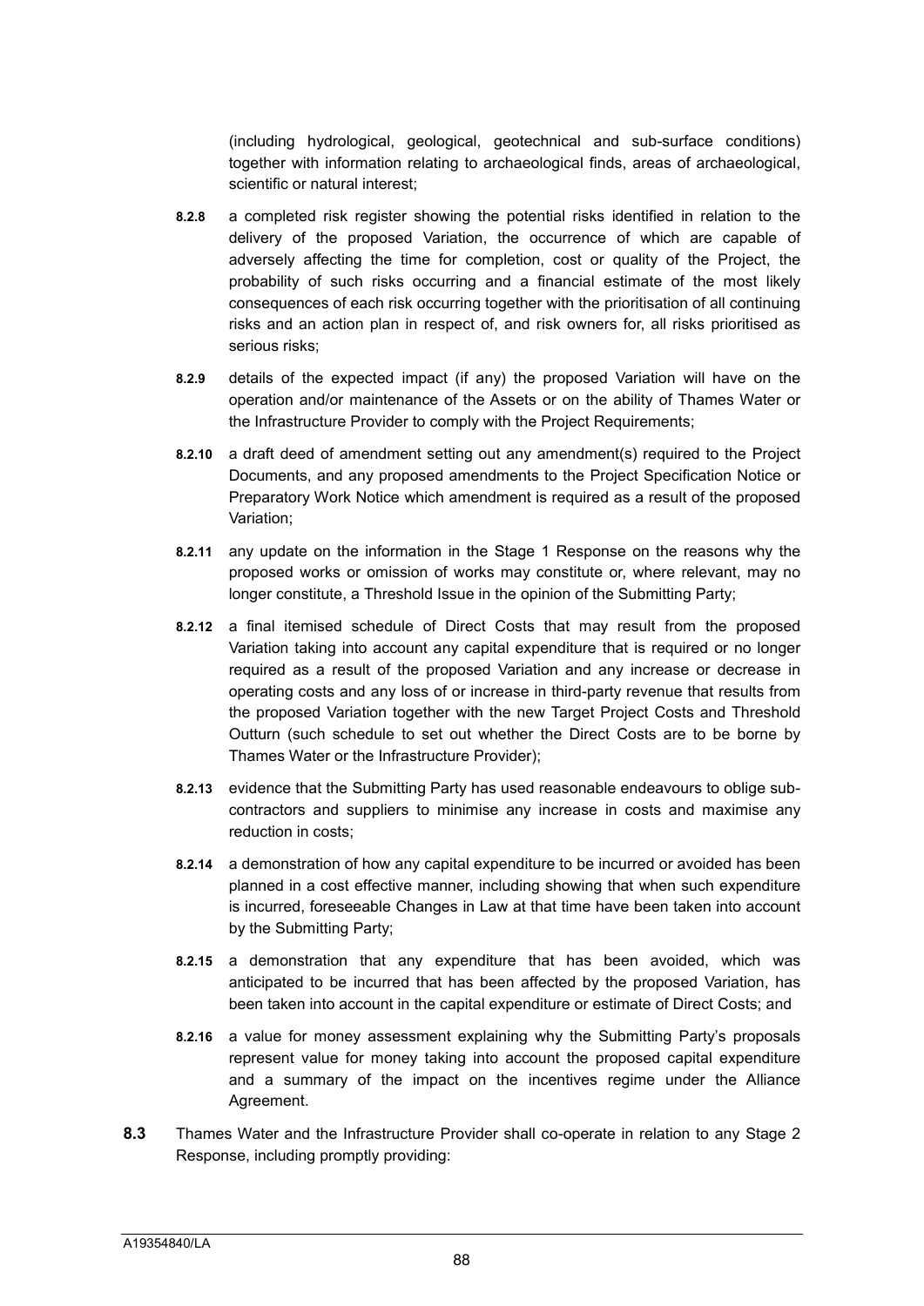(including hydrological, geological, geotechnical and sub-surface conditions) together with information relating to archaeological finds, areas of archaeological, scientific or natural interest;

**8.2.8** a completed risk register showing the potential risks identified in relation to the delivery of the proposed Variation, the occurrence of which are capable of adversely affecting the time for completion, cost or quality of the Project, the probability of such risks occurring and a financial estimate of the most likely consequences of each risk occurring together with the prioritisation of all continuing risks and an action plan in respect of, and risk owners for, all risks prioritised as serious risks;

**8.2.9** details of the expected impact (if any) the proposed Variation will have on the operation and/or maintenance of the Assets or on the ability of Thames Water or the Infrastructure Provider to comply with the Project Requirements;

**8.2.10** a draft deed of amendment setting out any amendment(s) required to the Project Documents, and any proposed amendments to the Project Specification Notice or Preparatory Work Notice which amendment is required as a result of the proposed Variation;

**8.2.11** any update on the information in the Stage 1 Response on the reasons why the proposed works or omission of works may constitute or, where relevant, may no longer constitute, a Threshold Issue in the opinion of the Submitting Party;

**8.2.12** a final itemised schedule of Direct Costs that may result from the proposed Variation taking into account any capital expenditure that is required or no longer required as a result of the proposed Variation and any increase or decrease in operating costs and any loss of or increase in third-party revenue that results from the proposed Variation together with the new Target Project Costs and Threshold Outturn (such schedule to set out whether the Direct Costs are to be borne by Thames Water or the Infrastructure Provider);

**8.2.13** evidence that the Submitting Party has used reasonable endeavours to oblige sub-contractors and suppliers to minimise any increase in costs and maximise any reduction in costs;

**8.2.14** a demonstration of how any capital expenditure to be incurred or avoided has been planned in a cost effective manner, including showing that when such expenditure is incurred, foreseeable Changes in Law at that time have been taken into account by the Submitting Party;

**8.2.15** a demonstration that any expenditure that has been avoided, which was anticipated to be incurred that has been affected by the proposed Variation, has been taken into account in the capital expenditure or estimate of Direct Costs; and

**8.2.16** a value for money assessment explaining why the Submitting Party's proposals represent value for money taking into account the proposed capital expenditure and a summary of the impact on the incentives regime under the Alliance Agreement.

**8.3** Thames Water and the Infrastructure Provider shall co-operate in relation to any Stage 2 Response, including promptly providing: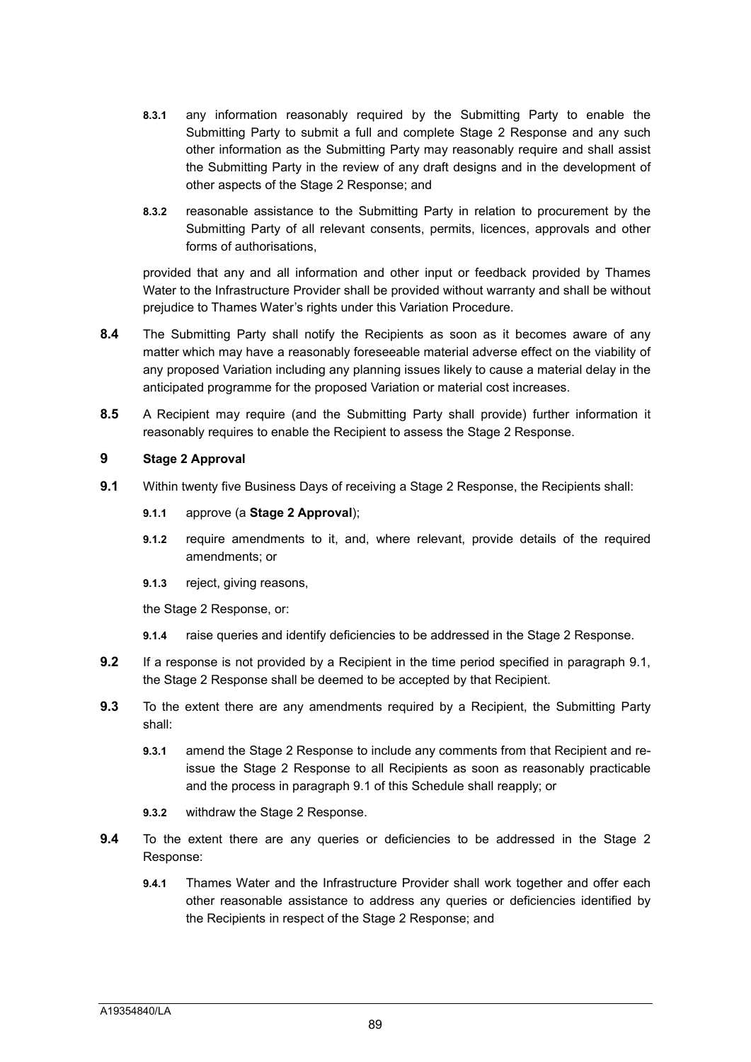**8.3.1** any information reasonably required by the Submitting Party to enable the Submitting Party to submit a full and complete Stage 2 Response and any such other information as the Submitting Party may reasonably require and shall assist the Submitting Party in the review of any draft designs and in the development of other aspects of the Stage 2 Response; and

**8.3.2** reasonable assistance to the Submitting Party in relation to procurement by the Submitting Party of all relevant consents, permits, licences, approvals and other forms of authorisations,

provided that any and all information and other input or feedback provided by Thames Water to the Infrastructure Provider shall be provided without warranty and shall be without prejudice to Thames Water's rights under this Variation Procedure.

**8.4** The Submitting Party shall notify the Recipients as soon as it becomes aware of any matter which may have a reasonably foreseeable material adverse effect on the viability of any proposed Variation including any planning issues likely to cause a material delay in the anticipated programme for the proposed Variation or material cost increases.

**8.5** A Recipient may require (and the Submitting Party shall provide) further information it reasonably requires to enable the Recipient to assess the Stage 2 Response.

## 9 Stage 2 Approval

**9.1** Within twenty five Business Days of receiving a Stage 2 Response, the Recipients shall:

**9.1.1** approve (a **Stage 2 Approval**);

**9.1.2** require amendments to it, and, where relevant, provide details of the required amendments; or

**9.1.3** reject, giving reasons,

the Stage 2 Response, or:

**9.1.4** raise queries and identify deficiencies to be addressed in the Stage 2 Response.

**9.2** If a response is not provided by a Recipient in the time period specified in paragraph 9.1, the Stage 2 Response shall be deemed to be accepted by that Recipient.

**9.3** To the extent there are any amendments required by a Recipient, the Submitting Party shall:

**9.3.1** amend the Stage 2 Response to include any comments from that Recipient and re-issue the Stage 2 Response to all Recipients as soon as reasonably practicable and the process in paragraph 9.1 of this Schedule shall reapply; or

**9.3.2** withdraw the Stage 2 Response.

**9.4** To the extent there are any queries or deficiencies to be addressed in the Stage 2 Response:

**9.4.1** Thames Water and the Infrastructure Provider shall work together and offer each other reasonable assistance to address any queries or deficiencies identified by the Recipients in respect of the Stage 2 Response; and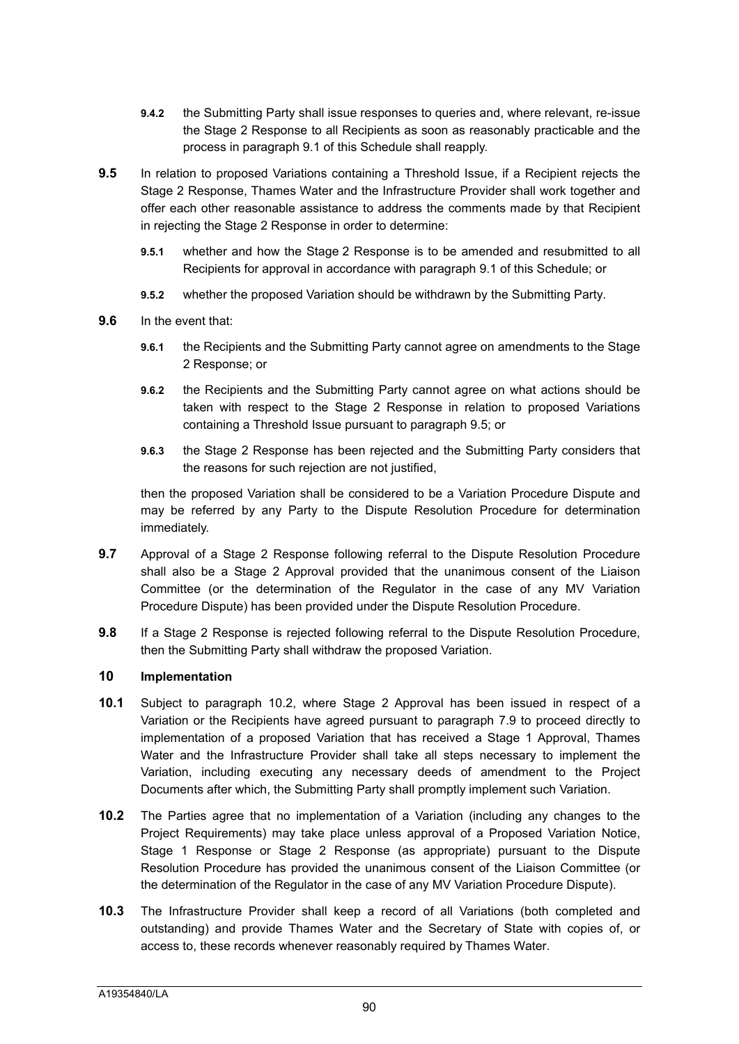**9.4.2** the Submitting Party shall issue responses to queries and, where relevant, re-issue the Stage 2 Response to all Recipients as soon as reasonably practicable and the process in paragraph 9.1 of this Schedule shall reapply.

**9.5** In relation to proposed Variations containing a Threshold Issue, if a Recipient rejects the Stage 2 Response, Thames Water and the Infrastructure Provider shall work together and offer each other reasonable assistance to address the comments made by that Recipient in rejecting the Stage 2 Response in order to determine:

**9.5.1** whether and how the Stage 2 Response is to be amended and resubmitted to all Recipients for approval in accordance with paragraph 9.1 of this Schedule; or

**9.5.2** whether the proposed Variation should be withdrawn by the Submitting Party.

**9.6** In the event that:

**9.6.1** the Recipients and the Submitting Party cannot agree on amendments to the Stage 2 Response; or

**9.6.2** the Recipients and the Submitting Party cannot agree on what actions should be taken with respect to the Stage 2 Response in relation to proposed Variations containing a Threshold Issue pursuant to paragraph 9.5; or

**9.6.3** the Stage 2 Response has been rejected and the Submitting Party considers that the reasons for such rejection are not justified,

then the proposed Variation shall be considered to be a Variation Procedure Dispute and may be referred by any Party to the Dispute Resolution Procedure for determination immediately.

**9.7** Approval of a Stage 2 Response following referral to the Dispute Resolution Procedure shall also be a Stage 2 Approval provided that the unanimous consent of the Liaison Committee (or the determination of the Regulator in the case of any MV Variation Procedure Dispute) has been provided under the Dispute Resolution Procedure.

**9.8** If a Stage 2 Response is rejected following referral to the Dispute Resolution Procedure, then the Submitting Party shall withdraw the proposed Variation.

## 10 Implementation

**10.1** Subject to paragraph 10.2, where Stage 2 Approval has been issued in respect of a Variation or the Recipients have agreed pursuant to paragraph 7.9 to proceed directly to implementation of a proposed Variation that has received a Stage 1 Approval, Thames Water and the Infrastructure Provider shall take all steps necessary to implement the Variation, including executing any necessary deeds of amendment to the Project Documents after which, the Submitting Party shall promptly implement such Variation.

**10.2** The Parties agree that no implementation of a Variation (including any changes to the Project Requirements) may take place unless approval of a Proposed Variation Notice, Stage 1 Response or Stage 2 Response (as appropriate) pursuant to the Dispute Resolution Procedure has provided the unanimous consent of the Liaison Committee (or the determination of the Regulator in the case of any MV Variation Procedure Dispute).

**10.3** The Infrastructure Provider shall keep a record of all Variations (both completed and outstanding) and provide Thames Water and the Secretary of State with copies of, or access to, these records whenever reasonably required by Thames Water.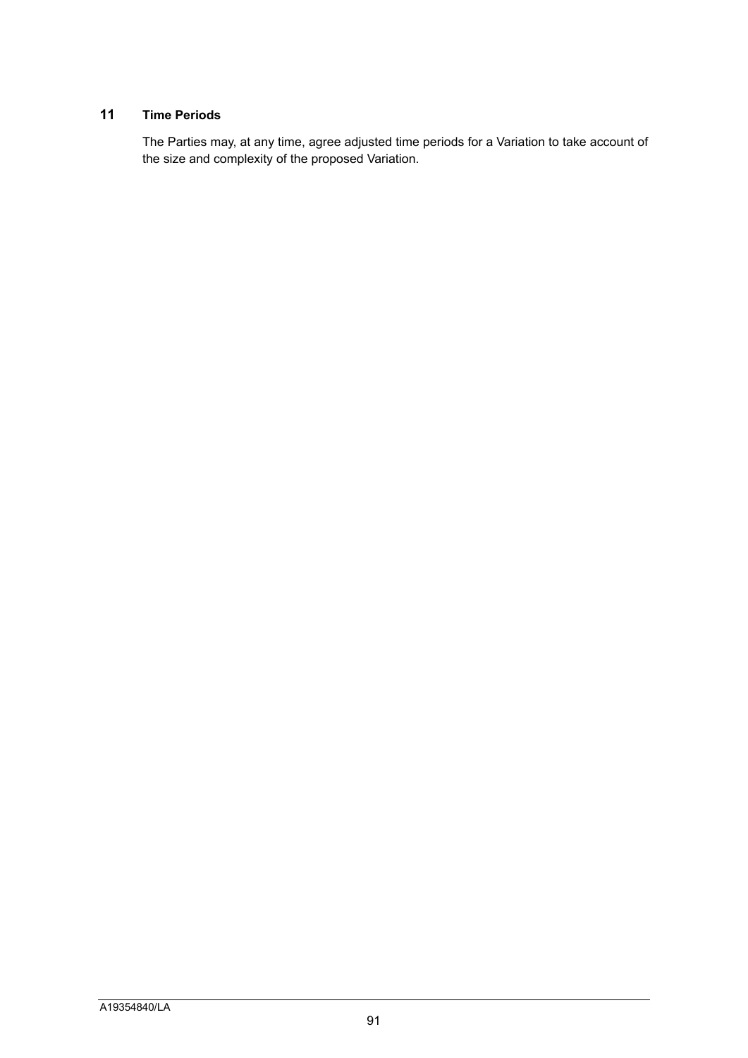## 11 Time Periods

The Parties may, at any time, agree adjusted time periods for a Variation to take account of the size and complexity of the proposed Variation.